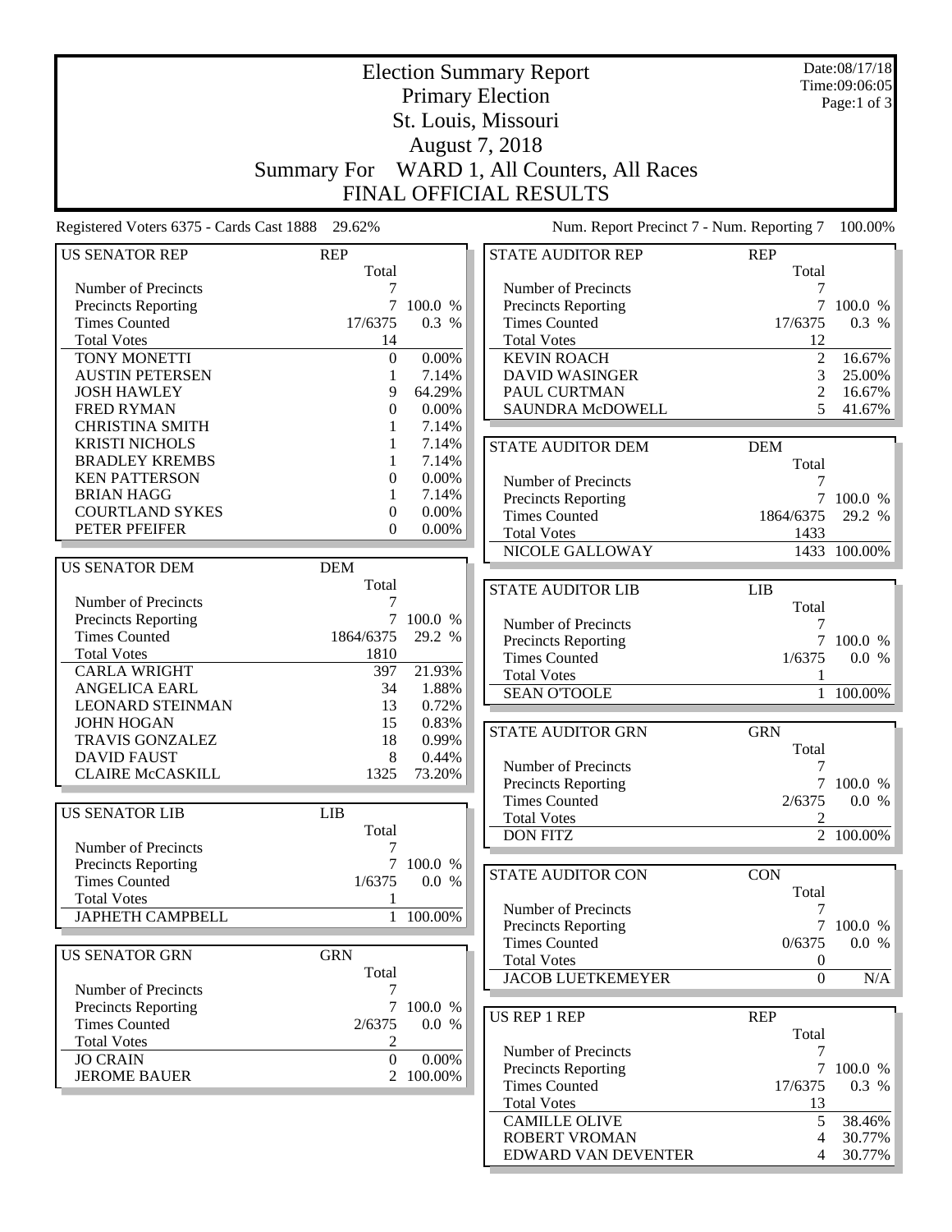# Election Summary Report

## Primary Election

## St. Louis, Missouri

## August 7, 2018

## Summary For WARD 1, All Counters, All Races

## FINAL OFFICIAL RESULTS

Date:08/17/18
Time:09:06:05

Registered Voters 6375 - Cards Cast 1888 29.62%

Num. Report Precinct 7 - Num. Reporting 7 100.00%

| US SENATOR REP | REP Total | |
|---|---|---|
| Number of Precincts | 7 | |
| Precincts Reporting | 7 | 100.0 % |
| Times Counted | 17/6375 | 0.3 % |
| Total Votes | 14 | |
| TONY MONETTI | 0 | 0.00% |
| AUSTIN PETERSEN | 1 | 7.14% |
| JOSH HAWLEY | 9 | 64.29% |
| FRED RYMAN | 0 | 0.00% |
| CHRISTINA SMITH | 1 | 7.14% |
| KRISTI NICHOLS | 1 | 7.14% |
| BRADLEY KREMBS | 1 | 7.14% |
| KEN PATTERSON | 0 | 0.00% |
| BRIAN HAGG | 1 | 7.14% |
| COURTLAND SYKES | 0 | 0.00% |
| PETER PFEIFER | 0 | 0.00% |

| US SENATOR DEM | DEM Total | |
|---|---|---|
| Number of Precincts | 7 | |
| Precincts Reporting | 7 | 100.0 % |
| Times Counted | 1864/6375 | 29.2 % |
| Total Votes | 1810 | |
| CARLA WRIGHT | 397 | 21.93% |
| ANGELICA EARL | 34 | 1.88% |
| LEONARD STEINMAN | 13 | 0.72% |
| JOHN HOGAN | 15 | 0.83% |
| TRAVIS GONZALEZ | 18 | 0.99% |
| DAVID FAUST | 8 | 0.44% |
| CLAIRE McCASKILL | 1325 | 73.20% |

| US SENATOR LIB | LIB Total | |
|---|---|---|
| Number of Precincts | 7 | |
| Precincts Reporting | 7 | 100.0 % |
| Times Counted | 1/6375 | 0.0 % |
| Total Votes | 1 | |
| JAPHETH CAMPBELL | 1 | 100.00% |

| US SENATOR GRN | GRN Total | |
|---|---|---|
| Number of Precincts | 7 | |
| Precincts Reporting | 7 | 100.0 % |
| Times Counted | 2/6375 | 0.0 % |
| Total Votes | 2 | |
| JO CRAIN | 0 | 0.00% |
| JEROME BAUER | 2 | 100.00% |

| STATE AUDITOR REP | REP Total | |
|---|---|---|
| Number of Precincts | 7 | |
| Precincts Reporting | 7 | 100.0 % |
| Times Counted | 17/6375 | 0.3 % |
| Total Votes | 12 | |
| KEVIN ROACH | 2 | 16.67% |
| DAVID WASINGER | 3 | 25.00% |
| PAUL CURTMAN | 2 | 16.67% |
| SAUNDRA McDOWELL | 5 | 41.67% |

| STATE AUDITOR DEM | DEM Total | |
|---|---|---|
| Number of Precincts | 7 | |
| Precincts Reporting | 7 | 100.0 % |
| Times Counted | 1864/6375 | 29.2 % |
| Total Votes | 1433 | |
| NICOLE GALLOWAY | 1433 | 100.00% |

| STATE AUDITOR LIB | LIB Total | |
|---|---|---|
| Number of Precincts | 7 | |
| Precincts Reporting | 7 | 100.0 % |
| Times Counted | 1/6375 | 0.0 % |
| Total Votes | 1 | |
| SEAN O'TOOLE | 1 | 100.00% |

| STATE AUDITOR GRN | GRN Total | |
|---|---|---|
| Number of Precincts | 7 | |
| Precincts Reporting | 7 | 100.0 % |
| Times Counted | 2/6375 | 0.0 % |
| Total Votes | 2 | |
| DON FITZ | 2 | 100.00% |

| STATE AUDITOR CON | CON Total | |
|---|---|---|
| Number of Precincts | 7 | |
| Precincts Reporting | 7 | 100.0 % |
| Times Counted | 0/6375 | 0.0 % |
| Total Votes | 0 | |
| JACOB LUETKEMEYER | 0 | N/A |

| US REP 1 REP | REP Total | |
|---|---|---|
| Number of Precincts | 7 | |
| Precincts Reporting | 7 | 100.0 % |
| Times Counted | 17/6375 | 0.3 % |
| Total Votes | 13 | |
| CAMILLE OLIVE | 5 | 38.46% |
| ROBERT VROMAN | 4 | 30.77% |
| EDWARD VAN DEVENTER | 4 | 30.77% |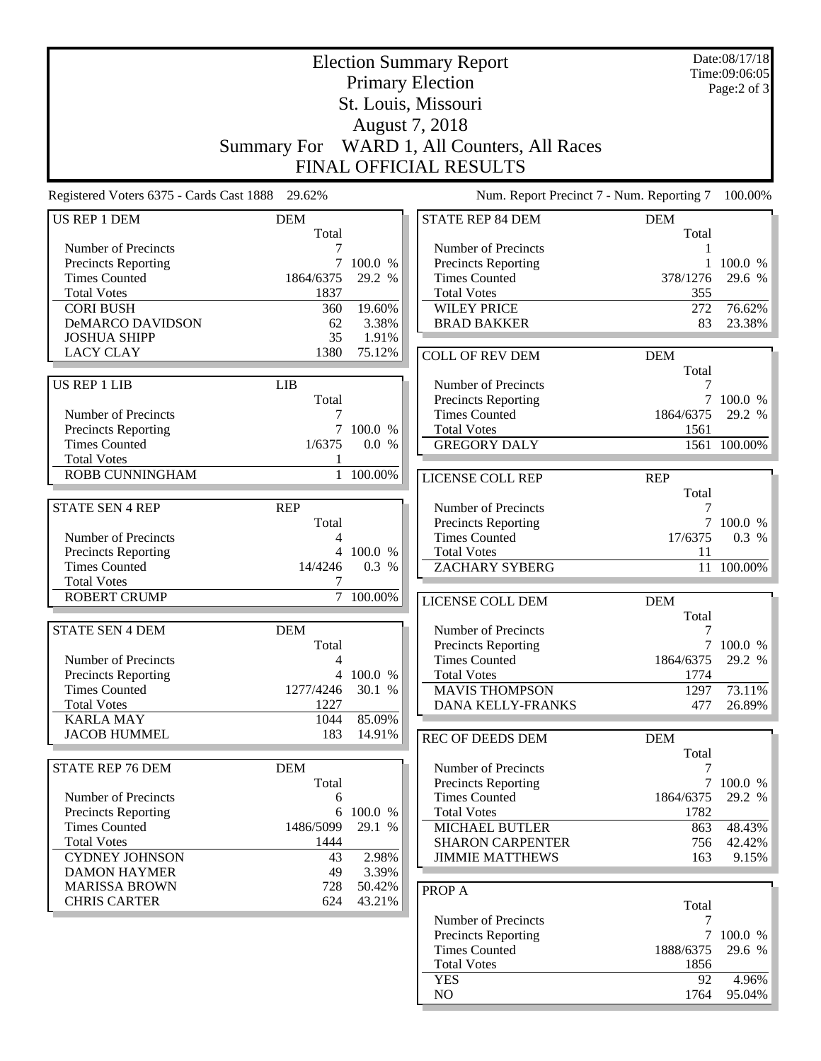# Election Summary Report

## Primary Election
## St. Louis, Missouri
## August 7, 2018
## Summary For WARD 1, All Counters, All Races
## FINAL OFFICIAL RESULTS

Date:08/17/18
Time:09:06:05

Registered Voters 6375 - Cards Cast 1888 29.62%

Num. Report Precinct 7 - Num. Reporting 7 100.00%

### US REP 1 DEM

| | DEM Total | |
|---|---|---|
| Number of Precincts | 7 | |
| Precincts Reporting | 7 | 100.0 % |
| Times Counted | 1864/6375 | 29.2 % |
| Total Votes | 1837 | |
| CORI BUSH | 360 | 19.60% |
| DeMARCO DAVIDSON | 62 | 3.38% |
| JOSHUA SHIPP | 35 | 1.91% |
| LACY CLAY | 1380 | 75.12% |

### US REP 1 LIB

| | LIB Total | |
|---|---|---|
| Number of Precincts | 7 | |
| Precincts Reporting | 7 | 100.0 % |
| Times Counted | 1/6375 | 0.0 % |
| Total Votes | 1 | |
| ROBB CUNNINGHAM | 1 | 100.00% |

### STATE SEN 4 REP

| | REP Total | |
|---|---|---|
| Number of Precincts | 4 | |
| Precincts Reporting | 4 | 100.0 % |
| Times Counted | 14/4246 | 0.3 % |
| Total Votes | 7 | |
| ROBERT CRUMP | 7 | 100.00% |

### STATE SEN 4 DEM

| | DEM Total | |
|---|---|---|
| Number of Precincts | 4 | |
| Precincts Reporting | 4 | 100.0 % |
| Times Counted | 1277/4246 | 30.1 % |
| Total Votes | 1227 | |
| KARLA MAY | 1044 | 85.09% |
| JACOB HUMMEL | 183 | 14.91% |

### STATE REP 76 DEM

| | DEM Total | |
|---|---|---|
| Number of Precincts | 6 | |
| Precincts Reporting | 6 | 100.0 % |
| Times Counted | 1486/5099 | 29.1 % |
| Total Votes | 1444 | |
| CYDNEY JOHNSON | 43 | 2.98% |
| DAMON HAYMER | 49 | 3.39% |
| MARISSA BROWN | 728 | 50.42% |
| CHRIS CARTER | 624 | 43.21% |

### STATE REP 84 DEM

| | DEM Total | |
|---|---|---|
| Number of Precincts | 1 | |
| Precincts Reporting | 1 | 100.0 % |
| Times Counted | 378/1276 | 29.6 % |
| Total Votes | 355 | |
| WILEY PRICE | 272 | 76.62% |
| BRAD BAKKER | 83 | 23.38% |

### COLL OF REV DEM

| | DEM Total | |
|---|---|---|
| Number of Precincts | 7 | |
| Precincts Reporting | 7 | 100.0 % |
| Times Counted | 1864/6375 | 29.2 % |
| Total Votes | 1561 | |
| GREGORY DALY | 1561 | 100.00% |

### LICENSE COLL REP

| | REP Total | |
|---|---|---|
| Number of Precincts | 7 | |
| Precincts Reporting | 7 | 100.0 % |
| Times Counted | 17/6375 | 0.3 % |
| Total Votes | 11 | |
| ZACHARY SYBERG | 11 | 100.00% |

### LICENSE COLL DEM

| | DEM Total | |
|---|---|---|
| Number of Precincts | 7 | |
| Precincts Reporting | 7 | 100.0 % |
| Times Counted | 1864/6375 | 29.2 % |
| Total Votes | 1774 | |
| MAVIS THOMPSON | 1297 | 73.11% |
| DANA KELLY-FRANKS | 477 | 26.89% |

### REC OF DEEDS DEM

| | DEM Total | |
|---|---|---|
| Number of Precincts | 7 | |
| Precincts Reporting | 7 | 100.0 % |
| Times Counted | 1864/6375 | 29.2 % |
| Total Votes | 1782 | |
| MICHAEL BUTLER | 863 | 48.43% |
| SHARON CARPENTER | 756 | 42.42% |
| JIMMIE MATTHEWS | 163 | 9.15% |

### PROP A

| | Total | |
|---|---|---|
| Number of Precincts | 7 | |
| Precincts Reporting | 7 | 100.0 % |
| Times Counted | 1888/6375 | 29.6 % |
| Total Votes | 1856 | |
| YES | 92 | 4.96% |
| NO | 1764 | 95.04% |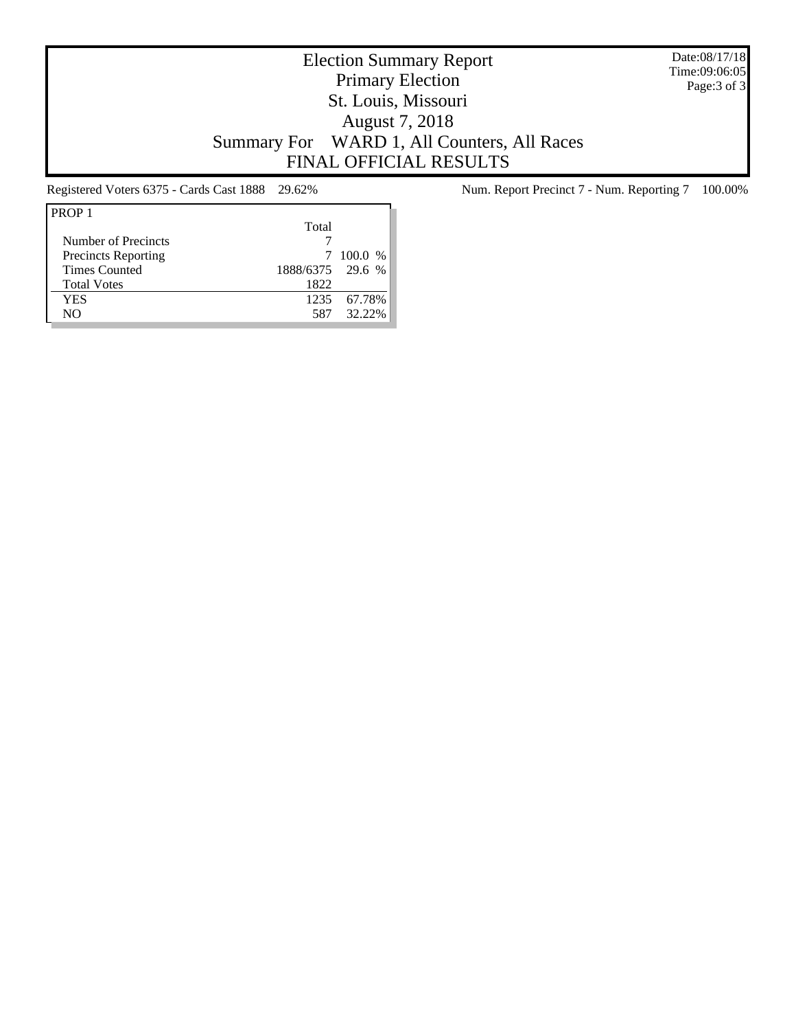# Election Summary Report

## Primary Election

## St. Louis, Missouri

## August 7, 2018

## Summary For WARD 1, All Counters, All Races

## FINAL OFFICIAL RESULTS

Date:08/17/18
Time:09:06:05

Registered Voters 6375 - Cards Cast 1888 29.62%

Num. Report Precinct 7 - Num. Reporting 7 100.00%

| PROP 1 | Total | |
|---|---|---|
| Number of Precincts | 7 | |
| Precincts Reporting | 7 | 100.0 % |
| Times Counted | 1888/6375 | 29.6 % |
| Total Votes | 1822 | |
| YES | 1235 | 67.78% |
| NO | 587 | 32.22% |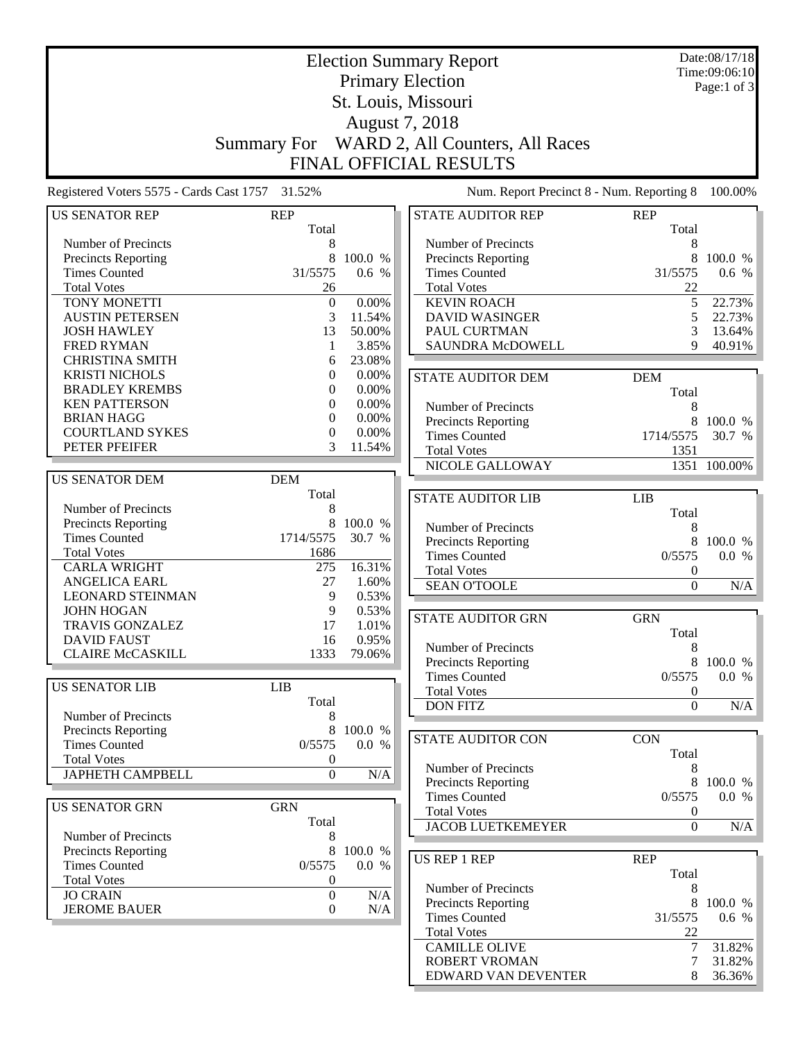# Election Summary Report

## Primary Election

## St. Louis, Missouri

## August 7, 2018

## Summary For WARD 2, All Counters, All Races

## FINAL OFFICIAL RESULTS

Date:08/17/18
Time:09:06:10

Registered Voters 5575 - Cards Cast 1757 31.52%

Num. Report Precinct 8 - Num. Reporting 8 100.00%

| US SENATOR REP | REP Total | |
|---|---|---|
| Number of Precincts | 8 | |
| Precincts Reporting | 8 | 100.0 % |
| Times Counted | 31/5575 | 0.6 % |
| Total Votes | 26 | |
| TONY MONETTI | 0 | 0.00% |
| AUSTIN PETERSEN | 3 | 11.54% |
| JOSH HAWLEY | 13 | 50.00% |
| FRED RYMAN | 1 | 3.85% |
| CHRISTINA SMITH | 6 | 23.08% |
| KRISTI NICHOLS | 0 | 0.00% |
| BRADLEY KREMBS | 0 | 0.00% |
| KEN PATTERSON | 0 | 0.00% |
| BRIAN HAGG | 0 | 0.00% |
| COURTLAND SYKES | 0 | 0.00% |
| PETER PFEIFER | 3 | 11.54% |

| US SENATOR DEM | DEM Total | |
|---|---|---|
| Number of Precincts | 8 | |
| Precincts Reporting | 8 | 100.0 % |
| Times Counted | 1714/5575 | 30.7 % |
| Total Votes | 1686 | |
| CARLA WRIGHT | 275 | 16.31% |
| ANGELICA EARL | 27 | 1.60% |
| LEONARD STEINMAN | 9 | 0.53% |
| JOHN HOGAN | 9 | 0.53% |
| TRAVIS GONZALEZ | 17 | 1.01% |
| DAVID FAUST | 16 | 0.95% |
| CLAIRE McCASKILL | 1333 | 79.06% |

| US SENATOR LIB | LIB Total | |
|---|---|---|
| Number of Precincts | 8 | |
| Precincts Reporting | 8 | 100.0 % |
| Times Counted | 0/5575 | 0.0 % |
| Total Votes | 0 | |
| JAPHETH CAMPBELL | 0 | N/A |

| US SENATOR GRN | GRN Total | |
|---|---|---|
| Number of Precincts | 8 | |
| Precincts Reporting | 8 | 100.0 % |
| Times Counted | 0/5575 | 0.0 % |
| Total Votes | 0 | |
| JO CRAIN | 0 | N/A |
| JEROME BAUER | 0 | N/A |

| STATE AUDITOR REP | REP Total | |
|---|---|---|
| Number of Precincts | 8 | |
| Precincts Reporting | 8 | 100.0 % |
| Times Counted | 31/5575 | 0.6 % |
| Total Votes | 22 | |
| KEVIN ROACH | 5 | 22.73% |
| DAVID WASINGER | 5 | 22.73% |
| PAUL CURTMAN | 3 | 13.64% |
| SAUNDRA McDOWELL | 9 | 40.91% |

| STATE AUDITOR DEM | DEM Total | |
|---|---|---|
| Number of Precincts | 8 | |
| Precincts Reporting | 8 | 100.0 % |
| Times Counted | 1714/5575 | 30.7 % |
| Total Votes | 1351 | |
| NICOLE GALLOWAY | 1351 | 100.00% |

| STATE AUDITOR LIB | LIB Total | |
|---|---|---|
| Number of Precincts | 8 | |
| Precincts Reporting | 8 | 100.0 % |
| Times Counted | 0/5575 | 0.0 % |
| Total Votes | 0 | |
| SEAN O'TOOLE | 0 | N/A |

| STATE AUDITOR GRN | GRN Total | |
|---|---|---|
| Number of Precincts | 8 | |
| Precincts Reporting | 8 | 100.0 % |
| Times Counted | 0/5575 | 0.0 % |
| Total Votes | 0 | |
| DON FITZ | 0 | N/A |

| STATE AUDITOR CON | CON Total | |
|---|---|---|
| Number of Precincts | 8 | |
| Precincts Reporting | 8 | 100.0 % |
| Times Counted | 0/5575 | 0.0 % |
| Total Votes | 0 | |
| JACOB LUETKEMEYER | 0 | N/A |

| US REP 1 REP | REP Total | |
|---|---|---|
| Number of Precincts | 8 | |
| Precincts Reporting | 8 | 100.0 % |
| Times Counted | 31/5575 | 0.6 % |
| Total Votes | 22 | |
| CAMILLE OLIVE | 7 | 31.82% |
| ROBERT VROMAN | 7 | 31.82% |
| EDWARD VAN DEVENTER | 8 | 36.36% |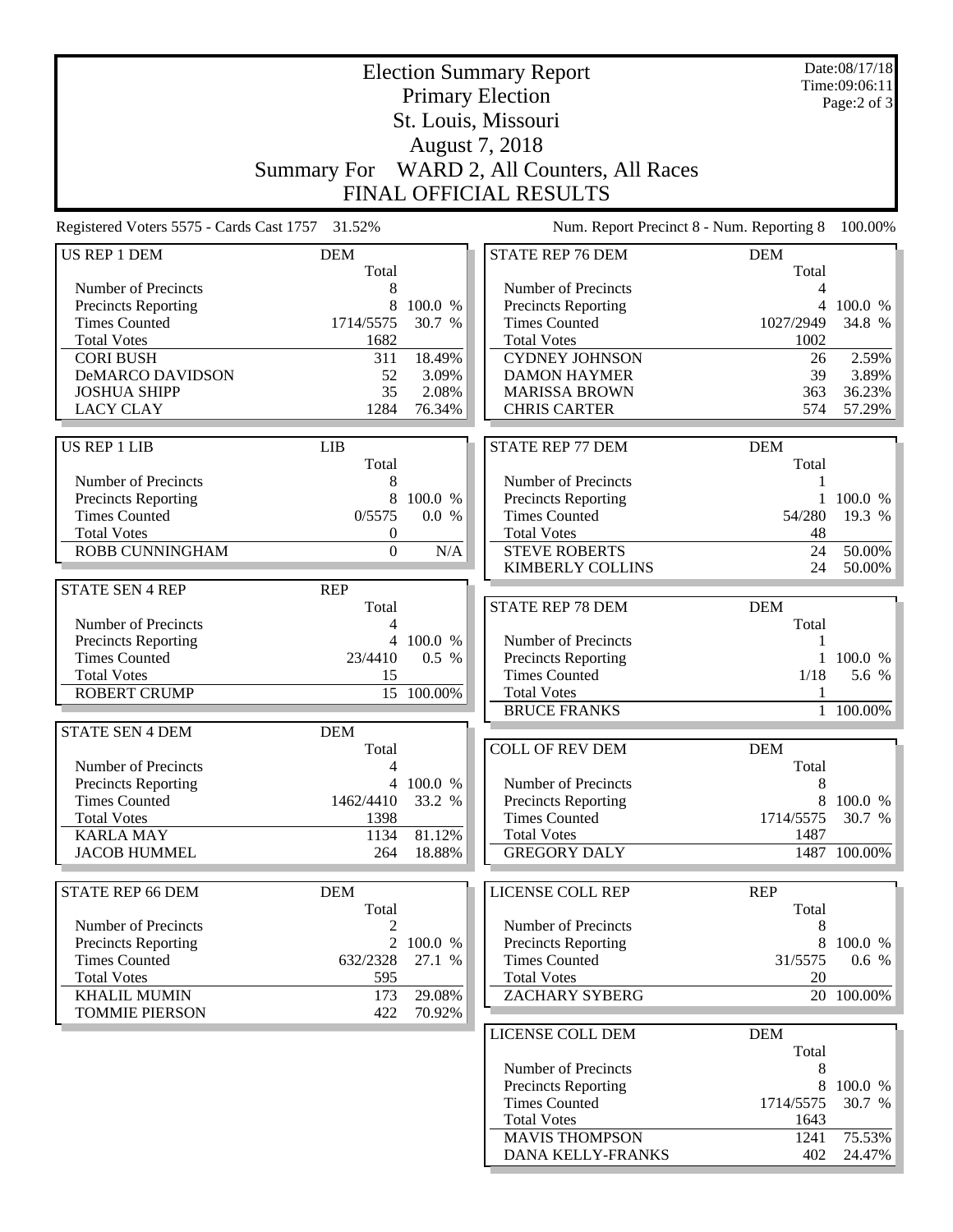# Election Summary Report

## Primary Election
## St. Louis, Missouri
## August 7, 2018
## Summary For WARD 2, All Counters, All Races
## FINAL OFFICIAL RESULTS

Date:08/17/18
Time:09:06:11

Registered Voters 5575 - Cards Cast 1757 31.52%

Num. Report Precinct 8 - Num. Reporting 8 100.00%

| US REP 1 DEM | DEM Total | |
|---|---|---|
| Number of Precincts | 8 | |
| Precincts Reporting | 8 | 100.0 % |
| Times Counted | 1714/5575 | 30.7 % |
| Total Votes | 1682 | |
| CORI BUSH | 311 | 18.49% |
| DeMARCO DAVIDSON | 52 | 3.09% |
| JOSHUA SHIPP | 35 | 2.08% |
| LACY CLAY | 1284 | 76.34% |

| US REP 1 LIB | LIB Total | |
|---|---|---|
| Number of Precincts | 8 | |
| Precincts Reporting | 8 | 100.0 % |
| Times Counted | 0/5575 | 0.0 % |
| Total Votes | 0 | |
| ROBB CUNNINGHAM | 0 | N/A |

| STATE SEN 4 REP | REP Total | |
|---|---|---|
| Number of Precincts | 4 | |
| Precincts Reporting | 4 | 100.0 % |
| Times Counted | 23/4410 | 0.5 % |
| Total Votes | 15 | |
| ROBERT CRUMP | 15 | 100.00% |

| STATE SEN 4 DEM | DEM Total | |
|---|---|---|
| Number of Precincts | 4 | |
| Precincts Reporting | 4 | 100.0 % |
| Times Counted | 1462/4410 | 33.2 % |
| Total Votes | 1398 | |
| KARLA MAY | 1134 | 81.12% |
| JACOB HUMMEL | 264 | 18.88% |

| STATE REP 66 DEM | DEM Total | |
|---|---|---|
| Number of Precincts | 2 | |
| Precincts Reporting | 2 | 100.0 % |
| Times Counted | 632/2328 | 27.1 % |
| Total Votes | 595 | |
| KHALIL MUMIN | 173 | 29.08% |
| TOMMIE PIERSON | 422 | 70.92% |

| STATE REP 76 DEM | DEM Total | |
|---|---|---|
| Number of Precincts | 4 | |
| Precincts Reporting | 4 | 100.0 % |
| Times Counted | 1027/2949 | 34.8 % |
| Total Votes | 1002 | |
| CYDNEY JOHNSON | 26 | 2.59% |
| DAMON HAYMER | 39 | 3.89% |
| MARISSA BROWN | 363 | 36.23% |
| CHRIS CARTER | 574 | 57.29% |

| STATE REP 77 DEM | DEM Total | |
|---|---|---|
| Number of Precincts | 1 | |
| Precincts Reporting | 1 | 100.0 % |
| Times Counted | 54/280 | 19.3 % |
| Total Votes | 48 | |
| STEVE ROBERTS | 24 | 50.00% |
| KIMBERLY COLLINS | 24 | 50.00% |

| STATE REP 78 DEM | DEM Total | |
|---|---|---|
| Number of Precincts | 1 | |
| Precincts Reporting | 1 | 100.0 % |
| Times Counted | 1/18 | 5.6 % |
| Total Votes | 1 | |
| BRUCE FRANKS | 1 | 100.00% |

| COLL OF REV DEM | DEM Total | |
|---|---|---|
| Number of Precincts | 8 | |
| Precincts Reporting | 8 | 100.0 % |
| Times Counted | 1714/5575 | 30.7 % |
| Total Votes | 1487 | |
| GREGORY DALY | 1487 | 100.00% |

| LICENSE COLL REP | REP Total | |
|---|---|---|
| Number of Precincts | 8 | |
| Precincts Reporting | 8 | 100.0 % |
| Times Counted | 31/5575 | 0.6 % |
| Total Votes | 20 | |
| ZACHARY SYBERG | 20 | 100.00% |

| LICENSE COLL DEM | DEM Total | |
|---|---|---|
| Number of Precincts | 8 | |
| Precincts Reporting | 8 | 100.0 % |
| Times Counted | 1714/5575 | 30.7 % |
| Total Votes | 1643 | |
| MAVIS THOMPSON | 1241 | 75.53% |
| DANA KELLY-FRANKS | 402 | 24.47% |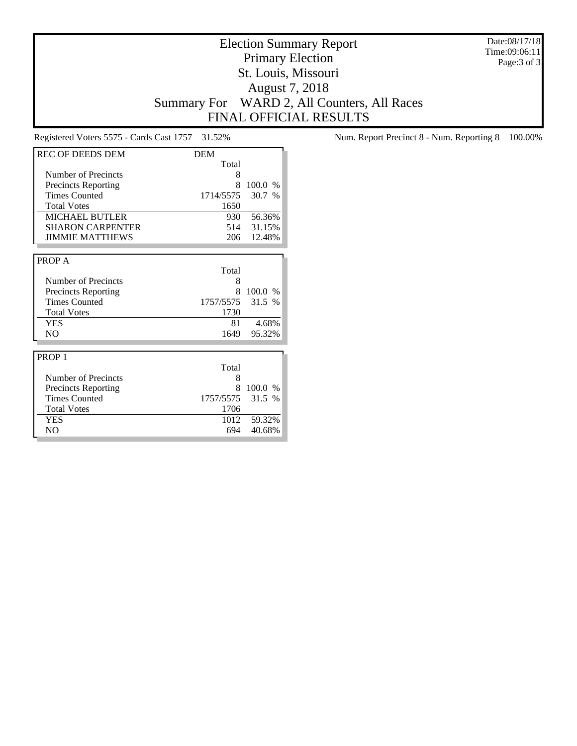# Election Summary Report

## Primary Election

## St. Louis, Missouri

## August 7, 2018

## Summary For WARD 2, All Counters, All Races

## FINAL OFFICIAL RESULTS

Date:08/17/18
Time:09:06:11

Registered Voters 5575 - Cards Cast 1757 31.52%

Num. Report Precinct 8 - Num. Reporting 8 100.00%

| REC OF DEEDS DEM | DEM | |
|---|---|---|
| | Total | |
| Number of Precincts | 8 | |
| Precincts Reporting | 8 | 100.0 % |
| Times Counted | 1714/5575 | 30.7 % |
| Total Votes | 1650 | |
| MICHAEL BUTLER | 930 | 56.36% |
| SHARON CARPENTER | 514 | 31.15% |
| JIMMIE MATTHEWS | 206 | 12.48% |

| PROP A | | |
|---|---|---|
| | Total | |
| Number of Precincts | 8 | |
| Precincts Reporting | 8 | 100.0 % |
| Times Counted | 1757/5575 | 31.5 % |
| Total Votes | 1730 | |
| YES | 81 | 4.68% |
| NO | 1649 | 95.32% |

| PROP 1 | | |
|---|---|---|
| | Total | |
| Number of Precincts | 8 | |
| Precincts Reporting | 8 | 100.0 % |
| Times Counted | 1757/5575 | 31.5 % |
| Total Votes | 1706 | |
| YES | 1012 | 59.32% |
| NO | 694 | 40.68% |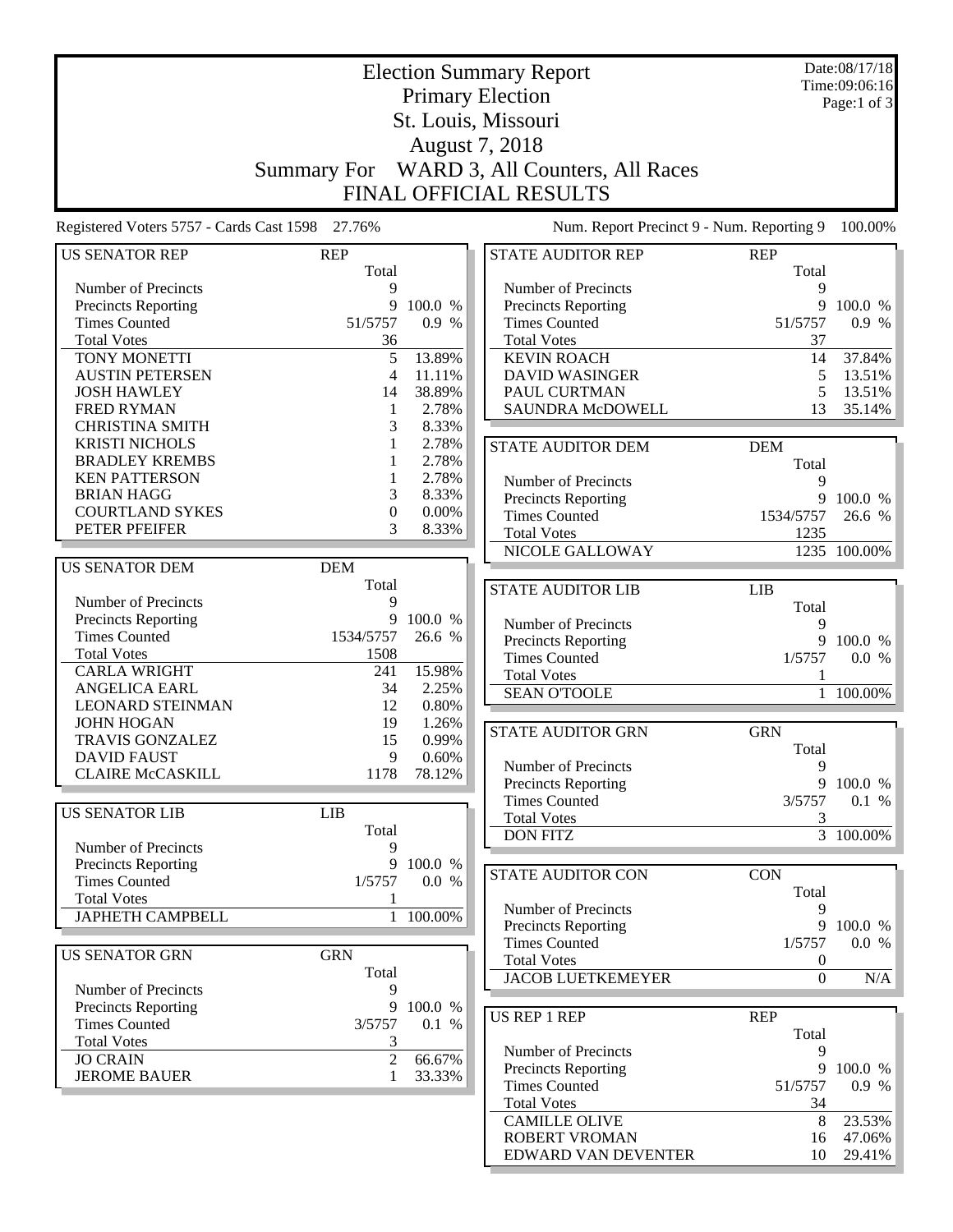# Election Summary Report
## Primary Election
## St. Louis, Missouri
## August 7, 2018
## Summary For WARD 3, All Counters, All Races
## FINAL OFFICIAL RESULTS

Date:08/17/18
Time:09:06:16

Registered Voters 5757 - Cards Cast 1598 27.76%

Num. Report Precinct 9 - Num. Reporting 9 100.00%

| US SENATOR REP | REP Total | |
|---|---|---|
| Number of Precincts | 9 | |
| Precincts Reporting | 9 | 100.0 % |
| Times Counted | 51/5757 | 0.9 % |
| Total Votes | 36 | |
| TONY MONETTI | 5 | 13.89% |
| AUSTIN PETERSEN | 4 | 11.11% |
| JOSH HAWLEY | 14 | 38.89% |
| FRED RYMAN | 1 | 2.78% |
| CHRISTINA SMITH | 3 | 8.33% |
| KRISTI NICHOLS | 1 | 2.78% |
| BRADLEY KREMBS | 1 | 2.78% |
| KEN PATTERSON | 1 | 2.78% |
| BRIAN HAGG | 3 | 8.33% |
| COURTLAND SYKES | 0 | 0.00% |
| PETER PFEIFER | 3 | 8.33% |

| US SENATOR DEM | DEM Total | |
|---|---|---|
| Number of Precincts | 9 | |
| Precincts Reporting | 9 | 100.0 % |
| Times Counted | 1534/5757 | 26.6 % |
| Total Votes | 1508 | |
| CARLA WRIGHT | 241 | 15.98% |
| ANGELICA EARL | 34 | 2.25% |
| LEONARD STEINMAN | 12 | 0.80% |
| JOHN HOGAN | 19 | 1.26% |
| TRAVIS GONZALEZ | 15 | 0.99% |
| DAVID FAUST | 9 | 0.60% |
| CLAIRE McCASKILL | 1178 | 78.12% |

| US SENATOR LIB | LIB Total | |
|---|---|---|
| Number of Precincts | 9 | |
| Precincts Reporting | 9 | 100.0 % |
| Times Counted | 1/5757 | 0.0 % |
| Total Votes | 1 | |
| JAPHETH CAMPBELL | 1 | 100.00% |

| US SENATOR GRN | GRN Total | |
|---|---|---|
| Number of Precincts | 9 | |
| Precincts Reporting | 9 | 100.0 % |
| Times Counted | 3/5757 | 0.1 % |
| Total Votes | 3 | |
| JO CRAIN | 2 | 66.67% |
| JEROME BAUER | 1 | 33.33% |

| STATE AUDITOR REP | REP Total | |
|---|---|---|
| Number of Precincts | 9 | |
| Precincts Reporting | 9 | 100.0 % |
| Times Counted | 51/5757 | 0.9 % |
| Total Votes | 37 | |
| KEVIN ROACH | 14 | 37.84% |
| DAVID WASINGER | 5 | 13.51% |
| PAUL CURTMAN | 5 | 13.51% |
| SAUNDRA McDOWELL | 13 | 35.14% |

| STATE AUDITOR DEM | DEM Total | |
|---|---|---|
| Number of Precincts | 9 | |
| Precincts Reporting | 9 | 100.0 % |
| Times Counted | 1534/5757 | 26.6 % |
| Total Votes | 1235 | |
| NICOLE GALLOWAY | 1235 | 100.00% |

| STATE AUDITOR LIB | LIB Total | |
|---|---|---|
| Number of Precincts | 9 | |
| Precincts Reporting | 9 | 100.0 % |
| Times Counted | 1/5757 | 0.0 % |
| Total Votes | 1 | |
| SEAN O'TOOLE | 1 | 100.00% |

| STATE AUDITOR GRN | GRN Total | |
|---|---|---|
| Number of Precincts | 9 | |
| Precincts Reporting | 9 | 100.0 % |
| Times Counted | 3/5757 | 0.1 % |
| Total Votes | 3 | |
| DON FITZ | 3 | 100.00% |

| STATE AUDITOR CON | CON Total | |
|---|---|---|
| Number of Precincts | 9 | |
| Precincts Reporting | 9 | 100.0 % |
| Times Counted | 1/5757 | 0.0 % |
| Total Votes | 0 | |
| JACOB LUETKEMEYER | 0 | N/A |

| US REP 1 REP | REP Total | |
|---|---|---|
| Number of Precincts | 9 | |
| Precincts Reporting | 9 | 100.0 % |
| Times Counted | 51/5757 | 0.9 % |
| Total Votes | 34 | |
| CAMILLE OLIVE | 8 | 23.53% |
| ROBERT VROMAN | 16 | 47.06% |
| EDWARD VAN DEVENTER | 10 | 29.41% |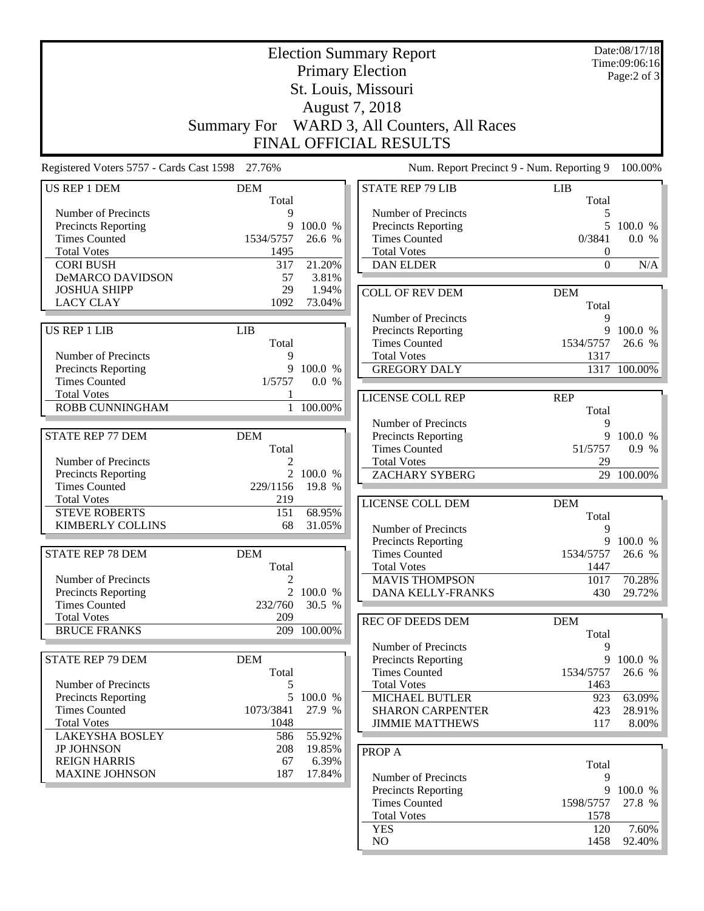# Election Summary Report
## Primary Election
## St. Louis, Missouri
## August 7, 2018
## Summary For WARD 3, All Counters, All Races
## FINAL OFFICIAL RESULTS

Date:08/17/18
Time:09:06:16

Registered Voters 5757 - Cards Cast 1598 27.76%

Num. Report Precinct 9 - Num. Reporting 9 100.00%

| US REP 1 DEM | DEM Total | |
|---|---|---|
| Number of Precincts | 9 | |
| Precincts Reporting | 9 | 100.0 % |
| Times Counted | 1534/5757 | 26.6 % |
| Total Votes | 1495 | |
| CORI BUSH | 317 | 21.20% |
| DeMARCO DAVIDSON | 57 | 3.81% |
| JOSHUA SHIPP | 29 | 1.94% |
| LACY CLAY | 1092 | 73.04% |

| US REP 1 LIB | LIB Total | |
|---|---|---|
| Number of Precincts | 9 | |
| Precincts Reporting | 9 | 100.0 % |
| Times Counted | 1/5757 | 0.0 % |
| Total Votes | 1 | |
| ROBB CUNNINGHAM | 1 | 100.00% |

| STATE REP 77 DEM | DEM Total | |
|---|---|---|
| Number of Precincts | 2 | |
| Precincts Reporting | 2 | 100.0 % |
| Times Counted | 229/1156 | 19.8 % |
| Total Votes | 219 | |
| STEVE ROBERTS | 151 | 68.95% |
| KIMBERLY COLLINS | 68 | 31.05% |

| STATE REP 78 DEM | DEM Total | |
|---|---|---|
| Number of Precincts | 2 | |
| Precincts Reporting | 2 | 100.0 % |
| Times Counted | 232/760 | 30.5 % |
| Total Votes | 209 | |
| BRUCE FRANKS | 209 | 100.00% |

| STATE REP 79 DEM | DEM Total | |
|---|---|---|
| Number of Precincts | 5 | |
| Precincts Reporting | 5 | 100.0 % |
| Times Counted | 1073/3841 | 27.9 % |
| Total Votes | 1048 | |
| LAKEYSHA BOSLEY | 586 | 55.92% |
| JP JOHNSON | 208 | 19.85% |
| REIGN HARRIS | 67 | 6.39% |
| MAXINE JOHNSON | 187 | 17.84% |

| STATE REP 79 LIB | LIB Total | |
|---|---|---|
| Number of Precincts | 5 | |
| Precincts Reporting | 5 | 100.0 % |
| Times Counted | 0/3841 | 0.0 % |
| Total Votes | 0 | |
| DAN ELDER | 0 | N/A |

| COLL OF REV DEM | DEM Total | |
|---|---|---|
| Number of Precincts | 9 | |
| Precincts Reporting | 9 | 100.0 % |
| Times Counted | 1534/5757 | 26.6 % |
| Total Votes | 1317 | |
| GREGORY DALY | 1317 | 100.00% |

| LICENSE COLL REP | REP Total | |
|---|---|---|
| Number of Precincts | 9 | |
| Precincts Reporting | 9 | 100.0 % |
| Times Counted | 51/5757 | 0.9 % |
| Total Votes | 29 | |
| ZACHARY SYBERG | 29 | 100.00% |

| LICENSE COLL DEM | DEM Total | |
|---|---|---|
| Number of Precincts | 9 | |
| Precincts Reporting | 9 | 100.0 % |
| Times Counted | 1534/5757 | 26.6 % |
| Total Votes | 1447 | |
| MAVIS THOMPSON | 1017 | 70.28% |
| DANA KELLY-FRANKS | 430 | 29.72% |

| REC OF DEEDS DEM | DEM Total | |
|---|---|---|
| Number of Precincts | 9 | |
| Precincts Reporting | 9 | 100.0 % |
| Times Counted | 1534/5757 | 26.6 % |
| Total Votes | 1463 | |
| MICHAEL BUTLER | 923 | 63.09% |
| SHARON CARPENTER | 423 | 28.91% |
| JIMMIE MATTHEWS | 117 | 8.00% |

| PROP A | Total | |
|---|---|---|
| Number of Precincts | 9 | |
| Precincts Reporting | 9 | 100.0 % |
| Times Counted | 1598/5757 | 27.8 % |
| Total Votes | 1578 | |
| YES | 120 | 7.60% |
| NO | 1458 | 92.40% |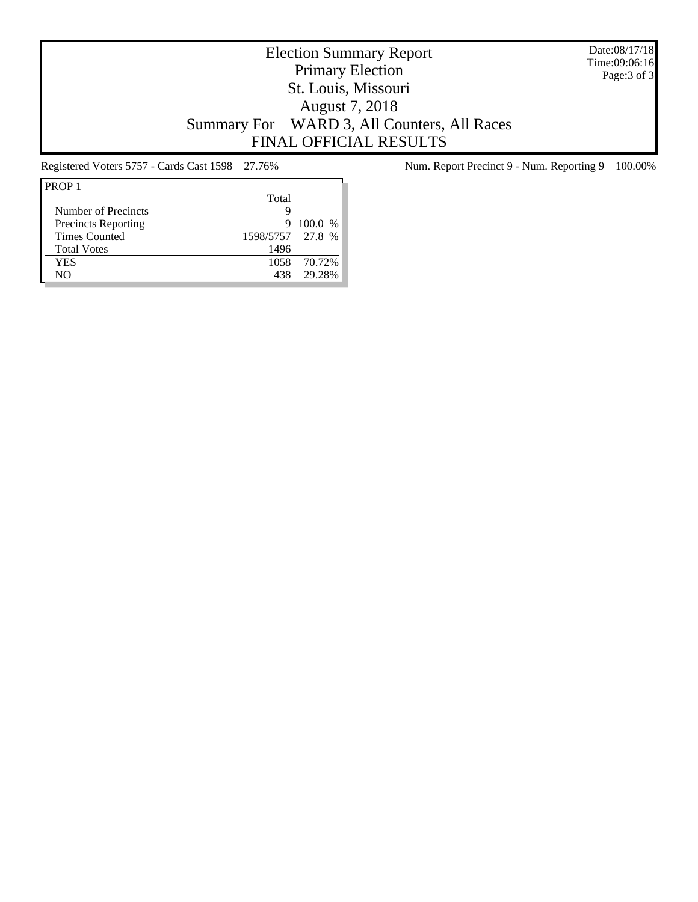# Election Summary Report
## Primary Election
## St. Louis, Missouri
## August 7, 2018
## Summary For WARD 3, All Counters, All Races
## FINAL OFFICIAL RESULTS

Date:08/17/18
Time:09:06:16

Registered Voters 5757 - Cards Cast 1598 27.76%

Num. Report Precinct 9 - Num. Reporting 9 100.00%

| PROP 1 | Total | |
|---|---|---|
| Number of Precincts | 9 | |
| Precincts Reporting | 9 | 100.0 % |
| Times Counted | 1598/5757 | 27.8 % |
| Total Votes | 1496 | |
| YES | 1058 | 70.72% |
| NO | 438 | 29.28% |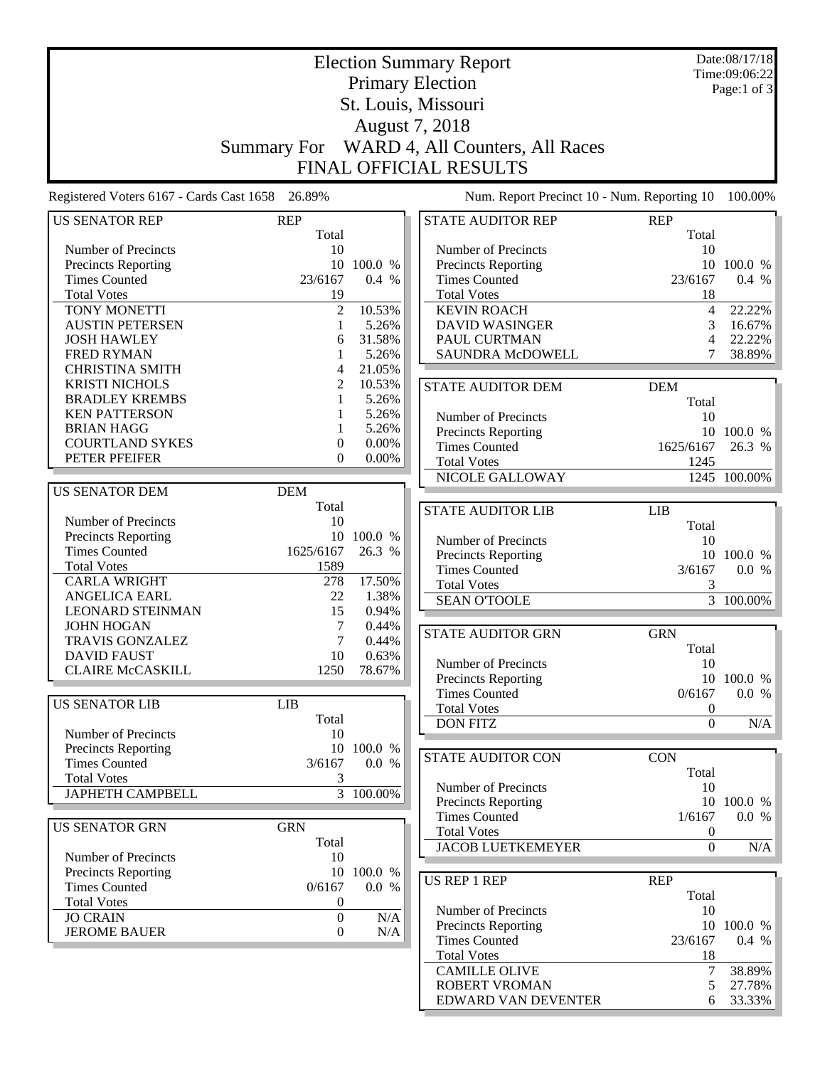# Election Summary Report

## Primary Election

## St. Louis, Missouri

## August 7, 2018

## Summary For WARD 4, All Counters, All Races

## FINAL OFFICIAL RESULTS

Date:08/17/18
Time:09:06:22
Page:1 of 3

Registered Voters 6167 - Cards Cast 1658 26.89%

Num. Report Precinct 10 - Num. Reporting 10 100.00%

| US SENATOR REP | REP Total | |
|---|---|---|
| Number of Precincts | 10 | |
| Precincts Reporting | 10 | 100.0 % |
| Times Counted | 23/6167 | 0.4 % |
| Total Votes | 19 | |
| TONY MONETTI | 2 | 10.53% |
| AUSTIN PETERSEN | 1 | 5.26% |
| JOSH HAWLEY | 6 | 31.58% |
| FRED RYMAN | 1 | 5.26% |
| CHRISTINA SMITH | 4 | 21.05% |
| KRISTI NICHOLS | 2 | 10.53% |
| BRADLEY KREMBS | 1 | 5.26% |
| KEN PATTERSON | 1 | 5.26% |
| BRIAN HAGG | 1 | 5.26% |
| COURTLAND SYKES | 0 | 0.00% |
| PETER PFEIFER | 0 | 0.00% |

| US SENATOR DEM | DEM Total | |
|---|---|---|
| Number of Precincts | 10 | |
| Precincts Reporting | 10 | 100.0 % |
| Times Counted | 1625/6167 | 26.3 % |
| Total Votes | 1589 | |
| CARLA WRIGHT | 278 | 17.50% |
| ANGELICA EARL | 22 | 1.38% |
| LEONARD STEINMAN | 15 | 0.94% |
| JOHN HOGAN | 7 | 0.44% |
| TRAVIS GONZALEZ | 7 | 0.44% |
| DAVID FAUST | 10 | 0.63% |
| CLAIRE McCASKILL | 1250 | 78.67% |

| US SENATOR LIB | LIB Total | |
|---|---|---|
| Number of Precincts | 10 | |
| Precincts Reporting | 10 | 100.0 % |
| Times Counted | 3/6167 | 0.0 % |
| Total Votes | 3 | |
| JAPHETH CAMPBELL | 3 | 100.00% |

| US SENATOR GRN | GRN Total | |
|---|---|---|
| Number of Precincts | 10 | |
| Precincts Reporting | 10 | 100.0 % |
| Times Counted | 0/6167 | 0.0 % |
| Total Votes | 0 | |
| JO CRAIN | 0 | N/A |
| JEROME BAUER | 0 | N/A |

| STATE AUDITOR REP | REP Total | |
|---|---|---|
| Number of Precincts | 10 | |
| Precincts Reporting | 10 | 100.0 % |
| Times Counted | 23/6167 | 0.4 % |
| Total Votes | 18 | |
| KEVIN ROACH | 4 | 22.22% |
| DAVID WASINGER | 3 | 16.67% |
| PAUL CURTMAN | 4 | 22.22% |
| SAUNDRA McDOWELL | 7 | 38.89% |

| STATE AUDITOR DEM | DEM Total | |
|---|---|---|
| Number of Precincts | 10 | |
| Precincts Reporting | 10 | 100.0 % |
| Times Counted | 1625/6167 | 26.3 % |
| Total Votes | 1245 | |
| NICOLE GALLOWAY | 1245 | 100.00% |

| STATE AUDITOR LIB | LIB Total | |
|---|---|---|
| Number of Precincts | 10 | |
| Precincts Reporting | 10 | 100.0 % |
| Times Counted | 3/6167 | 0.0 % |
| Total Votes | 3 | |
| SEAN O'TOOLE | 3 | 100.00% |

| STATE AUDITOR GRN | GRN Total | |
|---|---|---|
| Number of Precincts | 10 | |
| Precincts Reporting | 10 | 100.0 % |
| Times Counted | 0/6167 | 0.0 % |
| Total Votes | 0 | |
| DON FITZ | 0 | N/A |

| STATE AUDITOR CON | CON Total | |
|---|---|---|
| Number of Precincts | 10 | |
| Precincts Reporting | 10 | 100.0 % |
| Times Counted | 1/6167 | 0.0 % |
| Total Votes | 0 | |
| JACOB LUETKEMEYER | 0 | N/A |

| US REP 1 REP | REP Total | |
|---|---|---|
| Number of Precincts | 10 | |
| Precincts Reporting | 10 | 100.0 % |
| Times Counted | 23/6167 | 0.4 % |
| Total Votes | 18 | |
| CAMILLE OLIVE | 7 | 38.89% |
| ROBERT VROMAN | 5 | 27.78% |
| EDWARD VAN DEVENTER | 6 | 33.33% |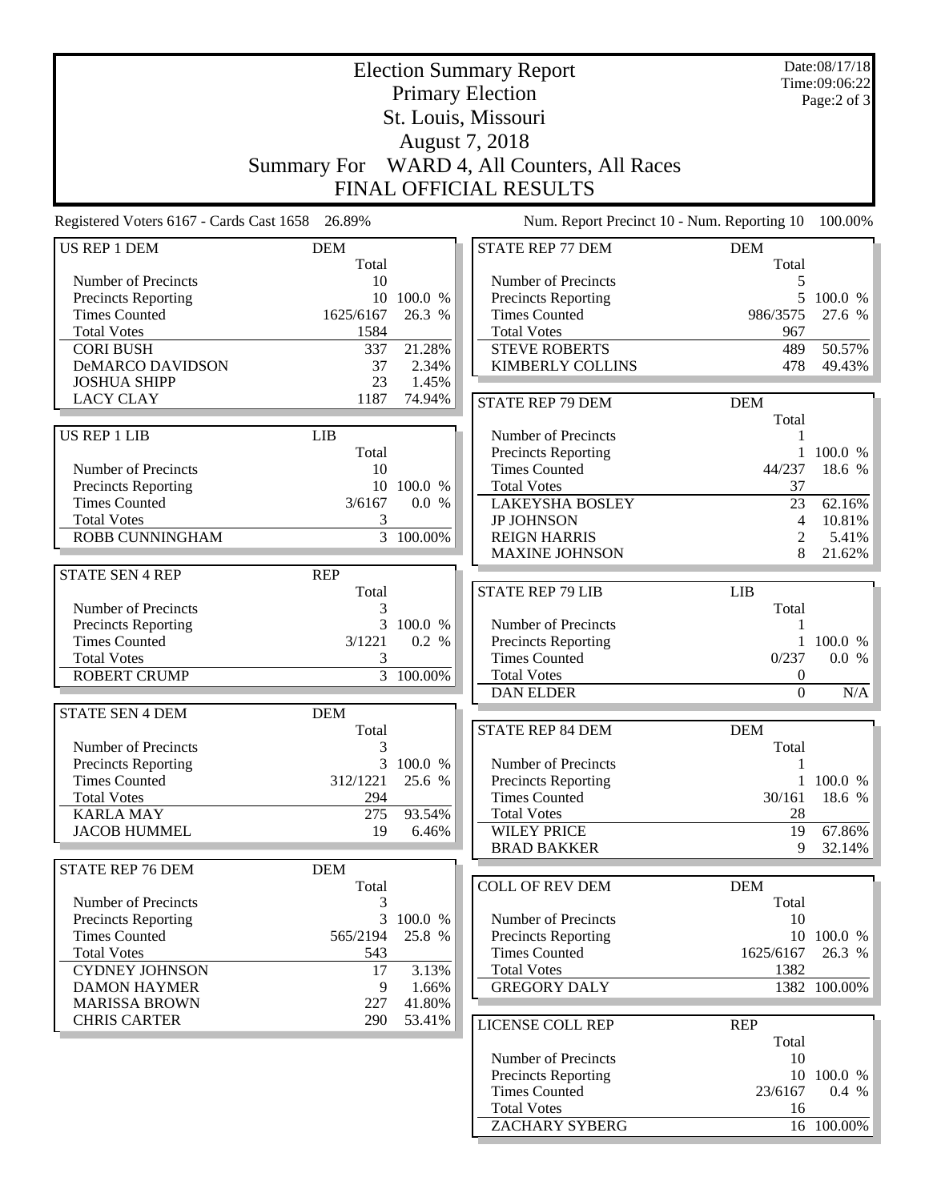# Election Summary Report

## Primary Election

## St. Louis, Missouri

## August 7, 2018

## Summary For WARD 4, All Counters, All Races

## FINAL OFFICIAL RESULTS

Date:08/17/18
Time:09:06:22

Registered Voters 6167 - Cards Cast 1658 26.89%

Num. Report Precinct 10 - Num. Reporting 10 100.00%

| US REP 1 DEM | DEM Total | |
|---|---|---|
| Number of Precincts | 10 | |
| Precincts Reporting | 10 | 100.0 % |
| Times Counted | 1625/6167 | 26.3 % |
| Total Votes | 1584 | |
| CORI BUSH | 337 | 21.28% |
| DeMARCO DAVIDSON | 37 | 2.34% |
| JOSHUA SHIPP | 23 | 1.45% |
| LACY CLAY | 1187 | 74.94% |

| US REP 1 LIB | LIB Total | |
|---|---|---|
| Number of Precincts | 10 | |
| Precincts Reporting | 10 | 100.0 % |
| Times Counted | 3/6167 | 0.0 % |
| Total Votes | 3 | |
| ROBB CUNNINGHAM | 3 | 100.00% |

| STATE SEN 4 REP | REP Total | |
|---|---|---|
| Number of Precincts | 3 | |
| Precincts Reporting | 3 | 100.0 % |
| Times Counted | 3/1221 | 0.2 % |
| Total Votes | 3 | |
| ROBERT CRUMP | 3 | 100.00% |

| STATE SEN 4 DEM | DEM Total | |
|---|---|---|
| Number of Precincts | 3 | |
| Precincts Reporting | 3 | 100.0 % |
| Times Counted | 312/1221 | 25.6 % |
| Total Votes | 294 | |
| KARLA MAY | 275 | 93.54% |
| JACOB HUMMEL | 19 | 6.46% |

| STATE REP 76 DEM | DEM Total | |
|---|---|---|
| Number of Precincts | 3 | |
| Precincts Reporting | 3 | 100.0 % |
| Times Counted | 565/2194 | 25.8 % |
| Total Votes | 543 | |
| CYDNEY JOHNSON | 17 | 3.13% |
| DAMON HAYMER | 9 | 1.66% |
| MARISSA BROWN | 227 | 41.80% |
| CHRIS CARTER | 290 | 53.41% |

| STATE REP 77 DEM | DEM Total | |
|---|---|---|
| Number of Precincts | 5 | |
| Precincts Reporting | 5 | 100.0 % |
| Times Counted | 986/3575 | 27.6 % |
| Total Votes | 967 | |
| STEVE ROBERTS | 489 | 50.57% |
| KIMBERLY COLLINS | 478 | 49.43% |

| STATE REP 79 DEM | DEM Total | |
|---|---|---|
| Number of Precincts | 1 | |
| Precincts Reporting | 1 | 100.0 % |
| Times Counted | 44/237 | 18.6 % |
| Total Votes | 37 | |
| LAKEYSHA BOSLEY | 23 | 62.16% |
| JP JOHNSON | 4 | 10.81% |
| REIGN HARRIS | 2 | 5.41% |
| MAXINE JOHNSON | 8 | 21.62% |

| STATE REP 79 LIB | LIB Total | |
|---|---|---|
| Number of Precincts | 1 | |
| Precincts Reporting | 1 | 100.0 % |
| Times Counted | 0/237 | 0.0 % |
| Total Votes | 0 | |
| DAN ELDER | 0 | N/A |

| STATE REP 84 DEM | DEM Total | |
|---|---|---|
| Number of Precincts | 1 | |
| Precincts Reporting | 1 | 100.0 % |
| Times Counted | 30/161 | 18.6 % |
| Total Votes | 28 | |
| WILEY PRICE | 19 | 67.86% |
| BRAD BAKKER | 9 | 32.14% |

| COLL OF REV DEM | DEM Total | |
|---|---|---|
| Number of Precincts | 10 | |
| Precincts Reporting | 10 | 100.0 % |
| Times Counted | 1625/6167 | 26.3 % |
| Total Votes | 1382 | |
| GREGORY DALY | 1382 | 100.00% |

| LICENSE COLL REP | REP Total | |
|---|---|---|
| Number of Precincts | 10 | |
| Precincts Reporting | 10 | 100.0 % |
| Times Counted | 23/6167 | 0.4 % |
| Total Votes | 16 | |
| ZACHARY SYBERG | 16 | 100.00% |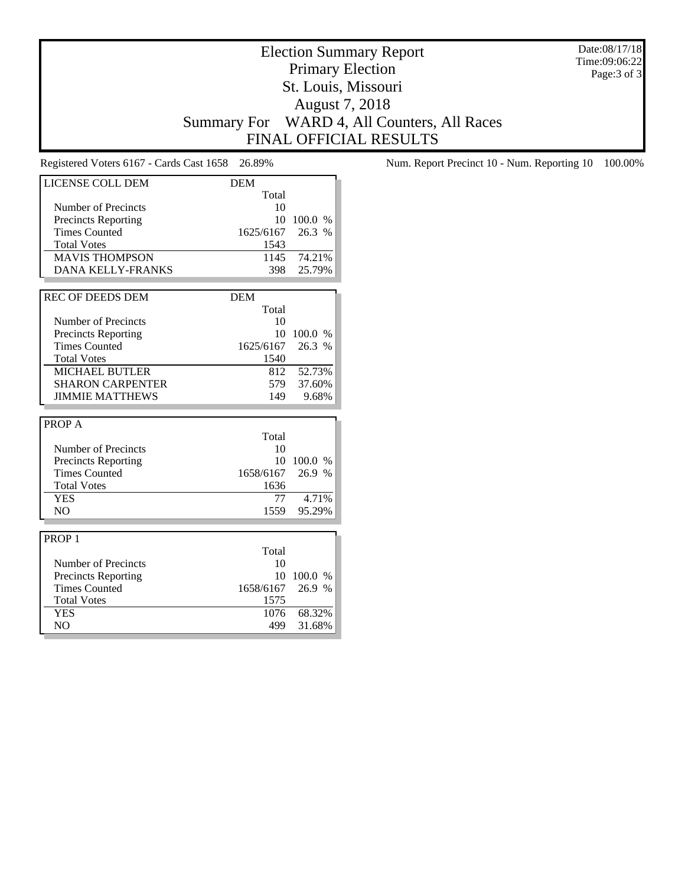# Election Summary Report
## Primary Election
## St. Louis, Missouri
## August 7, 2018
## Summary For WARD 4, All Counters, All Races
## FINAL OFFICIAL RESULTS

Date:08/17/18
Time:09:06:22

Registered Voters 6167 - Cards Cast 1658 26.89%

Num. Report Precinct 10 - Num. Reporting 10 100.00%

| LICENSE COLL DEM | DEM | |
|---|---|---|
| | Total | |
| Number of Precincts | 10 | |
| Precincts Reporting | 10 | 100.0 % |
| Times Counted | 1625/6167 | 26.3 % |
| Total Votes | 1543 | |
| MAVIS THOMPSON | 1145 | 74.21% |
| DANA KELLY-FRANKS | 398 | 25.79% |

| REC OF DEEDS DEM | DEM | |
|---|---|---|
| | Total | |
| Number of Precincts | 10 | |
| Precincts Reporting | 10 | 100.0 % |
| Times Counted | 1625/6167 | 26.3 % |
| Total Votes | 1540 | |
| MICHAEL BUTLER | 812 | 52.73% |
| SHARON CARPENTER | 579 | 37.60% |
| JIMMIE MATTHEWS | 149 | 9.68% |

| PROP A | | |
|---|---|---|
| | Total | |
| Number of Precincts | 10 | |
| Precincts Reporting | 10 | 100.0 % |
| Times Counted | 1658/6167 | 26.9 % |
| Total Votes | 1636 | |
| YES | 77 | 4.71% |
| NO | 1559 | 95.29% |

| PROP 1 | | |
|---|---|---|
| | Total | |
| Number of Precincts | 10 | |
| Precincts Reporting | 10 | 100.0 % |
| Times Counted | 1658/6167 | 26.9 % |
| Total Votes | 1575 | |
| YES | 1076 | 68.32% |
| NO | 499 | 31.68% |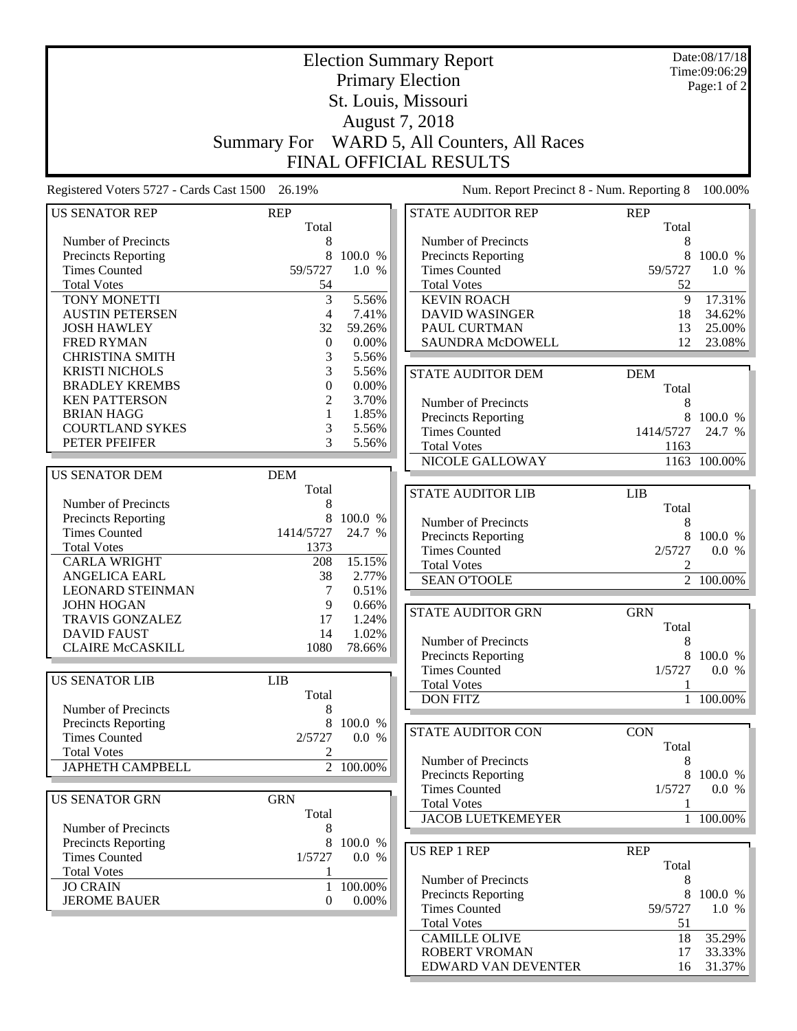# Election Summary Report

## Primary Election
## St. Louis, Missouri
## August 7, 2018

## Summary For WARD 5, All Counters, All Races
## FINAL OFFICIAL RESULTS

Date:08/17/18
Time:09:06:29

Registered Voters 5727 - Cards Cast 1500 26.19%

Num. Report Precinct 8 - Num. Reporting 8 100.00%

| US SENATOR REP | REP Total | |
|---|---|---|
| Number of Precincts | 8 | |
| Precincts Reporting | 8 | 100.0 % |
| Times Counted | 59/5727 | 1.0 % |
| Total Votes | 54 | |
| TONY MONETTI | 3 | 5.56% |
| AUSTIN PETERSEN | 4 | 7.41% |
| JOSH HAWLEY | 32 | 59.26% |
| FRED RYMAN | 0 | 0.00% |
| CHRISTINA SMITH | 3 | 5.56% |
| KRISTI NICHOLS | 3 | 5.56% |
| BRADLEY KREMBS | 0 | 0.00% |
| KEN PATTERSON | 2 | 3.70% |
| BRIAN HAGG | 1 | 1.85% |
| COURTLAND SYKES | 3 | 5.56% |
| PETER PFEIFER | 3 | 5.56% |

| US SENATOR DEM | DEM Total | |
|---|---|---|
| Number of Precincts | 8 | |
| Precincts Reporting | 8 | 100.0 % |
| Times Counted | 1414/5727 | 24.7 % |
| Total Votes | 1373 | |
| CARLA WRIGHT | 208 | 15.15% |
| ANGELICA EARL | 38 | 2.77% |
| LEONARD STEINMAN | 7 | 0.51% |
| JOHN HOGAN | 9 | 0.66% |
| TRAVIS GONZALEZ | 17 | 1.24% |
| DAVID FAUST | 14 | 1.02% |
| CLAIRE McCASKILL | 1080 | 78.66% |

| US SENATOR LIB | LIB Total | |
|---|---|---|
| Number of Precincts | 8 | |
| Precincts Reporting | 8 | 100.0 % |
| Times Counted | 2/5727 | 0.0 % |
| Total Votes | 2 | |
| JAPHETH CAMPBELL | 2 | 100.00% |

| US SENATOR GRN | GRN Total | |
|---|---|---|
| Number of Precincts | 8 | |
| Precincts Reporting | 8 | 100.0 % |
| Times Counted | 1/5727 | 0.0 % |
| Total Votes | 1 | |
| JO CRAIN | 1 | 100.00% |
| JEROME BAUER | 0 | 0.00% |

| STATE AUDITOR REP | REP Total | |
|---|---|---|
| Number of Precincts | 8 | |
| Precincts Reporting | 8 | 100.0 % |
| Times Counted | 59/5727 | 1.0 % |
| Total Votes | 52 | |
| KEVIN ROACH | 9 | 17.31% |
| DAVID WASINGER | 18 | 34.62% |
| PAUL CURTMAN | 13 | 25.00% |
| SAUNDRA McDOWELL | 12 | 23.08% |

| STATE AUDITOR DEM | DEM Total | |
|---|---|---|
| Number of Precincts | 8 | |
| Precincts Reporting | 8 | 100.0 % |
| Times Counted | 1414/5727 | 24.7 % |
| Total Votes | 1163 | |
| NICOLE GALLOWAY | 1163 | 100.00% |

| STATE AUDITOR LIB | LIB Total | |
|---|---|---|
| Number of Precincts | 8 | |
| Precincts Reporting | 8 | 100.0 % |
| Times Counted | 2/5727 | 0.0 % |
| Total Votes | 2 | |
| SEAN O'TOOLE | 2 | 100.00% |

| STATE AUDITOR GRN | GRN Total | |
|---|---|---|
| Number of Precincts | 8 | |
| Precincts Reporting | 8 | 100.0 % |
| Times Counted | 1/5727 | 0.0 % |
| Total Votes | 1 | |
| DON FITZ | 1 | 100.00% |

| STATE AUDITOR CON | CON Total | |
|---|---|---|
| Number of Precincts | 8 | |
| Precincts Reporting | 8 | 100.0 % |
| Times Counted | 1/5727 | 0.0 % |
| Total Votes | 1 | |
| JACOB LUETKEMEYER | 1 | 100.00% |

| US REP 1 REP | REP Total | |
|---|---|---|
| Number of Precincts | 8 | |
| Precincts Reporting | 8 | 100.0 % |
| Times Counted | 59/5727 | 1.0 % |
| Total Votes | 51 | |
| CAMILLE OLIVE | 18 | 35.29% |
| ROBERT VROMAN | 17 | 33.33% |
| EDWARD VAN DEVENTER | 16 | 31.37% |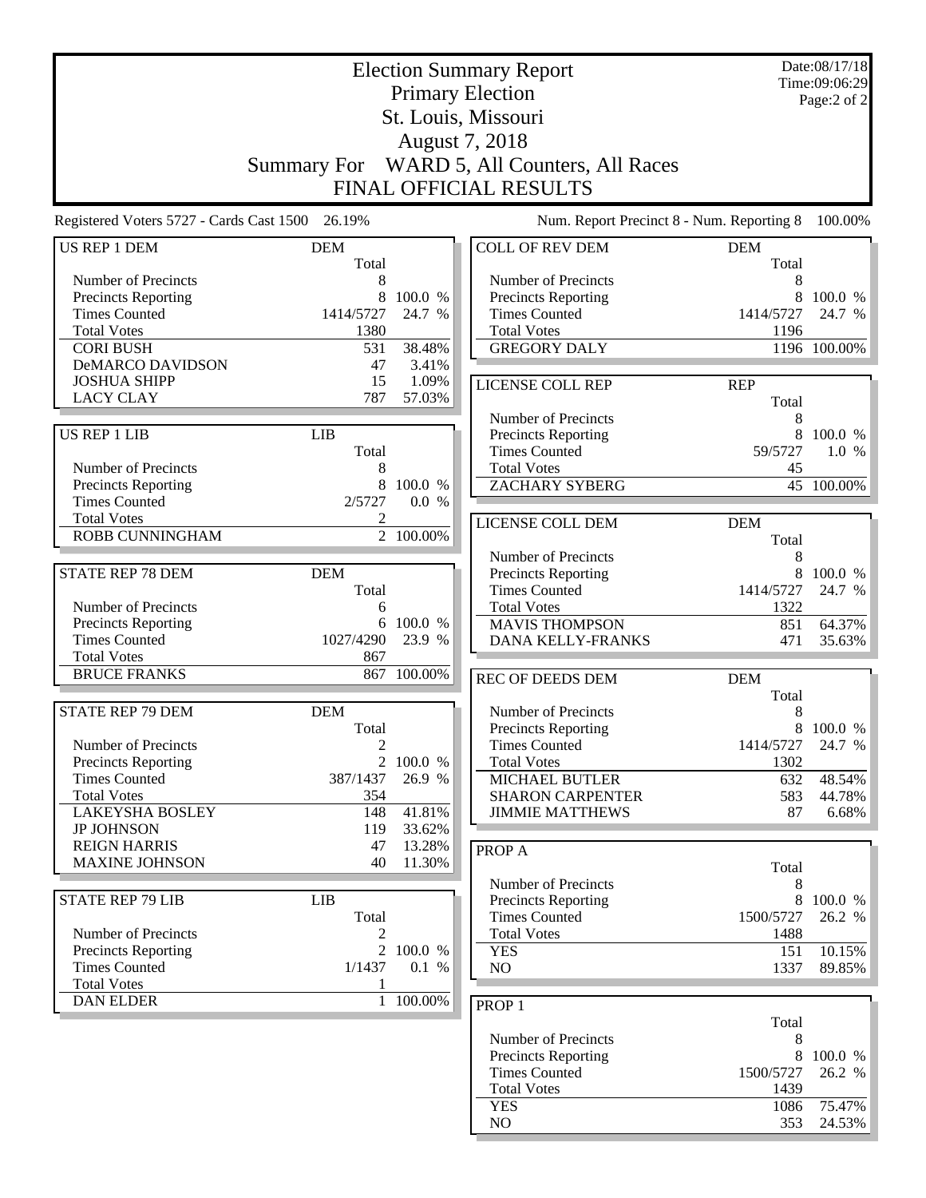# Election Summary Report

## Primary Election

## St. Louis, Missouri

## August 7, 2018

## Summary For WARD 5, All Counters, All Races

## FINAL OFFICIAL RESULTS

Date:08/17/18
Time:09:06:29

Registered Voters 5727 - Cards Cast 1500 26.19%

Num. Report Precinct 8 - Num. Reporting 8 100.00%

### US REP 1 DEM

| US REP 1 DEM | DEM Total | |
|---|---|---|
| Number of Precincts | 8 | |
| Precincts Reporting | 8 | 100.0 % |
| Times Counted | 1414/5727 | 24.7 % |
| Total Votes | 1380 | |
| CORI BUSH | 531 | 38.48% |
| DeMARCO DAVIDSON | 47 | 3.41% |
| JOSHUA SHIPP | 15 | 1.09% |
| LACY CLAY | 787 | 57.03% |

### US REP 1 LIB

| US REP 1 LIB | LIB Total | |
|---|---|---|
| Number of Precincts | 8 | |
| Precincts Reporting | 8 | 100.0 % |
| Times Counted | 2/5727 | 0.0 % |
| Total Votes | 2 | |
| ROBB CUNNINGHAM | 2 | 100.00% |

### STATE REP 78 DEM

| STATE REP 78 DEM | DEM Total | |
|---|---|---|
| Number of Precincts | 6 | |
| Precincts Reporting | 6 | 100.0 % |
| Times Counted | 1027/4290 | 23.9 % |
| Total Votes | 867 | |
| BRUCE FRANKS | 867 | 100.00% |

### STATE REP 79 DEM

| STATE REP 79 DEM | DEM Total | |
|---|---|---|
| Number of Precincts | 2 | |
| Precincts Reporting | 2 | 100.0 % |
| Times Counted | 387/1437 | 26.9 % |
| Total Votes | 354 | |
| LAKEYSHA BOSLEY | 148 | 41.81% |
| JP JOHNSON | 119 | 33.62% |
| REIGN HARRIS | 47 | 13.28% |
| MAXINE JOHNSON | 40 | 11.30% |

### STATE REP 79 LIB

| STATE REP 79 LIB | LIB Total | |
|---|---|---|
| Number of Precincts | 2 | |
| Precincts Reporting | 2 | 100.0 % |
| Times Counted | 1/1437 | 0.1 % |
| Total Votes | 1 | |
| DAN ELDER | 1 | 100.00% |

### COLL OF REV DEM

| COLL OF REV DEM | DEM Total | |
|---|---|---|
| Number of Precincts | 8 | |
| Precincts Reporting | 8 | 100.0 % |
| Times Counted | 1414/5727 | 24.7 % |
| Total Votes | 1196 | |
| GREGORY DALY | 1196 | 100.00% |

### LICENSE COLL REP

| LICENSE COLL REP | REP Total | |
|---|---|---|
| Number of Precincts | 8 | |
| Precincts Reporting | 8 | 100.0 % |
| Times Counted | 59/5727 | 1.0 % |
| Total Votes | 45 | |
| ZACHARY SYBERG | 45 | 100.00% |

### LICENSE COLL DEM

| LICENSE COLL DEM | DEM Total | |
|---|---|---|
| Number of Precincts | 8 | |
| Precincts Reporting | 8 | 100.0 % |
| Times Counted | 1414/5727 | 24.7 % |
| Total Votes | 1322 | |
| MAVIS THOMPSON | 851 | 64.37% |
| DANA KELLY-FRANKS | 471 | 35.63% |

### REC OF DEEDS DEM

| REC OF DEEDS DEM | DEM Total | |
|---|---|---|
| Number of Precincts | 8 | |
| Precincts Reporting | 8 | 100.0 % |
| Times Counted | 1414/5727 | 24.7 % |
| Total Votes | 1302 | |
| MICHAEL BUTLER | 632 | 48.54% |
| SHARON CARPENTER | 583 | 44.78% |
| JIMMIE MATTHEWS | 87 | 6.68% |

### PROP A

| PROP A | Total | |
|---|---|---|
| Number of Precincts | 8 | |
| Precincts Reporting | 8 | 100.0 % |
| Times Counted | 1500/5727 | 26.2 % |
| Total Votes | 1488 | |
| YES | 151 | 10.15% |
| NO | 1337 | 89.85% |

### PROP 1

| PROP 1 | Total | |
|---|---|---|
| Number of Precincts | 8 | |
| Precincts Reporting | 8 | 100.0 % |
| Times Counted | 1500/5727 | 26.2 % |
| Total Votes | 1439 | |
| YES | 1086 | 75.47% |
| NO | 353 | 24.53% |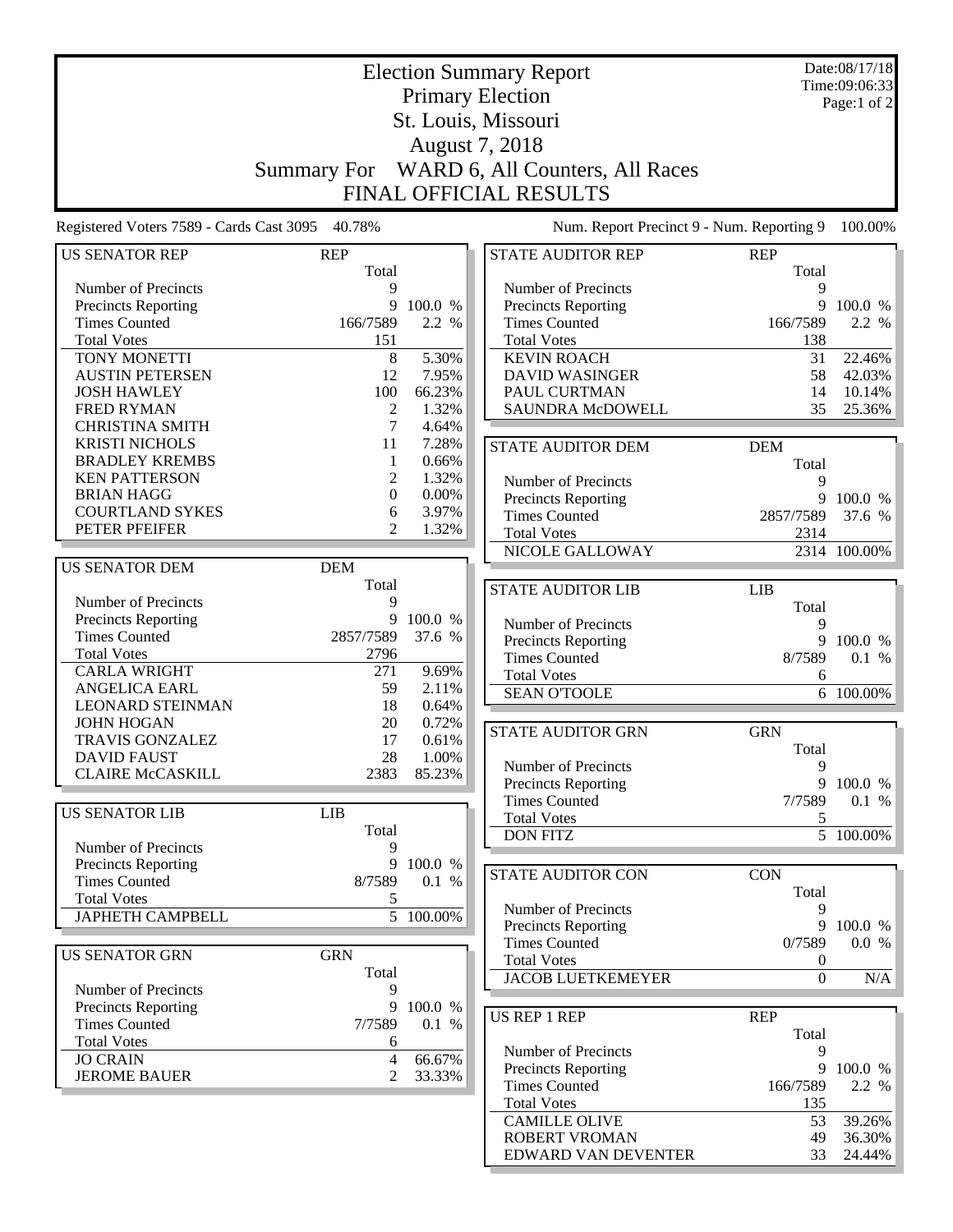# Election Summary Report

## Primary Election

## St. Louis, Missouri

## August 7, 2018

## Summary For WARD 6, All Counters, All Races

## FINAL OFFICIAL RESULTS

Date:08/17/18
Time:09:06:33

Registered Voters 7589 - Cards Cast 3095 40.78%

Num. Report Precinct 9 - Num. Reporting 9 100.00%

| US SENATOR REP | REP Total | |
|---|---|---|
| Number of Precincts | 9 | |
| Precincts Reporting | 9 | 100.0 % |
| Times Counted | 166/7589 | 2.2 % |
| Total Votes | 151 | |
| TONY MONETTI | 8 | 5.30% |
| AUSTIN PETERSEN | 12 | 7.95% |
| JOSH HAWLEY | 100 | 66.23% |
| FRED RYMAN | 2 | 1.32% |
| CHRISTINA SMITH | 7 | 4.64% |
| KRISTI NICHOLS | 11 | 7.28% |
| BRADLEY KREMBS | 1 | 0.66% |
| KEN PATTERSON | 2 | 1.32% |
| BRIAN HAGG | 0 | 0.00% |
| COURTLAND SYKES | 6 | 3.97% |
| PETER PFEIFER | 2 | 1.32% |

| US SENATOR DEM | DEM Total | |
|---|---|---|
| Number of Precincts | 9 | |
| Precincts Reporting | 9 | 100.0 % |
| Times Counted | 2857/7589 | 37.6 % |
| Total Votes | 2796 | |
| CARLA WRIGHT | 271 | 9.69% |
| ANGELICA EARL | 59 | 2.11% |
| LEONARD STEINMAN | 18 | 0.64% |
| JOHN HOGAN | 20 | 0.72% |
| TRAVIS GONZALEZ | 17 | 0.61% |
| DAVID FAUST | 28 | 1.00% |
| CLAIRE McCASKILL | 2383 | 85.23% |

| US SENATOR LIB | LIB Total | |
|---|---|---|
| Number of Precincts | 9 | |
| Precincts Reporting | 9 | 100.0 % |
| Times Counted | 8/7589 | 0.1 % |
| Total Votes | 5 | |
| JAPHETH CAMPBELL | 5 | 100.00% |

| US SENATOR GRN | GRN Total | |
|---|---|---|
| Number of Precincts | 9 | |
| Precincts Reporting | 9 | 100.0 % |
| Times Counted | 7/7589 | 0.1 % |
| Total Votes | 6 | |
| JO CRAIN | 4 | 66.67% |
| JEROME BAUER | 2 | 33.33% |

| STATE AUDITOR REP | REP Total | |
|---|---|---|
| Number of Precincts | 9 | |
| Precincts Reporting | 9 | 100.0 % |
| Times Counted | 166/7589 | 2.2 % |
| Total Votes | 138 | |
| KEVIN ROACH | 31 | 22.46% |
| DAVID WASINGER | 58 | 42.03% |
| PAUL CURTMAN | 14 | 10.14% |
| SAUNDRA McDOWELL | 35 | 25.36% |

| STATE AUDITOR DEM | DEM Total | |
|---|---|---|
| Number of Precincts | 9 | |
| Precincts Reporting | 9 | 100.0 % |
| Times Counted | 2857/7589 | 37.6 % |
| Total Votes | 2314 | |
| NICOLE GALLOWAY | 2314 | 100.00% |

| STATE AUDITOR LIB | LIB Total | |
|---|---|---|
| Number of Precincts | 9 | |
| Precincts Reporting | 9 | 100.0 % |
| Times Counted | 8/7589 | 0.1 % |
| Total Votes | 6 | |
| SEAN O'TOOLE | 6 | 100.00% |

| STATE AUDITOR GRN | GRN Total | |
|---|---|---|
| Number of Precincts | 9 | |
| Precincts Reporting | 9 | 100.0 % |
| Times Counted | 7/7589 | 0.1 % |
| Total Votes | 5 | |
| DON FITZ | 5 | 100.00% |

| STATE AUDITOR CON | CON Total | |
|---|---|---|
| Number of Precincts | 9 | |
| Precincts Reporting | 9 | 100.0 % |
| Times Counted | 0/7589 | 0.0 % |
| Total Votes | 0 | |
| JACOB LUETKEMEYER | 0 | N/A |

| US REP 1 REP | REP Total | |
|---|---|---|
| Number of Precincts | 9 | |
| Precincts Reporting | 9 | 100.0 % |
| Times Counted | 166/7589 | 2.2 % |
| Total Votes | 135 | |
| CAMILLE OLIVE | 53 | 39.26% |
| ROBERT VROMAN | 49 | 36.30% |
| EDWARD VAN DEVENTER | 33 | 24.44% |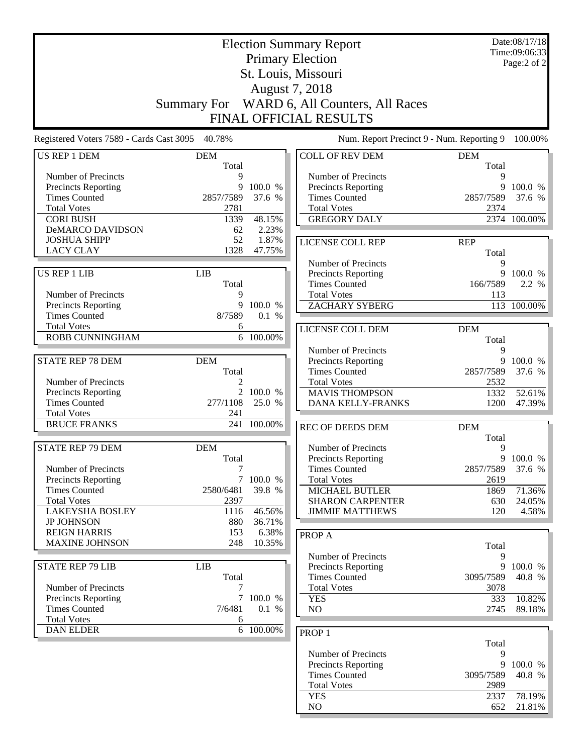# Election Summary Report

## Primary Election

## St. Louis, Missouri

## August 7, 2018

## Summary For WARD 6, All Counters, All Races

## FINAL OFFICIAL RESULTS

Date:08/17/18
Time:09:06:33
Page:2 of 2

Registered Voters 7589 - Cards Cast 3095 40.78%

Num. Report Precinct 9 - Num. Reporting 9 100.00%

| US REP 1 DEM | DEM | |
|---|---|---|
| | Total | |
| Number of Precincts | 9 | |
| Precincts Reporting | 9 | 100.0 % |
| Times Counted | 2857/7589 | 37.6 % |
| Total Votes | 2781 | |
| CORI BUSH | 1339 | 48.15% |
| DeMARCO DAVIDSON | 62 | 2.23% |
| JOSHUA SHIPP | 52 | 1.87% |
| LACY CLAY | 1328 | 47.75% |

| US REP 1 LIB | LIB | |
|---|---|---|
| | Total | |
| Number of Precincts | 9 | |
| Precincts Reporting | 9 | 100.0 % |
| Times Counted | 8/7589 | 0.1 % |
| Total Votes | 6 | |
| ROBB CUNNINGHAM | 6 | 100.00% |

| STATE REP 78 DEM | DEM | |
|---|---|---|
| | Total | |
| Number of Precincts | 2 | |
| Precincts Reporting | 2 | 100.0 % |
| Times Counted | 277/1108 | 25.0 % |
| Total Votes | 241 | |
| BRUCE FRANKS | 241 | 100.00% |

| STATE REP 79 DEM | DEM | |
|---|---|---|
| | Total | |
| Number of Precincts | 7 | |
| Precincts Reporting | 7 | 100.0 % |
| Times Counted | 2580/6481 | 39.8 % |
| Total Votes | 2397 | |
| LAKEYSHA BOSLEY | 1116 | 46.56% |
| JP JOHNSON | 880 | 36.71% |
| REIGN HARRIS | 153 | 6.38% |
| MAXINE JOHNSON | 248 | 10.35% |

| STATE REP 79 LIB | LIB | |
|---|---|---|
| | Total | |
| Number of Precincts | 7 | |
| Precincts Reporting | 7 | 100.0 % |
| Times Counted | 7/6481 | 0.1 % |
| Total Votes | 6 | |
| DAN ELDER | 6 | 100.00% |

| COLL OF REV DEM | DEM | |
|---|---|---|
| | Total | |
| Number of Precincts | 9 | |
| Precincts Reporting | 9 | 100.0 % |
| Times Counted | 2857/7589 | 37.6 % |
| Total Votes | 2374 | |
| GREGORY DALY | 2374 | 100.00% |

| LICENSE COLL REP | REP | |
|---|---|---|
| | Total | |
| Number of Precincts | 9 | |
| Precincts Reporting | 9 | 100.0 % |
| Times Counted | 166/7589 | 2.2 % |
| Total Votes | 113 | |
| ZACHARY SYBERG | 113 | 100.00% |

| LICENSE COLL DEM | DEM | |
|---|---|---|
| | Total | |
| Number of Precincts | 9 | |
| Precincts Reporting | 9 | 100.0 % |
| Times Counted | 2857/7589 | 37.6 % |
| Total Votes | 2532 | |
| MAVIS THOMPSON | 1332 | 52.61% |
| DANA KELLY-FRANKS | 1200 | 47.39% |

| REC OF DEEDS DEM | DEM | |
|---|---|---|
| | Total | |
| Number of Precincts | 9 | |
| Precincts Reporting | 9 | 100.0 % |
| Times Counted | 2857/7589 | 37.6 % |
| Total Votes | 2619 | |
| MICHAEL BUTLER | 1869 | 71.36% |
| SHARON CARPENTER | 630 | 24.05% |
| JIMMIE MATTHEWS | 120 | 4.58% |

| PROP A | | |
|---|---|---|
| | Total | |
| Number of Precincts | 9 | |
| Precincts Reporting | 9 | 100.0 % |
| Times Counted | 3095/7589 | 40.8 % |
| Total Votes | 3078 | |
| YES | 333 | 10.82% |
| NO | 2745 | 89.18% |

| PROP 1 | | |
|---|---|---|
| | Total | |
| Number of Precincts | 9 | |
| Precincts Reporting | 9 | 100.0 % |
| Times Counted | 3095/7589 | 40.8 % |
| Total Votes | 2989 | |
| YES | 2337 | 78.19% |
| NO | 652 | 21.81% |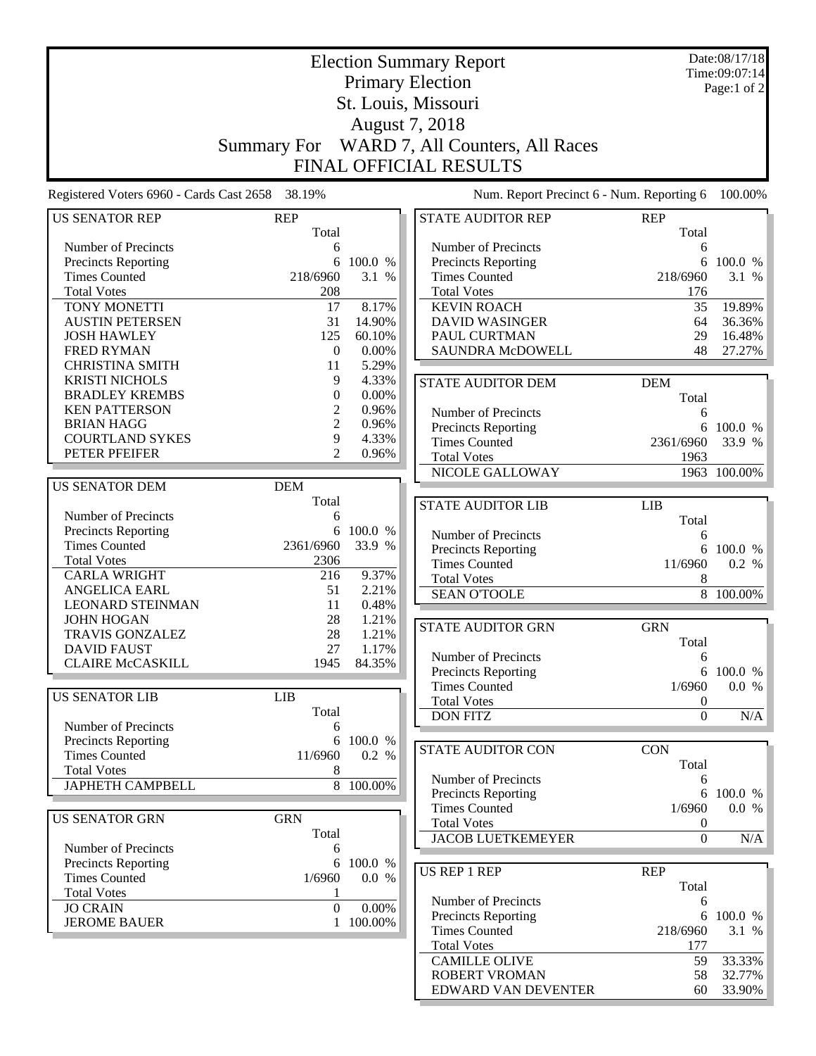# Election Summary Report
## Primary Election
## St. Louis, Missouri
## August 7, 2018
## Summary For WARD 7, All Counters, All Races
## FINAL OFFICIAL RESULTS

Date:08/17/18
Time:09:07:14
Page:1 of 2

Registered Voters 6960 - Cards Cast 2658 38.19%

Num. Report Precinct 6 - Num. Reporting 6 100.00%

| US SENATOR REP | REP Total | |
|---|---|---|
| Number of Precincts | 6 | |
| Precincts Reporting | 6 | 100.0 % |
| Times Counted | 218/6960 | 3.1 % |
| Total Votes | 208 | |
| TONY MONETTI | 17 | 8.17% |
| AUSTIN PETERSEN | 31 | 14.90% |
| JOSH HAWLEY | 125 | 60.10% |
| FRED RYMAN | 0 | 0.00% |
| CHRISTINA SMITH | 11 | 5.29% |
| KRISTI NICHOLS | 9 | 4.33% |
| BRADLEY KREMBS | 0 | 0.00% |
| KEN PATTERSON | 2 | 0.96% |
| BRIAN HAGG | 2 | 0.96% |
| COURTLAND SYKES | 9 | 4.33% |
| PETER PFEIFER | 2 | 0.96% |

| US SENATOR DEM | DEM Total | |
|---|---|---|
| Number of Precincts | 6 | |
| Precincts Reporting | 6 | 100.0 % |
| Times Counted | 2361/6960 | 33.9 % |
| Total Votes | 2306 | |
| CARLA WRIGHT | 216 | 9.37% |
| ANGELICA EARL | 51 | 2.21% |
| LEONARD STEINMAN | 11 | 0.48% |
| JOHN HOGAN | 28 | 1.21% |
| TRAVIS GONZALEZ | 28 | 1.21% |
| DAVID FAUST | 27 | 1.17% |
| CLAIRE McCASKILL | 1945 | 84.35% |

| US SENATOR LIB | LIB Total | |
|---|---|---|
| Number of Precincts | 6 | |
| Precincts Reporting | 6 | 100.0 % |
| Times Counted | 11/6960 | 0.2 % |
| Total Votes | 8 | |
| JAPHETH CAMPBELL | 8 | 100.00% |

| US SENATOR GRN | GRN Total | |
|---|---|---|
| Number of Precincts | 6 | |
| Precincts Reporting | 6 | 100.0 % |
| Times Counted | 1/6960 | 0.0 % |
| Total Votes | 1 | |
| JO CRAIN | 0 | 0.00% |
| JEROME BAUER | 1 | 100.00% |

| STATE AUDITOR REP | REP Total | |
|---|---|---|
| Number of Precincts | 6 | |
| Precincts Reporting | 6 | 100.0 % |
| Times Counted | 218/6960 | 3.1 % |
| Total Votes | 176 | |
| KEVIN ROACH | 35 | 19.89% |
| DAVID WASINGER | 64 | 36.36% |
| PAUL CURTMAN | 29 | 16.48% |
| SAUNDRA McDOWELL | 48 | 27.27% |

| STATE AUDITOR DEM | DEM Total | |
|---|---|---|
| Number of Precincts | 6 | |
| Precincts Reporting | 6 | 100.0 % |
| Times Counted | 2361/6960 | 33.9 % |
| Total Votes | 1963 | |
| NICOLE GALLOWAY | 1963 | 100.00% |

| STATE AUDITOR LIB | LIB Total | |
|---|---|---|
| Number of Precincts | 6 | |
| Precincts Reporting | 6 | 100.0 % |
| Times Counted | 11/6960 | 0.2 % |
| Total Votes | 8 | |
| SEAN O'TOOLE | 8 | 100.00% |

| STATE AUDITOR GRN | GRN Total | |
|---|---|---|
| Number of Precincts | 6 | |
| Precincts Reporting | 6 | 100.0 % |
| Times Counted | 1/6960 | 0.0 % |
| Total Votes | 0 | |
| DON FITZ | 0 | N/A |

| STATE AUDITOR CON | CON Total | |
|---|---|---|
| Number of Precincts | 6 | |
| Precincts Reporting | 6 | 100.0 % |
| Times Counted | 1/6960 | 0.0 % |
| Total Votes | 0 | |
| JACOB LUETKEMEYER | 0 | N/A |

| US REP 1 REP | REP Total | |
|---|---|---|
| Number of Precincts | 6 | |
| Precincts Reporting | 6 | 100.0 % |
| Times Counted | 218/6960 | 3.1 % |
| Total Votes | 177 | |
| CAMILLE OLIVE | 59 | 33.33% |
| ROBERT VROMAN | 58 | 32.77% |
| EDWARD VAN DEVENTER | 60 | 33.90% |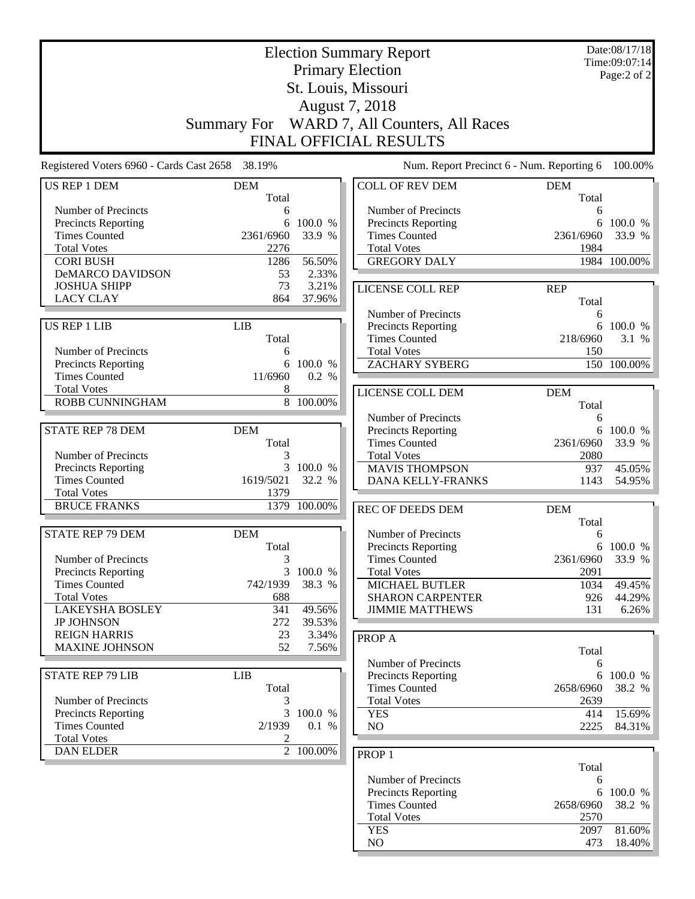# Election Summary Report

## Primary Election

## St. Louis, Missouri

## August 7, 2018

## Summary For WARD 7, All Counters, All Races

## FINAL OFFICIAL RESULTS

Date:08/17/18
Time:09:07:14
Page:2 of 2

Registered Voters 6960 - Cards Cast 2658 38.19%

Num. Report Precinct 6 - Num. Reporting 6 100.00%

### US REP 1 DEM

| | DEM Total | |
|---|---|---|
| Number of Precincts | 6 | |
| Precincts Reporting | 6 | 100.0 % |
| Times Counted | 2361/6960 | 33.9 % |
| Total Votes | 2276 | |
| CORI BUSH | 1286 | 56.50% |
| DeMARCO DAVIDSON | 53 | 2.33% |
| JOSHUA SHIPP | 73 | 3.21% |
| LACY CLAY | 864 | 37.96% |

### US REP 1 LIB

| | LIB Total | |
|---|---|---|
| Number of Precincts | 6 | |
| Precincts Reporting | 6 | 100.0 % |
| Times Counted | 11/6960 | 0.2 % |
| Total Votes | 8 | |
| ROBB CUNNINGHAM | 8 | 100.00% |

### STATE REP 78 DEM

| | DEM Total | |
|---|---|---|
| Number of Precincts | 3 | |
| Precincts Reporting | 3 | 100.0 % |
| Times Counted | 1619/5021 | 32.2 % |
| Total Votes | 1379 | |
| BRUCE FRANKS | 1379 | 100.00% |

### STATE REP 79 DEM

| | DEM Total | |
|---|---|---|
| Number of Precincts | 3 | |
| Precincts Reporting | 3 | 100.0 % |
| Times Counted | 742/1939 | 38.3 % |
| Total Votes | 688 | |
| LAKEYSHA BOSLEY | 341 | 49.56% |
| JP JOHNSON | 272 | 39.53% |
| REIGN HARRIS | 23 | 3.34% |
| MAXINE JOHNSON | 52 | 7.56% |

### STATE REP 79 LIB

| | LIB Total | |
|---|---|---|
| Number of Precincts | 3 | |
| Precincts Reporting | 3 | 100.0 % |
| Times Counted | 2/1939 | 0.1 % |
| Total Votes | 2 | |
| DAN ELDER | 2 | 100.00% |

### COLL OF REV DEM

| | DEM Total | |
|---|---|---|
| Number of Precincts | 6 | |
| Precincts Reporting | 6 | 100.0 % |
| Times Counted | 2361/6960 | 33.9 % |
| Total Votes | 1984 | |
| GREGORY DALY | 1984 | 100.00% |

### LICENSE COLL REP

| | REP Total | |
|---|---|---|
| Number of Precincts | 6 | |
| Precincts Reporting | 6 | 100.0 % |
| Times Counted | 218/6960 | 3.1 % |
| Total Votes | 150 | |
| ZACHARY SYBERG | 150 | 100.00% |

### LICENSE COLL DEM

| | DEM Total | |
|---|---|---|
| Number of Precincts | 6 | |
| Precincts Reporting | 6 | 100.0 % |
| Times Counted | 2361/6960 | 33.9 % |
| Total Votes | 2080 | |
| MAVIS THOMPSON | 937 | 45.05% |
| DANA KELLY-FRANKS | 1143 | 54.95% |

### REC OF DEEDS DEM

| | DEM Total | |
|---|---|---|
| Number of Precincts | 6 | |
| Precincts Reporting | 6 | 100.0 % |
| Times Counted | 2361/6960 | 33.9 % |
| Total Votes | 2091 | |
| MICHAEL BUTLER | 1034 | 49.45% |
| SHARON CARPENTER | 926 | 44.29% |
| JIMMIE MATTHEWS | 131 | 6.26% |

### PROP A

| | Total | |
|---|---|---|
| Number of Precincts | 6 | |
| Precincts Reporting | 6 | 100.0 % |
| Times Counted | 2658/6960 | 38.2 % |
| Total Votes | 2639 | |
| YES | 414 | 15.69% |
| NO | 2225 | 84.31% |

### PROP 1

| | Total | |
|---|---|---|
| Number of Precincts | 6 | |
| Precincts Reporting | 6 | 100.0 % |
| Times Counted | 2658/6960 | 38.2 % |
| Total Votes | 2570 | |
| YES | 2097 | 81.60% |
| NO | 473 | 18.40% |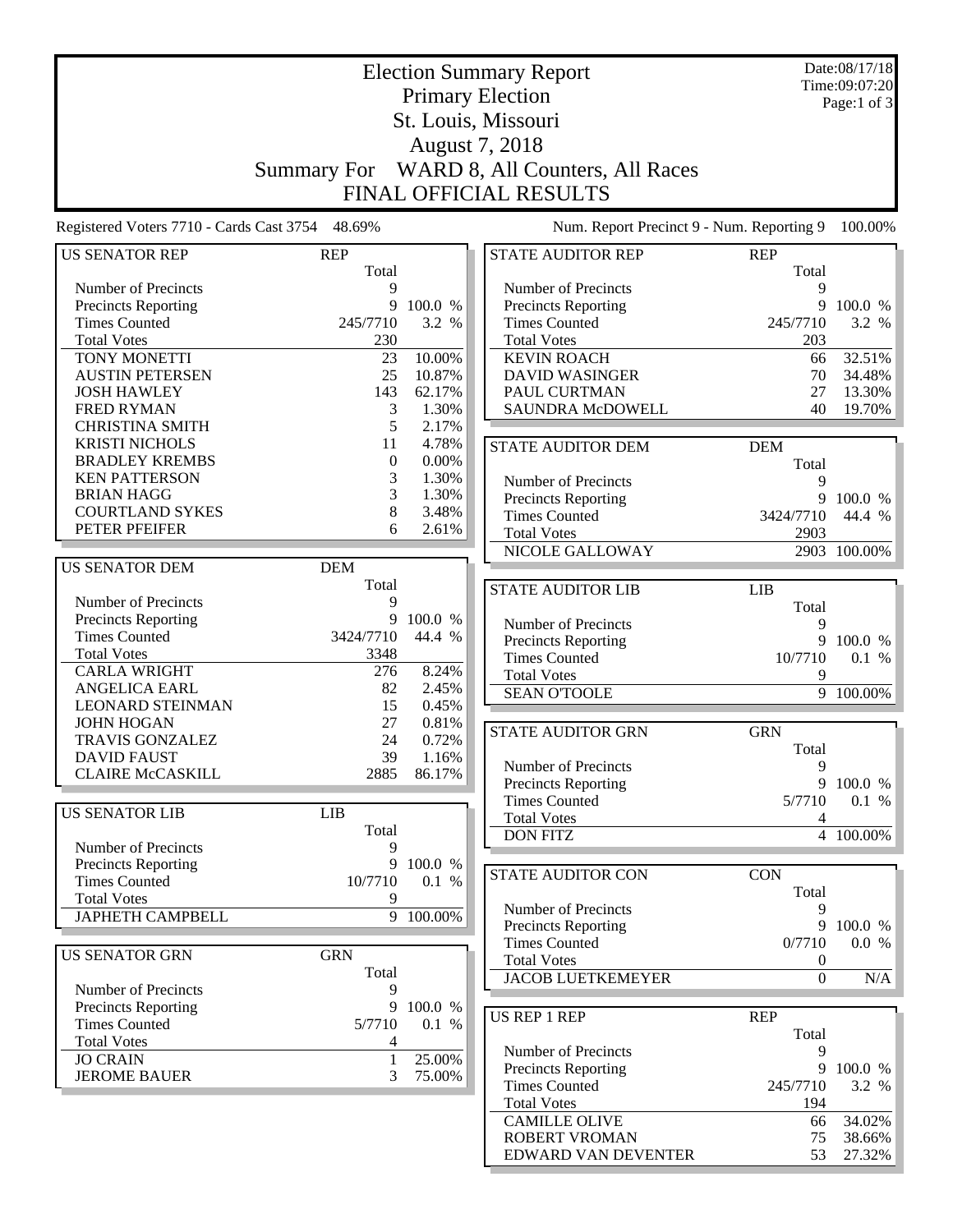# Election Summary Report

## Primary Election
## St. Louis, Missouri
## August 7, 2018
## Summary For WARD 8, All Counters, All Races
## FINAL OFFICIAL RESULTS

Date:08/17/18
Time:09:07:20

Registered Voters 7710 - Cards Cast 3754 48.69%

Num. Report Precinct 9 - Num. Reporting 9 100.00%

| US SENATOR REP | REP Total | |
|---|---|---|
| Number of Precincts | 9 | |
| Precincts Reporting | 9 | 100.0 % |
| Times Counted | 245/7710 | 3.2 % |
| Total Votes | 230 | |
| TONY MONETTI | 23 | 10.00% |
| AUSTIN PETERSEN | 25 | 10.87% |
| JOSH HAWLEY | 143 | 62.17% |
| FRED RYMAN | 3 | 1.30% |
| CHRISTINA SMITH | 5 | 2.17% |
| KRISTI NICHOLS | 11 | 4.78% |
| BRADLEY KREMBS | 0 | 0.00% |
| KEN PATTERSON | 3 | 1.30% |
| BRIAN HAGG | 3 | 1.30% |
| COURTLAND SYKES | 8 | 3.48% |
| PETER PFEIFER | 6 | 2.61% |

| US SENATOR DEM | DEM Total | |
|---|---|---|
| Number of Precincts | 9 | |
| Precincts Reporting | 9 | 100.0 % |
| Times Counted | 3424/7710 | 44.4 % |
| Total Votes | 3348 | |
| CARLA WRIGHT | 276 | 8.24% |
| ANGELICA EARL | 82 | 2.45% |
| LEONARD STEINMAN | 15 | 0.45% |
| JOHN HOGAN | 27 | 0.81% |
| TRAVIS GONZALEZ | 24 | 0.72% |
| DAVID FAUST | 39 | 1.16% |
| CLAIRE McCASKILL | 2885 | 86.17% |

| US SENATOR LIB | LIB Total | |
|---|---|---|
| Number of Precincts | 9 | |
| Precincts Reporting | 9 | 100.0 % |
| Times Counted | 10/7710 | 0.1 % |
| Total Votes | 9 | |
| JAPHETH CAMPBELL | 9 | 100.00% |

| US SENATOR GRN | GRN Total | |
|---|---|---|
| Number of Precincts | 9 | |
| Precincts Reporting | 9 | 100.0 % |
| Times Counted | 5/7710 | 0.1 % |
| Total Votes | 4 | |
| JO CRAIN | 1 | 25.00% |
| JEROME BAUER | 3 | 75.00% |

| STATE AUDITOR REP | REP Total | |
|---|---|---|
| Number of Precincts | 9 | |
| Precincts Reporting | 9 | 100.0 % |
| Times Counted | 245/7710 | 3.2 % |
| Total Votes | 203 | |
| KEVIN ROACH | 66 | 32.51% |
| DAVID WASINGER | 70 | 34.48% |
| PAUL CURTMAN | 27 | 13.30% |
| SAUNDRA McDOWELL | 40 | 19.70% |

| STATE AUDITOR DEM | DEM Total | |
|---|---|---|
| Number of Precincts | 9 | |
| Precincts Reporting | 9 | 100.0 % |
| Times Counted | 3424/7710 | 44.4 % |
| Total Votes | 2903 | |
| NICOLE GALLOWAY | 2903 | 100.00% |

| STATE AUDITOR LIB | LIB Total | |
|---|---|---|
| Number of Precincts | 9 | |
| Precincts Reporting | 9 | 100.0 % |
| Times Counted | 10/7710 | 0.1 % |
| Total Votes | 9 | |
| SEAN O'TOOLE | 9 | 100.00% |

| STATE AUDITOR GRN | GRN Total | |
|---|---|---|
| Number of Precincts | 9 | |
| Precincts Reporting | 9 | 100.0 % |
| Times Counted | 5/7710 | 0.1 % |
| Total Votes | 4 | |
| DON FITZ | 4 | 100.00% |

| STATE AUDITOR CON | CON Total | |
|---|---|---|
| Number of Precincts | 9 | |
| Precincts Reporting | 9 | 100.0 % |
| Times Counted | 0/7710 | 0.0 % |
| Total Votes | 0 | |
| JACOB LUETKEMEYER | 0 | N/A |

| US REP 1 REP | REP Total | |
|---|---|---|
| Number of Precincts | 9 | |
| Precincts Reporting | 9 | 100.0 % |
| Times Counted | 245/7710 | 3.2 % |
| Total Votes | 194 | |
| CAMILLE OLIVE | 66 | 34.02% |
| ROBERT VROMAN | 75 | 38.66% |
| EDWARD VAN DEVENTER | 53 | 27.32% |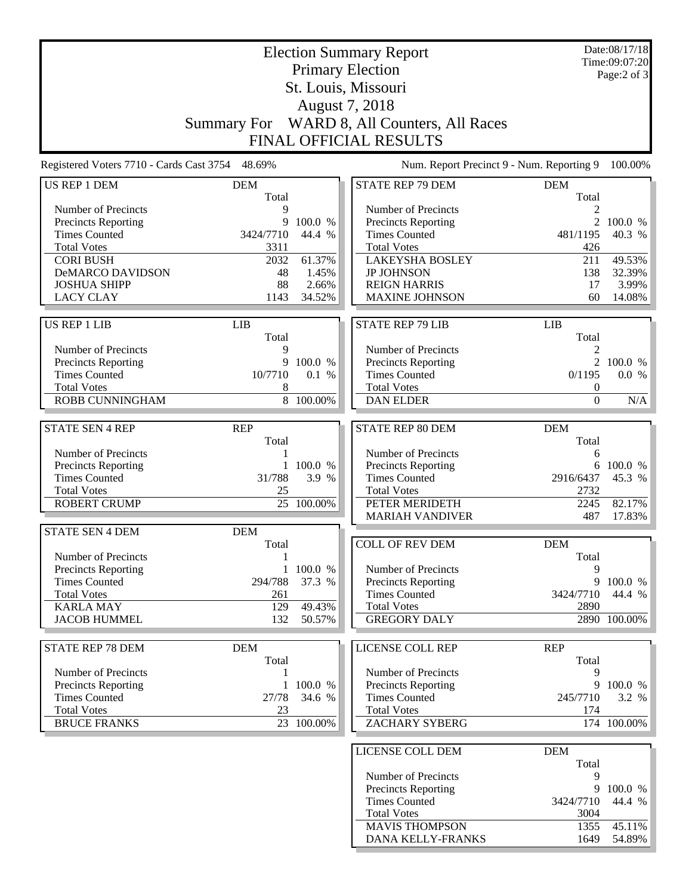# Election Summary Report

## Primary Election

## St. Louis, Missouri

## August 7, 2018

## Summary For WARD 8, All Counters, All Races

## FINAL OFFICIAL RESULTS

Date:08/17/18
Time:09:07:20

Registered Voters 7710 - Cards Cast 3754 48.69%

Num. Report Precinct 9 - Num. Reporting 9 100.00%

### US REP 1 DEM

| | DEM Total | |
|---|---|---|
| Number of Precincts | 9 | |
| Precincts Reporting | 9 | 100.0 % |
| Times Counted | 3424/7710 | 44.4 % |
| Total Votes | 3311 | |
| CORI BUSH | 2032 | 61.37% |
| DeMARCO DAVIDSON | 48 | 1.45% |
| JOSHUA SHIPP | 88 | 2.66% |
| LACY CLAY | 1143 | 34.52% |

### US REP 1 LIB

| | LIB Total | |
|---|---|---|
| Number of Precincts | 9 | |
| Precincts Reporting | 9 | 100.0 % |
| Times Counted | 10/7710 | 0.1 % |
| Total Votes | 8 | |
| ROBB CUNNINGHAM | 8 | 100.00% |

### STATE SEN 4 REP

| | REP Total | |
|---|---|---|
| Number of Precincts | 1 | |
| Precincts Reporting | 1 | 100.0 % |
| Times Counted | 31/788 | 3.9 % |
| Total Votes | 25 | |
| ROBERT CRUMP | 25 | 100.00% |

### STATE SEN 4 DEM

| | DEM Total | |
|---|---|---|
| Number of Precincts | 1 | |
| Precincts Reporting | 1 | 100.0 % |
| Times Counted | 294/788 | 37.3 % |
| Total Votes | 261 | |
| KARLA MAY | 129 | 49.43% |
| JACOB HUMMEL | 132 | 50.57% |

### STATE REP 78 DEM

| | DEM Total | |
|---|---|---|
| Number of Precincts | 1 | |
| Precincts Reporting | 1 | 100.0 % |
| Times Counted | 27/78 | 34.6 % |
| Total Votes | 23 | |
| BRUCE FRANKS | 23 | 100.00% |

### STATE REP 79 DEM

| | DEM Total | |
|---|---|---|
| Number of Precincts | 2 | |
| Precincts Reporting | 2 | 100.0 % |
| Times Counted | 481/1195 | 40.3 % |
| Total Votes | 426 | |
| LAKEYSHA BOSLEY | 211 | 49.53% |
| JP JOHNSON | 138 | 32.39% |
| REIGN HARRIS | 17 | 3.99% |
| MAXINE JOHNSON | 60 | 14.08% |

### STATE REP 79 LIB

| | LIB Total | |
|---|---|---|
| Number of Precincts | 2 | |
| Precincts Reporting | 2 | 100.0 % |
| Times Counted | 0/1195 | 0.0 % |
| Total Votes | 0 | |
| DAN ELDER | 0 | N/A |

### STATE REP 80 DEM

| | DEM Total | |
|---|---|---|
| Number of Precincts | 6 | |
| Precincts Reporting | 6 | 100.0 % |
| Times Counted | 2916/6437 | 45.3 % |
| Total Votes | 2732 | |
| PETER MERIDETH | 2245 | 82.17% |
| MARIAH VANDIVER | 487 | 17.83% |

### COLL OF REV DEM

| | DEM Total | |
|---|---|---|
| Number of Precincts | 9 | |
| Precincts Reporting | 9 | 100.0 % |
| Times Counted | 3424/7710 | 44.4 % |
| Total Votes | 2890 | |
| GREGORY DALY | 2890 | 100.00% |

### LICENSE COLL REP

| | REP Total | |
|---|---|---|
| Number of Precincts | 9 | |
| Precincts Reporting | 9 | 100.0 % |
| Times Counted | 245/7710 | 3.2 % |
| Total Votes | 174 | |
| ZACHARY SYBERG | 174 | 100.00% |

### LICENSE COLL DEM

| | DEM Total | |
|---|---|---|
| Number of Precincts | 9 | |
| Precincts Reporting | 9 | 100.0 % |
| Times Counted | 3424/7710 | 44.4 % |
| Total Votes | 3004 | |
| MAVIS THOMPSON | 1355 | 45.11% |
| DANA KELLY-FRANKS | 1649 | 54.89% |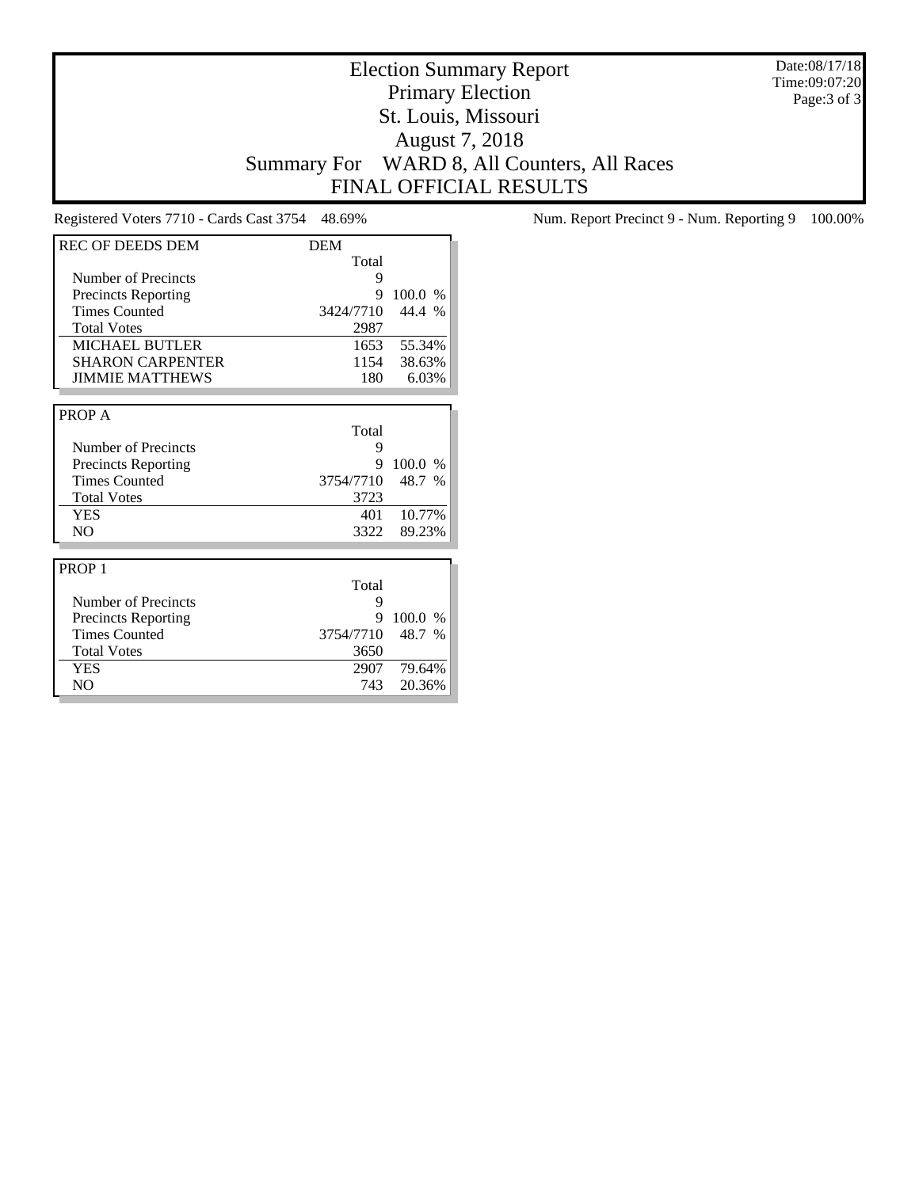# Election Summary Report

## Primary Election

## St. Louis, Missouri

## August 7, 2018

## Summary For WARD 8, All Counters, All Races

## FINAL OFFICIAL RESULTS

Date:08/17/18
Time:09:07:20

Registered Voters 7710 - Cards Cast 3754 48.69%

Num. Report Precinct 9 - Num. Reporting 9 100.00%

| REC OF DEEDS DEM | DEM | |
|---|---|---|
| | Total | |
| Number of Precincts | 9 | |
| Precincts Reporting | 9 | 100.0 % |
| Times Counted | 3424/7710 | 44.4 % |
| Total Votes | 2987 | |
| MICHAEL BUTLER | 1653 | 55.34% |
| SHARON CARPENTER | 1154 | 38.63% |
| JIMMIE MATTHEWS | 180 | 6.03% |

| PROP A | | |
|---|---|---|
| | Total | |
| Number of Precincts | 9 | |
| Precincts Reporting | 9 | 100.0 % |
| Times Counted | 3754/7710 | 48.7 % |
| Total Votes | 3723 | |
| YES | 401 | 10.77% |
| NO | 3322 | 89.23% |

| PROP 1 | | |
|---|---|---|
| | Total | |
| Number of Precincts | 9 | |
| Precincts Reporting | 9 | 100.0 % |
| Times Counted | 3754/7710 | 48.7 % |
| Total Votes | 3650 | |
| YES | 2907 | 79.64% |
| NO | 743 | 20.36% |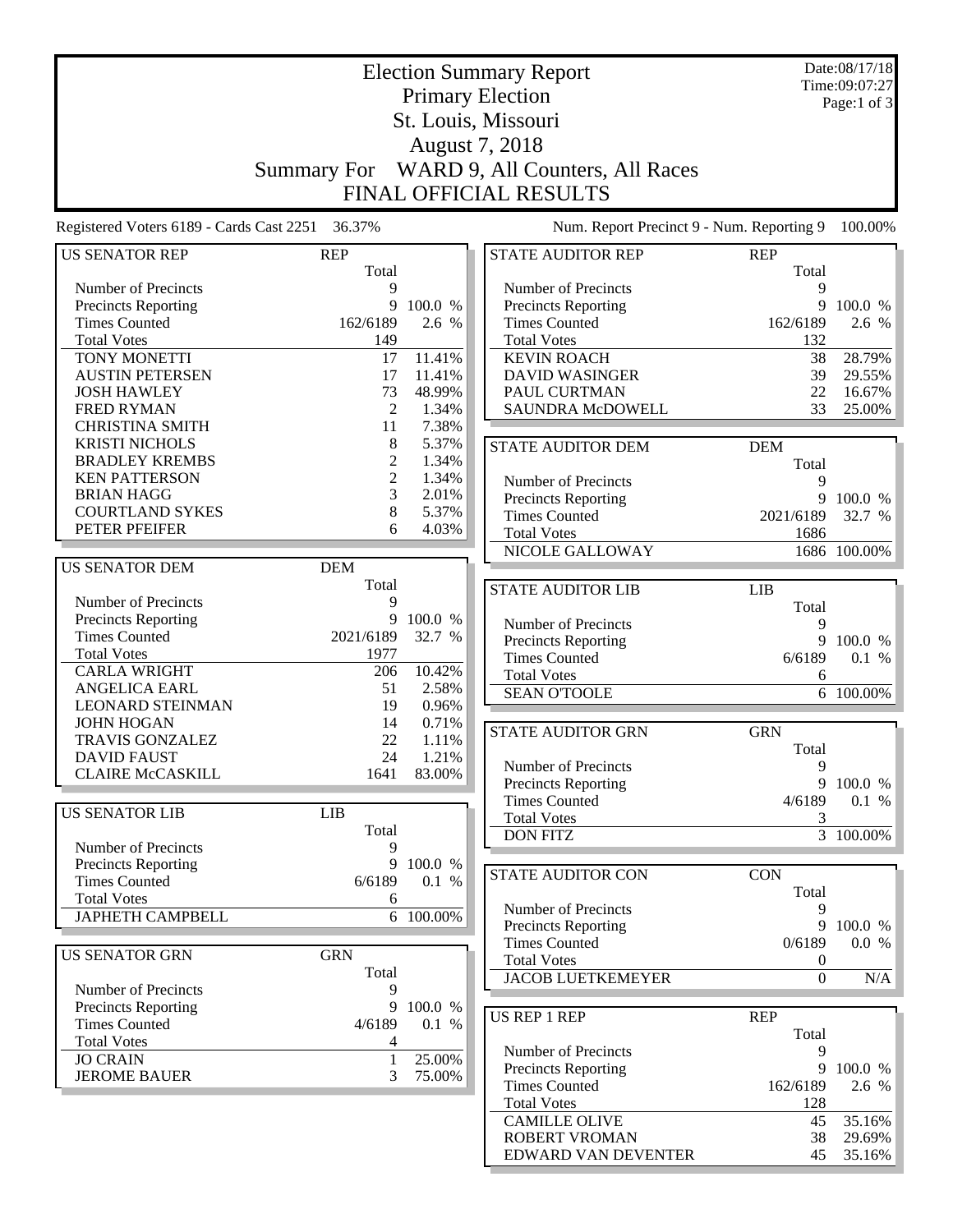# Election Summary Report

## Primary Election

## St. Louis, Missouri

## August 7, 2018

## Summary For WARD 9, All Counters, All Races

## FINAL OFFICIAL RESULTS

Date:08/17/18
Time:09:07:27

Registered Voters 6189 - Cards Cast 2251 36.37%

Num. Report Precinct 9 - Num. Reporting 9 100.00%

| US SENATOR REP | REP Total | |
|---|---|---|
| Number of Precincts | 9 | |
| Precincts Reporting | 9 | 100.0 % |
| Times Counted | 162/6189 | 2.6 % |
| Total Votes | 149 | |
| TONY MONETTI | 17 | 11.41% |
| AUSTIN PETERSEN | 17 | 11.41% |
| JOSH HAWLEY | 73 | 48.99% |
| FRED RYMAN | 2 | 1.34% |
| CHRISTINA SMITH | 11 | 7.38% |
| KRISTI NICHOLS | 8 | 5.37% |
| BRADLEY KREMBS | 2 | 1.34% |
| KEN PATTERSON | 2 | 1.34% |
| BRIAN HAGG | 3 | 2.01% |
| COURTLAND SYKES | 8 | 5.37% |
| PETER PFEIFER | 6 | 4.03% |

| US SENATOR DEM | DEM Total | |
|---|---|---|
| Number of Precincts | 9 | |
| Precincts Reporting | 9 | 100.0 % |
| Times Counted | 2021/6189 | 32.7 % |
| Total Votes | 1977 | |
| CARLA WRIGHT | 206 | 10.42% |
| ANGELICA EARL | 51 | 2.58% |
| LEONARD STEINMAN | 19 | 0.96% |
| JOHN HOGAN | 14 | 0.71% |
| TRAVIS GONZALEZ | 22 | 1.11% |
| DAVID FAUST | 24 | 1.21% |
| CLAIRE McCASKILL | 1641 | 83.00% |

| US SENATOR LIB | LIB Total | |
|---|---|---|
| Number of Precincts | 9 | |
| Precincts Reporting | 9 | 100.0 % |
| Times Counted | 6/6189 | 0.1 % |
| Total Votes | 6 | |
| JAPHETH CAMPBELL | 6 | 100.00% |

| US SENATOR GRN | GRN Total | |
|---|---|---|
| Number of Precincts | 9 | |
| Precincts Reporting | 9 | 100.0 % |
| Times Counted | 4/6189 | 0.1 % |
| Total Votes | 4 | |
| JO CRAIN | 1 | 25.00% |
| JEROME BAUER | 3 | 75.00% |

| STATE AUDITOR REP | REP Total | |
|---|---|---|
| Number of Precincts | 9 | |
| Precincts Reporting | 9 | 100.0 % |
| Times Counted | 162/6189 | 2.6 % |
| Total Votes | 132 | |
| KEVIN ROACH | 38 | 28.79% |
| DAVID WASINGER | 39 | 29.55% |
| PAUL CURTMAN | 22 | 16.67% |
| SAUNDRA McDOWELL | 33 | 25.00% |

| STATE AUDITOR DEM | DEM Total | |
|---|---|---|
| Number of Precincts | 9 | |
| Precincts Reporting | 9 | 100.0 % |
| Times Counted | 2021/6189 | 32.7 % |
| Total Votes | 1686 | |
| NICOLE GALLOWAY | 1686 | 100.00% |

| STATE AUDITOR LIB | LIB Total | |
|---|---|---|
| Number of Precincts | 9 | |
| Precincts Reporting | 9 | 100.0 % |
| Times Counted | 6/6189 | 0.1 % |
| Total Votes | 6 | |
| SEAN O'TOOLE | 6 | 100.00% |

| STATE AUDITOR GRN | GRN Total | |
|---|---|---|
| Number of Precincts | 9 | |
| Precincts Reporting | 9 | 100.0 % |
| Times Counted | 4/6189 | 0.1 % |
| Total Votes | 3 | |
| DON FITZ | 3 | 100.00% |

| STATE AUDITOR CON | CON Total | |
|---|---|---|
| Number of Precincts | 9 | |
| Precincts Reporting | 9 | 100.0 % |
| Times Counted | 0/6189 | 0.0 % |
| Total Votes | 0 | |
| JACOB LUETKEMEYER | 0 | N/A |

| US REP 1 REP | REP Total | |
|---|---|---|
| Number of Precincts | 9 | |
| Precincts Reporting | 9 | 100.0 % |
| Times Counted | 162/6189 | 2.6 % |
| Total Votes | 128 | |
| CAMILLE OLIVE | 45 | 35.16% |
| ROBERT VROMAN | 38 | 29.69% |
| EDWARD VAN DEVENTER | 45 | 35.16% |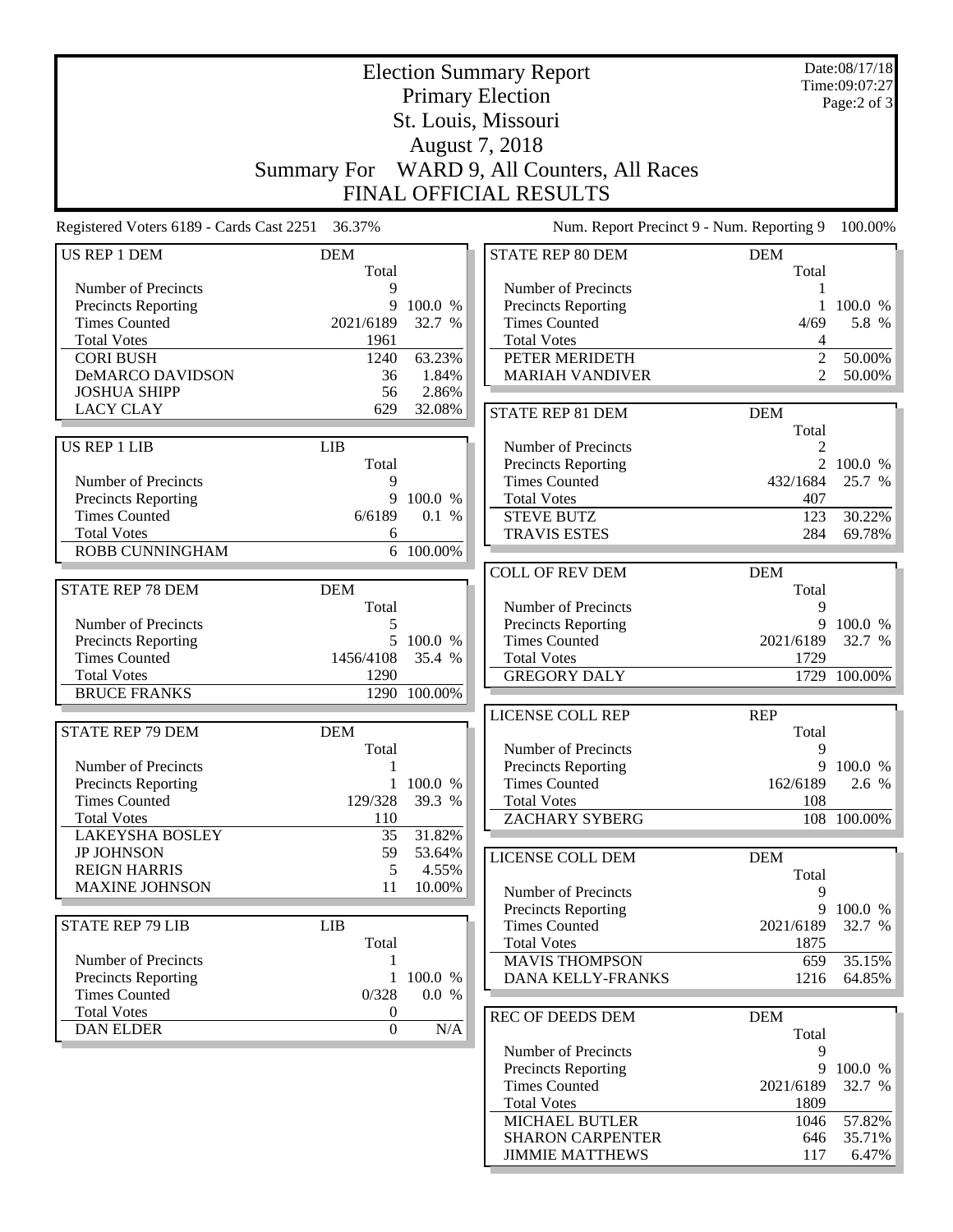# Election Summary Report
## Primary Election
## St. Louis, Missouri
## August 7, 2018
## Summary For WARD 9, All Counters, All Races
## FINAL OFFICIAL RESULTS

Date:08/17/18
Time:09:07:27

Registered Voters 6189 - Cards Cast 2251 36.37%

Num. Report Precinct 9 - Num. Reporting 9 100.00%

### US REP 1 DEM

| | DEM Total | |
|---|---|---|
| Number of Precincts | 9 | |
| Precincts Reporting | 9 | 100.0 % |
| Times Counted | 2021/6189 | 32.7 % |
| Total Votes | 1961 | |
| CORI BUSH | 1240 | 63.23% |
| DeMARCO DAVIDSON | 36 | 1.84% |
| JOSHUA SHIPP | 56 | 2.86% |
| LACY CLAY | 629 | 32.08% |

### US REP 1 LIB

| | LIB Total | |
|---|---|---|
| Number of Precincts | 9 | |
| Precincts Reporting | 9 | 100.0 % |
| Times Counted | 6/6189 | 0.1 % |
| Total Votes | 6 | |
| ROBB CUNNINGHAM | 6 | 100.00% |

### STATE REP 78 DEM

| | DEM Total | |
|---|---|---|
| Number of Precincts | 5 | |
| Precincts Reporting | 5 | 100.0 % |
| Times Counted | 1456/4108 | 35.4 % |
| Total Votes | 1290 | |
| BRUCE FRANKS | 1290 | 100.00% |

### STATE REP 79 DEM

| | DEM Total | |
|---|---|---|
| Number of Precincts | 1 | |
| Precincts Reporting | 1 | 100.0 % |
| Times Counted | 129/328 | 39.3 % |
| Total Votes | 110 | |
| LAKEYSHA BOSLEY | 35 | 31.82% |
| JP JOHNSON | 59 | 53.64% |
| REIGN HARRIS | 5 | 4.55% |
| MAXINE JOHNSON | 11 | 10.00% |

### STATE REP 79 LIB

| | LIB Total | |
|---|---|---|
| Number of Precincts | 1 | |
| Precincts Reporting | 1 | 100.0 % |
| Times Counted | 0/328 | 0.0 % |
| Total Votes | 0 | |
| DAN ELDER | 0 | N/A |

### STATE REP 80 DEM

| | DEM Total | |
|---|---|---|
| Number of Precincts | 1 | |
| Precincts Reporting | 1 | 100.0 % |
| Times Counted | 4/69 | 5.8 % |
| Total Votes | 4 | |
| PETER MERIDETH | 2 | 50.00% |
| MARIAH VANDIVER | 2 | 50.00% |

### STATE REP 81 DEM

| | DEM Total | |
|---|---|---|
| Number of Precincts | 2 | |
| Precincts Reporting | 2 | 100.0 % |
| Times Counted | 432/1684 | 25.7 % |
| Total Votes | 407 | |
| STEVE BUTZ | 123 | 30.22% |
| TRAVIS ESTES | 284 | 69.78% |

### COLL OF REV DEM

| | DEM Total | |
|---|---|---|
| Number of Precincts | 9 | |
| Precincts Reporting | 9 | 100.0 % |
| Times Counted | 2021/6189 | 32.7 % |
| Total Votes | 1729 | |
| GREGORY DALY | 1729 | 100.00% |

### LICENSE COLL REP

| | REP Total | |
|---|---|---|
| Number of Precincts | 9 | |
| Precincts Reporting | 9 | 100.0 % |
| Times Counted | 162/6189 | 2.6 % |
| Total Votes | 108 | |
| ZACHARY SYBERG | 108 | 100.00% |

### LICENSE COLL DEM

| | DEM Total | |
|---|---|---|
| Number of Precincts | 9 | |
| Precincts Reporting | 9 | 100.0 % |
| Times Counted | 2021/6189 | 32.7 % |
| Total Votes | 1875 | |
| MAVIS THOMPSON | 659 | 35.15% |
| DANA KELLY-FRANKS | 1216 | 64.85% |

### REC OF DEEDS DEM

| | DEM Total | |
|---|---|---|
| Number of Precincts | 9 | |
| Precincts Reporting | 9 | 100.0 % |
| Times Counted | 2021/6189 | 32.7 % |
| Total Votes | 1809 | |
| MICHAEL BUTLER | 1046 | 57.82% |
| SHARON CARPENTER | 646 | 35.71% |
| JIMMIE MATTHEWS | 117 | 6.47% |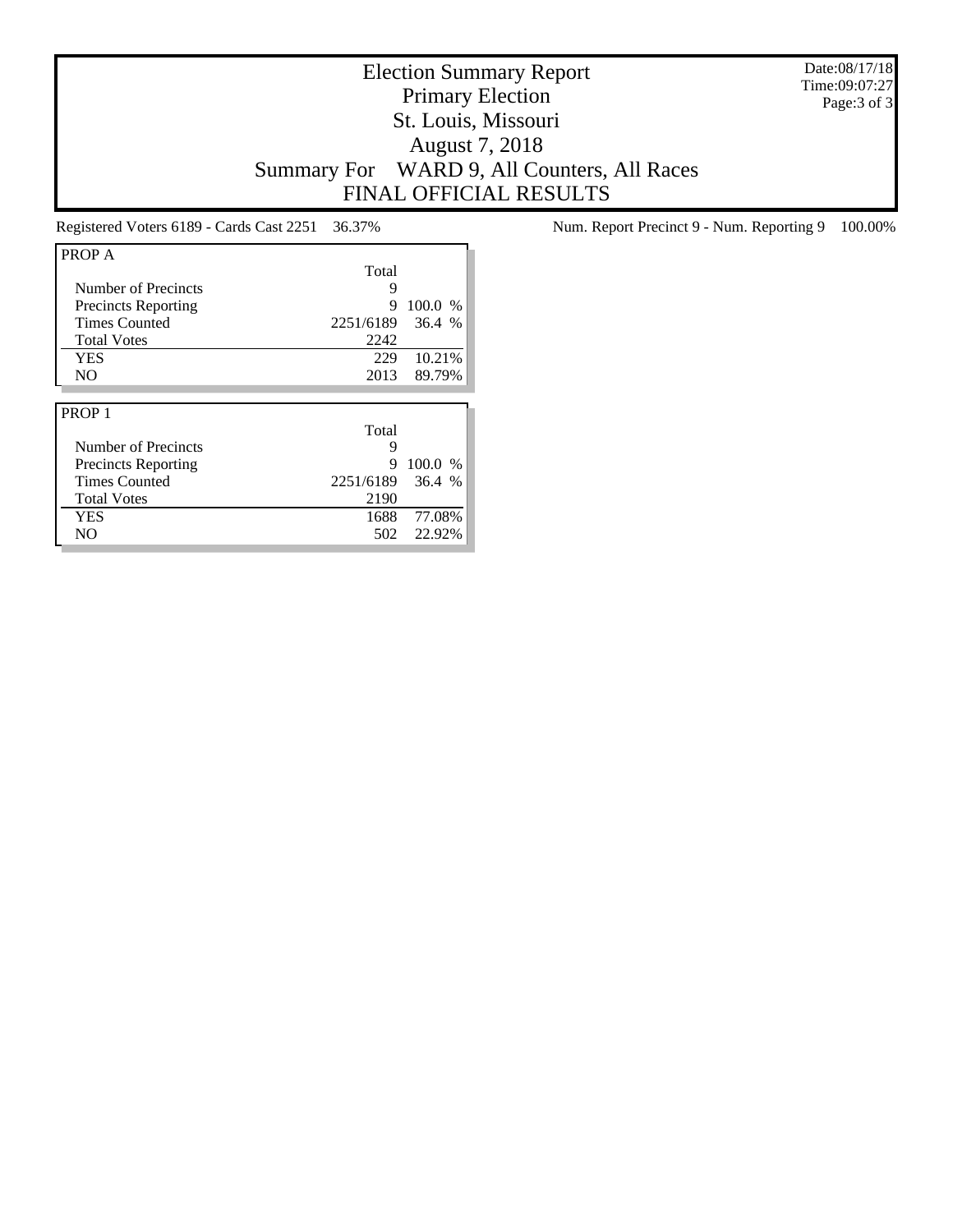# Election Summary Report

## Primary Election

## St. Louis, Missouri

## August 7, 2018

## Summary For WARD 9, All Counters, All Races

## FINAL OFFICIAL RESULTS

Date:08/17/18
Time:09:07:27

Registered Voters 6189 - Cards Cast 2251 36.37%

Num. Report Precinct 9 - Num. Reporting 9 100.00%

| PROP A | Total | |
|---|---|---|
| Number of Precincts | 9 | |
| Precincts Reporting | 9 | 100.0 % |
| Times Counted | 2251/6189 | 36.4 % |
| Total Votes | 2242 | |
| YES | 229 | 10.21% |
| NO | 2013 | 89.79% |

| PROP 1 | Total | |
|---|---|---|
| Number of Precincts | 9 | |
| Precincts Reporting | 9 | 100.0 % |
| Times Counted | 2251/6189 | 36.4 % |
| Total Votes | 2190 | |
| YES | 1688 | 77.08% |
| NO | 502 | 22.92% |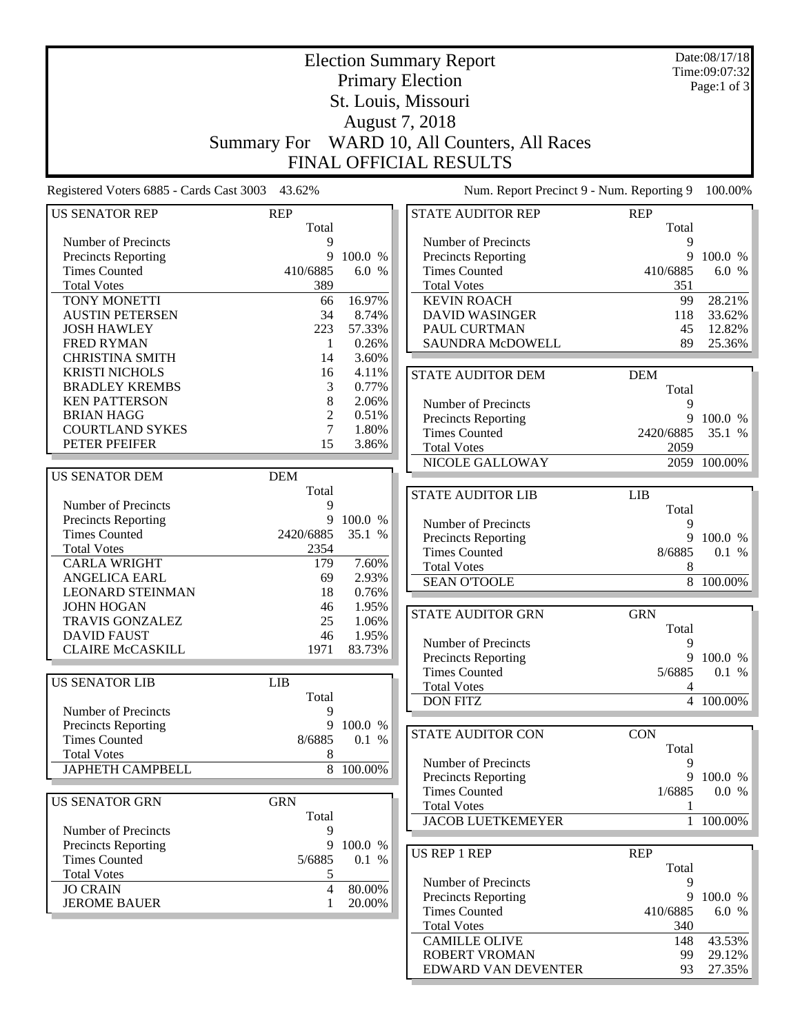# Election Summary Report

## Primary Election

## St. Louis, Missouri

## August 7, 2018

## Summary For WARD 10, All Counters, All Races

## FINAL OFFICIAL RESULTS

Date:08/17/18
Time:09:07:32

Registered Voters 6885 - Cards Cast 3003 43.62%

Num. Report Precinct 9 - Num. Reporting 9 100.00%

| US SENATOR REP | REP Total | |
|---|---|---|
| Number of Precincts | 9 | |
| Precincts Reporting | 9 | 100.0 % |
| Times Counted | 410/6885 | 6.0 % |
| Total Votes | 389 | |
| TONY MONETTI | 66 | 16.97% |
| AUSTIN PETERSEN | 34 | 8.74% |
| JOSH HAWLEY | 223 | 57.33% |
| FRED RYMAN | 1 | 0.26% |
| CHRISTINA SMITH | 14 | 3.60% |
| KRISTI NICHOLS | 16 | 4.11% |
| BRADLEY KREMBS | 3 | 0.77% |
| KEN PATTERSON | 8 | 2.06% |
| BRIAN HAGG | 2 | 0.51% |
| COURTLAND SYKES | 7 | 1.80% |
| PETER PFEIFER | 15 | 3.86% |

| US SENATOR DEM | DEM Total | |
|---|---|---|
| Number of Precincts | 9 | |
| Precincts Reporting | 9 | 100.0 % |
| Times Counted | 2420/6885 | 35.1 % |
| Total Votes | 2354 | |
| CARLA WRIGHT | 179 | 7.60% |
| ANGELICA EARL | 69 | 2.93% |
| LEONARD STEINMAN | 18 | 0.76% |
| JOHN HOGAN | 46 | 1.95% |
| TRAVIS GONZALEZ | 25 | 1.06% |
| DAVID FAUST | 46 | 1.95% |
| CLAIRE McCASKILL | 1971 | 83.73% |

| US SENATOR LIB | LIB Total | |
|---|---|---|
| Number of Precincts | 9 | |
| Precincts Reporting | 9 | 100.0 % |
| Times Counted | 8/6885 | 0.1 % |
| Total Votes | 8 | |
| JAPHETH CAMPBELL | 8 | 100.00% |

| US SENATOR GRN | GRN Total | |
|---|---|---|
| Number of Precincts | 9 | |
| Precincts Reporting | 9 | 100.0 % |
| Times Counted | 5/6885 | 0.1 % |
| Total Votes | 5 | |
| JO CRAIN | 4 | 80.00% |
| JEROME BAUER | 1 | 20.00% |

| STATE AUDITOR REP | REP Total | |
|---|---|---|
| Number of Precincts | 9 | |
| Precincts Reporting | 9 | 100.0 % |
| Times Counted | 410/6885 | 6.0 % |
| Total Votes | 351 | |
| KEVIN ROACH | 99 | 28.21% |
| DAVID WASINGER | 118 | 33.62% |
| PAUL CURTMAN | 45 | 12.82% |
| SAUNDRA McDOWELL | 89 | 25.36% |

| STATE AUDITOR DEM | DEM Total | |
|---|---|---|
| Number of Precincts | 9 | |
| Precincts Reporting | 9 | 100.0 % |
| Times Counted | 2420/6885 | 35.1 % |
| Total Votes | 2059 | |
| NICOLE GALLOWAY | 2059 | 100.00% |

| STATE AUDITOR LIB | LIB Total | |
|---|---|---|
| Number of Precincts | 9 | |
| Precincts Reporting | 9 | 100.0 % |
| Times Counted | 8/6885 | 0.1 % |
| Total Votes | 8 | |
| SEAN O'TOOLE | 8 | 100.00% |

| STATE AUDITOR GRN | GRN Total | |
|---|---|---|
| Number of Precincts | 9 | |
| Precincts Reporting | 9 | 100.0 % |
| Times Counted | 5/6885 | 0.1 % |
| Total Votes | 4 | |
| DON FITZ | 4 | 100.00% |

| STATE AUDITOR CON | CON Total | |
|---|---|---|
| Number of Precincts | 9 | |
| Precincts Reporting | 9 | 100.0 % |
| Times Counted | 1/6885 | 0.0 % |
| Total Votes | 1 | |
| JACOB LUETKEMEYER | 1 | 100.00% |

| US REP 1 REP | REP Total | |
|---|---|---|
| Number of Precincts | 9 | |
| Precincts Reporting | 9 | 100.0 % |
| Times Counted | 410/6885 | 6.0 % |
| Total Votes | 340 | |
| CAMILLE OLIVE | 148 | 43.53% |
| ROBERT VROMAN | 99 | 29.12% |
| EDWARD VAN DEVENTER | 93 | 27.35% |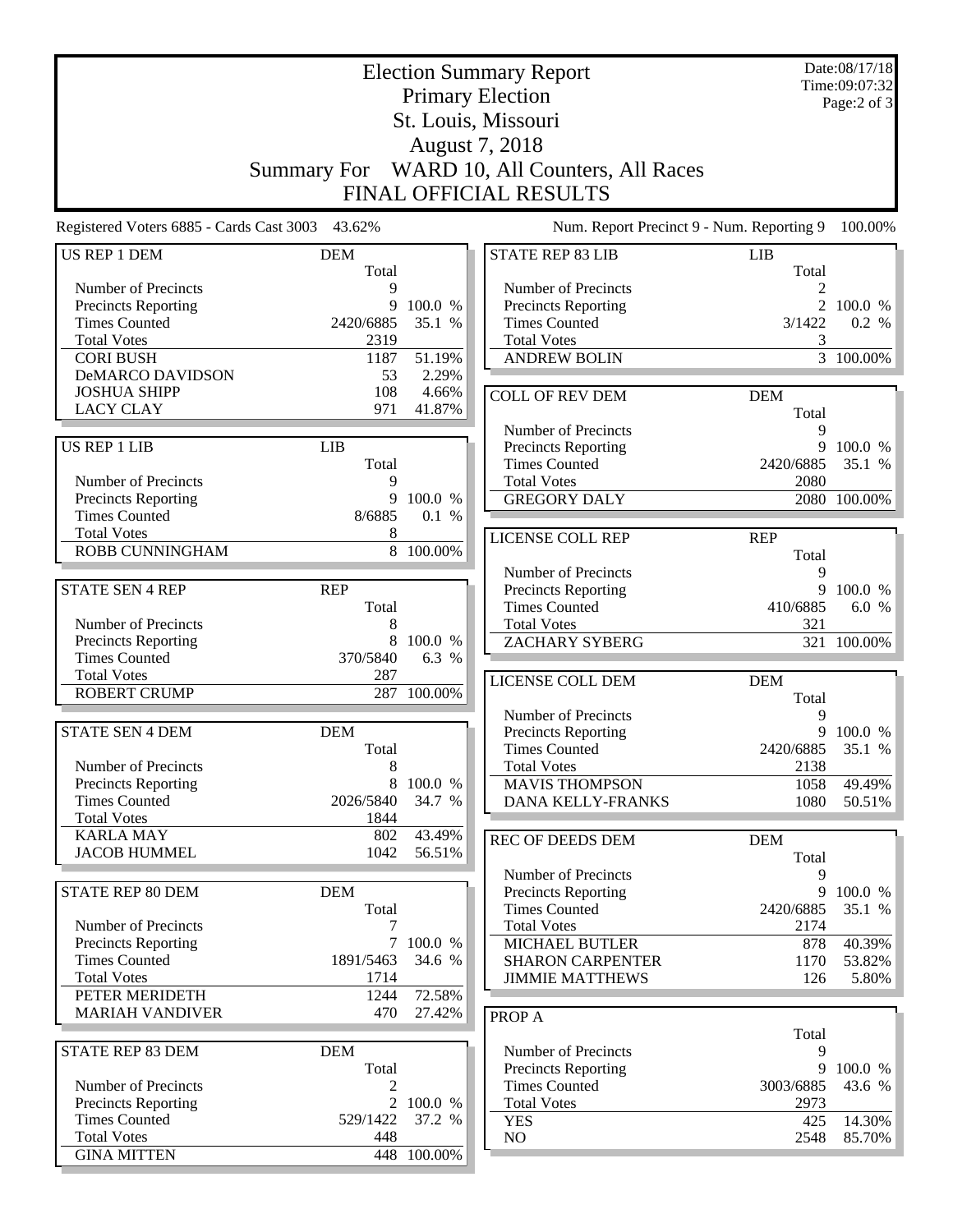# Election Summary Report

## Primary Election

## St. Louis, Missouri

## August 7, 2018

## Summary For WARD 10, All Counters, All Races

## FINAL OFFICIAL RESULTS

Date:08/17/18
Time:09:07:32

Registered Voters 6885 - Cards Cast 3003 43.62%

Num. Report Precinct 9 - Num. Reporting 9 100.00%

### US REP 1 DEM

| | DEM Total | |
|---|---|---|
| Number of Precincts | 9 | |
| Precincts Reporting | 9 | 100.0 % |
| Times Counted | 2420/6885 | 35.1 % |
| Total Votes | 2319 | |
| CORI BUSH | 1187 | 51.19% |
| DeMARCO DAVIDSON | 53 | 2.29% |
| JOSHUA SHIPP | 108 | 4.66% |
| LACY CLAY | 971 | 41.87% |

### US REP 1 LIB

| | LIB Total | |
|---|---|---|
| Number of Precincts | 9 | |
| Precincts Reporting | 9 | 100.0 % |
| Times Counted | 8/6885 | 0.1 % |
| Total Votes | 8 | |
| ROBB CUNNINGHAM | 8 | 100.00% |

### STATE SEN 4 REP

| | REP Total | |
|---|---|---|
| Number of Precincts | 8 | |
| Precincts Reporting | 8 | 100.0 % |
| Times Counted | 370/5840 | 6.3 % |
| Total Votes | 287 | |
| ROBERT CRUMP | 287 | 100.00% |

### STATE SEN 4 DEM

| | DEM Total | |
|---|---|---|
| Number of Precincts | 8 | |
| Precincts Reporting | 8 | 100.0 % |
| Times Counted | 2026/5840 | 34.7 % |
| Total Votes | 1844 | |
| KARLA MAY | 802 | 43.49% |
| JACOB HUMMEL | 1042 | 56.51% |

### STATE REP 80 DEM

| | DEM Total | |
|---|---|---|
| Number of Precincts | 7 | |
| Precincts Reporting | 7 | 100.0 % |
| Times Counted | 1891/5463 | 34.6 % |
| Total Votes | 1714 | |
| PETER MERIDETH | 1244 | 72.58% |
| MARIAH VANDIVER | 470 | 27.42% |

### STATE REP 83 DEM

| | DEM Total | |
|---|---|---|
| Number of Precincts | 2 | |
| Precincts Reporting | 2 | 100.0 % |
| Times Counted | 529/1422 | 37.2 % |
| Total Votes | 448 | |
| GINA MITTEN | 448 | 100.00% |

### STATE REP 83 LIB

| | LIB Total | |
|---|---|---|
| Number of Precincts | 2 | |
| Precincts Reporting | 2 | 100.0 % |
| Times Counted | 3/1422 | 0.2 % |
| Total Votes | 3 | |
| ANDREW BOLIN | 3 | 100.00% |

### COLL OF REV DEM

| | DEM Total | |
|---|---|---|
| Number of Precincts | 9 | |
| Precincts Reporting | 9 | 100.0 % |
| Times Counted | 2420/6885 | 35.1 % |
| Total Votes | 2080 | |
| GREGORY DALY | 2080 | 100.00% |

### LICENSE COLL REP

| | REP Total | |
|---|---|---|
| Number of Precincts | 9 | |
| Precincts Reporting | 9 | 100.0 % |
| Times Counted | 410/6885 | 6.0 % |
| Total Votes | 321 | |
| ZACHARY SYBERG | 321 | 100.00% |

### LICENSE COLL DEM

| | DEM Total | |
|---|---|---|
| Number of Precincts | 9 | |
| Precincts Reporting | 9 | 100.0 % |
| Times Counted | 2420/6885 | 35.1 % |
| Total Votes | 2138 | |
| MAVIS THOMPSON | 1058 | 49.49% |
| DANA KELLY-FRANKS | 1080 | 50.51% |

### REC OF DEEDS DEM

| | DEM Total | |
|---|---|---|
| Number of Precincts | 9 | |
| Precincts Reporting | 9 | 100.0 % |
| Times Counted | 2420/6885 | 35.1 % |
| Total Votes | 2174 | |
| MICHAEL BUTLER | 878 | 40.39% |
| SHARON CARPENTER | 1170 | 53.82% |
| JIMMIE MATTHEWS | 126 | 5.80% |

### PROP A

| | Total | |
|---|---|---|
| Number of Precincts | 9 | |
| Precincts Reporting | 9 | 100.0 % |
| Times Counted | 3003/6885 | 43.6 % |
| Total Votes | 2973 | |
| YES | 425 | 14.30% |
| NO | 2548 | 85.70% |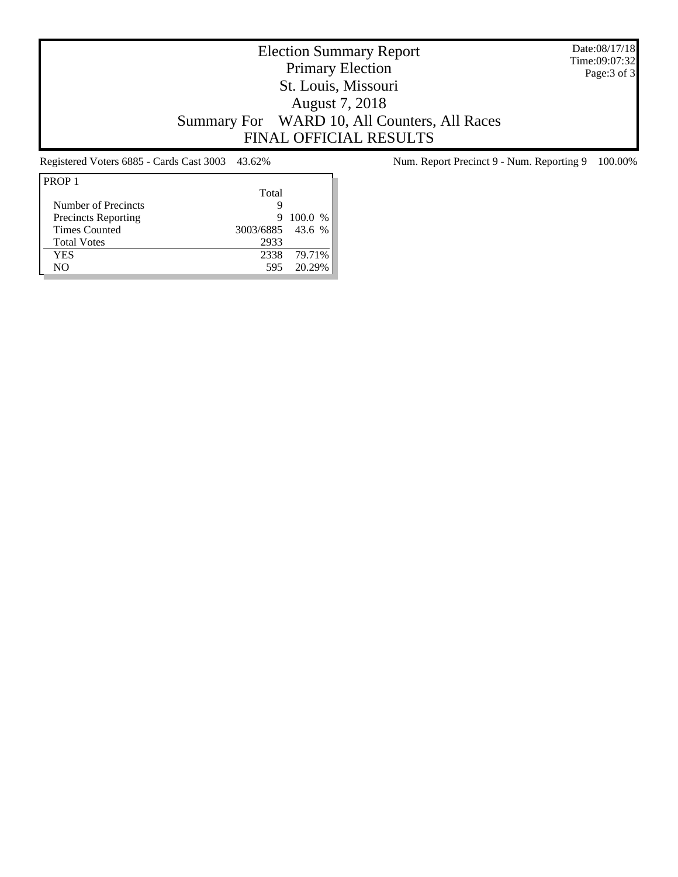# Election Summary Report

Primary Election

St. Louis, Missouri

August 7, 2018

Summary For WARD 10, All Counters, All Races

FINAL OFFICIAL RESULTS

Date:08/17/18
Time:09:07:32

Registered Voters 6885 - Cards Cast 3003 43.62%

Num. Report Precinct 9 - Num. Reporting 9 100.00%

| PROP 1 | Total | |
|---|---|---|
| Number of Precincts | 9 | |
| Precincts Reporting | 9 | 100.0 % |
| Times Counted | 3003/6885 | 43.6 % |
| Total Votes | 2933 | |
| YES | 2338 | 79.71% |
| NO | 595 | 20.29% |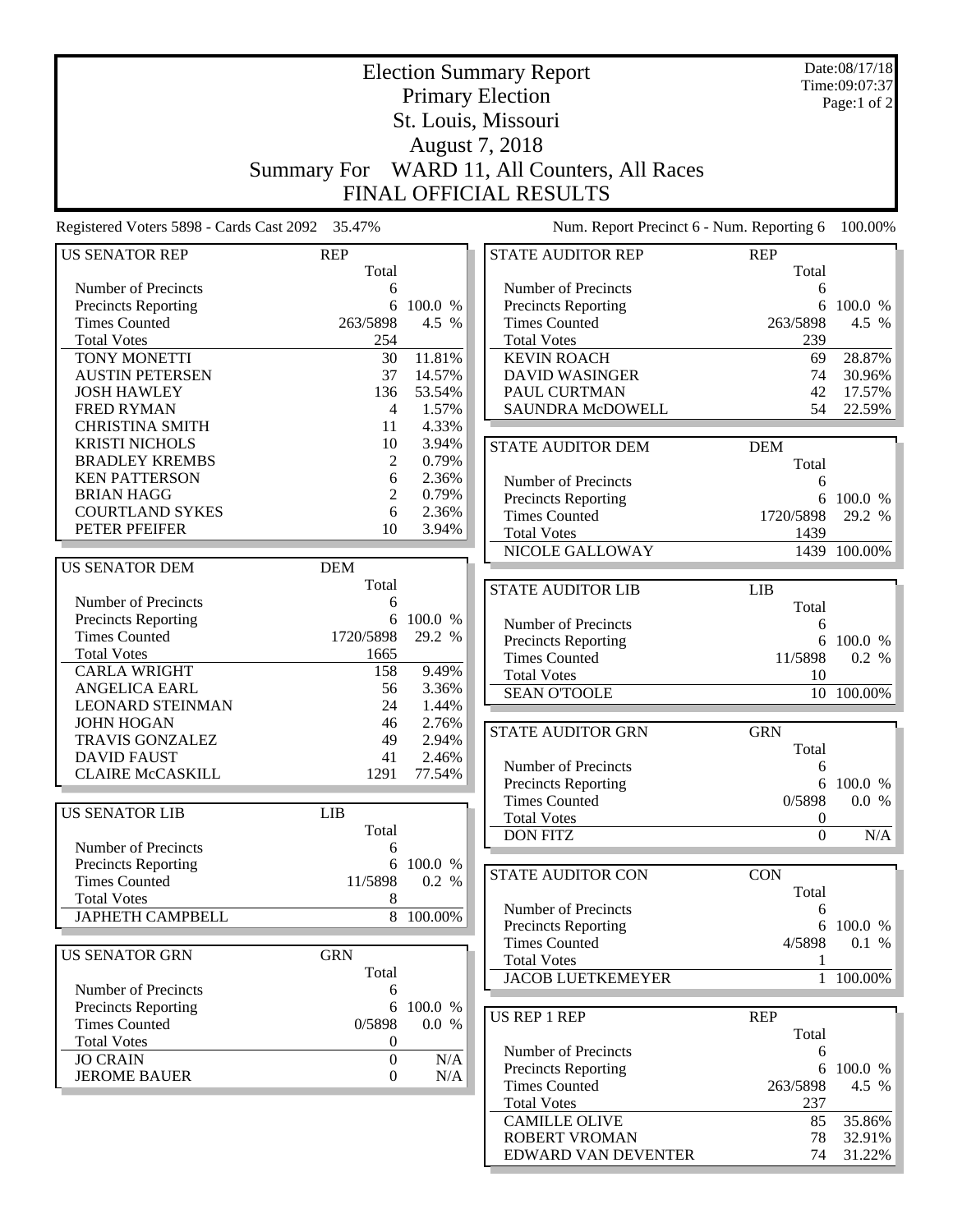# Election Summary Report
## Primary Election
## St. Louis, Missouri
## August 7, 2018
## Summary For WARD 11, All Counters, All Races
## FINAL OFFICIAL RESULTS

Date:08/17/18
Time:09:07:37

Registered Voters 5898 - Cards Cast 2092 35.47%

Num. Report Precinct 6 - Num. Reporting 6 100.00%

| US SENATOR REP | REP Total | |
|---|---|---|
| Number of Precincts | 6 | |
| Precincts Reporting | 6 | 100.0 % |
| Times Counted | 263/5898 | 4.5 % |
| Total Votes | 254 | |
| TONY MONETTI | 30 | 11.81% |
| AUSTIN PETERSEN | 37 | 14.57% |
| JOSH HAWLEY | 136 | 53.54% |
| FRED RYMAN | 4 | 1.57% |
| CHRISTINA SMITH | 11 | 4.33% |
| KRISTI NICHOLS | 10 | 3.94% |
| BRADLEY KREMBS | 2 | 0.79% |
| KEN PATTERSON | 6 | 2.36% |
| BRIAN HAGG | 2 | 0.79% |
| COURTLAND SYKES | 6 | 2.36% |
| PETER PFEIFER | 10 | 3.94% |

| US SENATOR DEM | DEM Total | |
|---|---|---|
| Number of Precincts | 6 | |
| Precincts Reporting | 6 | 100.0 % |
| Times Counted | 1720/5898 | 29.2 % |
| Total Votes | 1665 | |
| CARLA WRIGHT | 158 | 9.49% |
| ANGELICA EARL | 56 | 3.36% |
| LEONARD STEINMAN | 24 | 1.44% |
| JOHN HOGAN | 46 | 2.76% |
| TRAVIS GONZALEZ | 49 | 2.94% |
| DAVID FAUST | 41 | 2.46% |
| CLAIRE McCASKILL | 1291 | 77.54% |

| US SENATOR LIB | LIB Total | |
|---|---|---|
| Number of Precincts | 6 | |
| Precincts Reporting | 6 | 100.0 % |
| Times Counted | 11/5898 | 0.2 % |
| Total Votes | 8 | |
| JAPHETH CAMPBELL | 8 | 100.00% |

| US SENATOR GRN | GRN Total | |
|---|---|---|
| Number of Precincts | 6 | |
| Precincts Reporting | 6 | 100.0 % |
| Times Counted | 0/5898 | 0.0 % |
| Total Votes | 0 | |
| JO CRAIN | 0 | N/A |
| JEROME BAUER | 0 | N/A |

| STATE AUDITOR REP | REP Total | |
|---|---|---|
| Number of Precincts | 6 | |
| Precincts Reporting | 6 | 100.0 % |
| Times Counted | 263/5898 | 4.5 % |
| Total Votes | 239 | |
| KEVIN ROACH | 69 | 28.87% |
| DAVID WASINGER | 74 | 30.96% |
| PAUL CURTMAN | 42 | 17.57% |
| SAUNDRA McDOWELL | 54 | 22.59% |

| STATE AUDITOR DEM | DEM Total | |
|---|---|---|
| Number of Precincts | 6 | |
| Precincts Reporting | 6 | 100.0 % |
| Times Counted | 1720/5898 | 29.2 % |
| Total Votes | 1439 | |
| NICOLE GALLOWAY | 1439 | 100.00% |

| STATE AUDITOR LIB | LIB Total | |
|---|---|---|
| Number of Precincts | 6 | |
| Precincts Reporting | 6 | 100.0 % |
| Times Counted | 11/5898 | 0.2 % |
| Total Votes | 10 | |
| SEAN O'TOOLE | 10 | 100.00% |

| STATE AUDITOR GRN | GRN Total | |
|---|---|---|
| Number of Precincts | 6 | |
| Precincts Reporting | 6 | 100.0 % |
| Times Counted | 0/5898 | 0.0 % |
| Total Votes | 0 | |
| DON FITZ | 0 | N/A |

| STATE AUDITOR CON | CON Total | |
|---|---|---|
| Number of Precincts | 6 | |
| Precincts Reporting | 6 | 100.0 % |
| Times Counted | 4/5898 | 0.1 % |
| Total Votes | 1 | |
| JACOB LUETKEMEYER | 1 | 100.00% |

| US REP 1 REP | REP Total | |
|---|---|---|
| Number of Precincts | 6 | |
| Precincts Reporting | 6 | 100.0 % |
| Times Counted | 263/5898 | 4.5 % |
| Total Votes | 237 | |
| CAMILLE OLIVE | 85 | 35.86% |
| ROBERT VROMAN | 78 | 32.91% |
| EDWARD VAN DEVENTER | 74 | 31.22% |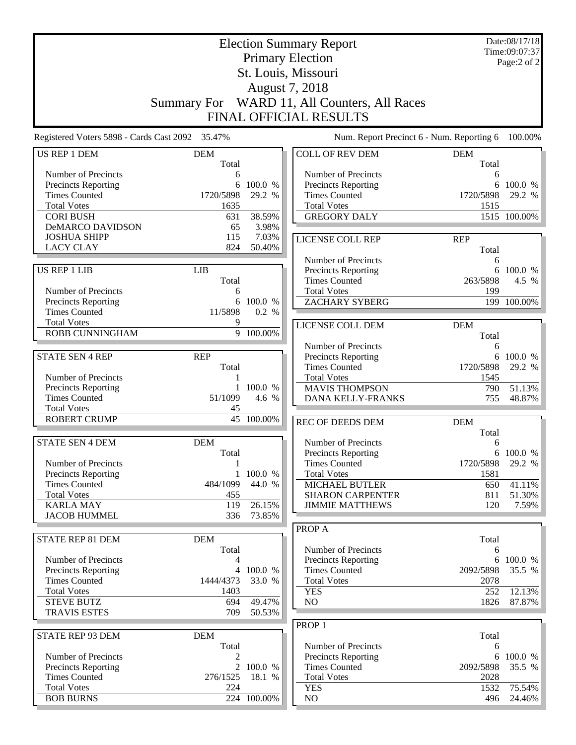# Election Summary Report

## Primary Election

## St. Louis, Missouri

## August 7, 2018

## Summary For WARD 11, All Counters, All Races

## FINAL OFFICIAL RESULTS

Date:08/17/18
Time:09:07:37

Registered Voters 5898 - Cards Cast 2092 35.47%

Num. Report Precinct 6 - Num. Reporting 6 100.00%

| US REP 1 DEM | DEM | |
|---|---|---|
| | Total | |
| Number of Precincts | 6 | |
| Precincts Reporting | 6 | 100.0 % |
| Times Counted | 1720/5898 | 29.2 % |
| Total Votes | 1635 | |
| CORI BUSH | 631 | 38.59% |
| DeMARCO DAVIDSON | 65 | 3.98% |
| JOSHUA SHIPP | 115 | 7.03% |
| LACY CLAY | 824 | 50.40% |

| US REP 1 LIB | LIB | |
|---|---|---|
| | Total | |
| Number of Precincts | 6 | |
| Precincts Reporting | 6 | 100.0 % |
| Times Counted | 11/5898 | 0.2 % |
| Total Votes | 9 | |
| ROBB CUNNINGHAM | 9 | 100.00% |

| STATE SEN 4 REP | REP | |
|---|---|---|
| | Total | |
| Number of Precincts | 1 | |
| Precincts Reporting | 1 | 100.0 % |
| Times Counted | 51/1099 | 4.6 % |
| Total Votes | 45 | |
| ROBERT CRUMP | 45 | 100.00% |

| STATE SEN 4 DEM | DEM | |
|---|---|---|
| | Total | |
| Number of Precincts | 1 | |
| Precincts Reporting | 1 | 100.0 % |
| Times Counted | 484/1099 | 44.0 % |
| Total Votes | 455 | |
| KARLA MAY | 119 | 26.15% |
| JACOB HUMMEL | 336 | 73.85% |

| STATE REP 81 DEM | DEM | |
|---|---|---|
| | Total | |
| Number of Precincts | 4 | |
| Precincts Reporting | 4 | 100.0 % |
| Times Counted | 1444/4373 | 33.0 % |
| Total Votes | 1403 | |
| STEVE BUTZ | 694 | 49.47% |
| TRAVIS ESTES | 709 | 50.53% |

| STATE REP 93 DEM | DEM | |
|---|---|---|
| | Total | |
| Number of Precincts | 2 | |
| Precincts Reporting | 2 | 100.0 % |
| Times Counted | 276/1525 | 18.1 % |
| Total Votes | 224 | |
| BOB BURNS | 224 | 100.00% |

| COLL OF REV DEM | DEM | |
|---|---|---|
| | Total | |
| Number of Precincts | 6 | |
| Precincts Reporting | 6 | 100.0 % |
| Times Counted | 1720/5898 | 29.2 % |
| Total Votes | 1515 | |
| GREGORY DALY | 1515 | 100.00% |

| LICENSE COLL REP | REP | |
|---|---|---|
| | Total | |
| Number of Precincts | 6 | |
| Precincts Reporting | 6 | 100.0 % |
| Times Counted | 263/5898 | 4.5 % |
| Total Votes | 199 | |
| ZACHARY SYBERG | 199 | 100.00% |

| LICENSE COLL DEM | DEM | |
|---|---|---|
| | Total | |
| Number of Precincts | 6 | |
| Precincts Reporting | 6 | 100.0 % |
| Times Counted | 1720/5898 | 29.2 % |
| Total Votes | 1545 | |
| MAVIS THOMPSON | 790 | 51.13% |
| DANA KELLY-FRANKS | 755 | 48.87% |

| REC OF DEEDS DEM | DEM | |
|---|---|---|
| | Total | |
| Number of Precincts | 6 | |
| Precincts Reporting | 6 | 100.0 % |
| Times Counted | 1720/5898 | 29.2 % |
| Total Votes | 1581 | |
| MICHAEL BUTLER | 650 | 41.11% |
| SHARON CARPENTER | 811 | 51.30% |
| JIMMIE MATTHEWS | 120 | 7.59% |

| PROP A | | |
|---|---|---|
| | Total | |
| Number of Precincts | 6 | |
| Precincts Reporting | 6 | 100.0 % |
| Times Counted | 2092/5898 | 35.5 % |
| Total Votes | 2078 | |
| YES | 252 | 12.13% |
| NO | 1826 | 87.87% |

| PROP 1 | | |
|---|---|---|
| | Total | |
| Number of Precincts | 6 | |
| Precincts Reporting | 6 | 100.0 % |
| Times Counted | 2092/5898 | 35.5 % |
| Total Votes | 2028 | |
| YES | 1532 | 75.54% |
| NO | 496 | 24.46% |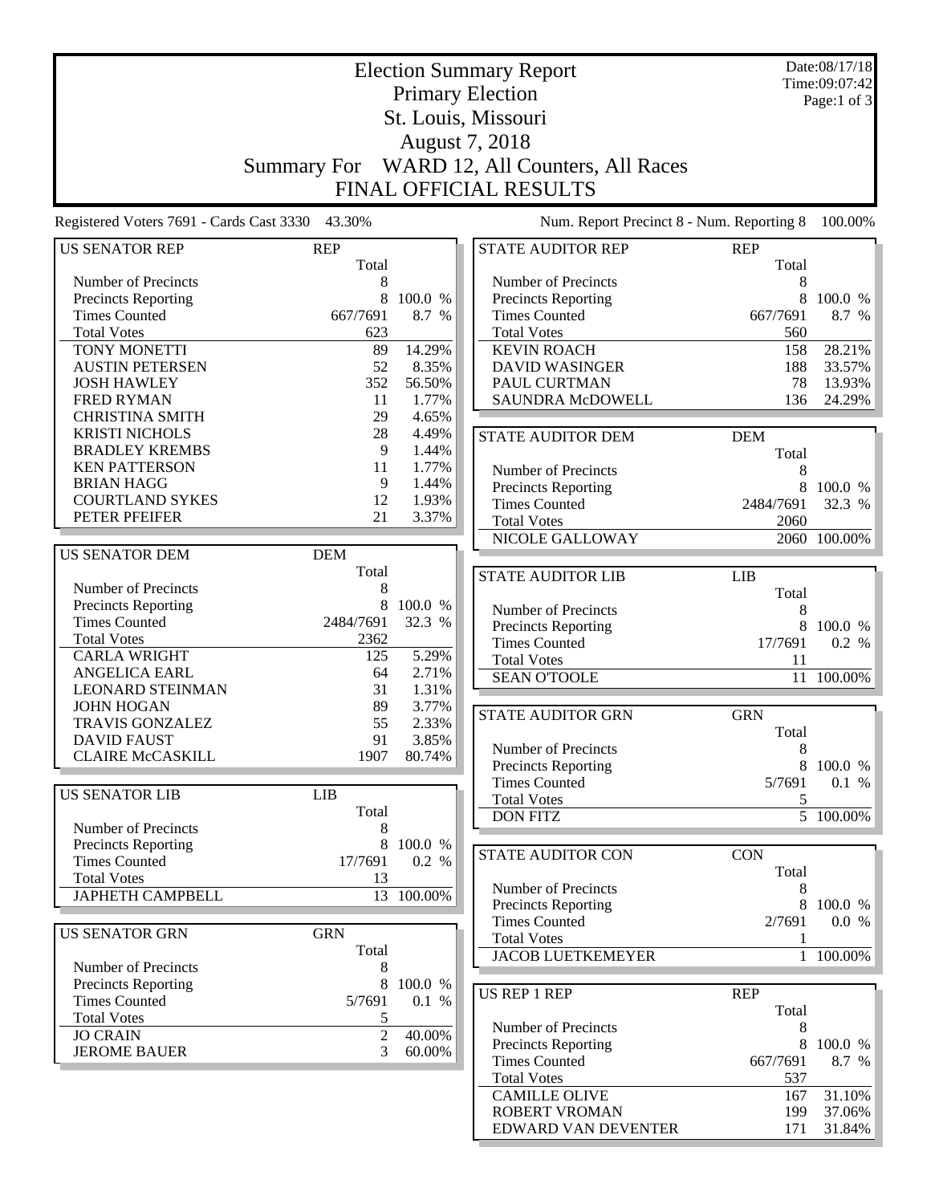# Election Summary Report

## Primary Election
## St. Louis, Missouri
## August 7, 2018
## Summary For WARD 12, All Counters, All Races
## FINAL OFFICIAL RESULTS

Date:08/17/18
Time:09:07:42

Registered Voters 7691 - Cards Cast 3330 43.30%

Num. Report Precinct 8 - Num. Reporting 8 100.00%

| US SENATOR REP | REP Total | |
|---|---|---|
| Number of Precincts | 8 | |
| Precincts Reporting | 8 | 100.0 % |
| Times Counted | 667/7691 | 8.7 % |
| Total Votes | 623 | |
| TONY MONETTI | 89 | 14.29% |
| AUSTIN PETERSEN | 52 | 8.35% |
| JOSH HAWLEY | 352 | 56.50% |
| FRED RYMAN | 11 | 1.77% |
| CHRISTINA SMITH | 29 | 4.65% |
| KRISTI NICHOLS | 28 | 4.49% |
| BRADLEY KREMBS | 9 | 1.44% |
| KEN PATTERSON | 11 | 1.77% |
| BRIAN HAGG | 9 | 1.44% |
| COURTLAND SYKES | 12 | 1.93% |
| PETER PFEIFER | 21 | 3.37% |

| US SENATOR DEM | DEM Total | |
|---|---|---|
| Number of Precincts | 8 | |
| Precincts Reporting | 8 | 100.0 % |
| Times Counted | 2484/7691 | 32.3 % |
| Total Votes | 2362 | |
| CARLA WRIGHT | 125 | 5.29% |
| ANGELICA EARL | 64 | 2.71% |
| LEONARD STEINMAN | 31 | 1.31% |
| JOHN HOGAN | 89 | 3.77% |
| TRAVIS GONZALEZ | 55 | 2.33% |
| DAVID FAUST | 91 | 3.85% |
| CLAIRE McCASKILL | 1907 | 80.74% |

| US SENATOR LIB | LIB Total | |
|---|---|---|
| Number of Precincts | 8 | |
| Precincts Reporting | 8 | 100.0 % |
| Times Counted | 17/7691 | 0.2 % |
| Total Votes | 13 | |
| JAPHETH CAMPBELL | 13 | 100.00% |

| US SENATOR GRN | GRN Total | |
|---|---|---|
| Number of Precincts | 8 | |
| Precincts Reporting | 8 | 100.0 % |
| Times Counted | 5/7691 | 0.1 % |
| Total Votes | 5 | |
| JO CRAIN | 2 | 40.00% |
| JEROME BAUER | 3 | 60.00% |

| STATE AUDITOR REP | REP Total | |
|---|---|---|
| Number of Precincts | 8 | |
| Precincts Reporting | 8 | 100.0 % |
| Times Counted | 667/7691 | 8.7 % |
| Total Votes | 560 | |
| KEVIN ROACH | 158 | 28.21% |
| DAVID WASINGER | 188 | 33.57% |
| PAUL CURTMAN | 78 | 13.93% |
| SAUNDRA McDOWELL | 136 | 24.29% |

| STATE AUDITOR DEM | DEM Total | |
|---|---|---|
| Number of Precincts | 8 | |
| Precincts Reporting | 8 | 100.0 % |
| Times Counted | 2484/7691 | 32.3 % |
| Total Votes | 2060 | |
| NICOLE GALLOWAY | 2060 | 100.00% |

| STATE AUDITOR LIB | LIB Total | |
|---|---|---|
| Number of Precincts | 8 | |
| Precincts Reporting | 8 | 100.0 % |
| Times Counted | 17/7691 | 0.2 % |
| Total Votes | 11 | |
| SEAN O'TOOLE | 11 | 100.00% |

| STATE AUDITOR GRN | GRN Total | |
|---|---|---|
| Number of Precincts | 8 | |
| Precincts Reporting | 8 | 100.0 % |
| Times Counted | 5/7691 | 0.1 % |
| Total Votes | 5 | |
| DON FITZ | 5 | 100.00% |

| STATE AUDITOR CON | CON Total | |
|---|---|---|
| Number of Precincts | 8 | |
| Precincts Reporting | 8 | 100.0 % |
| Times Counted | 2/7691 | 0.0 % |
| Total Votes | 1 | |
| JACOB LUETKEMEYER | 1 | 100.00% |

| US REP 1 REP | REP Total | |
|---|---|---|
| Number of Precincts | 8 | |
| Precincts Reporting | 8 | 100.0 % |
| Times Counted | 667/7691 | 8.7 % |
| Total Votes | 537 | |
| CAMILLE OLIVE | 167 | 31.10% |
| ROBERT VROMAN | 199 | 37.06% |
| EDWARD VAN DEVENTER | 171 | 31.84% |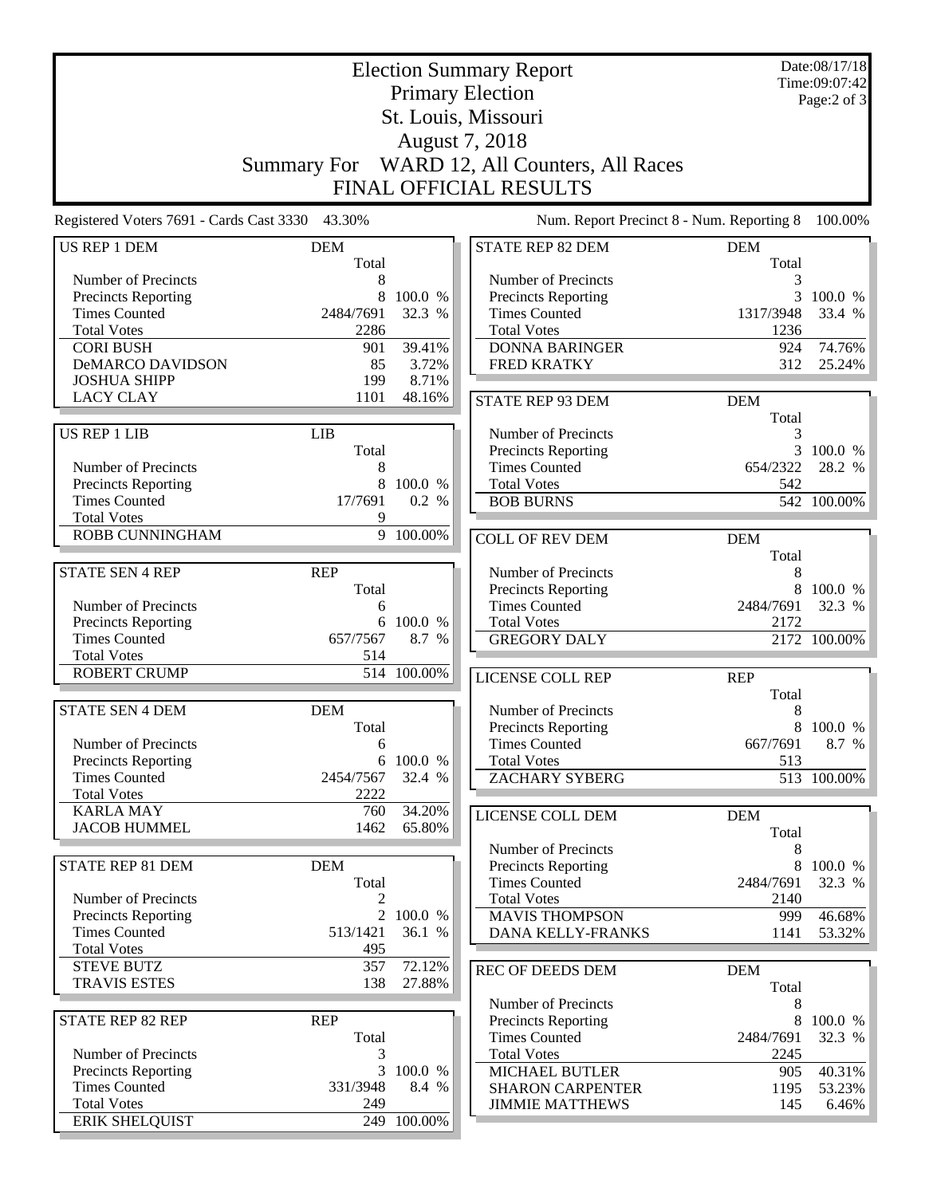# Election Summary Report

## Primary Election

## St. Louis, Missouri

## August 7, 2018

## Summary For WARD 12, All Counters, All Races

## FINAL OFFICIAL RESULTS

Date:08/17/18
Time:09:07:42
Page:2 of 3

Registered Voters 7691 - Cards Cast 3330 43.30% | Num. Report Precinct 8 - Num. Reporting 8 100.00%

### US REP 1 DEM

| | DEM Total | |
|---|---|---|
| Number of Precincts | 8 | |
| Precincts Reporting | 8 | 100.0 % |
| Times Counted | 2484/7691 | 32.3 % |
| Total Votes | 2286 | |
| CORI BUSH | 901 | 39.41% |
| DeMARCO DAVIDSON | 85 | 3.72% |
| JOSHUA SHIPP | 199 | 8.71% |
| LACY CLAY | 1101 | 48.16% |

### US REP 1 LIB

| | LIB Total | |
|---|---|---|
| Number of Precincts | 8 | |
| Precincts Reporting | 8 | 100.0 % |
| Times Counted | 17/7691 | 0.2 % |
| Total Votes | 9 | |
| ROBB CUNNINGHAM | 9 | 100.00% |

### STATE SEN 4 REP

| | REP Total | |
|---|---|---|
| Number of Precincts | 6 | |
| Precincts Reporting | 6 | 100.0 % |
| Times Counted | 657/7567 | 8.7 % |
| Total Votes | 514 | |
| ROBERT CRUMP | 514 | 100.00% |

### STATE SEN 4 DEM

| | DEM Total | |
|---|---|---|
| Number of Precincts | 6 | |
| Precincts Reporting | 6 | 100.0 % |
| Times Counted | 2454/7567 | 32.4 % |
| Total Votes | 2222 | |
| KARLA MAY | 760 | 34.20% |
| JACOB HUMMEL | 1462 | 65.80% |

### STATE REP 81 DEM

| | DEM Total | |
|---|---|---|
| Number of Precincts | 2 | |
| Precincts Reporting | 2 | 100.0 % |
| Times Counted | 513/1421 | 36.1 % |
| Total Votes | 495 | |
| STEVE BUTZ | 357 | 72.12% |
| TRAVIS ESTES | 138 | 27.88% |

### STATE REP 82 REP

| | REP Total | |
|---|---|---|
| Number of Precincts | 3 | |
| Precincts Reporting | 3 | 100.0 % |
| Times Counted | 331/3948 | 8.4 % |
| Total Votes | 249 | |
| ERIK SHELQUIST | 249 | 100.00% |

### STATE REP 82 DEM

| | DEM Total | |
|---|---|---|
| Number of Precincts | 3 | |
| Precincts Reporting | 3 | 100.0 % |
| Times Counted | 1317/3948 | 33.4 % |
| Total Votes | 1236 | |
| DONNA BARINGER | 924 | 74.76% |
| FRED KRATKY | 312 | 25.24% |

### STATE REP 93 DEM

| | DEM Total | |
|---|---|---|
| Number of Precincts | 3 | |
| Precincts Reporting | 3 | 100.0 % |
| Times Counted | 654/2322 | 28.2 % |
| Total Votes | 542 | |
| BOB BURNS | 542 | 100.00% |

### COLL OF REV DEM

| | DEM Total | |
|---|---|---|
| Number of Precincts | 8 | |
| Precincts Reporting | 8 | 100.0 % |
| Times Counted | 2484/7691 | 32.3 % |
| Total Votes | 2172 | |
| GREGORY DALY | 2172 | 100.00% |

### LICENSE COLL REP

| | REP Total | |
|---|---|---|
| Number of Precincts | 8 | |
| Precincts Reporting | 8 | 100.0 % |
| Times Counted | 667/7691 | 8.7 % |
| Total Votes | 513 | |
| ZACHARY SYBERG | 513 | 100.00% |

### LICENSE COLL DEM

| | DEM Total | |
|---|---|---|
| Number of Precincts | 8 | |
| Precincts Reporting | 8 | 100.0 % |
| Times Counted | 2484/7691 | 32.3 % |
| Total Votes | 2140 | |
| MAVIS THOMPSON | 999 | 46.68% |
| DANA KELLY-FRANKS | 1141 | 53.32% |

### REC OF DEEDS DEM

| | DEM Total | |
|---|---|---|
| Number of Precincts | 8 | |
| Precincts Reporting | 8 | 100.0 % |
| Times Counted | 2484/7691 | 32.3 % |
| Total Votes | 2245 | |
| MICHAEL BUTLER | 905 | 40.31% |
| SHARON CARPENTER | 1195 | 53.23% |
| JIMMIE MATTHEWS | 145 | 6.46% |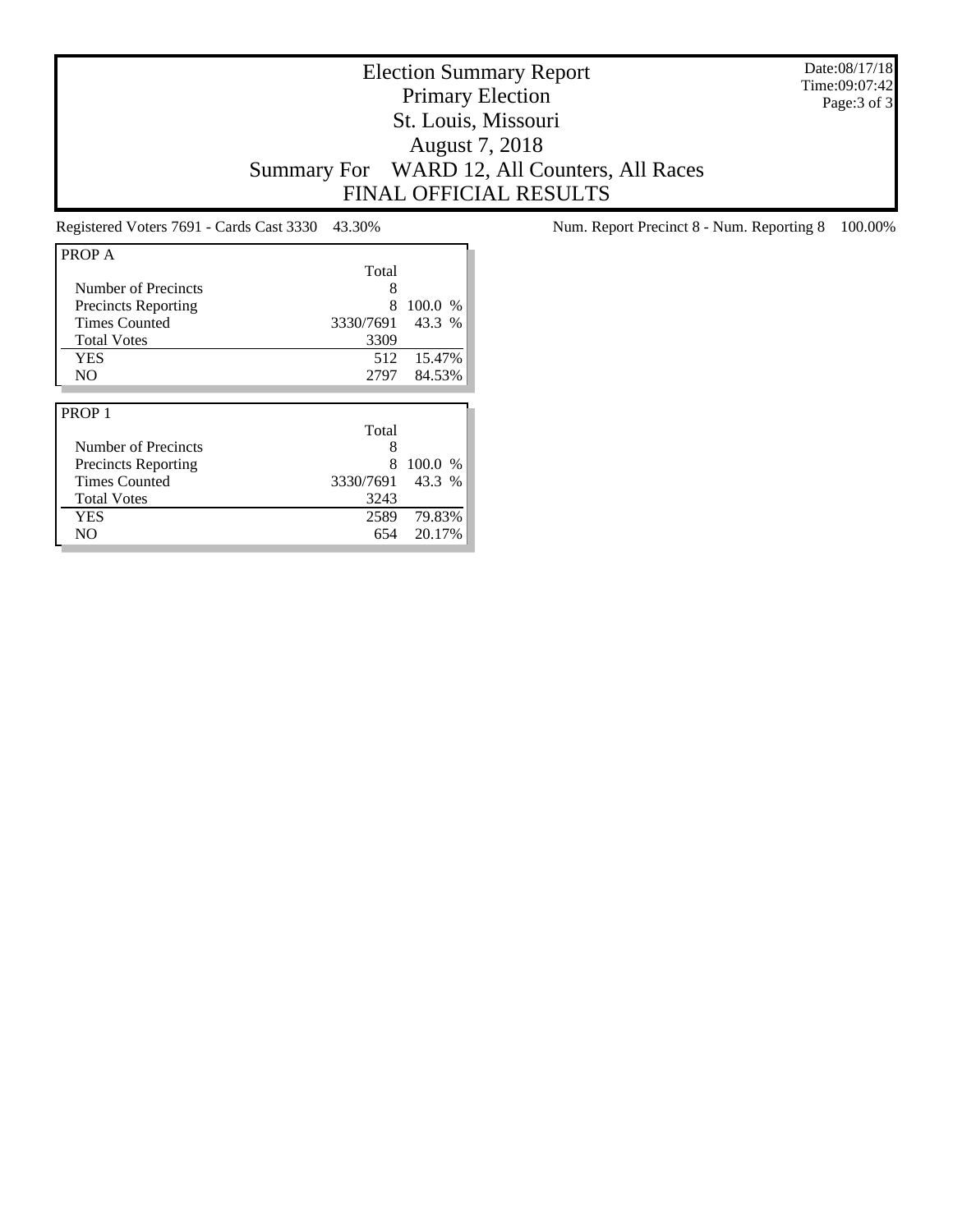# Election Summary Report
## Primary Election
## St. Louis, Missouri
## August 7, 2018
## Summary For WARD 12, All Counters, All Races
## FINAL OFFICIAL RESULTS

Date:08/17/18
Time:09:07:42

Registered Voters 7691 - Cards Cast 3330 43.30%

Num. Report Precinct 8 - Num. Reporting 8 100.00%

**PROP A**

| | Total | |
|---|---|---|
| Number of Precincts | 8 | |
| Precincts Reporting | 8 | 100.0 % |
| Times Counted | 3330/7691 | 43.3 % |
| Total Votes | 3309 | |
| YES | 512 | 15.47% |
| NO | 2797 | 84.53% |

**PROP 1**

| | Total | |
|---|---|---|
| Number of Precincts | 8 | |
| Precincts Reporting | 8 | 100.0 % |
| Times Counted | 3330/7691 | 43.3 % |
| Total Votes | 3243 | |
| YES | 2589 | 79.83% |
| NO | 654 | 20.17% |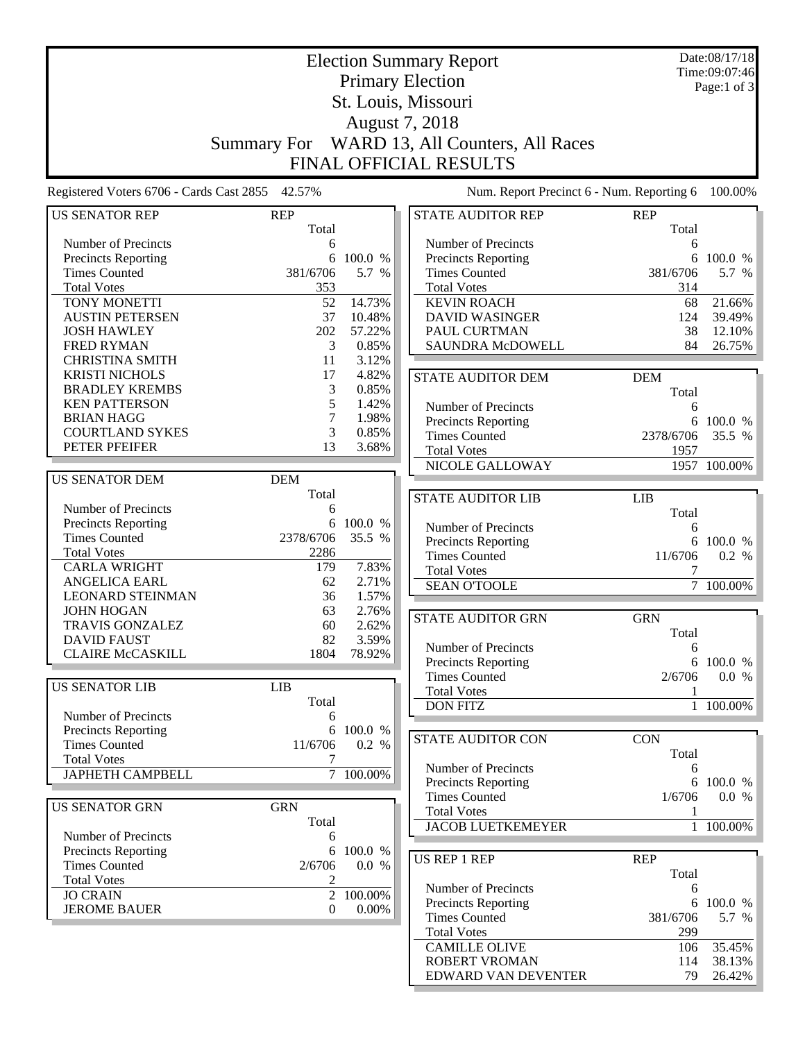# Election Summary Report
## Primary Election
## St. Louis, Missouri
## August 7, 2018
## Summary For WARD 13, All Counters, All Races
## FINAL OFFICIAL RESULTS

Date:08/17/18
Time:09:07:46

Registered Voters 6706 - Cards Cast 2855 42.57%

Num. Report Precinct 6 - Num. Reporting 6 100.00%

| US SENATOR REP | REP Total | |
|---|---|---|
| Number of Precincts | 6 | |
| Precincts Reporting | 6 | 100.0 % |
| Times Counted | 381/6706 | 5.7 % |
| Total Votes | 353 | |
| TONY MONETTI | 52 | 14.73% |
| AUSTIN PETERSEN | 37 | 10.48% |
| JOSH HAWLEY | 202 | 57.22% |
| FRED RYMAN | 3 | 0.85% |
| CHRISTINA SMITH | 11 | 3.12% |
| KRISTI NICHOLS | 17 | 4.82% |
| BRADLEY KREMBS | 3 | 0.85% |
| KEN PATTERSON | 5 | 1.42% |
| BRIAN HAGG | 7 | 1.98% |
| COURTLAND SYKES | 3 | 0.85% |
| PETER PFEIFER | 13 | 3.68% |

| US SENATOR DEM | DEM Total | |
|---|---|---|
| Number of Precincts | 6 | |
| Precincts Reporting | 6 | 100.0 % |
| Times Counted | 2378/6706 | 35.5 % |
| Total Votes | 2286 | |
| CARLA WRIGHT | 179 | 7.83% |
| ANGELICA EARL | 62 | 2.71% |
| LEONARD STEINMAN | 36 | 1.57% |
| JOHN HOGAN | 63 | 2.76% |
| TRAVIS GONZALEZ | 60 | 2.62% |
| DAVID FAUST | 82 | 3.59% |
| CLAIRE McCASKILL | 1804 | 78.92% |

| US SENATOR LIB | LIB Total | |
|---|---|---|
| Number of Precincts | 6 | |
| Precincts Reporting | 6 | 100.0 % |
| Times Counted | 11/6706 | 0.2 % |
| Total Votes | 7 | |
| JAPHETH CAMPBELL | 7 | 100.00% |

| US SENATOR GRN | GRN Total | |
|---|---|---|
| Number of Precincts | 6 | |
| Precincts Reporting | 6 | 100.0 % |
| Times Counted | 2/6706 | 0.0 % |
| Total Votes | 2 | |
| JO CRAIN | 2 | 100.00% |
| JEROME BAUER | 0 | 0.00% |

| STATE AUDITOR REP | REP Total | |
|---|---|---|
| Number of Precincts | 6 | |
| Precincts Reporting | 6 | 100.0 % |
| Times Counted | 381/6706 | 5.7 % |
| Total Votes | 314 | |
| KEVIN ROACH | 68 | 21.66% |
| DAVID WASINGER | 124 | 39.49% |
| PAUL CURTMAN | 38 | 12.10% |
| SAUNDRA McDOWELL | 84 | 26.75% |

| STATE AUDITOR DEM | DEM Total | |
|---|---|---|
| Number of Precincts | 6 | |
| Precincts Reporting | 6 | 100.0 % |
| Times Counted | 2378/6706 | 35.5 % |
| Total Votes | 1957 | |
| NICOLE GALLOWAY | 1957 | 100.00% |

| STATE AUDITOR LIB | LIB Total | |
|---|---|---|
| Number of Precincts | 6 | |
| Precincts Reporting | 6 | 100.0 % |
| Times Counted | 11/6706 | 0.2 % |
| Total Votes | 7 | |
| SEAN O'TOOLE | 7 | 100.00% |

| STATE AUDITOR GRN | GRN Total | |
|---|---|---|
| Number of Precincts | 6 | |
| Precincts Reporting | 6 | 100.0 % |
| Times Counted | 2/6706 | 0.0 % |
| Total Votes | 1 | |
| DON FITZ | 1 | 100.00% |

| STATE AUDITOR CON | CON Total | |
|---|---|---|
| Number of Precincts | 6 | |
| Precincts Reporting | 6 | 100.0 % |
| Times Counted | 1/6706 | 0.0 % |
| Total Votes | 1 | |
| JACOB LUETKEMEYER | 1 | 100.00% |

| US REP 1 REP | REP Total | |
|---|---|---|
| Number of Precincts | 6 | |
| Precincts Reporting | 6 | 100.0 % |
| Times Counted | 381/6706 | 5.7 % |
| Total Votes | 299 | |
| CAMILLE OLIVE | 106 | 35.45% |
| ROBERT VROMAN | 114 | 38.13% |
| EDWARD VAN DEVENTER | 79 | 26.42% |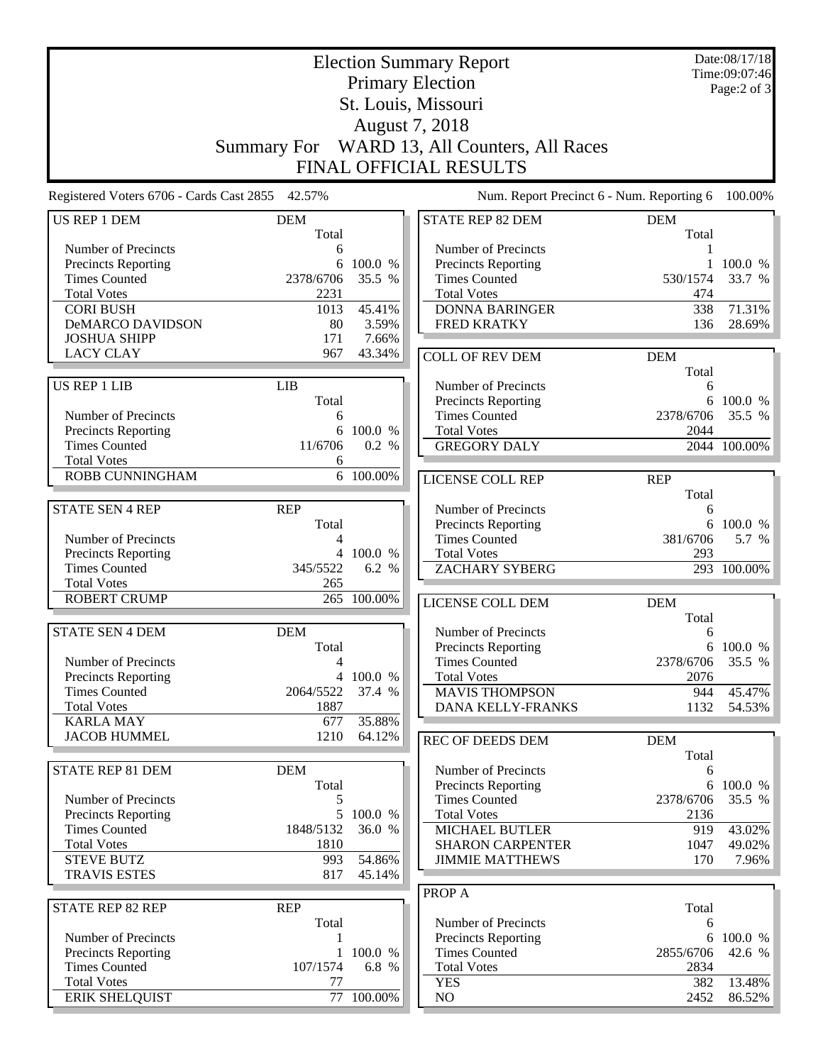# Election Summary Report

## Primary Election
## St. Louis, Missouri
## August 7, 2018
## Summary For WARD 13, All Counters, All Races
## FINAL OFFICIAL RESULTS

Date:08/17/18
Time:09:07:46

Registered Voters 6706 - Cards Cast 2855 42.57%

Num. Report Precinct 6 - Num. Reporting 6 100.00%

| US REP 1 DEM | DEM Total | |
|---|---|---|
| Number of Precincts | 6 | |
| Precincts Reporting | 6 | 100.0 % |
| Times Counted | 2378/6706 | 35.5 % |
| Total Votes | 2231 | |
| CORI BUSH | 1013 | 45.41% |
| DeMARCO DAVIDSON | 80 | 3.59% |
| JOSHUA SHIPP | 171 | 7.66% |
| LACY CLAY | 967 | 43.34% |

| US REP 1 LIB | LIB Total | |
|---|---|---|
| Number of Precincts | 6 | |
| Precincts Reporting | 6 | 100.0 % |
| Times Counted | 11/6706 | 0.2 % |
| Total Votes | 6 | |
| ROBB CUNNINGHAM | 6 | 100.00% |

| STATE SEN 4 REP | REP Total | |
|---|---|---|
| Number of Precincts | 4 | |
| Precincts Reporting | 4 | 100.0 % |
| Times Counted | 345/5522 | 6.2 % |
| Total Votes | 265 | |
| ROBERT CRUMP | 265 | 100.00% |

| STATE SEN 4 DEM | DEM Total | |
|---|---|---|
| Number of Precincts | 4 | |
| Precincts Reporting | 4 | 100.0 % |
| Times Counted | 2064/5522 | 37.4 % |
| Total Votes | 1887 | |
| KARLA MAY | 677 | 35.88% |
| JACOB HUMMEL | 1210 | 64.12% |

| STATE REP 81 DEM | DEM Total | |
|---|---|---|
| Number of Precincts | 5 | |
| Precincts Reporting | 5 | 100.0 % |
| Times Counted | 1848/5132 | 36.0 % |
| Total Votes | 1810 | |
| STEVE BUTZ | 993 | 54.86% |
| TRAVIS ESTES | 817 | 45.14% |

| STATE REP 82 REP | REP Total | |
|---|---|---|
| Number of Precincts | 1 | |
| Precincts Reporting | 1 | 100.0 % |
| Times Counted | 107/1574 | 6.8 % |
| Total Votes | 77 | |
| ERIK SHELQUIST | 77 | 100.00% |

| STATE REP 82 DEM | DEM Total | |
|---|---|---|
| Number of Precincts | 1 | |
| Precincts Reporting | 1 | 100.0 % |
| Times Counted | 530/1574 | 33.7 % |
| Total Votes | 474 | |
| DONNA BARINGER | 338 | 71.31% |
| FRED KRATKY | 136 | 28.69% |

| COLL OF REV DEM | DEM Total | |
|---|---|---|
| Number of Precincts | 6 | |
| Precincts Reporting | 6 | 100.0 % |
| Times Counted | 2378/6706 | 35.5 % |
| Total Votes | 2044 | |
| GREGORY DALY | 2044 | 100.00% |

| LICENSE COLL REP | REP Total | |
|---|---|---|
| Number of Precincts | 6 | |
| Precincts Reporting | 6 | 100.0 % |
| Times Counted | 381/6706 | 5.7 % |
| Total Votes | 293 | |
| ZACHARY SYBERG | 293 | 100.00% |

| LICENSE COLL DEM | DEM Total | |
|---|---|---|
| Number of Precincts | 6 | |
| Precincts Reporting | 6 | 100.0 % |
| Times Counted | 2378/6706 | 35.5 % |
| Total Votes | 2076 | |
| MAVIS THOMPSON | 944 | 45.47% |
| DANA KELLY-FRANKS | 1132 | 54.53% |

| REC OF DEEDS DEM | DEM Total | |
|---|---|---|
| Number of Precincts | 6 | |
| Precincts Reporting | 6 | 100.0 % |
| Times Counted | 2378/6706 | 35.5 % |
| Total Votes | 2136 | |
| MICHAEL BUTLER | 919 | 43.02% |
| SHARON CARPENTER | 1047 | 49.02% |
| JIMMIE MATTHEWS | 170 | 7.96% |

| PROP A | Total | |
|---|---|---|
| Number of Precincts | 6 | |
| Precincts Reporting | 6 | 100.0 % |
| Times Counted | 2855/6706 | 42.6 % |
| Total Votes | 2834 | |
| YES | 382 | 13.48% |
| NO | 2452 | 86.52% |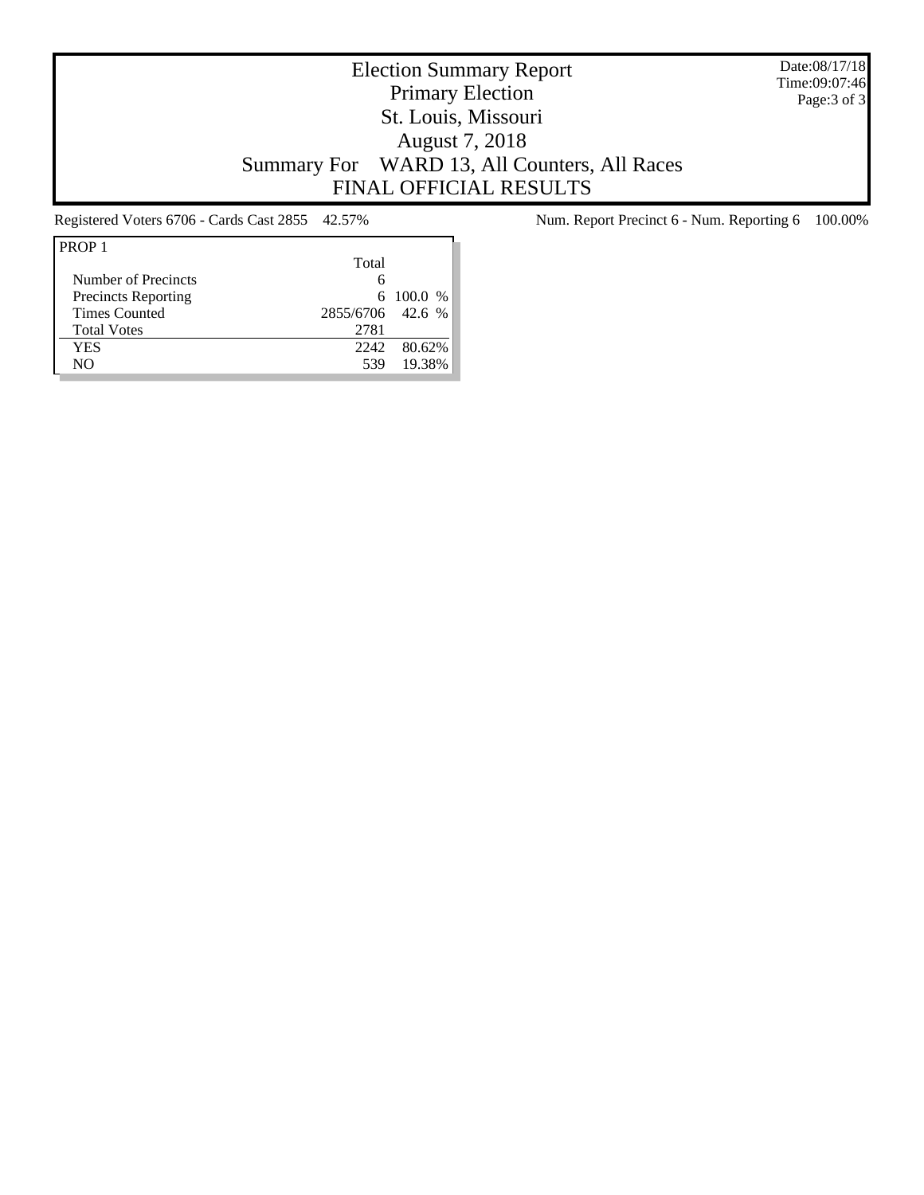# Election Summary Report

Primary Election

St. Louis, Missouri

August 7, 2018

Summary For WARD 13, All Counters, All Races

FINAL OFFICIAL RESULTS

Date:08/17/18
Time:09:07:46

Registered Voters 6706 - Cards Cast 2855 42.57%

Num. Report Precinct 6 - Num. Reporting 6 100.00%

| PROP 1 | Total | |
|---|---|---|
| Number of Precincts | 6 | |
| Precincts Reporting | 6 | 100.0 % |
| Times Counted | 2855/6706 | 42.6 % |
| Total Votes | 2781 | |
| YES | 2242 | 80.62% |
| NO | 539 | 19.38% |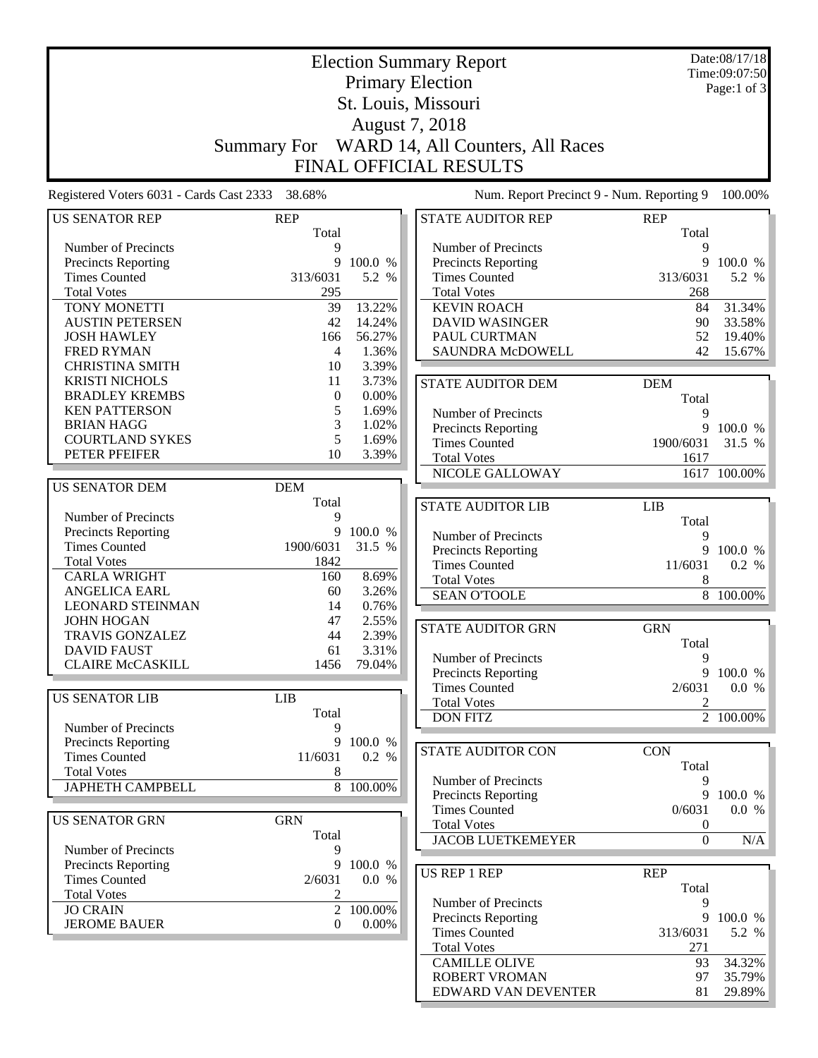# Election Summary Report

## Primary Election
## St. Louis, Missouri
## August 7, 2018
## Summary For WARD 14, All Counters, All Races
## FINAL OFFICIAL RESULTS

Date:08/17/18
Time:09:07:50

Registered Voters 6031 - Cards Cast 2333 38.68%

Num. Report Precinct 9 - Num. Reporting 9 100.00%

| US SENATOR REP | REP | |
|---|---|---|
| | Total | |
| Number of Precincts | 9 | |
| Precincts Reporting | 9 | 100.0 % |
| Times Counted | 313/6031 | 5.2 % |
| Total Votes | 295 | |
| TONY MONETTI | 39 | 13.22% |
| AUSTIN PETERSEN | 42 | 14.24% |
| JOSH HAWLEY | 166 | 56.27% |
| FRED RYMAN | 4 | 1.36% |
| CHRISTINA SMITH | 10 | 3.39% |
| KRISTI NICHOLS | 11 | 3.73% |
| BRADLEY KREMBS | 0 | 0.00% |
| KEN PATTERSON | 5 | 1.69% |
| BRIAN HAGG | 3 | 1.02% |
| COURTLAND SYKES | 5 | 1.69% |
| PETER PFEIFER | 10 | 3.39% |

| US SENATOR DEM | DEM | |
|---|---|---|
| | Total | |
| Number of Precincts | 9 | |
| Precincts Reporting | 9 | 100.0 % |
| Times Counted | 1900/6031 | 31.5 % |
| Total Votes | 1842 | |
| CARLA WRIGHT | 160 | 8.69% |
| ANGELICA EARL | 60 | 3.26% |
| LEONARD STEINMAN | 14 | 0.76% |
| JOHN HOGAN | 47 | 2.55% |
| TRAVIS GONZALEZ | 44 | 2.39% |
| DAVID FAUST | 61 | 3.31% |
| CLAIRE McCASKILL | 1456 | 79.04% |

| US SENATOR LIB | LIB | |
|---|---|---|
| | Total | |
| Number of Precincts | 9 | |
| Precincts Reporting | 9 | 100.0 % |
| Times Counted | 11/6031 | 0.2 % |
| Total Votes | 8 | |
| JAPHETH CAMPBELL | 8 | 100.00% |

| US SENATOR GRN | GRN | |
|---|---|---|
| | Total | |
| Number of Precincts | 9 | |
| Precincts Reporting | 9 | 100.0 % |
| Times Counted | 2/6031 | 0.0 % |
| Total Votes | 2 | |
| JO CRAIN | 2 | 100.00% |
| JEROME BAUER | 0 | 0.00% |

| STATE AUDITOR REP | REP | |
|---|---|---|
| | Total | |
| Number of Precincts | 9 | |
| Precincts Reporting | 9 | 100.0 % |
| Times Counted | 313/6031 | 5.2 % |
| Total Votes | 268 | |
| KEVIN ROACH | 84 | 31.34% |
| DAVID WASINGER | 90 | 33.58% |
| PAUL CURTMAN | 52 | 19.40% |
| SAUNDRA McDOWELL | 42 | 15.67% |

| STATE AUDITOR DEM | DEM | |
|---|---|---|
| | Total | |
| Number of Precincts | 9 | |
| Precincts Reporting | 9 | 100.0 % |
| Times Counted | 1900/6031 | 31.5 % |
| Total Votes | 1617 | |
| NICOLE GALLOWAY | 1617 | 100.00% |

| STATE AUDITOR LIB | LIB | |
|---|---|---|
| | Total | |
| Number of Precincts | 9 | |
| Precincts Reporting | 9 | 100.0 % |
| Times Counted | 11/6031 | 0.2 % |
| Total Votes | 8 | |
| SEAN O'TOOLE | 8 | 100.00% |

| STATE AUDITOR GRN | GRN | |
|---|---|---|
| | Total | |
| Number of Precincts | 9 | |
| Precincts Reporting | 9 | 100.0 % |
| Times Counted | 2/6031 | 0.0 % |
| Total Votes | 2 | |
| DON FITZ | 2 | 100.00% |

| STATE AUDITOR CON | CON | |
|---|---|---|
| | Total | |
| Number of Precincts | 9 | |
| Precincts Reporting | 9 | 100.0 % |
| Times Counted | 0/6031 | 0.0 % |
| Total Votes | 0 | |
| JACOB LUETKEMEYER | 0 | N/A |

| US REP 1 REP | REP | |
|---|---|---|
| | Total | |
| Number of Precincts | 9 | |
| Precincts Reporting | 9 | 100.0 % |
| Times Counted | 313/6031 | 5.2 % |
| Total Votes | 271 | |
| CAMILLE OLIVE | 93 | 34.32% |
| ROBERT VROMAN | 97 | 35.79% |
| EDWARD VAN DEVENTER | 81 | 29.89% |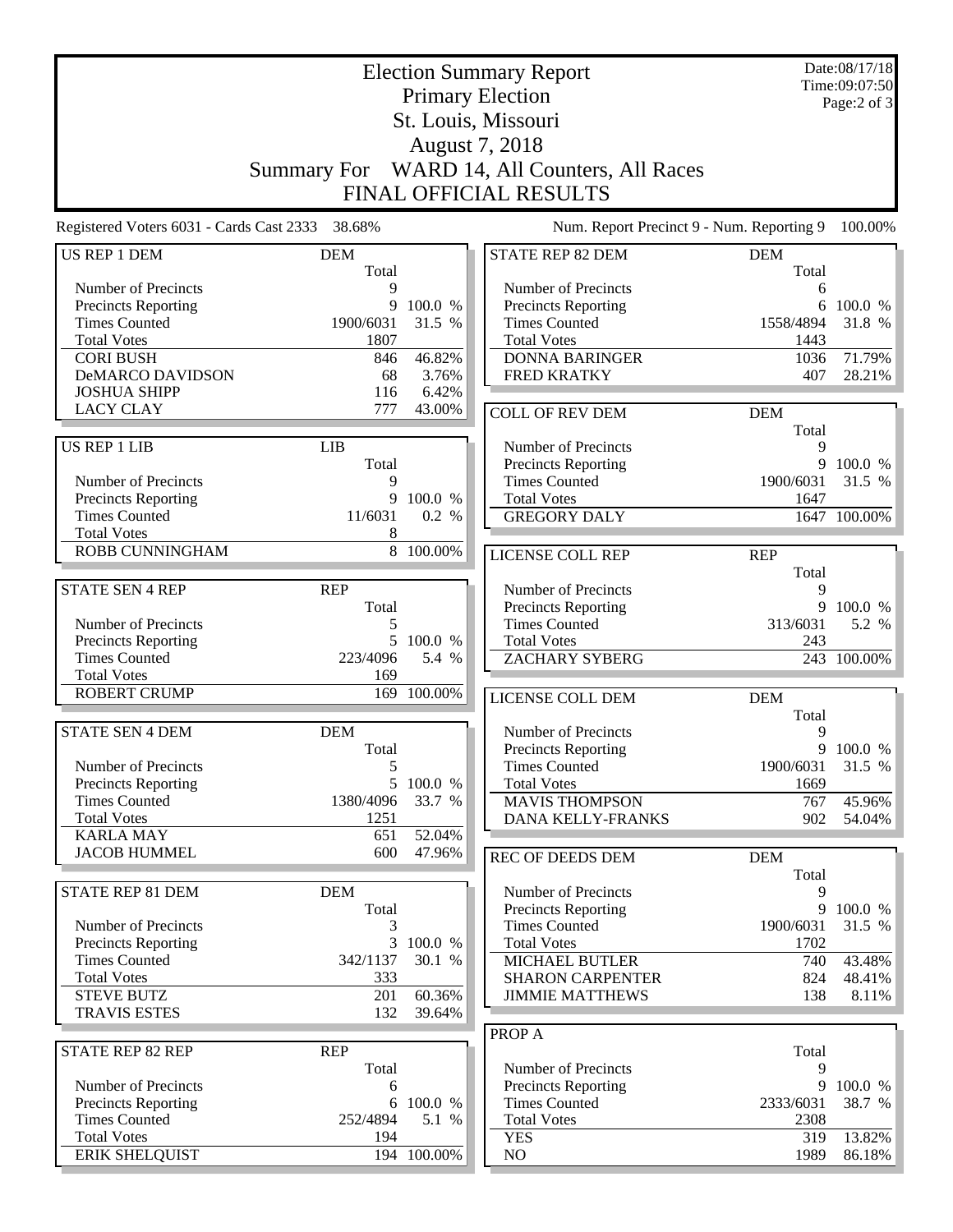# Election Summary Report

## Primary Election

## St. Louis, Missouri

## August 7, 2018

## Summary For WARD 14, All Counters, All Races

## FINAL OFFICIAL RESULTS

Date:08/17/18
Time:09:07:50
Page:2 of 3

Registered Voters 6031 - Cards Cast 2333 38.68% Num. Report Precinct 9 - Num. Reporting 9 100.00%

| US REP 1 DEM | DEM | |
|---|---|---|
| | Total | |
| Number of Precincts | 9 | |
| Precincts Reporting | 9 | 100.0 % |
| Times Counted | 1900/6031 | 31.5 % |
| Total Votes | 1807 | |
| CORI BUSH | 846 | 46.82% |
| DeMARCO DAVIDSON | 68 | 3.76% |
| JOSHUA SHIPP | 116 | 6.42% |
| LACY CLAY | 777 | 43.00% |

| US REP 1 LIB | LIB | |
|---|---|---|
| | Total | |
| Number of Precincts | 9 | |
| Precincts Reporting | 9 | 100.0 % |
| Times Counted | 11/6031 | 0.2 % |
| Total Votes | 8 | |
| ROBB CUNNINGHAM | 8 | 100.00% |

| STATE SEN 4 REP | REP | |
|---|---|---|
| | Total | |
| Number of Precincts | 5 | |
| Precincts Reporting | 5 | 100.0 % |
| Times Counted | 223/4096 | 5.4 % |
| Total Votes | 169 | |
| ROBERT CRUMP | 169 | 100.00% |

| STATE SEN 4 DEM | DEM | |
|---|---|---|
| | Total | |
| Number of Precincts | 5 | |
| Precincts Reporting | 5 | 100.0 % |
| Times Counted | 1380/4096 | 33.7 % |
| Total Votes | 1251 | |
| KARLA MAY | 651 | 52.04% |
| JACOB HUMMEL | 600 | 47.96% |

| STATE REP 81 DEM | DEM | |
|---|---|---|
| | Total | |
| Number of Precincts | 3 | |
| Precincts Reporting | 3 | 100.0 % |
| Times Counted | 342/1137 | 30.1 % |
| Total Votes | 333 | |
| STEVE BUTZ | 201 | 60.36% |
| TRAVIS ESTES | 132 | 39.64% |

| STATE REP 82 REP | REP | |
|---|---|---|
| | Total | |
| Number of Precincts | 6 | |
| Precincts Reporting | 6 | 100.0 % |
| Times Counted | 252/4894 | 5.1 % |
| Total Votes | 194 | |
| ERIK SHELQUIST | 194 | 100.00% |

| STATE REP 82 DEM | DEM | |
|---|---|---|
| | Total | |
| Number of Precincts | 6 | |
| Precincts Reporting | 6 | 100.0 % |
| Times Counted | 1558/4894 | 31.8 % |
| Total Votes | 1443 | |
| DONNA BARINGER | 1036 | 71.79% |
| FRED KRATKY | 407 | 28.21% |

| COLL OF REV DEM | DEM | |
|---|---|---|
| | Total | |
| Number of Precincts | 9 | |
| Precincts Reporting | 9 | 100.0 % |
| Times Counted | 1900/6031 | 31.5 % |
| Total Votes | 1647 | |
| GREGORY DALY | 1647 | 100.00% |

| LICENSE COLL REP | REP | |
|---|---|---|
| | Total | |
| Number of Precincts | 9 | |
| Precincts Reporting | 9 | 100.0 % |
| Times Counted | 313/6031 | 5.2 % |
| Total Votes | 243 | |
| ZACHARY SYBERG | 243 | 100.00% |

| LICENSE COLL DEM | DEM | |
|---|---|---|
| | Total | |
| Number of Precincts | 9 | |
| Precincts Reporting | 9 | 100.0 % |
| Times Counted | 1900/6031 | 31.5 % |
| Total Votes | 1669 | |
| MAVIS THOMPSON | 767 | 45.96% |
| DANA KELLY-FRANKS | 902 | 54.04% |

| REC OF DEEDS DEM | DEM | |
|---|---|---|
| | Total | |
| Number of Precincts | 9 | |
| Precincts Reporting | 9 | 100.0 % |
| Times Counted | 1900/6031 | 31.5 % |
| Total Votes | 1702 | |
| MICHAEL BUTLER | 740 | 43.48% |
| SHARON CARPENTER | 824 | 48.41% |
| JIMMIE MATTHEWS | 138 | 8.11% |

| PROP A | | |
|---|---|---|
| | Total | |
| Number of Precincts | 9 | |
| Precincts Reporting | 9 | 100.0 % |
| Times Counted | 2333/6031 | 38.7 % |
| Total Votes | 2308 | |
| YES | 319 | 13.82% |
| NO | 1989 | 86.18% |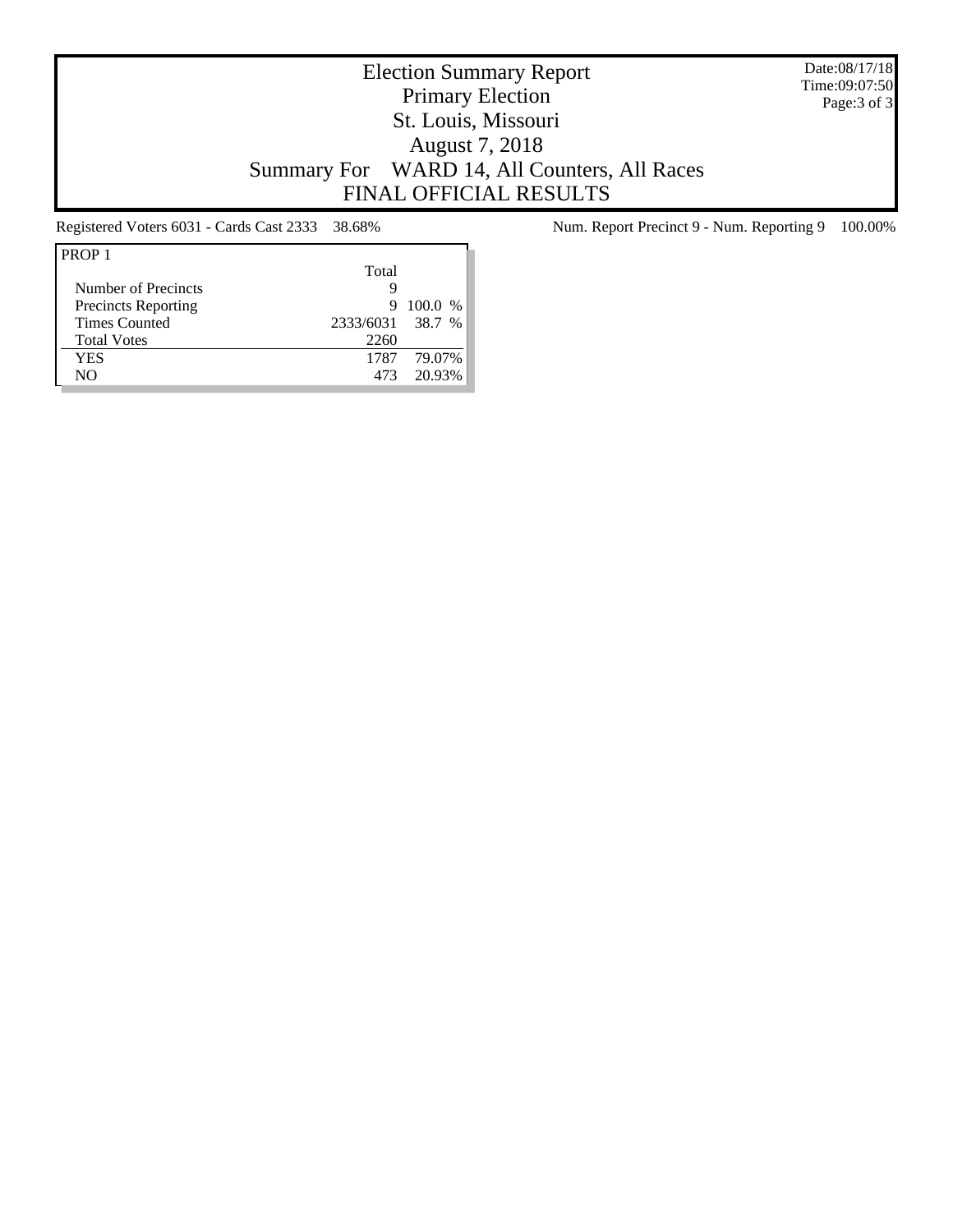# Election Summary Report
## Primary Election
## St. Louis, Missouri
## August 7, 2018
## Summary For WARD 14, All Counters, All Races
## FINAL OFFICIAL RESULTS

Date:08/17/18
Time:09:07:50

Registered Voters 6031 - Cards Cast 2333 38.68%

Num. Report Precinct 9 - Num. Reporting 9 100.00%

| PROP 1 | Total | |
|---|---|---|
| Number of Precincts | 9 | |
| Precincts Reporting | 9 | 100.0 % |
| Times Counted | 2333/6031 | 38.7 % |
| Total Votes | 2260 | |
| YES | 1787 | 79.07% |
| NO | 473 | 20.93% |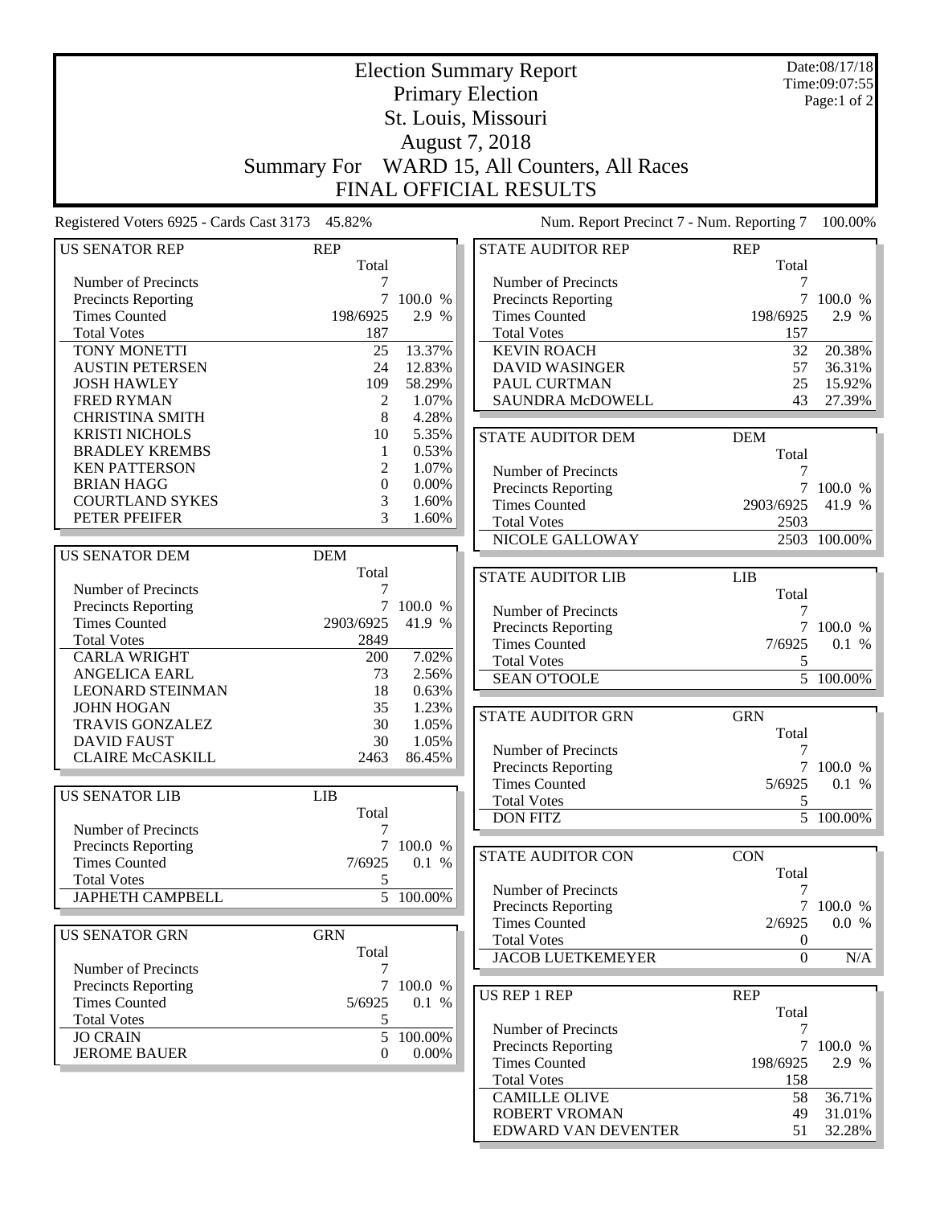# Election Summary Report

## Primary Election

## St. Louis, Missouri

## August 7, 2018

## Summary For WARD 15, All Counters, All Races

## FINAL OFFICIAL RESULTS

Date:08/17/18
Time:09:07:55

Registered Voters 6925 - Cards Cast 3173 45.82%

Num. Report Precinct 7 - Num. Reporting 7 100.00%

| US SENATOR REP | REP Total | |
|---|---|---|
| Number of Precincts | 7 | |
| Precincts Reporting | 7 | 100.0 % |
| Times Counted | 198/6925 | 2.9 % |
| Total Votes | 187 | |
| TONY MONETTI | 25 | 13.37% |
| AUSTIN PETERSEN | 24 | 12.83% |
| JOSH HAWLEY | 109 | 58.29% |
| FRED RYMAN | 2 | 1.07% |
| CHRISTINA SMITH | 8 | 4.28% |
| KRISTI NICHOLS | 10 | 5.35% |
| BRADLEY KREMBS | 1 | 0.53% |
| KEN PATTERSON | 2 | 1.07% |
| BRIAN HAGG | 0 | 0.00% |
| COURTLAND SYKES | 3 | 1.60% |
| PETER PFEIFER | 3 | 1.60% |

| US SENATOR DEM | DEM Total | |
|---|---|---|
| Number of Precincts | 7 | |
| Precincts Reporting | 7 | 100.0 % |
| Times Counted | 2903/6925 | 41.9 % |
| Total Votes | 2849 | |
| CARLA WRIGHT | 200 | 7.02% |
| ANGELICA EARL | 73 | 2.56% |
| LEONARD STEINMAN | 18 | 0.63% |
| JOHN HOGAN | 35 | 1.23% |
| TRAVIS GONZALEZ | 30 | 1.05% |
| DAVID FAUST | 30 | 1.05% |
| CLAIRE McCASKILL | 2463 | 86.45% |

| US SENATOR LIB | LIB Total | |
|---|---|---|
| Number of Precincts | 7 | |
| Precincts Reporting | 7 | 100.0 % |
| Times Counted | 7/6925 | 0.1 % |
| Total Votes | 5 | |
| JAPHETH CAMPBELL | 5 | 100.00% |

| US SENATOR GRN | GRN Total | |
|---|---|---|
| Number of Precincts | 7 | |
| Precincts Reporting | 7 | 100.0 % |
| Times Counted | 5/6925 | 0.1 % |
| Total Votes | 5 | |
| JO CRAIN | 5 | 100.00% |
| JEROME BAUER | 0 | 0.00% |

| STATE AUDITOR REP | REP Total | |
|---|---|---|
| Number of Precincts | 7 | |
| Precincts Reporting | 7 | 100.0 % |
| Times Counted | 198/6925 | 2.9 % |
| Total Votes | 157 | |
| KEVIN ROACH | 32 | 20.38% |
| DAVID WASINGER | 57 | 36.31% |
| PAUL CURTMAN | 25 | 15.92% |
| SAUNDRA McDOWELL | 43 | 27.39% |

| STATE AUDITOR DEM | DEM Total | |
|---|---|---|
| Number of Precincts | 7 | |
| Precincts Reporting | 7 | 100.0 % |
| Times Counted | 2903/6925 | 41.9 % |
| Total Votes | 2503 | |
| NICOLE GALLOWAY | 2503 | 100.00% |

| STATE AUDITOR LIB | LIB Total | |
|---|---|---|
| Number of Precincts | 7 | |
| Precincts Reporting | 7 | 100.0 % |
| Times Counted | 7/6925 | 0.1 % |
| Total Votes | 5 | |
| SEAN O'TOOLE | 5 | 100.00% |

| STATE AUDITOR GRN | GRN Total | |
|---|---|---|
| Number of Precincts | 7 | |
| Precincts Reporting | 7 | 100.0 % |
| Times Counted | 5/6925 | 0.1 % |
| Total Votes | 5 | |
| DON FITZ | 5 | 100.00% |

| STATE AUDITOR CON | CON Total | |
|---|---|---|
| Number of Precincts | 7 | |
| Precincts Reporting | 7 | 100.0 % |
| Times Counted | 2/6925 | 0.0 % |
| Total Votes | 0 | |
| JACOB LUETKEMEYER | 0 | N/A |

| US REP 1 REP | REP Total | |
|---|---|---|
| Number of Precincts | 7 | |
| Precincts Reporting | 7 | 100.0 % |
| Times Counted | 198/6925 | 2.9 % |
| Total Votes | 158 | |
| CAMILLE OLIVE | 58 | 36.71% |
| ROBERT VROMAN | 49 | 31.01% |
| EDWARD VAN DEVENTER | 51 | 32.28% |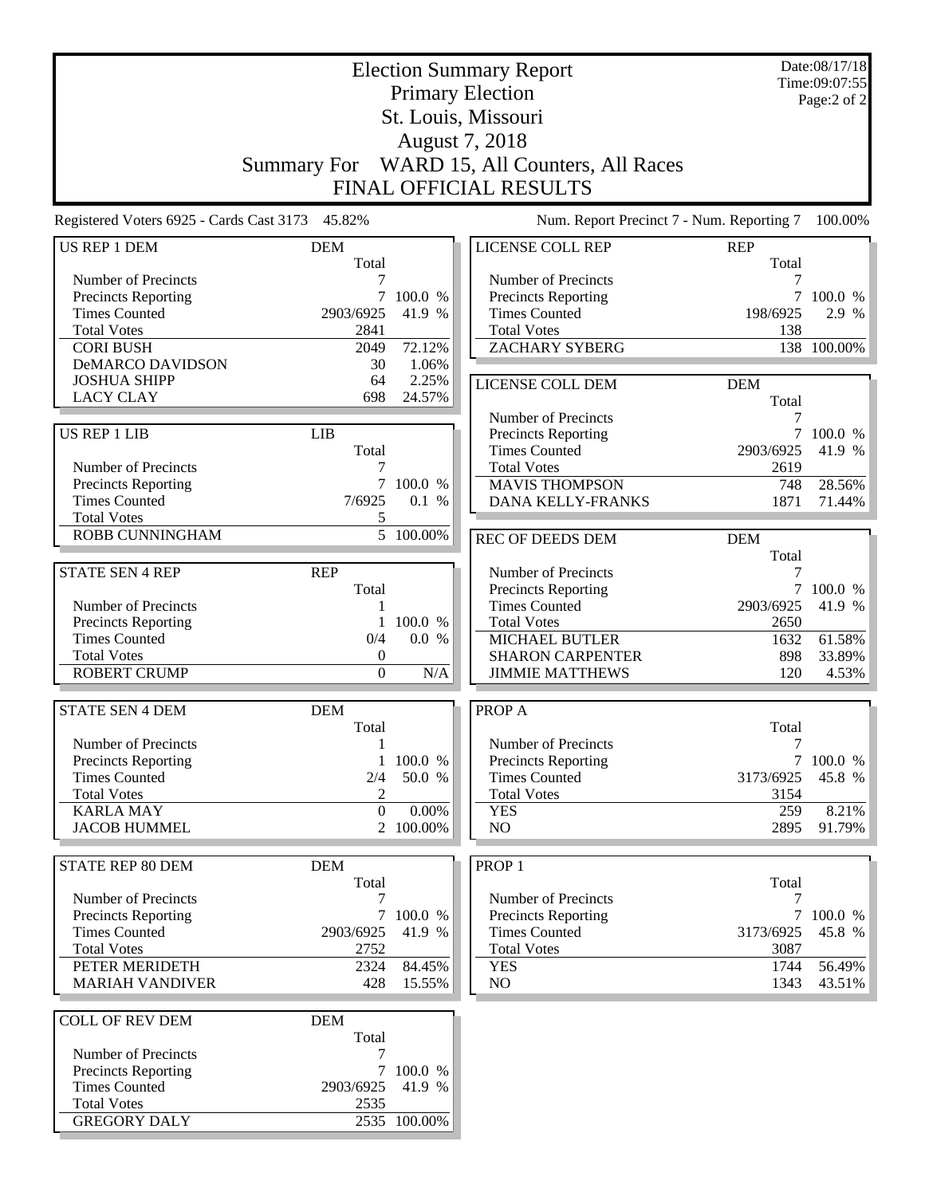# Election Summary Report

## Primary Election

## St. Louis, Missouri

## August 7, 2018

## Summary For WARD 15, All Counters, All Races

## FINAL OFFICIAL RESULTS

Date:08/17/18
Time:09:07:55

Registered Voters 6925 - Cards Cast 3173 45.82%

Num. Report Precinct 7 - Num. Reporting 7 100.00%

### US REP 1 DEM

| | DEM Total | |
|---|---|---|
| Number of Precincts | 7 | |
| Precincts Reporting | 7 | 100.0 % |
| Times Counted | 2903/6925 | 41.9 % |
| Total Votes | 2841 | |
| CORI BUSH | 2049 | 72.12% |
| DeMARCO DAVIDSON | 30 | 1.06% |
| JOSHUA SHIPP | 64 | 2.25% |
| LACY CLAY | 698 | 24.57% |

### US REP 1 LIB

| | LIB Total | |
|---|---|---|
| Number of Precincts | 7 | |
| Precincts Reporting | 7 | 100.0 % |
| Times Counted | 7/6925 | 0.1 % |
| Total Votes | 5 | |
| ROBB CUNNINGHAM | 5 | 100.00% |

### STATE SEN 4 REP

| | REP Total | |
|---|---|---|
| Number of Precincts | 1 | |
| Precincts Reporting | 1 | 100.0 % |
| Times Counted | 0/4 | 0.0 % |
| Total Votes | 0 | |
| ROBERT CRUMP | 0 | N/A |

### STATE SEN 4 DEM

| | DEM Total | |
|---|---|---|
| Number of Precincts | 1 | |
| Precincts Reporting | 1 | 100.0 % |
| Times Counted | 2/4 | 50.0 % |
| Total Votes | 2 | |
| KARLA MAY | 0 | 0.00% |
| JACOB HUMMEL | 2 | 100.00% |

### STATE REP 80 DEM

| | DEM Total | |
|---|---|---|
| Number of Precincts | 7 | |
| Precincts Reporting | 7 | 100.0 % |
| Times Counted | 2903/6925 | 41.9 % |
| Total Votes | 2752 | |
| PETER MERIDETH | 2324 | 84.45% |
| MARIAH VANDIVER | 428 | 15.55% |

### COLL OF REV DEM

| | DEM Total | |
|---|---|---|
| Number of Precincts | 7 | |
| Precincts Reporting | 7 | 100.0 % |
| Times Counted | 2903/6925 | 41.9 % |
| Total Votes | 2535 | |
| GREGORY DALY | 2535 | 100.00% |

### LICENSE COLL REP

| | REP Total | |
|---|---|---|
| Number of Precincts | 7 | |
| Precincts Reporting | 7 | 100.0 % |
| Times Counted | 198/6925 | 2.9 % |
| Total Votes | 138 | |
| ZACHARY SYBERG | 138 | 100.00% |

### LICENSE COLL DEM

| | DEM Total | |
|---|---|---|
| Number of Precincts | 7 | |
| Precincts Reporting | 7 | 100.0 % |
| Times Counted | 2903/6925 | 41.9 % |
| Total Votes | 2619 | |
| MAVIS THOMPSON | 748 | 28.56% |
| DANA KELLY-FRANKS | 1871 | 71.44% |

### REC OF DEEDS DEM

| | DEM Total | |
|---|---|---|
| Number of Precincts | 7 | |
| Precincts Reporting | 7 | 100.0 % |
| Times Counted | 2903/6925 | 41.9 % |
| Total Votes | 2650 | |
| MICHAEL BUTLER | 1632 | 61.58% |
| SHARON CARPENTER | 898 | 33.89% |
| JIMMIE MATTHEWS | 120 | 4.53% |

### PROP A

| | Total | |
|---|---|---|
| Number of Precincts | 7 | |
| Precincts Reporting | 7 | 100.0 % |
| Times Counted | 3173/6925 | 45.8 % |
| Total Votes | 3154 | |
| YES | 259 | 8.21% |
| NO | 2895 | 91.79% |

### PROP 1

| | Total | |
|---|---|---|
| Number of Precincts | 7 | |
| Precincts Reporting | 7 | 100.0 % |
| Times Counted | 3173/6925 | 45.8 % |
| Total Votes | 3087 | |
| YES | 1744 | 56.49% |
| NO | 1343 | 43.51% |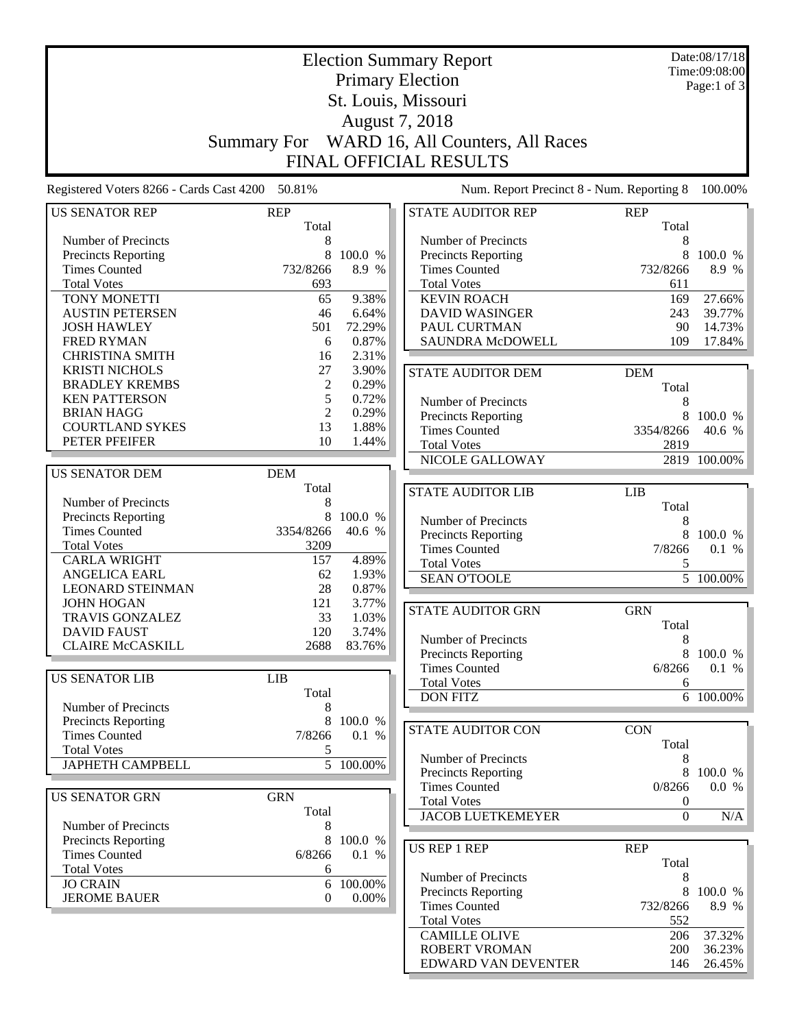# Election Summary Report

## Primary Election

## St. Louis, Missouri

## August 7, 2018

## Summary For WARD 16, All Counters, All Races

## FINAL OFFICIAL RESULTS

Date:08/17/18
Time:09:08:00

Registered Voters 8266 - Cards Cast 4200 50.81%

Num. Report Precinct 8 - Num. Reporting 8 100.00%

| US SENATOR REP | REP Total | |
|---|---|---|
| Number of Precincts | 8 | |
| Precincts Reporting | 8 | 100.0 % |
| Times Counted | 732/8266 | 8.9 % |
| Total Votes | 693 | |
| TONY MONETTI | 65 | 9.38% |
| AUSTIN PETERSEN | 46 | 6.64% |
| JOSH HAWLEY | 501 | 72.29% |
| FRED RYMAN | 6 | 0.87% |
| CHRISTINA SMITH | 16 | 2.31% |
| KRISTI NICHOLS | 27 | 3.90% |
| BRADLEY KREMBS | 2 | 0.29% |
| KEN PATTERSON | 5 | 0.72% |
| BRIAN HAGG | 2 | 0.29% |
| COURTLAND SYKES | 13 | 1.88% |
| PETER PFEIFER | 10 | 1.44% |

| US SENATOR DEM | DEM Total | |
|---|---|---|
| Number of Precincts | 8 | |
| Precincts Reporting | 8 | 100.0 % |
| Times Counted | 3354/8266 | 40.6 % |
| Total Votes | 3209 | |
| CARLA WRIGHT | 157 | 4.89% |
| ANGELICA EARL | 62 | 1.93% |
| LEONARD STEINMAN | 28 | 0.87% |
| JOHN HOGAN | 121 | 3.77% |
| TRAVIS GONZALEZ | 33 | 1.03% |
| DAVID FAUST | 120 | 3.74% |
| CLAIRE McCASKILL | 2688 | 83.76% |

| US SENATOR LIB | LIB Total | |
|---|---|---|
| Number of Precincts | 8 | |
| Precincts Reporting | 8 | 100.0 % |
| Times Counted | 7/8266 | 0.1 % |
| Total Votes | 5 | |
| JAPHETH CAMPBELL | 5 | 100.00% |

| US SENATOR GRN | GRN Total | |
|---|---|---|
| Number of Precincts | 8 | |
| Precincts Reporting | 8 | 100.0 % |
| Times Counted | 6/8266 | 0.1 % |
| Total Votes | 6 | |
| JO CRAIN | 6 | 100.00% |
| JEROME BAUER | 0 | 0.00% |

| STATE AUDITOR REP | REP Total | |
|---|---|---|
| Number of Precincts | 8 | |
| Precincts Reporting | 8 | 100.0 % |
| Times Counted | 732/8266 | 8.9 % |
| Total Votes | 611 | |
| KEVIN ROACH | 169 | 27.66% |
| DAVID WASINGER | 243 | 39.77% |
| PAUL CURTMAN | 90 | 14.73% |
| SAUNDRA McDOWELL | 109 | 17.84% |

| STATE AUDITOR DEM | DEM Total | |
|---|---|---|
| Number of Precincts | 8 | |
| Precincts Reporting | 8 | 100.0 % |
| Times Counted | 3354/8266 | 40.6 % |
| Total Votes | 2819 | |
| NICOLE GALLOWAY | 2819 | 100.00% |

| STATE AUDITOR LIB | LIB Total | |
|---|---|---|
| Number of Precincts | 8 | |
| Precincts Reporting | 8 | 100.0 % |
| Times Counted | 7/8266 | 0.1 % |
| Total Votes | 5 | |
| SEAN O'TOOLE | 5 | 100.00% |

| STATE AUDITOR GRN | GRN Total | |
|---|---|---|
| Number of Precincts | 8 | |
| Precincts Reporting | 8 | 100.0 % |
| Times Counted | 6/8266 | 0.1 % |
| Total Votes | 6 | |
| DON FITZ | 6 | 100.00% |

| STATE AUDITOR CON | CON Total | |
|---|---|---|
| Number of Precincts | 8 | |
| Precincts Reporting | 8 | 100.0 % |
| Times Counted | 0/8266 | 0.0 % |
| Total Votes | 0 | |
| JACOB LUETKEMEYER | 0 | N/A |

| US REP 1 REP | REP Total | |
|---|---|---|
| Number of Precincts | 8 | |
| Precincts Reporting | 8 | 100.0 % |
| Times Counted | 732/8266 | 8.9 % |
| Total Votes | 552 | |
| CAMILLE OLIVE | 206 | 37.32% |
| ROBERT VROMAN | 200 | 36.23% |
| EDWARD VAN DEVENTER | 146 | 26.45% |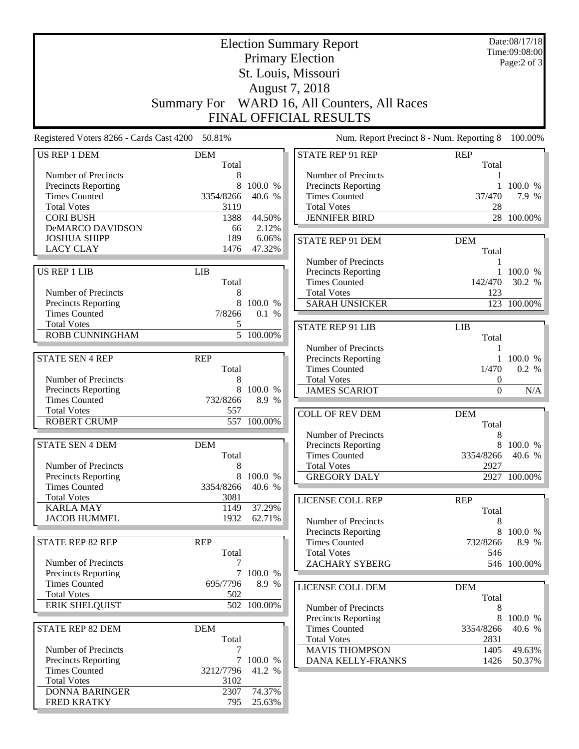# Election Summary Report

## Primary Election

## St. Louis, Missouri

## August 7, 2018

## Summary For WARD 16, All Counters, All Races

## FINAL OFFICIAL RESULTS

Date:08/17/18
Time:09:08:00

Registered Voters 8266 - Cards Cast 4200 50.81%

Num. Report Precinct 8 - Num. Reporting 8 100.00%

| US REP 1 DEM | DEM Total | |
|---|---|---|
| Number of Precincts | 8 | |
| Precincts Reporting | 8 | 100.0 % |
| Times Counted | 3354/8266 | 40.6 % |
| Total Votes | 3119 | |
| CORI BUSH | 1388 | 44.50% |
| DeMARCO DAVIDSON | 66 | 2.12% |
| JOSHUA SHIPP | 189 | 6.06% |
| LACY CLAY | 1476 | 47.32% |

| US REP 1 LIB | LIB Total | |
|---|---|---|
| Number of Precincts | 8 | |
| Precincts Reporting | 8 | 100.0 % |
| Times Counted | 7/8266 | 0.1 % |
| Total Votes | 5 | |
| ROBB CUNNINGHAM | 5 | 100.00% |

| STATE SEN 4 REP | REP Total | |
|---|---|---|
| Number of Precincts | 8 | |
| Precincts Reporting | 8 | 100.0 % |
| Times Counted | 732/8266 | 8.9 % |
| Total Votes | 557 | |
| ROBERT CRUMP | 557 | 100.00% |

| STATE SEN 4 DEM | DEM Total | |
|---|---|---|
| Number of Precincts | 8 | |
| Precincts Reporting | 8 | 100.0 % |
| Times Counted | 3354/8266 | 40.6 % |
| Total Votes | 3081 | |
| KARLA MAY | 1149 | 37.29% |
| JACOB HUMMEL | 1932 | 62.71% |

| STATE REP 82 REP | REP Total | |
|---|---|---|
| Number of Precincts | 7 | |
| Precincts Reporting | 7 | 100.0 % |
| Times Counted | 695/7796 | 8.9 % |
| Total Votes | 502 | |
| ERIK SHELQUIST | 502 | 100.00% |

| STATE REP 82 DEM | DEM Total | |
|---|---|---|
| Number of Precincts | 7 | |
| Precincts Reporting | 7 | 100.0 % |
| Times Counted | 3212/7796 | 41.2 % |
| Total Votes | 3102 | |
| DONNA BARINGER | 2307 | 74.37% |
| FRED KRATKY | 795 | 25.63% |

| STATE REP 91 REP | REP Total | |
|---|---|---|
| Number of Precincts | 1 | |
| Precincts Reporting | 1 | 100.0 % |
| Times Counted | 37/470 | 7.9 % |
| Total Votes | 28 | |
| JENNIFER BIRD | 28 | 100.00% |

| STATE REP 91 DEM | DEM Total | |
|---|---|---|
| Number of Precincts | 1 | |
| Precincts Reporting | 1 | 100.0 % |
| Times Counted | 142/470 | 30.2 % |
| Total Votes | 123 | |
| SARAH UNSICKER | 123 | 100.00% |

| STATE REP 91 LIB | LIB Total | |
|---|---|---|
| Number of Precincts | 1 | |
| Precincts Reporting | 1 | 100.0 % |
| Times Counted | 1/470 | 0.2 % |
| Total Votes | 0 | |
| JAMES SCARIOT | 0 | N/A |

| COLL OF REV DEM | DEM Total | |
|---|---|---|
| Number of Precincts | 8 | |
| Precincts Reporting | 8 | 100.0 % |
| Times Counted | 3354/8266 | 40.6 % |
| Total Votes | 2927 | |
| GREGORY DALY | 2927 | 100.00% |

| LICENSE COLL REP | REP Total | |
|---|---|---|
| Number of Precincts | 8 | |
| Precincts Reporting | 8 | 100.0 % |
| Times Counted | 732/8266 | 8.9 % |
| Total Votes | 546 | |
| ZACHARY SYBERG | 546 | 100.00% |

| LICENSE COLL DEM | DEM Total | |
|---|---|---|
| Number of Precincts | 8 | |
| Precincts Reporting | 8 | 100.0 % |
| Times Counted | 3354/8266 | 40.6 % |
| Total Votes | 2831 | |
| MAVIS THOMPSON | 1405 | 49.63% |
| DANA KELLY-FRANKS | 1426 | 50.37% |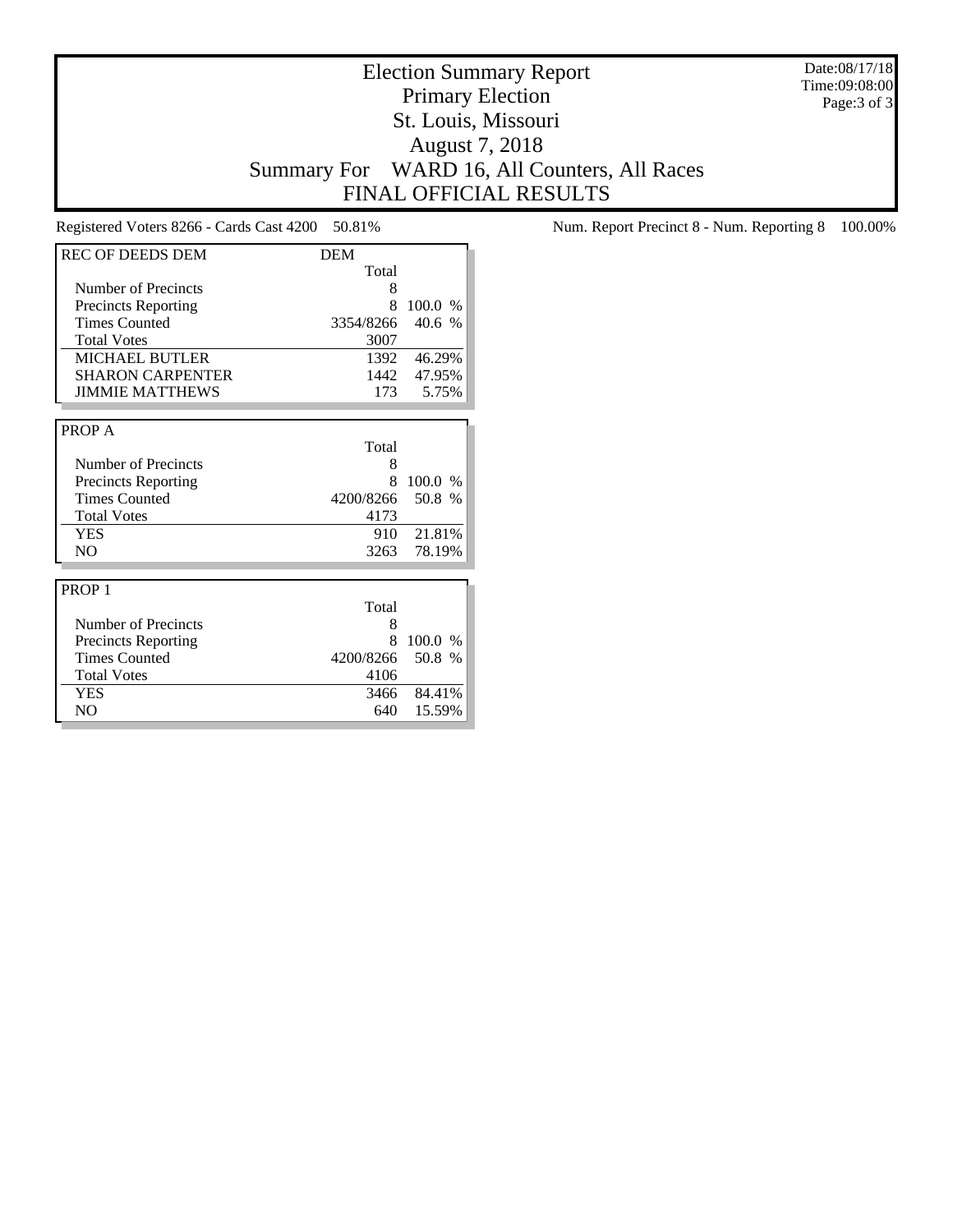# Election Summary Report

Primary Election

St. Louis, Missouri

August 7, 2018

Summary For WARD 16, All Counters, All Races

FINAL OFFICIAL RESULTS

Date:08/17/18
Time:09:08:00

Registered Voters 8266 - Cards Cast 4200 50.81%

Num. Report Precinct 8 - Num. Reporting 8 100.00%

| REC OF DEEDS DEM | DEM | |
|---|---|---|
| | Total | |
| Number of Precincts | 8 | |
| Precincts Reporting | 8 | 100.0 % |
| Times Counted | 3354/8266 | 40.6 % |
| Total Votes | 3007 | |
| MICHAEL BUTLER | 1392 | 46.29% |
| SHARON CARPENTER | 1442 | 47.95% |
| JIMMIE MATTHEWS | 173 | 5.75% |

| PROP A | | |
|---|---|---|
| | Total | |
| Number of Precincts | 8 | |
| Precincts Reporting | 8 | 100.0 % |
| Times Counted | 4200/8266 | 50.8 % |
| Total Votes | 4173 | |
| YES | 910 | 21.81% |
| NO | 3263 | 78.19% |

| PROP 1 | | |
|---|---|---|
| | Total | |
| Number of Precincts | 8 | |
| Precincts Reporting | 8 | 100.0 % |
| Times Counted | 4200/8266 | 50.8 % |
| Total Votes | 4106 | |
| YES | 3466 | 84.41% |
| NO | 640 | 15.59% |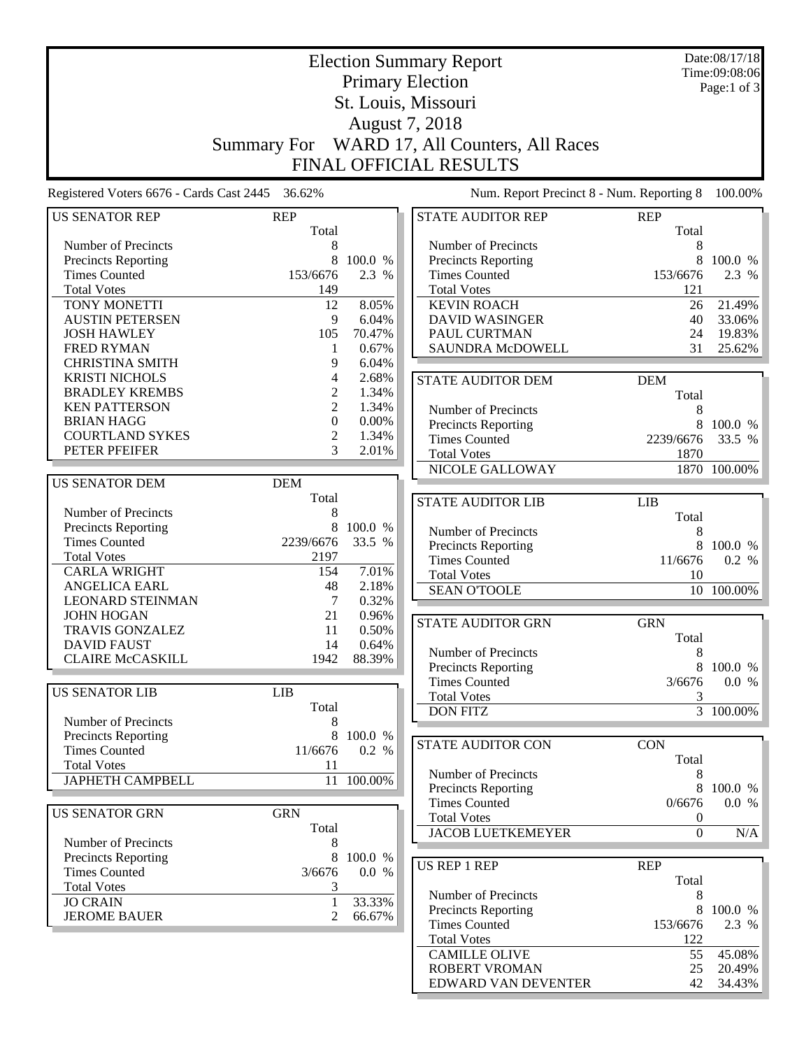# Election Summary Report

Primary Election
St. Louis, Missouri
August 7, 2018
Summary For WARD 17, All Counters, All Races
FINAL OFFICIAL RESULTS

Date:08/17/18
Time:09:08:06

Registered Voters 6676 - Cards Cast 2445 36.62%

Num. Report Precinct 8 - Num. Reporting 8 100.00%

| US SENATOR REP | REP Total | |
|---|---|---|
| Number of Precincts | 8 | |
| Precincts Reporting | 8 | 100.0 % |
| Times Counted | 153/6676 | 2.3 % |
| Total Votes | 149 | |
| TONY MONETTI | 12 | 8.05% |
| AUSTIN PETERSEN | 9 | 6.04% |
| JOSH HAWLEY | 105 | 70.47% |
| FRED RYMAN | 1 | 0.67% |
| CHRISTINA SMITH | 9 | 6.04% |
| KRISTI NICHOLS | 4 | 2.68% |
| BRADLEY KREMBS | 2 | 1.34% |
| KEN PATTERSON | 2 | 1.34% |
| BRIAN HAGG | 0 | 0.00% |
| COURTLAND SYKES | 2 | 1.34% |
| PETER PFEIFER | 3 | 2.01% |

| US SENATOR DEM | DEM Total | |
|---|---|---|
| Number of Precincts | 8 | |
| Precincts Reporting | 8 | 100.0 % |
| Times Counted | 2239/6676 | 33.5 % |
| Total Votes | 2197 | |
| CARLA WRIGHT | 154 | 7.01% |
| ANGELICA EARL | 48 | 2.18% |
| LEONARD STEINMAN | 7 | 0.32% |
| JOHN HOGAN | 21 | 0.96% |
| TRAVIS GONZALEZ | 11 | 0.50% |
| DAVID FAUST | 14 | 0.64% |
| CLAIRE McCASKILL | 1942 | 88.39% |

| US SENATOR LIB | LIB Total | |
|---|---|---|
| Number of Precincts | 8 | |
| Precincts Reporting | 8 | 100.0 % |
| Times Counted | 11/6676 | 0.2 % |
| Total Votes | 11 | |
| JAPHETH CAMPBELL | 11 | 100.00% |

| US SENATOR GRN | GRN Total | |
|---|---|---|
| Number of Precincts | 8 | |
| Precincts Reporting | 8 | 100.0 % |
| Times Counted | 3/6676 | 0.0 % |
| Total Votes | 3 | |
| JO CRAIN | 1 | 33.33% |
| JEROME BAUER | 2 | 66.67% |

| STATE AUDITOR REP | REP Total | |
|---|---|---|
| Number of Precincts | 8 | |
| Precincts Reporting | 8 | 100.0 % |
| Times Counted | 153/6676 | 2.3 % |
| Total Votes | 121 | |
| KEVIN ROACH | 26 | 21.49% |
| DAVID WASINGER | 40 | 33.06% |
| PAUL CURTMAN | 24 | 19.83% |
| SAUNDRA McDOWELL | 31 | 25.62% |

| STATE AUDITOR DEM | DEM Total | |
|---|---|---|
| Number of Precincts | 8 | |
| Precincts Reporting | 8 | 100.0 % |
| Times Counted | 2239/6676 | 33.5 % |
| Total Votes | 1870 | |
| NICOLE GALLOWAY | 1870 | 100.00% |

| STATE AUDITOR LIB | LIB Total | |
|---|---|---|
| Number of Precincts | 8 | |
| Precincts Reporting | 8 | 100.0 % |
| Times Counted | 11/6676 | 0.2 % |
| Total Votes | 10 | |
| SEAN O'TOOLE | 10 | 100.00% |

| STATE AUDITOR GRN | GRN Total | |
|---|---|---|
| Number of Precincts | 8 | |
| Precincts Reporting | 8 | 100.0 % |
| Times Counted | 3/6676 | 0.0 % |
| Total Votes | 3 | |
| DON FITZ | 3 | 100.00% |

| STATE AUDITOR CON | CON Total | |
|---|---|---|
| Number of Precincts | 8 | |
| Precincts Reporting | 8 | 100.0 % |
| Times Counted | 0/6676 | 0.0 % |
| Total Votes | 0 | |
| JACOB LUETKEMEYER | 0 | N/A |

| US REP 1 REP | REP Total | |
|---|---|---|
| Number of Precincts | 8 | |
| Precincts Reporting | 8 | 100.0 % |
| Times Counted | 153/6676 | 2.3 % |
| Total Votes | 122 | |
| CAMILLE OLIVE | 55 | 45.08% |
| ROBERT VROMAN | 25 | 20.49% |
| EDWARD VAN DEVENTER | 42 | 34.43% |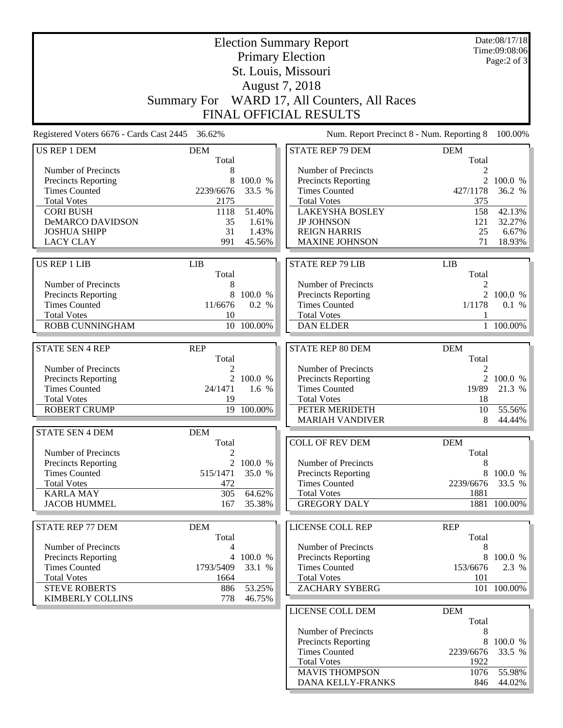# Election Summary Report

## Primary Election
## St. Louis, Missouri
## August 7, 2018
## Summary For WARD 17, All Counters, All Races
## FINAL OFFICIAL RESULTS

Date:08/17/18
Time:09:08:06

Registered Voters 6676 - Cards Cast 2445 36.62%

Num. Report Precinct 8 - Num. Reporting 8 100.00%

### US REP 1 DEM

| | DEM Total | |
|---|---|---|
| Number of Precincts | 8 | |
| Precincts Reporting | 8 | 100.0 % |
| Times Counted | 2239/6676 | 33.5 % |
| Total Votes | 2175 | |
| CORI BUSH | 1118 | 51.40% |
| DeMARCO DAVIDSON | 35 | 1.61% |
| JOSHUA SHIPP | 31 | 1.43% |
| LACY CLAY | 991 | 45.56% |

### US REP 1 LIB

| | LIB Total | |
|---|---|---|
| Number of Precincts | 8 | |
| Precincts Reporting | 8 | 100.0 % |
| Times Counted | 11/6676 | 0.2 % |
| Total Votes | 10 | |
| ROBB CUNNINGHAM | 10 | 100.00% |

### STATE SEN 4 REP

| | REP Total | |
|---|---|---|
| Number of Precincts | 2 | |
| Precincts Reporting | 2 | 100.0 % |
| Times Counted | 24/1471 | 1.6 % |
| Total Votes | 19 | |
| ROBERT CRUMP | 19 | 100.00% |

### STATE SEN 4 DEM

| | DEM Total | |
|---|---|---|
| Number of Precincts | 2 | |
| Precincts Reporting | 2 | 100.0 % |
| Times Counted | 515/1471 | 35.0 % |
| Total Votes | 472 | |
| KARLA MAY | 305 | 64.62% |
| JACOB HUMMEL | 167 | 35.38% |

### STATE REP 77 DEM

| | DEM Total | |
|---|---|---|
| Number of Precincts | 4 | |
| Precincts Reporting | 4 | 100.0 % |
| Times Counted | 1793/5409 | 33.1 % |
| Total Votes | 1664 | |
| STEVE ROBERTS | 886 | 53.25% |
| KIMBERLY COLLINS | 778 | 46.75% |

### STATE REP 79 DEM

| | DEM Total | |
|---|---|---|
| Number of Precincts | 2 | |
| Precincts Reporting | 2 | 100.0 % |
| Times Counted | 427/1178 | 36.2 % |
| Total Votes | 375 | |
| LAKEYSHA BOSLEY | 158 | 42.13% |
| JP JOHNSON | 121 | 32.27% |
| REIGN HARRIS | 25 | 6.67% |
| MAXINE JOHNSON | 71 | 18.93% |

### STATE REP 79 LIB

| | LIB Total | |
|---|---|---|
| Number of Precincts | 2 | |
| Precincts Reporting | 2 | 100.0 % |
| Times Counted | 1/1178 | 0.1 % |
| Total Votes | 1 | |
| DAN ELDER | 1 | 100.00% |

### STATE REP 80 DEM

| | DEM Total | |
|---|---|---|
| Number of Precincts | 2 | |
| Precincts Reporting | 2 | 100.0 % |
| Times Counted | 19/89 | 21.3 % |
| Total Votes | 18 | |
| PETER MERIDETH | 10 | 55.56% |
| MARIAH VANDIVER | 8 | 44.44% |

### COLL OF REV DEM

| | DEM Total | |
|---|---|---|
| Number of Precincts | 8 | |
| Precincts Reporting | 8 | 100.0 % |
| Times Counted | 2239/6676 | 33.5 % |
| Total Votes | 1881 | |
| GREGORY DALY | 1881 | 100.00% |

### LICENSE COLL REP

| | REP Total | |
|---|---|---|
| Number of Precincts | 8 | |
| Precincts Reporting | 8 | 100.0 % |
| Times Counted | 153/6676 | 2.3 % |
| Total Votes | 101 | |
| ZACHARY SYBERG | 101 | 100.00% |

### LICENSE COLL DEM

| | DEM Total | |
|---|---|---|
| Number of Precincts | 8 | |
| Precincts Reporting | 8 | 100.0 % |
| Times Counted | 2239/6676 | 33.5 % |
| Total Votes | 1922 | |
| MAVIS THOMPSON | 1076 | 55.98% |
| DANA KELLY-FRANKS | 846 | 44.02% |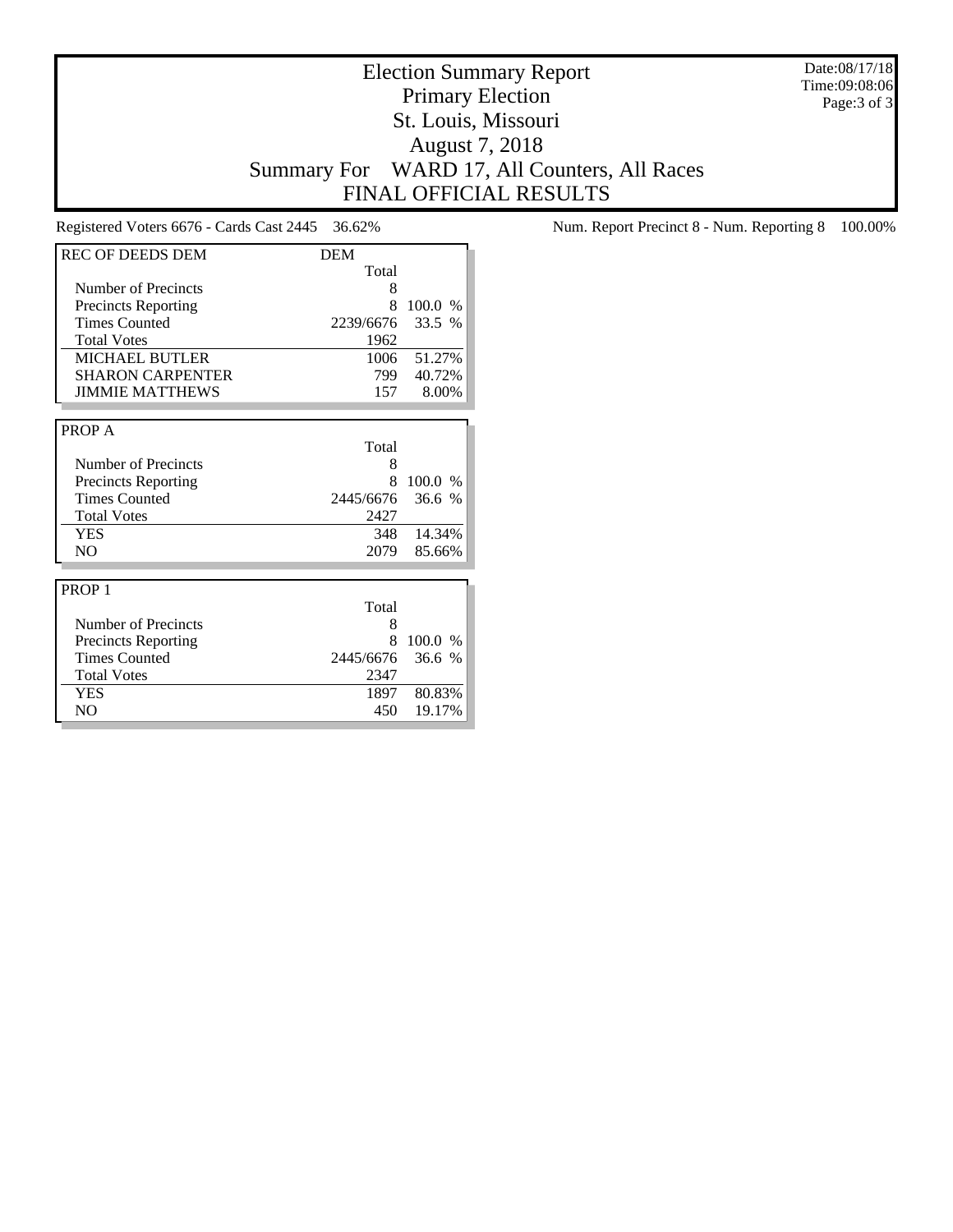# Election Summary Report
## Primary Election
## St. Louis, Missouri
## August 7, 2018
## Summary For WARD 17, All Counters, All Races
## FINAL OFFICIAL RESULTS

Date:08/17/18
Time:09:08:06

Registered Voters 6676 - Cards Cast 2445 36.62%

Num. Report Precinct 8 - Num. Reporting 8 100.00%

| REC OF DEEDS DEM | DEM | |
|---|---|---|
| | Total | |
| Number of Precincts | 8 | |
| Precincts Reporting | 8 | 100.0 % |
| Times Counted | 2239/6676 | 33.5 % |
| Total Votes | 1962 | |
| MICHAEL BUTLER | 1006 | 51.27% |
| SHARON CARPENTER | 799 | 40.72% |
| JIMMIE MATTHEWS | 157 | 8.00% |

| PROP A | | |
|---|---|---|
| | Total | |
| Number of Precincts | 8 | |
| Precincts Reporting | 8 | 100.0 % |
| Times Counted | 2445/6676 | 36.6 % |
| Total Votes | 2427 | |
| YES | 348 | 14.34% |
| NO | 2079 | 85.66% |

| PROP 1 | | |
|---|---|---|
| | Total | |
| Number of Precincts | 8 | |
| Precincts Reporting | 8 | 100.0 % |
| Times Counted | 2445/6676 | 36.6 % |
| Total Votes | 2347 | |
| YES | 1897 | 80.83% |
| NO | 450 | 19.17% |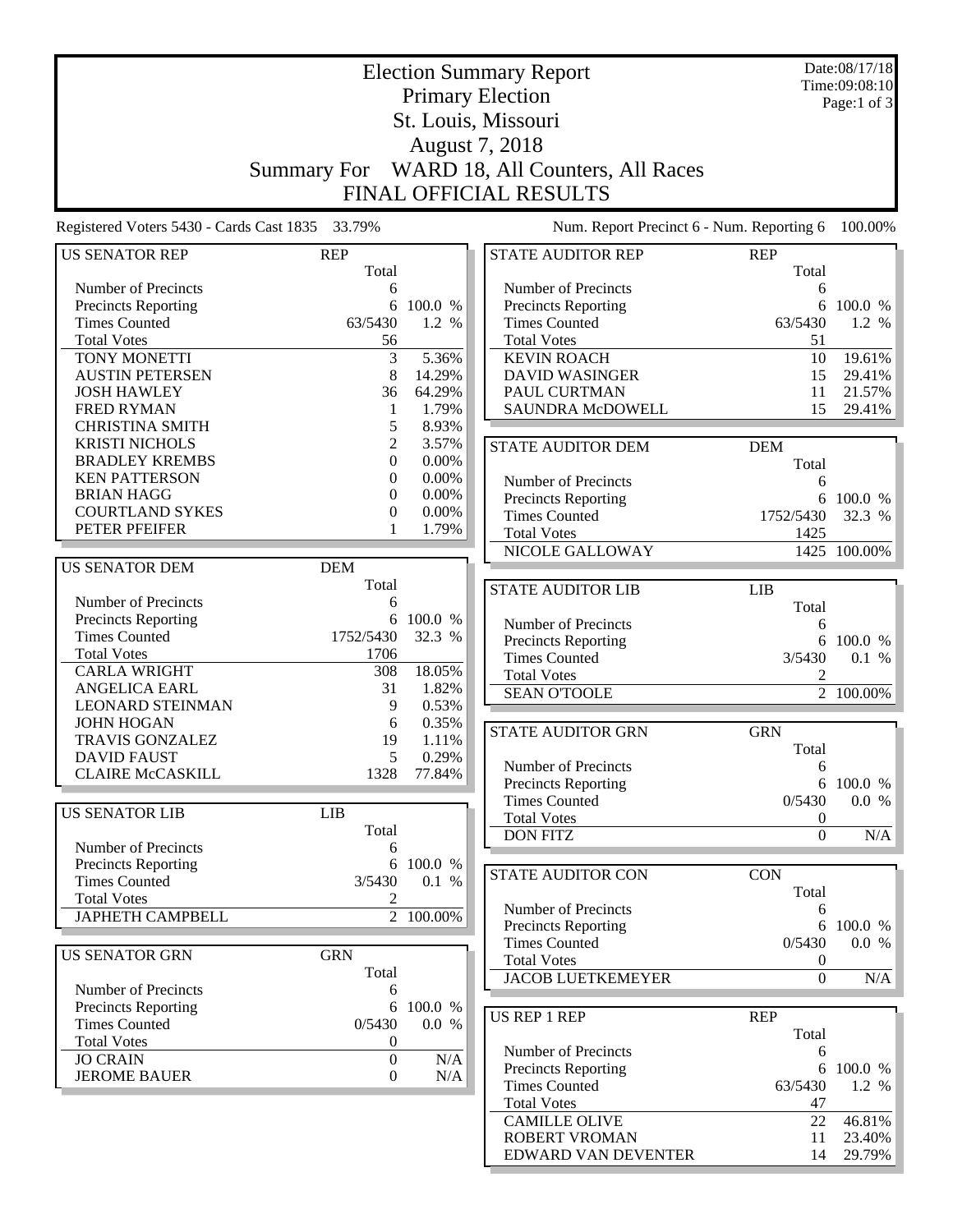# Election Summary Report

## Primary Election

## St. Louis, Missouri

## August 7, 2018

## Summary For WARD 18, All Counters, All Races

## FINAL OFFICIAL RESULTS

Date:08/17/18
Time:09:08:10

Registered Voters 5430 - Cards Cast 1835 33.79%

Num. Report Precinct 6 - Num. Reporting 6 100.00%

| US SENATOR REP | REP Total | |
|---|---|---|
| Number of Precincts | 6 | |
| Precincts Reporting | 6 | 100.0 % |
| Times Counted | 63/5430 | 1.2 % |
| Total Votes | 56 | |
| TONY MONETTI | 3 | 5.36% |
| AUSTIN PETERSEN | 8 | 14.29% |
| JOSH HAWLEY | 36 | 64.29% |
| FRED RYMAN | 1 | 1.79% |
| CHRISTINA SMITH | 5 | 8.93% |
| KRISTI NICHOLS | 2 | 3.57% |
| BRADLEY KREMBS | 0 | 0.00% |
| KEN PATTERSON | 0 | 0.00% |
| BRIAN HAGG | 0 | 0.00% |
| COURTLAND SYKES | 0 | 0.00% |
| PETER PFEIFER | 1 | 1.79% |

| US SENATOR DEM | DEM Total | |
|---|---|---|
| Number of Precincts | 6 | |
| Precincts Reporting | 6 | 100.0 % |
| Times Counted | 1752/5430 | 32.3 % |
| Total Votes | 1706 | |
| CARLA WRIGHT | 308 | 18.05% |
| ANGELICA EARL | 31 | 1.82% |
| LEONARD STEINMAN | 9 | 0.53% |
| JOHN HOGAN | 6 | 0.35% |
| TRAVIS GONZALEZ | 19 | 1.11% |
| DAVID FAUST | 5 | 0.29% |
| CLAIRE McCASKILL | 1328 | 77.84% |

| US SENATOR LIB | LIB Total | |
|---|---|---|
| Number of Precincts | 6 | |
| Precincts Reporting | 6 | 100.0 % |
| Times Counted | 3/5430 | 0.1 % |
| Total Votes | 2 | |
| JAPHETH CAMPBELL | 2 | 100.00% |

| US SENATOR GRN | GRN Total | |
|---|---|---|
| Number of Precincts | 6 | |
| Precincts Reporting | 6 | 100.0 % |
| Times Counted | 0/5430 | 0.0 % |
| Total Votes | 0 | |
| JO CRAIN | 0 | N/A |
| JEROME BAUER | 0 | N/A |

| STATE AUDITOR REP | REP Total | |
|---|---|---|
| Number of Precincts | 6 | |
| Precincts Reporting | 6 | 100.0 % |
| Times Counted | 63/5430 | 1.2 % |
| Total Votes | 51 | |
| KEVIN ROACH | 10 | 19.61% |
| DAVID WASINGER | 15 | 29.41% |
| PAUL CURTMAN | 11 | 21.57% |
| SAUNDRA McDOWELL | 15 | 29.41% |

| STATE AUDITOR DEM | DEM Total | |
|---|---|---|
| Number of Precincts | 6 | |
| Precincts Reporting | 6 | 100.0 % |
| Times Counted | 1752/5430 | 32.3 % |
| Total Votes | 1425 | |
| NICOLE GALLOWAY | 1425 | 100.00% |

| STATE AUDITOR LIB | LIB Total | |
|---|---|---|
| Number of Precincts | 6 | |
| Precincts Reporting | 6 | 100.0 % |
| Times Counted | 3/5430 | 0.1 % |
| Total Votes | 2 | |
| SEAN O'TOOLE | 2 | 100.00% |

| STATE AUDITOR GRN | GRN Total | |
|---|---|---|
| Number of Precincts | 6 | |
| Precincts Reporting | 6 | 100.0 % |
| Times Counted | 0/5430 | 0.0 % |
| Total Votes | 0 | |
| DON FITZ | 0 | N/A |

| STATE AUDITOR CON | CON Total | |
|---|---|---|
| Number of Precincts | 6 | |
| Precincts Reporting | 6 | 100.0 % |
| Times Counted | 0/5430 | 0.0 % |
| Total Votes | 0 | |
| JACOB LUETKEMEYER | 0 | N/A |

| US REP 1 REP | REP Total | |
|---|---|---|
| Number of Precincts | 6 | |
| Precincts Reporting | 6 | 100.0 % |
| Times Counted | 63/5430 | 1.2 % |
| Total Votes | 47 | |
| CAMILLE OLIVE | 22 | 46.81% |
| ROBERT VROMAN | 11 | 23.40% |
| EDWARD VAN DEVENTER | 14 | 29.79% |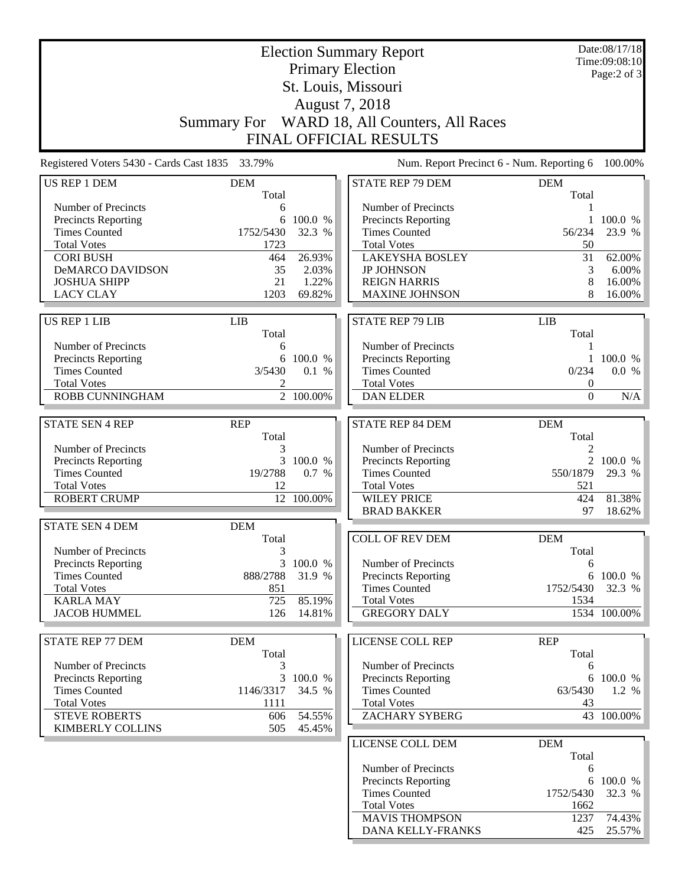# Election Summary Report
## Primary Election
## St. Louis, Missouri
## August 7, 2018
## Summary For WARD 18, All Counters, All Races
## FINAL OFFICIAL RESULTS

Date:08/17/18
Time:09:08:10

Registered Voters 5430 - Cards Cast 1835 33.79%

Num. Report Precinct 6 - Num. Reporting 6 100.00%

| US REP 1 DEM | DEM | |
|---|---|---|
| | Total | |
| Number of Precincts | 6 | |
| Precincts Reporting | 6 | 100.0 % |
| Times Counted | 1752/5430 | 32.3 % |
| Total Votes | 1723 | |
| CORI BUSH | 464 | 26.93% |
| DeMARCO DAVIDSON | 35 | 2.03% |
| JOSHUA SHIPP | 21 | 1.22% |
| LACY CLAY | 1203 | 69.82% |

| US REP 1 LIB | LIB | |
|---|---|---|
| | Total | |
| Number of Precincts | 6 | |
| Precincts Reporting | 6 | 100.0 % |
| Times Counted | 3/5430 | 0.1 % |
| Total Votes | 2 | |
| ROBB CUNNINGHAM | 2 | 100.00% |

| STATE SEN 4 REP | REP | |
|---|---|---|
| | Total | |
| Number of Precincts | 3 | |
| Precincts Reporting | 3 | 100.0 % |
| Times Counted | 19/2788 | 0.7 % |
| Total Votes | 12 | |
| ROBERT CRUMP | 12 | 100.00% |

| STATE SEN 4 DEM | DEM | |
|---|---|---|
| | Total | |
| Number of Precincts | 3 | |
| Precincts Reporting | 3 | 100.0 % |
| Times Counted | 888/2788 | 31.9 % |
| Total Votes | 851 | |
| KARLA MAY | 725 | 85.19% |
| JACOB HUMMEL | 126 | 14.81% |

| STATE REP 77 DEM | DEM | |
|---|---|---|
| | Total | |
| Number of Precincts | 3 | |
| Precincts Reporting | 3 | 100.0 % |
| Times Counted | 1146/3317 | 34.5 % |
| Total Votes | 1111 | |
| STEVE ROBERTS | 606 | 54.55% |
| KIMBERLY COLLINS | 505 | 45.45% |

| STATE REP 79 DEM | DEM | |
|---|---|---|
| | Total | |
| Number of Precincts | 1 | |
| Precincts Reporting | 1 | 100.0 % |
| Times Counted | 56/234 | 23.9 % |
| Total Votes | 50 | |
| LAKEYSHA BOSLEY | 31 | 62.00% |
| JP JOHNSON | 3 | 6.00% |
| REIGN HARRIS | 8 | 16.00% |
| MAXINE JOHNSON | 8 | 16.00% |

| STATE REP 79 LIB | LIB | |
|---|---|---|
| | Total | |
| Number of Precincts | 1 | |
| Precincts Reporting | 1 | 100.0 % |
| Times Counted | 0/234 | 0.0 % |
| Total Votes | 0 | |
| DAN ELDER | 0 | N/A |

| STATE REP 84 DEM | DEM | |
|---|---|---|
| | Total | |
| Number of Precincts | 2 | |
| Precincts Reporting | 2 | 100.0 % |
| Times Counted | 550/1879 | 29.3 % |
| Total Votes | 521 | |
| WILEY PRICE | 424 | 81.38% |
| BRAD BAKKER | 97 | 18.62% |

| COLL OF REV DEM | DEM | |
|---|---|---|
| | Total | |
| Number of Precincts | 6 | |
| Precincts Reporting | 6 | 100.0 % |
| Times Counted | 1752/5430 | 32.3 % |
| Total Votes | 1534 | |
| GREGORY DALY | 1534 | 100.00% |

| LICENSE COLL REP | REP | |
|---|---|---|
| | Total | |
| Number of Precincts | 6 | |
| Precincts Reporting | 6 | 100.0 % |
| Times Counted | 63/5430 | 1.2 % |
| Total Votes | 43 | |
| ZACHARY SYBERG | 43 | 100.00% |

| LICENSE COLL DEM | DEM | |
|---|---|---|
| | Total | |
| Number of Precincts | 6 | |
| Precincts Reporting | 6 | 100.0 % |
| Times Counted | 1752/5430 | 32.3 % |
| Total Votes | 1662 | |
| MAVIS THOMPSON | 1237 | 74.43% |
| DANA KELLY-FRANKS | 425 | 25.57% |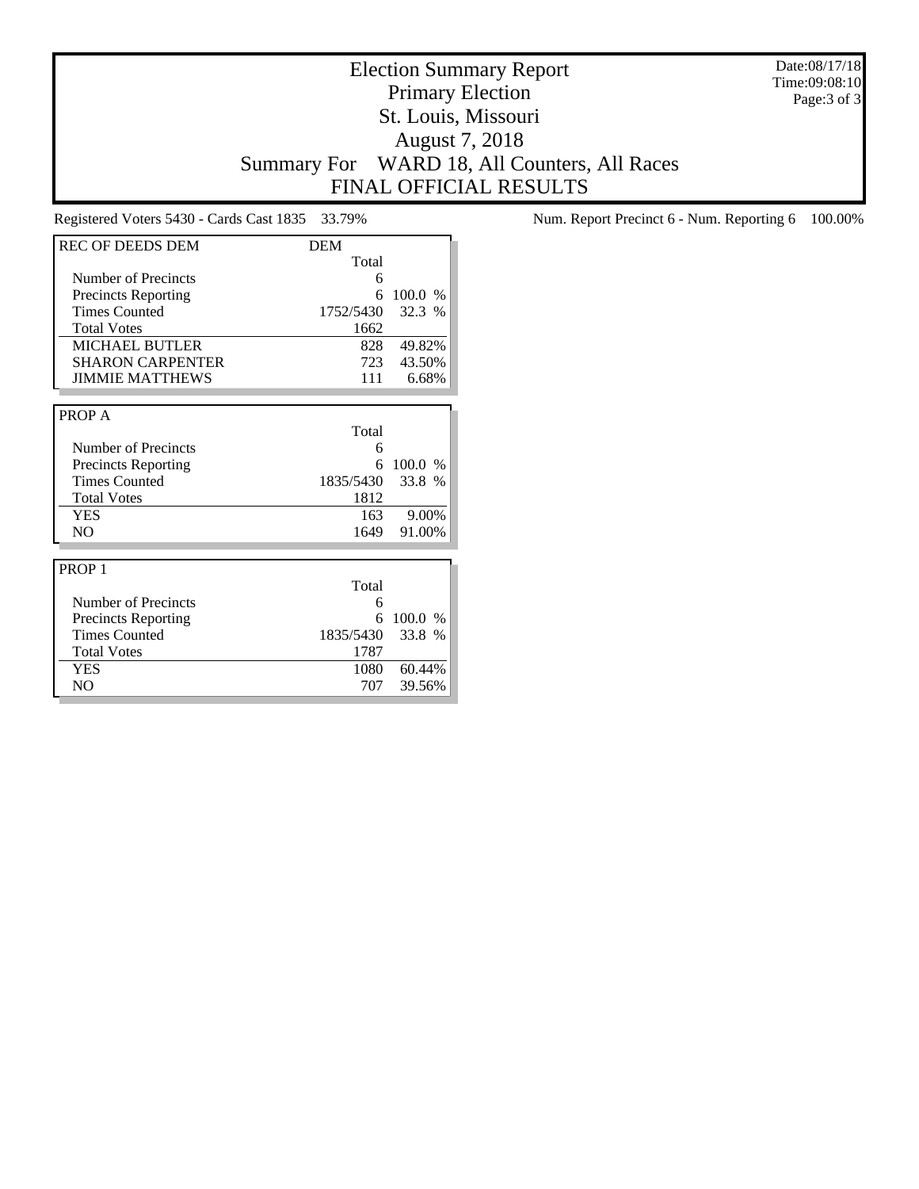# Election Summary Report

## Primary Election

## St. Louis, Missouri

## August 7, 2018

## Summary For WARD 18, All Counters, All Races

## FINAL OFFICIAL RESULTS

Date:08/17/18
Time:09:08:10

Registered Voters 5430 - Cards Cast 1835 33.79%

Num. Report Precinct 6 - Num. Reporting 6 100.00%

| REC OF DEEDS DEM | DEM | |
|---|---|---|
| | Total | |
| Number of Precincts | 6 | |
| Precincts Reporting | 6 | 100.0 % |
| Times Counted | 1752/5430 | 32.3 % |
| Total Votes | 1662 | |
| MICHAEL BUTLER | 828 | 49.82% |
| SHARON CARPENTER | 723 | 43.50% |
| JIMMIE MATTHEWS | 111 | 6.68% |

| PROP A | | |
|---|---|---|
| | Total | |
| Number of Precincts | 6 | |
| Precincts Reporting | 6 | 100.0 % |
| Times Counted | 1835/5430 | 33.8 % |
| Total Votes | 1812 | |
| YES | 163 | 9.00% |
| NO | 1649 | 91.00% |

| PROP 1 | | |
|---|---|---|
| | Total | |
| Number of Precincts | 6 | |
| Precincts Reporting | 6 | 100.0 % |
| Times Counted | 1835/5430 | 33.8 % |
| Total Votes | 1787 | |
| YES | 1080 | 60.44% |
| NO | 707 | 39.56% |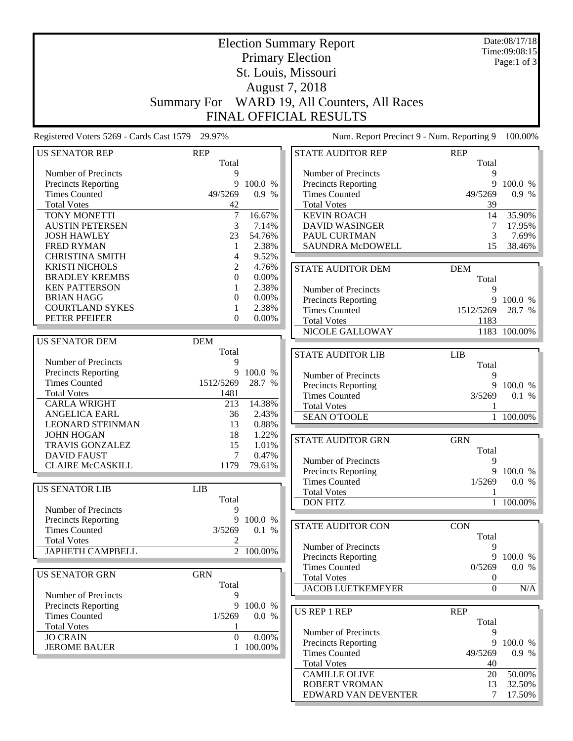# Election Summary Report
## Primary Election
## St. Louis, Missouri
## August 7, 2018
## Summary For WARD 19, All Counters, All Races
## FINAL OFFICIAL RESULTS

Date:08/17/18
Time:09:08:15

Registered Voters 5269 - Cards Cast 1579 29.97%

Num. Report Precinct 9 - Num. Reporting 9 100.00%

| US SENATOR REP | REP | |
|---|---|---|
| | Total | |
| Number of Precincts | 9 | |
| Precincts Reporting | 9 | 100.0 % |
| Times Counted | 49/5269 | 0.9 % |
| Total Votes | 42 | |
| TONY MONETTI | 7 | 16.67% |
| AUSTIN PETERSEN | 3 | 7.14% |
| JOSH HAWLEY | 23 | 54.76% |
| FRED RYMAN | 1 | 2.38% |
| CHRISTINA SMITH | 4 | 9.52% |
| KRISTI NICHOLS | 2 | 4.76% |
| BRADLEY KREMBS | 0 | 0.00% |
| KEN PATTERSON | 1 | 2.38% |
| BRIAN HAGG | 0 | 0.00% |
| COURTLAND SYKES | 1 | 2.38% |
| PETER PFEIFER | 0 | 0.00% |

| US SENATOR DEM | DEM | |
|---|---|---|
| | Total | |
| Number of Precincts | 9 | |
| Precincts Reporting | 9 | 100.0 % |
| Times Counted | 1512/5269 | 28.7 % |
| Total Votes | 1481 | |
| CARLA WRIGHT | 213 | 14.38% |
| ANGELICA EARL | 36 | 2.43% |
| LEONARD STEINMAN | 13 | 0.88% |
| JOHN HOGAN | 18 | 1.22% |
| TRAVIS GONZALEZ | 15 | 1.01% |
| DAVID FAUST | 7 | 0.47% |
| CLAIRE McCASKILL | 1179 | 79.61% |

| US SENATOR LIB | LIB | |
|---|---|---|
| | Total | |
| Number of Precincts | 9 | |
| Precincts Reporting | 9 | 100.0 % |
| Times Counted | 3/5269 | 0.1 % |
| Total Votes | 2 | |
| JAPHETH CAMPBELL | 2 | 100.00% |

| US SENATOR GRN | GRN | |
|---|---|---|
| | Total | |
| Number of Precincts | 9 | |
| Precincts Reporting | 9 | 100.0 % |
| Times Counted | 1/5269 | 0.0 % |
| Total Votes | 1 | |
| JO CRAIN | 0 | 0.00% |
| JEROME BAUER | 1 | 100.00% |

| STATE AUDITOR REP | REP | |
|---|---|---|
| | Total | |
| Number of Precincts | 9 | |
| Precincts Reporting | 9 | 100.0 % |
| Times Counted | 49/5269 | 0.9 % |
| Total Votes | 39 | |
| KEVIN ROACH | 14 | 35.90% |
| DAVID WASINGER | 7 | 17.95% |
| PAUL CURTMAN | 3 | 7.69% |
| SAUNDRA McDOWELL | 15 | 38.46% |

| STATE AUDITOR DEM | DEM | |
|---|---|---|
| | Total | |
| Number of Precincts | 9 | |
| Precincts Reporting | 9 | 100.0 % |
| Times Counted | 1512/5269 | 28.7 % |
| Total Votes | 1183 | |
| NICOLE GALLOWAY | 1183 | 100.00% |

| STATE AUDITOR LIB | LIB | |
|---|---|---|
| | Total | |
| Number of Precincts | 9 | |
| Precincts Reporting | 9 | 100.0 % |
| Times Counted | 3/5269 | 0.1 % |
| Total Votes | 1 | |
| SEAN O'TOOLE | 1 | 100.00% |

| STATE AUDITOR GRN | GRN | |
|---|---|---|
| | Total | |
| Number of Precincts | 9 | |
| Precincts Reporting | 9 | 100.0 % |
| Times Counted | 1/5269 | 0.0 % |
| Total Votes | 1 | |
| DON FITZ | 1 | 100.00% |

| STATE AUDITOR CON | CON | |
|---|---|---|
| | Total | |
| Number of Precincts | 9 | |
| Precincts Reporting | 9 | 100.0 % |
| Times Counted | 0/5269 | 0.0 % |
| Total Votes | 0 | |
| JACOB LUETKEMEYER | 0 | N/A |

| US REP 1 REP | REP | |
|---|---|---|
| | Total | |
| Number of Precincts | 9 | |
| Precincts Reporting | 9 | 100.0 % |
| Times Counted | 49/5269 | 0.9 % |
| Total Votes | 40 | |
| CAMILLE OLIVE | 20 | 50.00% |
| ROBERT VROMAN | 13 | 32.50% |
| EDWARD VAN DEVENTER | 7 | 17.50% |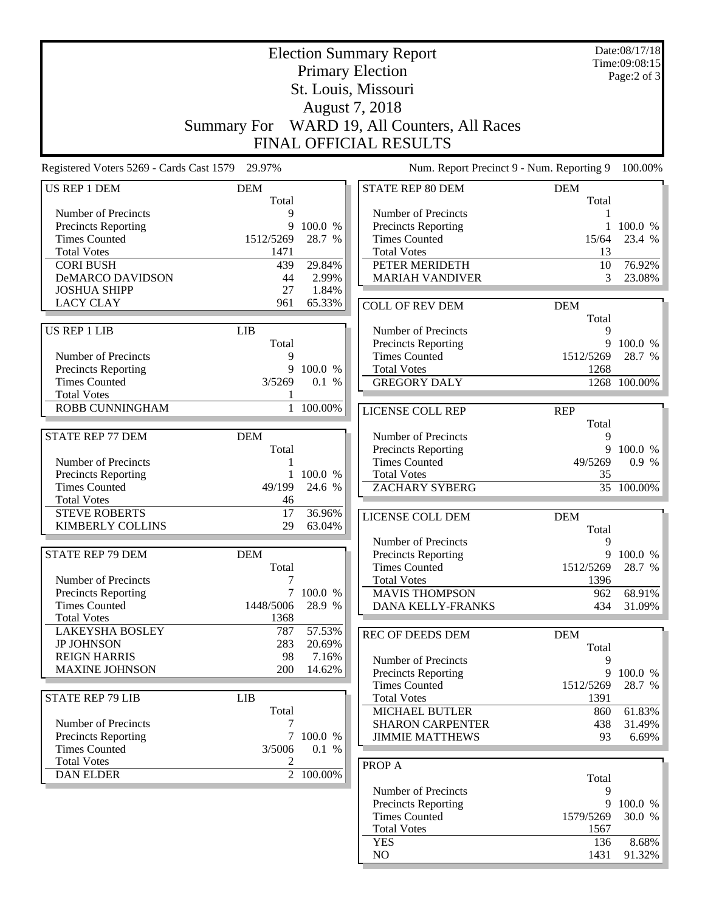# Election Summary Report

## Primary Election

## St. Louis, Missouri

## August 7, 2018

## Summary For WARD 19, All Counters, All Races

## FINAL OFFICIAL RESULTS

Date:08/17/18
Time:09:08:15

Registered Voters 5269 - Cards Cast 1579 29.97%

Num. Report Precinct 9 - Num. Reporting 9 100.00%

| US REP 1 DEM | DEM Total | |
|---|---|---|
| Number of Precincts | 9 | |
| Precincts Reporting | 9 | 100.0 % |
| Times Counted | 1512/5269 | 28.7 % |
| Total Votes | 1471 | |
| CORI BUSH | 439 | 29.84% |
| DeMARCO DAVIDSON | 44 | 2.99% |
| JOSHUA SHIPP | 27 | 1.84% |
| LACY CLAY | 961 | 65.33% |

| US REP 1 LIB | LIB Total | |
|---|---|---|
| Number of Precincts | 9 | |
| Precincts Reporting | 9 | 100.0 % |
| Times Counted | 3/5269 | 0.1 % |
| Total Votes | 1 | |
| ROBB CUNNINGHAM | 1 | 100.00% |

| STATE REP 77 DEM | DEM Total | |
|---|---|---|
| Number of Precincts | 1 | |
| Precincts Reporting | 1 | 100.0 % |
| Times Counted | 49/199 | 24.6 % |
| Total Votes | 46 | |
| STEVE ROBERTS | 17 | 36.96% |
| KIMBERLY COLLINS | 29 | 63.04% |

| STATE REP 79 DEM | DEM Total | |
|---|---|---|
| Number of Precincts | 7 | |
| Precincts Reporting | 7 | 100.0 % |
| Times Counted | 1448/5006 | 28.9 % |
| Total Votes | 1368 | |
| LAKEYSHA BOSLEY | 787 | 57.53% |
| JP JOHNSON | 283 | 20.69% |
| REIGN HARRIS | 98 | 7.16% |
| MAXINE JOHNSON | 200 | 14.62% |

| STATE REP 79 LIB | LIB Total | |
|---|---|---|
| Number of Precincts | 7 | |
| Precincts Reporting | 7 | 100.0 % |
| Times Counted | 3/5006 | 0.1 % |
| Total Votes | 2 | |
| DAN ELDER | 2 | 100.00% |

| STATE REP 80 DEM | DEM Total | |
|---|---|---|
| Number of Precincts | 1 | |
| Precincts Reporting | 1 | 100.0 % |
| Times Counted | 15/64 | 23.4 % |
| Total Votes | 13 | |
| PETER MERIDETH | 10 | 76.92% |
| MARIAH VANDIVER | 3 | 23.08% |

| COLL OF REV DEM | DEM Total | |
|---|---|---|
| Number of Precincts | 9 | |
| Precincts Reporting | 9 | 100.0 % |
| Times Counted | 1512/5269 | 28.7 % |
| Total Votes | 1268 | |
| GREGORY DALY | 1268 | 100.00% |

| LICENSE COLL REP | REP Total | |
|---|---|---|
| Number of Precincts | 9 | |
| Precincts Reporting | 9 | 100.0 % |
| Times Counted | 49/5269 | 0.9 % |
| Total Votes | 35 | |
| ZACHARY SYBERG | 35 | 100.00% |

| LICENSE COLL DEM | DEM Total | |
|---|---|---|
| Number of Precincts | 9 | |
| Precincts Reporting | 9 | 100.0 % |
| Times Counted | 1512/5269 | 28.7 % |
| Total Votes | 1396 | |
| MAVIS THOMPSON | 962 | 68.91% |
| DANA KELLY-FRANKS | 434 | 31.09% |

| REC OF DEEDS DEM | DEM Total | |
|---|---|---|
| Number of Precincts | 9 | |
| Precincts Reporting | 9 | 100.0 % |
| Times Counted | 1512/5269 | 28.7 % |
| Total Votes | 1391 | |
| MICHAEL BUTLER | 860 | 61.83% |
| SHARON CARPENTER | 438 | 31.49% |
| JIMMIE MATTHEWS | 93 | 6.69% |

| PROP A | Total | |
|---|---|---|
| Number of Precincts | 9 | |
| Precincts Reporting | 9 | 100.0 % |
| Times Counted | 1579/5269 | 30.0 % |
| Total Votes | 1567 | |
| YES | 136 | 8.68% |
| NO | 1431 | 91.32% |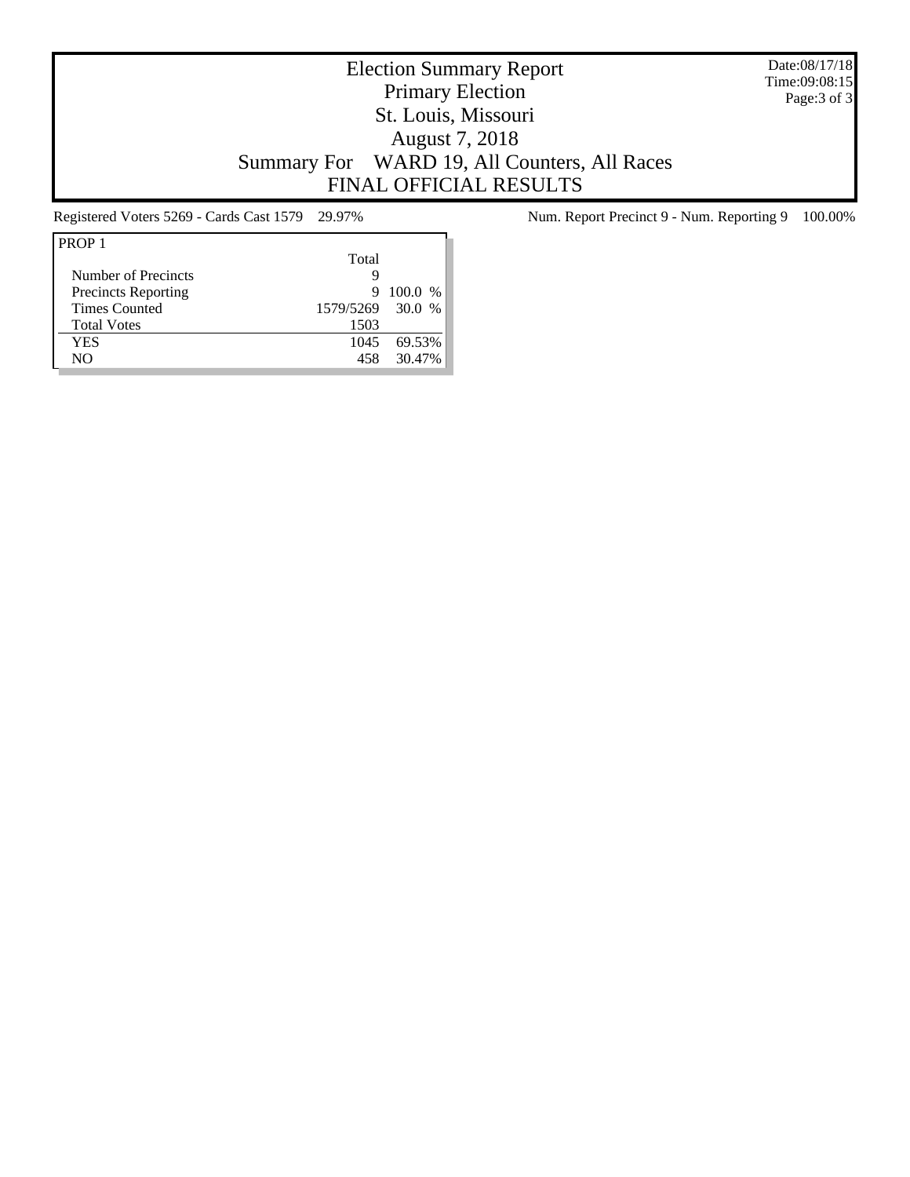# Election Summary Report

## Primary Election

## St. Louis, Missouri

## August 7, 2018

## Summary For WARD 19, All Counters, All Races

## FINAL OFFICIAL RESULTS

Date:08/17/18
Time:09:08:15

Registered Voters 5269 - Cards Cast 1579 29.97%

Num. Report Precinct 9 - Num. Reporting 9 100.00%

| PROP 1 | Total | |
|---|---|---|
| Number of Precincts | 9 | |
| Precincts Reporting | 9 | 100.0 % |
| Times Counted | 1579/5269 | 30.0 % |
| Total Votes | 1503 | |
| YES | 1045 | 69.53% |
| NO | 458 | 30.47% |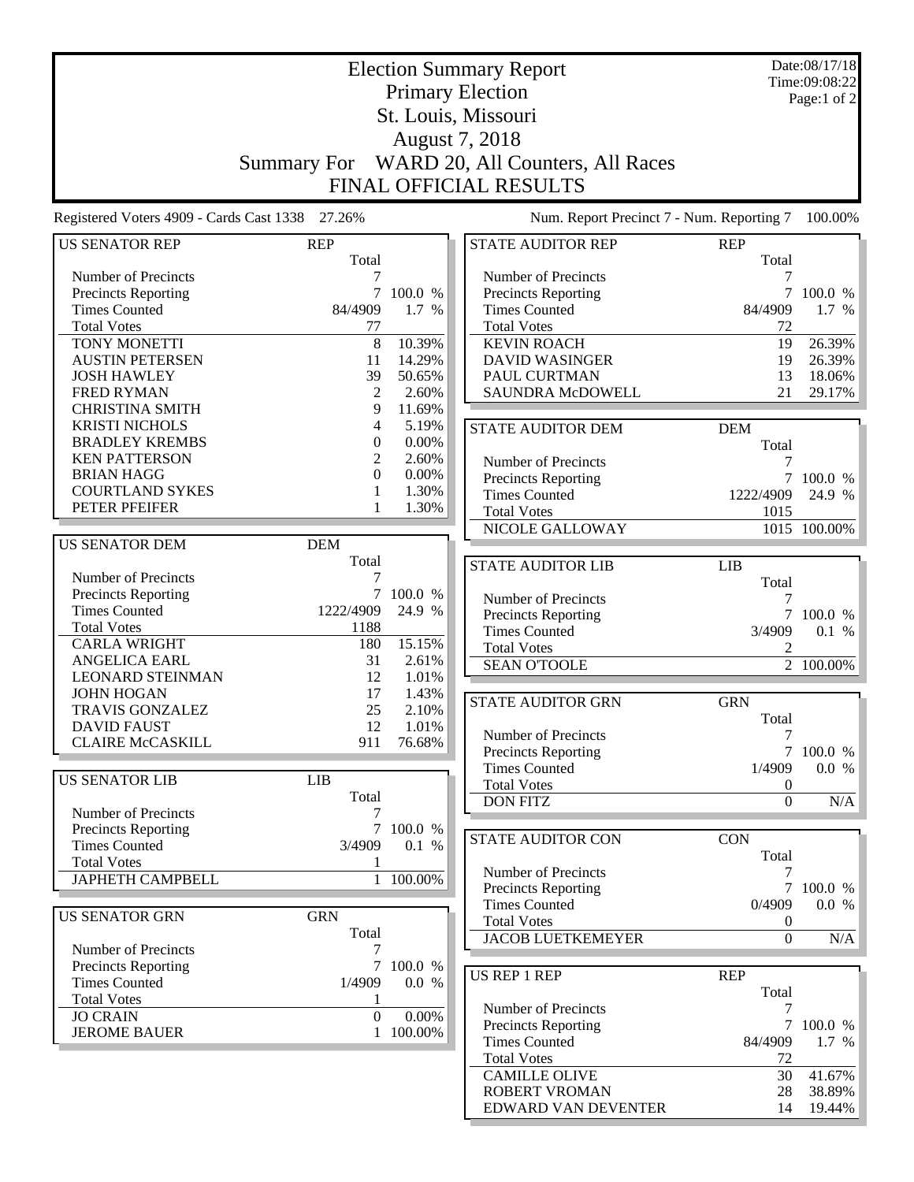# Election Summary Report

## Primary Election
## St. Louis, Missouri
## August 7, 2018
## Summary For WARD 20, All Counters, All Races
## FINAL OFFICIAL RESULTS

Date:08/17/18
Time:09:08:22

Registered Voters 4909 - Cards Cast 1338 27.26%

Num. Report Precinct 7 - Num. Reporting 7 100.00%

| US SENATOR REP | REP Total | |
|---|---|---|
| Number of Precincts | 7 | |
| Precincts Reporting | 7 | 100.0 % |
| Times Counted | 84/4909 | 1.7 % |
| Total Votes | 77 | |
| TONY MONETTI | 8 | 10.39% |
| AUSTIN PETERSEN | 11 | 14.29% |
| JOSH HAWLEY | 39 | 50.65% |
| FRED RYMAN | 2 | 2.60% |
| CHRISTINA SMITH | 9 | 11.69% |
| KRISTI NICHOLS | 4 | 5.19% |
| BRADLEY KREMBS | 0 | 0.00% |
| KEN PATTERSON | 2 | 2.60% |
| BRIAN HAGG | 0 | 0.00% |
| COURTLAND SYKES | 1 | 1.30% |
| PETER PFEIFER | 1 | 1.30% |

| US SENATOR DEM | DEM Total | |
|---|---|---|
| Number of Precincts | 7 | |
| Precincts Reporting | 7 | 100.0 % |
| Times Counted | 1222/4909 | 24.9 % |
| Total Votes | 1188 | |
| CARLA WRIGHT | 180 | 15.15% |
| ANGELICA EARL | 31 | 2.61% |
| LEONARD STEINMAN | 12 | 1.01% |
| JOHN HOGAN | 17 | 1.43% |
| TRAVIS GONZALEZ | 25 | 2.10% |
| DAVID FAUST | 12 | 1.01% |
| CLAIRE McCASKILL | 911 | 76.68% |

| US SENATOR LIB | LIB Total | |
|---|---|---|
| Number of Precincts | 7 | |
| Precincts Reporting | 7 | 100.0 % |
| Times Counted | 3/4909 | 0.1 % |
| Total Votes | 1 | |
| JAPHETH CAMPBELL | 1 | 100.00% |

| US SENATOR GRN | GRN Total | |
|---|---|---|
| Number of Precincts | 7 | |
| Precincts Reporting | 7 | 100.0 % |
| Times Counted | 1/4909 | 0.0 % |
| Total Votes | 1 | |
| JO CRAIN | 0 | 0.00% |
| JEROME BAUER | 1 | 100.00% |

| STATE AUDITOR REP | REP Total | |
|---|---|---|
| Number of Precincts | 7 | |
| Precincts Reporting | 7 | 100.0 % |
| Times Counted | 84/4909 | 1.7 % |
| Total Votes | 72 | |
| KEVIN ROACH | 19 | 26.39% |
| DAVID WASINGER | 19 | 26.39% |
| PAUL CURTMAN | 13 | 18.06% |
| SAUNDRA McDOWELL | 21 | 29.17% |

| STATE AUDITOR DEM | DEM Total | |
|---|---|---|
| Number of Precincts | 7 | |
| Precincts Reporting | 7 | 100.0 % |
| Times Counted | 1222/4909 | 24.9 % |
| Total Votes | 1015 | |
| NICOLE GALLOWAY | 1015 | 100.00% |

| STATE AUDITOR LIB | LIB Total | |
|---|---|---|
| Number of Precincts | 7 | |
| Precincts Reporting | 7 | 100.0 % |
| Times Counted | 3/4909 | 0.1 % |
| Total Votes | 2 | |
| SEAN O'TOOLE | 2 | 100.00% |

| STATE AUDITOR GRN | GRN Total | |
|---|---|---|
| Number of Precincts | 7 | |
| Precincts Reporting | 7 | 100.0 % |
| Times Counted | 1/4909 | 0.0 % |
| Total Votes | 0 | |
| DON FITZ | 0 | N/A |

| STATE AUDITOR CON | CON Total | |
|---|---|---|
| Number of Precincts | 7 | |
| Precincts Reporting | 7 | 100.0 % |
| Times Counted | 0/4909 | 0.0 % |
| Total Votes | 0 | |
| JACOB LUETKEMEYER | 0 | N/A |

| US REP 1 REP | REP Total | |
|---|---|---|
| Number of Precincts | 7 | |
| Precincts Reporting | 7 | 100.0 % |
| Times Counted | 84/4909 | 1.7 % |
| Total Votes | 72 | |
| CAMILLE OLIVE | 30 | 41.67% |
| ROBERT VROMAN | 28 | 38.89% |
| EDWARD VAN DEVENTER | 14 | 19.44% |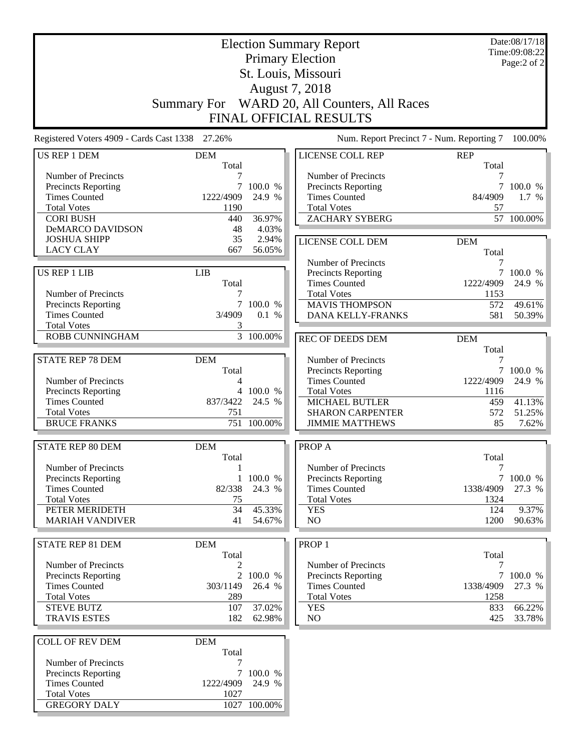# Election Summary Report

Primary Election
St. Louis, Missouri
August 7, 2018

Summary For WARD 20, All Counters, All Races

FINAL OFFICIAL RESULTS

Date:08/17/18
Time:09:08:22

Registered Voters 4909 - Cards Cast 1338 27.26%

Num. Report Precinct 7 - Num. Reporting 7 100.00%

| US REP 1 DEM | DEM Total | |
|---|---|---|
| Number of Precincts | 7 | |
| Precincts Reporting | 7 | 100.0 % |
| Times Counted | 1222/4909 | 24.9 % |
| Total Votes | 1190 | |
| CORI BUSH | 440 | 36.97% |
| DeMARCO DAVIDSON | 48 | 4.03% |
| JOSHUA SHIPP | 35 | 2.94% |
| LACY CLAY | 667 | 56.05% |

| US REP 1 LIB | LIB Total | |
|---|---|---|
| Number of Precincts | 7 | |
| Precincts Reporting | 7 | 100.0 % |
| Times Counted | 3/4909 | 0.1 % |
| Total Votes | 3 | |
| ROBB CUNNINGHAM | 3 | 100.00% |

| STATE REP 78 DEM | DEM Total | |
|---|---|---|
| Number of Precincts | 4 | |
| Precincts Reporting | 4 | 100.0 % |
| Times Counted | 837/3422 | 24.5 % |
| Total Votes | 751 | |
| BRUCE FRANKS | 751 | 100.00% |

| STATE REP 80 DEM | DEM Total | |
|---|---|---|
| Number of Precincts | 1 | |
| Precincts Reporting | 1 | 100.0 % |
| Times Counted | 82/338 | 24.3 % |
| Total Votes | 75 | |
| PETER MERIDETH | 34 | 45.33% |
| MARIAH VANDIVER | 41 | 54.67% |

| STATE REP 81 DEM | DEM Total | |
|---|---|---|
| Number of Precincts | 2 | |
| Precincts Reporting | 2 | 100.0 % |
| Times Counted | 303/1149 | 26.4 % |
| Total Votes | 289 | |
| STEVE BUTZ | 107 | 37.02% |
| TRAVIS ESTES | 182 | 62.98% |

| COLL OF REV DEM | DEM Total | |
|---|---|---|
| Number of Precincts | 7 | |
| Precincts Reporting | 7 | 100.0 % |
| Times Counted | 1222/4909 | 24.9 % |
| Total Votes | 1027 | |
| GREGORY DALY | 1027 | 100.00% |

| LICENSE COLL REP | REP Total | |
|---|---|---|
| Number of Precincts | 7 | |
| Precincts Reporting | 7 | 100.0 % |
| Times Counted | 84/4909 | 1.7 % |
| Total Votes | 57 | |
| ZACHARY SYBERG | 57 | 100.00% |

| LICENSE COLL DEM | DEM Total | |
|---|---|---|
| Number of Precincts | 7 | |
| Precincts Reporting | 7 | 100.0 % |
| Times Counted | 1222/4909 | 24.9 % |
| Total Votes | 1153 | |
| MAVIS THOMPSON | 572 | 49.61% |
| DANA KELLY-FRANKS | 581 | 50.39% |

| REC OF DEEDS DEM | DEM Total | |
|---|---|---|
| Number of Precincts | 7 | |
| Precincts Reporting | 7 | 100.0 % |
| Times Counted | 1222/4909 | 24.9 % |
| Total Votes | 1116 | |
| MICHAEL BUTLER | 459 | 41.13% |
| SHARON CARPENTER | 572 | 51.25% |
| JIMMIE MATTHEWS | 85 | 7.62% |

| PROP A | Total | |
|---|---|---|
| Number of Precincts | 7 | |
| Precincts Reporting | 7 | 100.0 % |
| Times Counted | 1338/4909 | 27.3 % |
| Total Votes | 1324 | |
| YES | 124 | 9.37% |
| NO | 1200 | 90.63% |

| PROP 1 | Total | |
|---|---|---|
| Number of Precincts | 7 | |
| Precincts Reporting | 7 | 100.0 % |
| Times Counted | 1338/4909 | 27.3 % |
| Total Votes | 1258 | |
| YES | 833 | 66.22% |
| NO | 425 | 33.78% |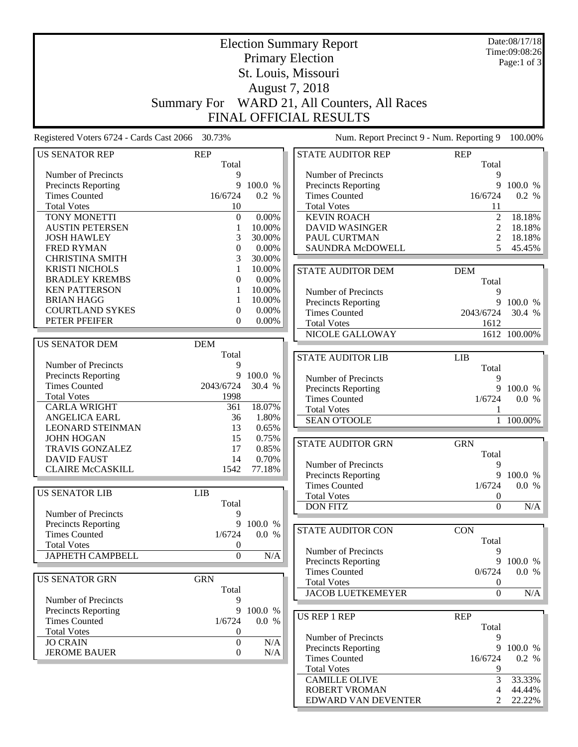# Election Summary Report
## Primary Election
## St. Louis, Missouri
## August 7, 2018
## Summary For WARD 21, All Counters, All Races
## FINAL OFFICIAL RESULTS

Date:08/17/18
Time:09:08:26

Registered Voters 6724 - Cards Cast 2066 30.73%

Num. Report Precinct 9 - Num. Reporting 9 100.00%

| US SENATOR REP | REP Total | |
|---|---|---|
| Number of Precincts | 9 | |
| Precincts Reporting | 9 | 100.0 % |
| Times Counted | 16/6724 | 0.2 % |
| Total Votes | 10 | |
| TONY MONETTI | 0 | 0.00% |
| AUSTIN PETERSEN | 1 | 10.00% |
| JOSH HAWLEY | 3 | 30.00% |
| FRED RYMAN | 0 | 0.00% |
| CHRISTINA SMITH | 3 | 30.00% |
| KRISTI NICHOLS | 1 | 10.00% |
| BRADLEY KREMBS | 0 | 0.00% |
| KEN PATTERSON | 1 | 10.00% |
| BRIAN HAGG | 1 | 10.00% |
| COURTLAND SYKES | 0 | 0.00% |
| PETER PFEIFER | 0 | 0.00% |

| US SENATOR DEM | DEM Total | |
|---|---|---|
| Number of Precincts | 9 | |
| Precincts Reporting | 9 | 100.0 % |
| Times Counted | 2043/6724 | 30.4 % |
| Total Votes | 1998 | |
| CARLA WRIGHT | 361 | 18.07% |
| ANGELICA EARL | 36 | 1.80% |
| LEONARD STEINMAN | 13 | 0.65% |
| JOHN HOGAN | 15 | 0.75% |
| TRAVIS GONZALEZ | 17 | 0.85% |
| DAVID FAUST | 14 | 0.70% |
| CLAIRE McCASKILL | 1542 | 77.18% |

| US SENATOR LIB | LIB Total | |
|---|---|---|
| Number of Precincts | 9 | |
| Precincts Reporting | 9 | 100.0 % |
| Times Counted | 1/6724 | 0.0 % |
| Total Votes | 0 | |
| JAPHETH CAMPBELL | 0 | N/A |

| US SENATOR GRN | GRN Total | |
|---|---|---|
| Number of Precincts | 9 | |
| Precincts Reporting | 9 | 100.0 % |
| Times Counted | 1/6724 | 0.0 % |
| Total Votes | 0 | |
| JO CRAIN | 0 | N/A |
| JEROME BAUER | 0 | N/A |

| STATE AUDITOR REP | REP Total | |
|---|---|---|
| Number of Precincts | 9 | |
| Precincts Reporting | 9 | 100.0 % |
| Times Counted | 16/6724 | 0.2 % |
| Total Votes | 11 | |
| KEVIN ROACH | 2 | 18.18% |
| DAVID WASINGER | 2 | 18.18% |
| PAUL CURTMAN | 2 | 18.18% |
| SAUNDRA McDOWELL | 5 | 45.45% |

| STATE AUDITOR DEM | DEM Total | |
|---|---|---|
| Number of Precincts | 9 | |
| Precincts Reporting | 9 | 100.0 % |
| Times Counted | 2043/6724 | 30.4 % |
| Total Votes | 1612 | |
| NICOLE GALLOWAY | 1612 | 100.00% |

| STATE AUDITOR LIB | LIB Total | |
|---|---|---|
| Number of Precincts | 9 | |
| Precincts Reporting | 9 | 100.0 % |
| Times Counted | 1/6724 | 0.0 % |
| Total Votes | 1 | |
| SEAN O'TOOLE | 1 | 100.00% |

| STATE AUDITOR GRN | GRN Total | |
|---|---|---|
| Number of Precincts | 9 | |
| Precincts Reporting | 9 | 100.0 % |
| Times Counted | 1/6724 | 0.0 % |
| Total Votes | 0 | |
| DON FITZ | 0 | N/A |

| STATE AUDITOR CON | CON Total | |
|---|---|---|
| Number of Precincts | 9 | |
| Precincts Reporting | 9 | 100.0 % |
| Times Counted | 0/6724 | 0.0 % |
| Total Votes | 0 | |
| JACOB LUETKEMEYER | 0 | N/A |

| US REP 1 REP | REP Total | |
|---|---|---|
| Number of Precincts | 9 | |
| Precincts Reporting | 9 | 100.0 % |
| Times Counted | 16/6724 | 0.2 % |
| Total Votes | 9 | |
| CAMILLE OLIVE | 3 | 33.33% |
| ROBERT VROMAN | 4 | 44.44% |
| EDWARD VAN DEVENTER | 2 | 22.22% |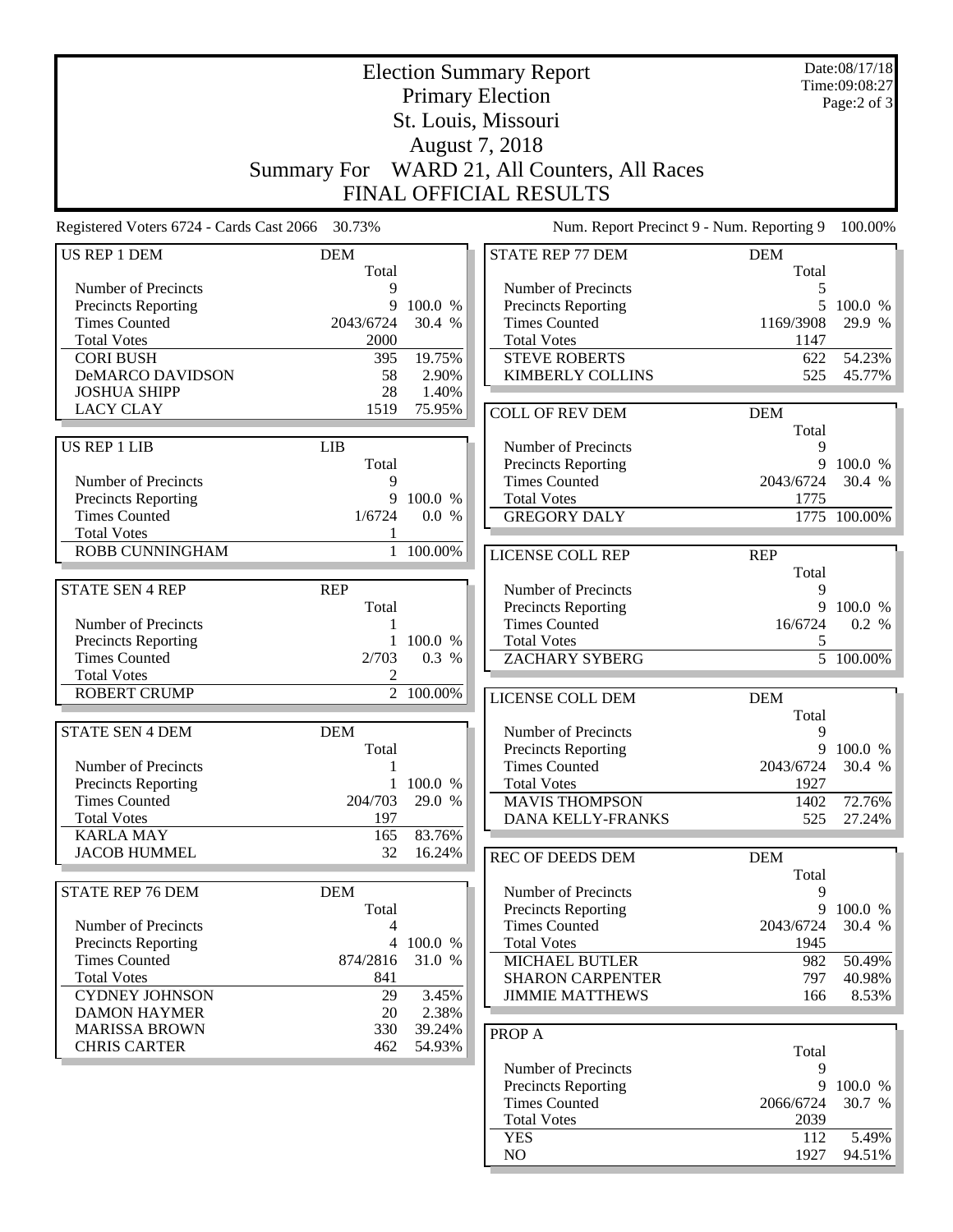# Election Summary Report

## Primary Election

## St. Louis, Missouri

## August 7, 2018

## Summary For WARD 21, All Counters, All Races

## FINAL OFFICIAL RESULTS

Date:08/17/18
Time:09:08:27

Registered Voters 6724 - Cards Cast 2066 30.73%

Num. Report Precinct 9 - Num. Reporting 9 100.00%

| US REP 1 DEM | DEM | |
|---|---|---|
| | Total | |
| Number of Precincts | 9 | |
| Precincts Reporting | 9 | 100.0 % |
| Times Counted | 2043/6724 | 30.4 % |
| Total Votes | 2000 | |
| CORI BUSH | 395 | 19.75% |
| DeMARCO DAVIDSON | 58 | 2.90% |
| JOSHUA SHIPP | 28 | 1.40% |
| LACY CLAY | 1519 | 75.95% |

| US REP 1 LIB | LIB | |
|---|---|---|
| | Total | |
| Number of Precincts | 9 | |
| Precincts Reporting | 9 | 100.0 % |
| Times Counted | 1/6724 | 0.0 % |
| Total Votes | 1 | |
| ROBB CUNNINGHAM | 1 | 100.00% |

| STATE SEN 4 REP | REP | |
|---|---|---|
| | Total | |
| Number of Precincts | 1 | |
| Precincts Reporting | 1 | 100.0 % |
| Times Counted | 2/703 | 0.3 % |
| Total Votes | 2 | |
| ROBERT CRUMP | 2 | 100.00% |

| STATE SEN 4 DEM | DEM | |
|---|---|---|
| | Total | |
| Number of Precincts | 1 | |
| Precincts Reporting | 1 | 100.0 % |
| Times Counted | 204/703 | 29.0 % |
| Total Votes | 197 | |
| KARLA MAY | 165 | 83.76% |
| JACOB HUMMEL | 32 | 16.24% |

| STATE REP 76 DEM | DEM | |
|---|---|---|
| | Total | |
| Number of Precincts | 4 | |
| Precincts Reporting | 4 | 100.0 % |
| Times Counted | 874/2816 | 31.0 % |
| Total Votes | 841 | |
| CYDNEY JOHNSON | 29 | 3.45% |
| DAMON HAYMER | 20 | 2.38% |
| MARISSA BROWN | 330 | 39.24% |
| CHRIS CARTER | 462 | 54.93% |

| STATE REP 77 DEM | DEM | |
|---|---|---|
| | Total | |
| Number of Precincts | 5 | |
| Precincts Reporting | 5 | 100.0 % |
| Times Counted | 1169/3908 | 29.9 % |
| Total Votes | 1147 | |
| STEVE ROBERTS | 622 | 54.23% |
| KIMBERLY COLLINS | 525 | 45.77% |

| COLL OF REV DEM | DEM | |
|---|---|---|
| | Total | |
| Number of Precincts | 9 | |
| Precincts Reporting | 9 | 100.0 % |
| Times Counted | 2043/6724 | 30.4 % |
| Total Votes | 1775 | |
| GREGORY DALY | 1775 | 100.00% |

| LICENSE COLL REP | REP | |
|---|---|---|
| | Total | |
| Number of Precincts | 9 | |
| Precincts Reporting | 9 | 100.0 % |
| Times Counted | 16/6724 | 0.2 % |
| Total Votes | 5 | |
| ZACHARY SYBERG | 5 | 100.00% |

| LICENSE COLL DEM | DEM | |
|---|---|---|
| | Total | |
| Number of Precincts | 9 | |
| Precincts Reporting | 9 | 100.0 % |
| Times Counted | 2043/6724 | 30.4 % |
| Total Votes | 1927 | |
| MAVIS THOMPSON | 1402 | 72.76% |
| DANA KELLY-FRANKS | 525 | 27.24% |

| REC OF DEEDS DEM | DEM | |
|---|---|---|
| | Total | |
| Number of Precincts | 9 | |
| Precincts Reporting | 9 | 100.0 % |
| Times Counted | 2043/6724 | 30.4 % |
| Total Votes | 1945 | |
| MICHAEL BUTLER | 982 | 50.49% |
| SHARON CARPENTER | 797 | 40.98% |
| JIMMIE MATTHEWS | 166 | 8.53% |

| PROP A | | |
|---|---|---|
| | Total | |
| Number of Precincts | 9 | |
| Precincts Reporting | 9 | 100.0 % |
| Times Counted | 2066/6724 | 30.7 % |
| Total Votes | 2039 | |
| YES | 112 | 5.49% |
| NO | 1927 | 94.51% |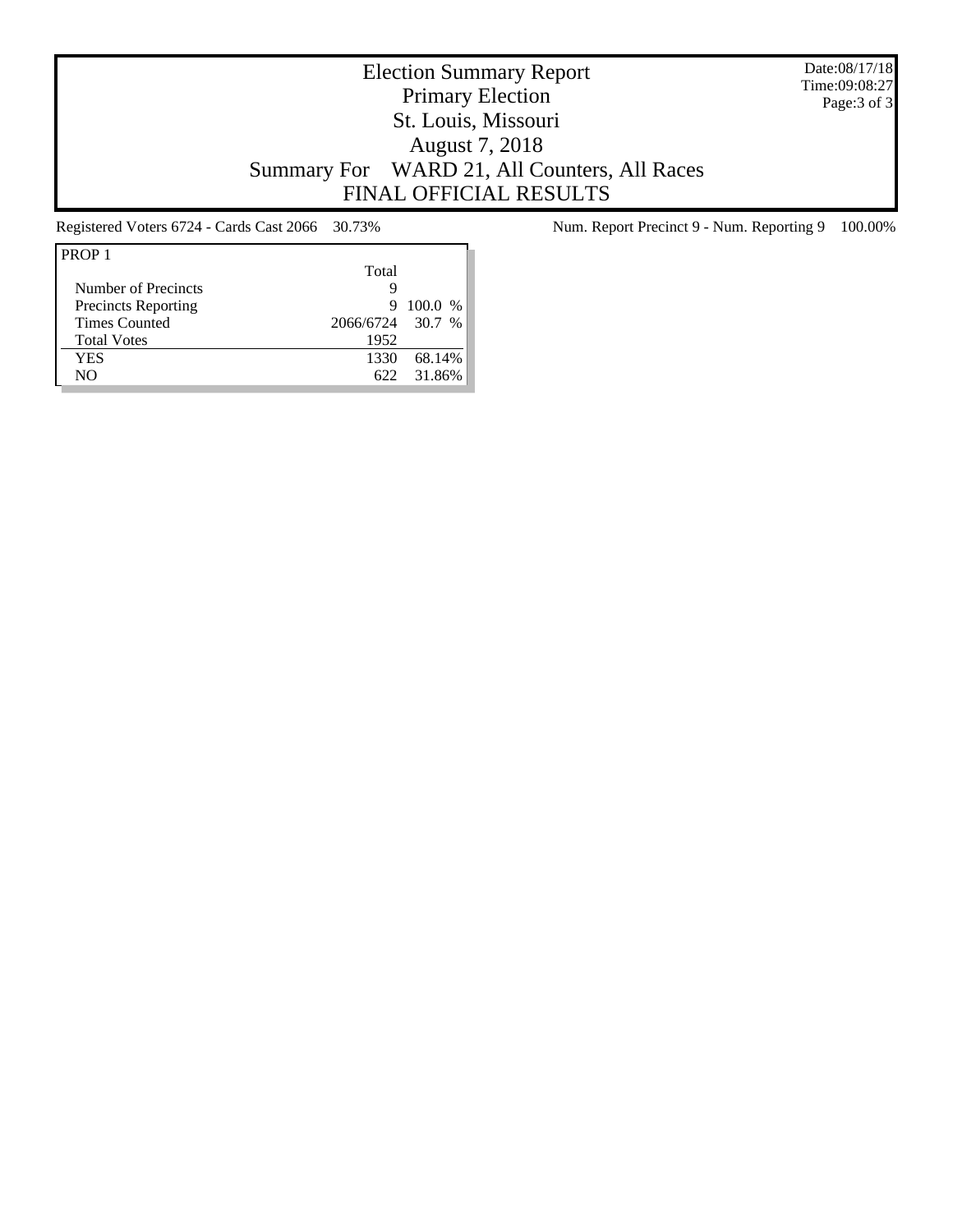# Election Summary Report

## Primary Election

## St. Louis, Missouri

## August 7, 2018

## Summary For WARD 21, All Counters, All Races

## FINAL OFFICIAL RESULTS

Date:08/17/18
Time:09:08:27

Registered Voters 6724 - Cards Cast 2066 30.73%

Num. Report Precinct 9 - Num. Reporting 9 100.00%

| PROP 1 | Total | |
|---|---|---|
| Number of Precincts | 9 | |
| Precincts Reporting | 9 | 100.0 % |
| Times Counted | 2066/6724 | 30.7 % |
| Total Votes | 1952 | |
| YES | 1330 | 68.14% |
| NO | 622 | 31.86% |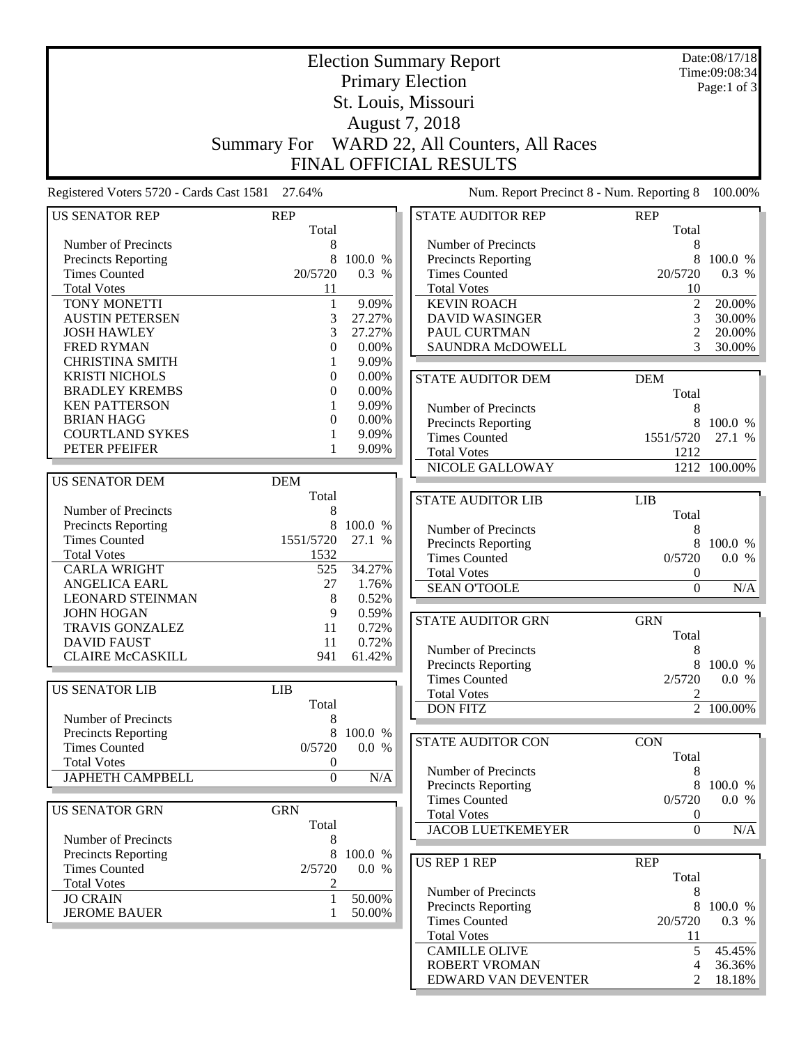# Election Summary Report

## Primary Election

## St. Louis, Missouri

## August 7, 2018

## Summary For WARD 22, All Counters, All Races

## FINAL OFFICIAL RESULTS

Date:08/17/18
Time:09:08:34

Registered Voters 5720 - Cards Cast 1581 27.64%

Num. Report Precinct 8 - Num. Reporting 8 100.00%

| US SENATOR REP | REP Total | |
|---|---|---|
| Number of Precincts | 8 | |
| Precincts Reporting | 8 | 100.0 % |
| Times Counted | 20/5720 | 0.3 % |
| Total Votes | 11 | |
| TONY MONETTI | 1 | 9.09% |
| AUSTIN PETERSEN | 3 | 27.27% |
| JOSH HAWLEY | 3 | 27.27% |
| FRED RYMAN | 0 | 0.00% |
| CHRISTINA SMITH | 1 | 9.09% |
| KRISTI NICHOLS | 0 | 0.00% |
| BRADLEY KREMBS | 0 | 0.00% |
| KEN PATTERSON | 1 | 9.09% |
| BRIAN HAGG | 0 | 0.00% |
| COURTLAND SYKES | 1 | 9.09% |
| PETER PFEIFER | 1 | 9.09% |

| US SENATOR DEM | DEM Total | |
|---|---|---|
| Number of Precincts | 8 | |
| Precincts Reporting | 8 | 100.0 % |
| Times Counted | 1551/5720 | 27.1 % |
| Total Votes | 1532 | |
| CARLA WRIGHT | 525 | 34.27% |
| ANGELICA EARL | 27 | 1.76% |
| LEONARD STEINMAN | 8 | 0.52% |
| JOHN HOGAN | 9 | 0.59% |
| TRAVIS GONZALEZ | 11 | 0.72% |
| DAVID FAUST | 11 | 0.72% |
| CLAIRE McCASKILL | 941 | 61.42% |

| US SENATOR LIB | LIB Total | |
|---|---|---|
| Number of Precincts | 8 | |
| Precincts Reporting | 8 | 100.0 % |
| Times Counted | 0/5720 | 0.0 % |
| Total Votes | 0 | |
| JAPHETH CAMPBELL | 0 | N/A |

| US SENATOR GRN | GRN Total | |
|---|---|---|
| Number of Precincts | 8 | |
| Precincts Reporting | 8 | 100.0 % |
| Times Counted | 2/5720 | 0.0 % |
| Total Votes | 2 | |
| JO CRAIN | 1 | 50.00% |
| JEROME BAUER | 1 | 50.00% |

| STATE AUDITOR REP | REP Total | |
|---|---|---|
| Number of Precincts | 8 | |
| Precincts Reporting | 8 | 100.0 % |
| Times Counted | 20/5720 | 0.3 % |
| Total Votes | 10 | |
| KEVIN ROACH | 2 | 20.00% |
| DAVID WASINGER | 3 | 30.00% |
| PAUL CURTMAN | 2 | 20.00% |
| SAUNDRA McDOWELL | 3 | 30.00% |

| STATE AUDITOR DEM | DEM Total | |
|---|---|---|
| Number of Precincts | 8 | |
| Precincts Reporting | 8 | 100.0 % |
| Times Counted | 1551/5720 | 27.1 % |
| Total Votes | 1212 | |
| NICOLE GALLOWAY | 1212 | 100.00% |

| STATE AUDITOR LIB | LIB Total | |
|---|---|---|
| Number of Precincts | 8 | |
| Precincts Reporting | 8 | 100.0 % |
| Times Counted | 0/5720 | 0.0 % |
| Total Votes | 0 | |
| SEAN O'TOOLE | 0 | N/A |

| STATE AUDITOR GRN | GRN Total | |
|---|---|---|
| Number of Precincts | 8 | |
| Precincts Reporting | 8 | 100.0 % |
| Times Counted | 2/5720 | 0.0 % |
| Total Votes | 2 | |
| DON FITZ | 2 | 100.00% |

| STATE AUDITOR CON | CON Total | |
|---|---|---|
| Number of Precincts | 8 | |
| Precincts Reporting | 8 | 100.0 % |
| Times Counted | 0/5720 | 0.0 % |
| Total Votes | 0 | |
| JACOB LUETKEMEYER | 0 | N/A |

| US REP 1 REP | REP Total | |
|---|---|---|
| Number of Precincts | 8 | |
| Precincts Reporting | 8 | 100.0 % |
| Times Counted | 20/5720 | 0.3 % |
| Total Votes | 11 | |
| CAMILLE OLIVE | 5 | 45.45% |
| ROBERT VROMAN | 4 | 36.36% |
| EDWARD VAN DEVENTER | 2 | 18.18% |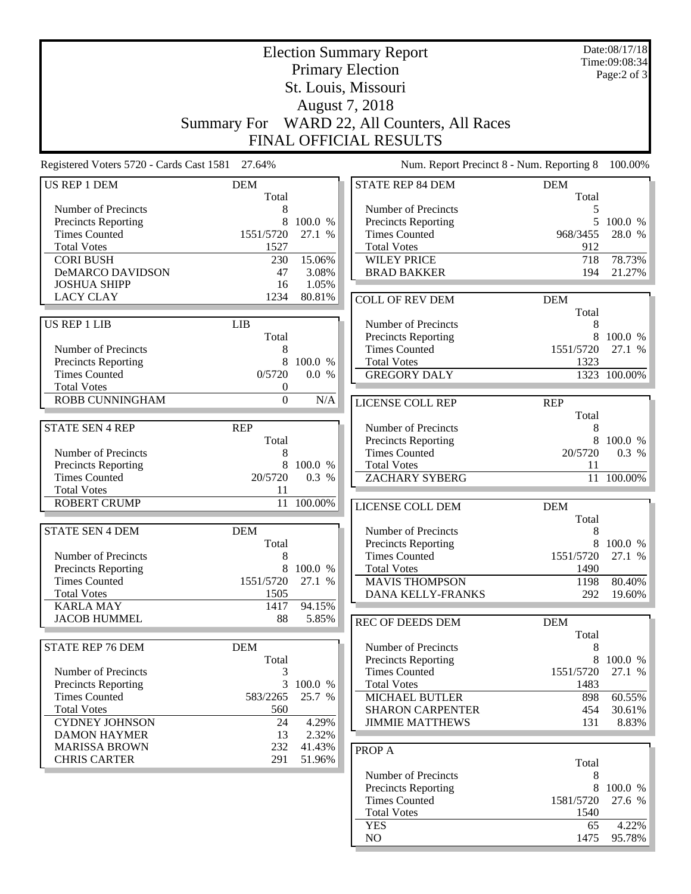# Election Summary Report

## Primary Election

## St. Louis, Missouri

## August 7, 2018

## Summary For WARD 22, All Counters, All Races

## FINAL OFFICIAL RESULTS

Date:08/17/18
Time:09:08:34

Registered Voters 5720 - Cards Cast 1581 27.64%

Num. Report Precinct 8 - Num. Reporting 8 100.00%

| US REP 1 DEM | DEM | |
|---|---|---|
| | Total | |
| Number of Precincts | 8 | |
| Precincts Reporting | 8 | 100.0 % |
| Times Counted | 1551/5720 | 27.1 % |
| Total Votes | 1527 | |
| CORI BUSH | 230 | 15.06% |
| DeMARCO DAVIDSON | 47 | 3.08% |
| JOSHUA SHIPP | 16 | 1.05% |
| LACY CLAY | 1234 | 80.81% |

| US REP 1 LIB | LIB | |
|---|---|---|
| | Total | |
| Number of Precincts | 8 | |
| Precincts Reporting | 8 | 100.0 % |
| Times Counted | 0/5720 | 0.0 % |
| Total Votes | 0 | |
| ROBB CUNNINGHAM | 0 | N/A |

| STATE SEN 4 REP | REP | |
|---|---|---|
| | Total | |
| Number of Precincts | 8 | |
| Precincts Reporting | 8 | 100.0 % |
| Times Counted | 20/5720 | 0.3 % |
| Total Votes | 11 | |
| ROBERT CRUMP | 11 | 100.00% |

| STATE SEN 4 DEM | DEM | |
|---|---|---|
| | Total | |
| Number of Precincts | 8 | |
| Precincts Reporting | 8 | 100.0 % |
| Times Counted | 1551/5720 | 27.1 % |
| Total Votes | 1505 | |
| KARLA MAY | 1417 | 94.15% |
| JACOB HUMMEL | 88 | 5.85% |

| STATE REP 76 DEM | DEM | |
|---|---|---|
| | Total | |
| Number of Precincts | 3 | |
| Precincts Reporting | 3 | 100.0 % |
| Times Counted | 583/2265 | 25.7 % |
| Total Votes | 560 | |
| CYDNEY JOHNSON | 24 | 4.29% |
| DAMON HAYMER | 13 | 2.32% |
| MARISSA BROWN | 232 | 41.43% |
| CHRIS CARTER | 291 | 51.96% |

| STATE REP 84 DEM | DEM | |
|---|---|---|
| | Total | |
| Number of Precincts | 5 | |
| Precincts Reporting | 5 | 100.0 % |
| Times Counted | 968/3455 | 28.0 % |
| Total Votes | 912 | |
| WILEY PRICE | 718 | 78.73% |
| BRAD BAKKER | 194 | 21.27% |

| COLL OF REV DEM | DEM | |
|---|---|---|
| | Total | |
| Number of Precincts | 8 | |
| Precincts Reporting | 8 | 100.0 % |
| Times Counted | 1551/5720 | 27.1 % |
| Total Votes | 1323 | |
| GREGORY DALY | 1323 | 100.00% |

| LICENSE COLL REP | REP | |
|---|---|---|
| | Total | |
| Number of Precincts | 8 | |
| Precincts Reporting | 8 | 100.0 % |
| Times Counted | 20/5720 | 0.3 % |
| Total Votes | 11 | |
| ZACHARY SYBERG | 11 | 100.00% |

| LICENSE COLL DEM | DEM | |
|---|---|---|
| | Total | |
| Number of Precincts | 8 | |
| Precincts Reporting | 8 | 100.0 % |
| Times Counted | 1551/5720 | 27.1 % |
| Total Votes | 1490 | |
| MAVIS THOMPSON | 1198 | 80.40% |
| DANA KELLY-FRANKS | 292 | 19.60% |

| REC OF DEEDS DEM | DEM | |
|---|---|---|
| | Total | |
| Number of Precincts | 8 | |
| Precincts Reporting | 8 | 100.0 % |
| Times Counted | 1551/5720 | 27.1 % |
| Total Votes | 1483 | |
| MICHAEL BUTLER | 898 | 60.55% |
| SHARON CARPENTER | 454 | 30.61% |
| JIMMIE MATTHEWS | 131 | 8.83% |

| PROP A | | |
|---|---|---|
| | Total | |
| Number of Precincts | 8 | |
| Precincts Reporting | 8 | 100.0 % |
| Times Counted | 1581/5720 | 27.6 % |
| Total Votes | 1540 | |
| YES | 65 | 4.22% |
| NO | 1475 | 95.78% |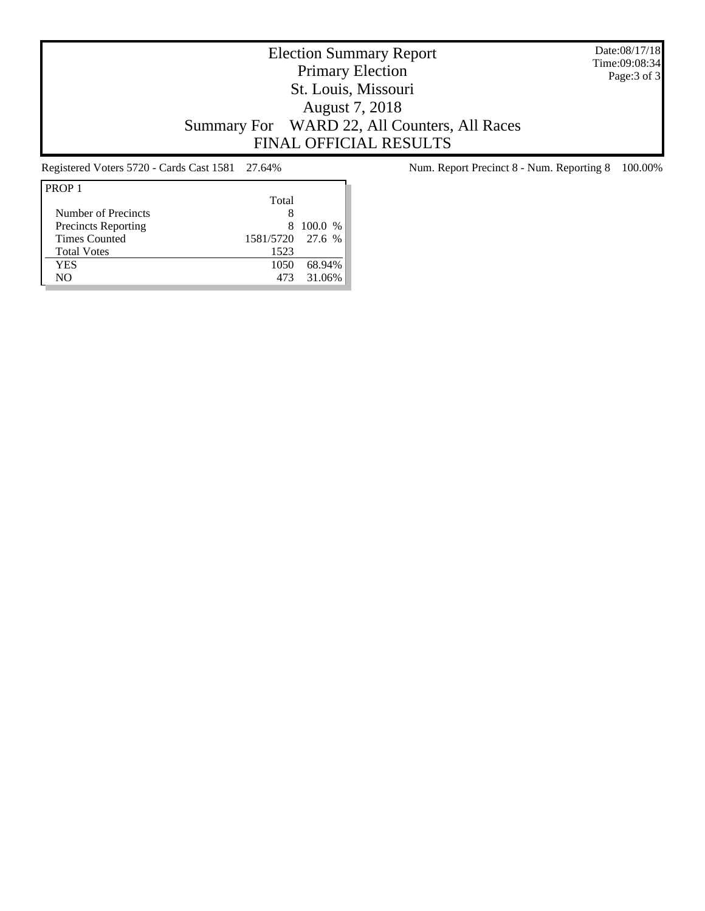# Election Summary Report

Primary Election

St. Louis, Missouri

August 7, 2018

Summary For WARD 22, All Counters, All Races

FINAL OFFICIAL RESULTS

Date:08/17/18
Time:09:08:34

Registered Voters 5720 - Cards Cast 1581 27.64%

Num. Report Precinct 8 - Num. Reporting 8 100.00%

| PROP 1 | Total | |
|---|---|---|
| Number of Precincts | 8 | |
| Precincts Reporting | 8 | 100.0 % |
| Times Counted | 1581/5720 | 27.6 % |
| Total Votes | 1523 | |
| YES | 1050 | 68.94% |
| NO | 473 | 31.06% |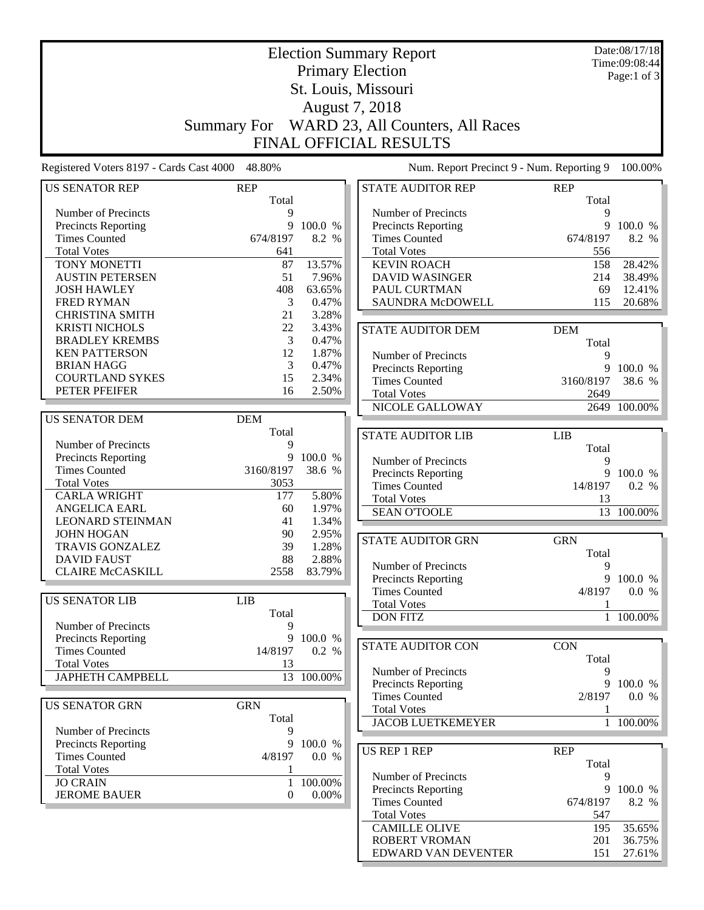# Election Summary Report

## Primary Election

## St. Louis, Missouri

## August 7, 2018

## Summary For WARD 23, All Counters, All Races

## FINAL OFFICIAL RESULTS

Date:08/17/18
Time:09:08:44

Registered Voters 8197 - Cards Cast 4000 48.80%

Num. Report Precinct 9 - Num. Reporting 9 100.00%

| US SENATOR REP | REP Total | |
|---|---|---|
| Number of Precincts | 9 | |
| Precincts Reporting | 9 | 100.0 % |
| Times Counted | 674/8197 | 8.2 % |
| Total Votes | 641 | |
| TONY MONETTI | 87 | 13.57% |
| AUSTIN PETERSEN | 51 | 7.96% |
| JOSH HAWLEY | 408 | 63.65% |
| FRED RYMAN | 3 | 0.47% |
| CHRISTINA SMITH | 21 | 3.28% |
| KRISTI NICHOLS | 22 | 3.43% |
| BRADLEY KREMBS | 3 | 0.47% |
| KEN PATTERSON | 12 | 1.87% |
| BRIAN HAGG | 3 | 0.47% |
| COURTLAND SYKES | 15 | 2.34% |
| PETER PFEIFER | 16 | 2.50% |

| US SENATOR DEM | DEM Total | |
|---|---|---|
| Number of Precincts | 9 | |
| Precincts Reporting | 9 | 100.0 % |
| Times Counted | 3160/8197 | 38.6 % |
| Total Votes | 3053 | |
| CARLA WRIGHT | 177 | 5.80% |
| ANGELICA EARL | 60 | 1.97% |
| LEONARD STEINMAN | 41 | 1.34% |
| JOHN HOGAN | 90 | 2.95% |
| TRAVIS GONZALEZ | 39 | 1.28% |
| DAVID FAUST | 88 | 2.88% |
| CLAIRE McCASKILL | 2558 | 83.79% |

| US SENATOR LIB | LIB Total | |
|---|---|---|
| Number of Precincts | 9 | |
| Precincts Reporting | 9 | 100.0 % |
| Times Counted | 14/8197 | 0.2 % |
| Total Votes | 13 | |
| JAPHETH CAMPBELL | 13 | 100.00% |

| US SENATOR GRN | GRN Total | |
|---|---|---|
| Number of Precincts | 9 | |
| Precincts Reporting | 9 | 100.0 % |
| Times Counted | 4/8197 | 0.0 % |
| Total Votes | 1 | |
| JO CRAIN | 1 | 100.00% |
| JEROME BAUER | 0 | 0.00% |

| STATE AUDITOR REP | REP Total | |
|---|---|---|
| Number of Precincts | 9 | |
| Precincts Reporting | 9 | 100.0 % |
| Times Counted | 674/8197 | 8.2 % |
| Total Votes | 556 | |
| KEVIN ROACH | 158 | 28.42% |
| DAVID WASINGER | 214 | 38.49% |
| PAUL CURTMAN | 69 | 12.41% |
| SAUNDRA McDOWELL | 115 | 20.68% |

| STATE AUDITOR DEM | DEM Total | |
|---|---|---|
| Number of Precincts | 9 | |
| Precincts Reporting | 9 | 100.0 % |
| Times Counted | 3160/8197 | 38.6 % |
| Total Votes | 2649 | |
| NICOLE GALLOWAY | 2649 | 100.00% |

| STATE AUDITOR LIB | LIB Total | |
|---|---|---|
| Number of Precincts | 9 | |
| Precincts Reporting | 9 | 100.0 % |
| Times Counted | 14/8197 | 0.2 % |
| Total Votes | 13 | |
| SEAN O'TOOLE | 13 | 100.00% |

| STATE AUDITOR GRN | GRN Total | |
|---|---|---|
| Number of Precincts | 9 | |
| Precincts Reporting | 9 | 100.0 % |
| Times Counted | 4/8197 | 0.0 % |
| Total Votes | 1 | |
| DON FITZ | 1 | 100.00% |

| STATE AUDITOR CON | CON Total | |
|---|---|---|
| Number of Precincts | 9 | |
| Precincts Reporting | 9 | 100.0 % |
| Times Counted | 2/8197 | 0.0 % |
| Total Votes | 1 | |
| JACOB LUETKEMEYER | 1 | 100.00% |

| US REP 1 REP | REP Total | |
|---|---|---|
| Number of Precincts | 9 | |
| Precincts Reporting | 9 | 100.0 % |
| Times Counted | 674/8197 | 8.2 % |
| Total Votes | 547 | |
| CAMILLE OLIVE | 195 | 35.65% |
| ROBERT VROMAN | 201 | 36.75% |
| EDWARD VAN DEVENTER | 151 | 27.61% |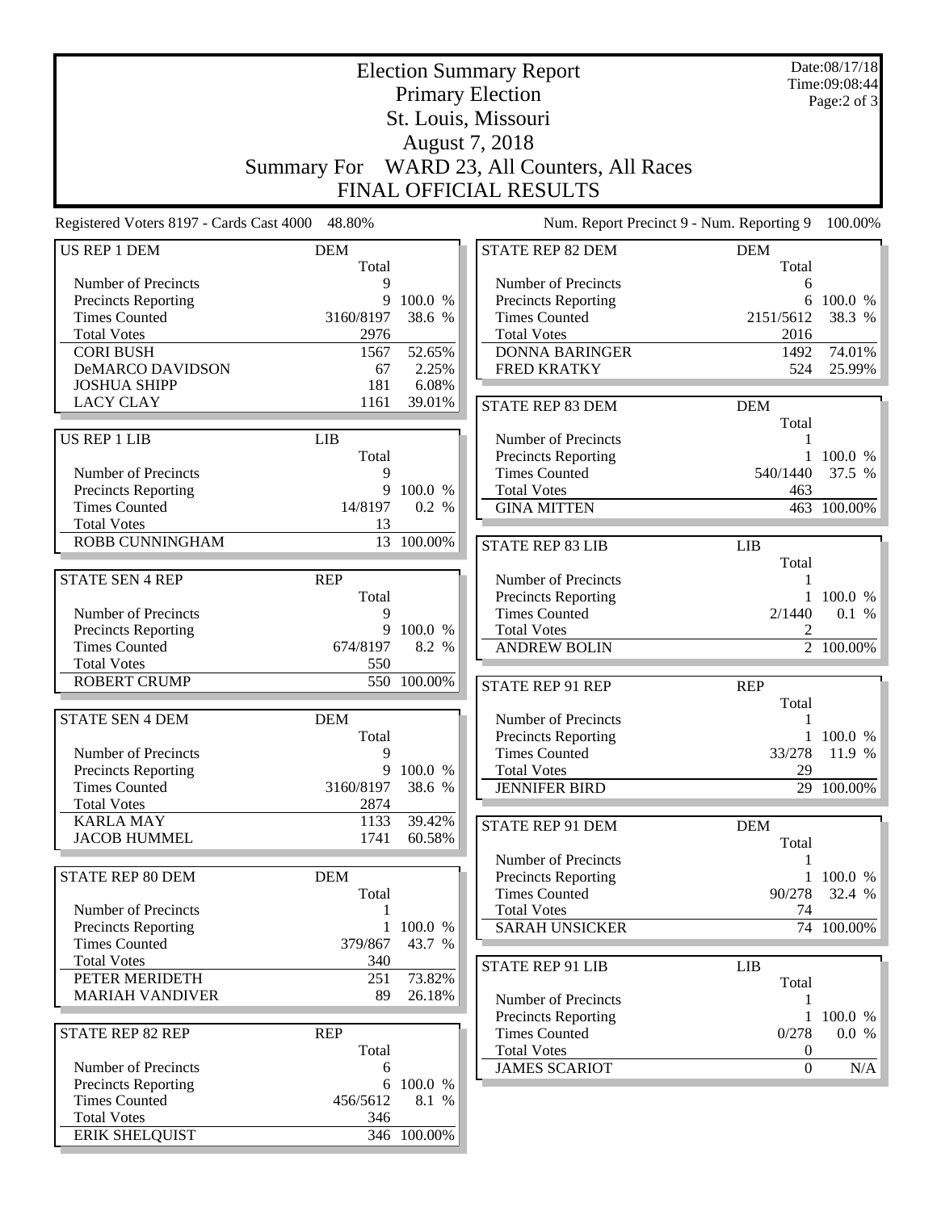# Election Summary Report

## Primary Election

## St. Louis, Missouri

## August 7, 2018

## Summary For WARD 23, All Counters, All Races

## FINAL OFFICIAL RESULTS

Date:08/17/18
Time:09:08:44

Registered Voters 8197 - Cards Cast 4000 48.80%

Num. Report Precinct 9 - Num. Reporting 9 100.00%

| US REP 1 DEM | DEM Total | |
|---|---|---|
| Number of Precincts | 9 | |
| Precincts Reporting | 9 | 100.0 % |
| Times Counted | 3160/8197 | 38.6 % |
| Total Votes | 2976 | |
| CORI BUSH | 1567 | 52.65% |
| DeMARCO DAVIDSON | 67 | 2.25% |
| JOSHUA SHIPP | 181 | 6.08% |
| LACY CLAY | 1161 | 39.01% |

| US REP 1 LIB | LIB Total | |
|---|---|---|
| Number of Precincts | 9 | |
| Precincts Reporting | 9 | 100.0 % |
| Times Counted | 14/8197 | 0.2 % |
| Total Votes | 13 | |
| ROBB CUNNINGHAM | 13 | 100.00% |

| STATE SEN 4 REP | REP Total | |
|---|---|---|
| Number of Precincts | 9 | |
| Precincts Reporting | 9 | 100.0 % |
| Times Counted | 674/8197 | 8.2 % |
| Total Votes | 550 | |
| ROBERT CRUMP | 550 | 100.00% |

| STATE SEN 4 DEM | DEM Total | |
|---|---|---|
| Number of Precincts | 9 | |
| Precincts Reporting | 9 | 100.0 % |
| Times Counted | 3160/8197 | 38.6 % |
| Total Votes | 2874 | |
| KARLA MAY | 1133 | 39.42% |
| JACOB HUMMEL | 1741 | 60.58% |

| STATE REP 80 DEM | DEM Total | |
|---|---|---|
| Number of Precincts | 1 | |
| Precincts Reporting | 1 | 100.0 % |
| Times Counted | 379/867 | 43.7 % |
| Total Votes | 340 | |
| PETER MERIDETH | 251 | 73.82% |
| MARIAH VANDIVER | 89 | 26.18% |

| STATE REP 82 REP | REP Total | |
|---|---|---|
| Number of Precincts | 6 | |
| Precincts Reporting | 6 | 100.0 % |
| Times Counted | 456/5612 | 8.1 % |
| Total Votes | 346 | |
| ERIK SHELQUIST | 346 | 100.00% |

| STATE REP 82 DEM | DEM Total | |
|---|---|---|
| Number of Precincts | 6 | |
| Precincts Reporting | 6 | 100.0 % |
| Times Counted | 2151/5612 | 38.3 % |
| Total Votes | 2016 | |
| DONNA BARINGER | 1492 | 74.01% |
| FRED KRATKY | 524 | 25.99% |

| STATE REP 83 DEM | DEM Total | |
|---|---|---|
| Number of Precincts | 1 | |
| Precincts Reporting | 1 | 100.0 % |
| Times Counted | 540/1440 | 37.5 % |
| Total Votes | 463 | |
| GINA MITTEN | 463 | 100.00% |

| STATE REP 83 LIB | LIB Total | |
|---|---|---|
| Number of Precincts | 1 | |
| Precincts Reporting | 1 | 100.0 % |
| Times Counted | 2/1440 | 0.1 % |
| Total Votes | 2 | |
| ANDREW BOLIN | 2 | 100.00% |

| STATE REP 91 REP | REP Total | |
|---|---|---|
| Number of Precincts | 1 | |
| Precincts Reporting | 1 | 100.0 % |
| Times Counted | 33/278 | 11.9 % |
| Total Votes | 29 | |
| JENNIFER BIRD | 29 | 100.00% |

| STATE REP 91 DEM | DEM Total | |
|---|---|---|
| Number of Precincts | 1 | |
| Precincts Reporting | 1 | 100.0 % |
| Times Counted | 90/278 | 32.4 % |
| Total Votes | 74 | |
| SARAH UNSICKER | 74 | 100.00% |

| STATE REP 91 LIB | LIB Total | |
|---|---|---|
| Number of Precincts | 1 | |
| Precincts Reporting | 1 | 100.0 % |
| Times Counted | 0/278 | 0.0 % |
| Total Votes | 0 | |
| JAMES SCARIOT | 0 | N/A |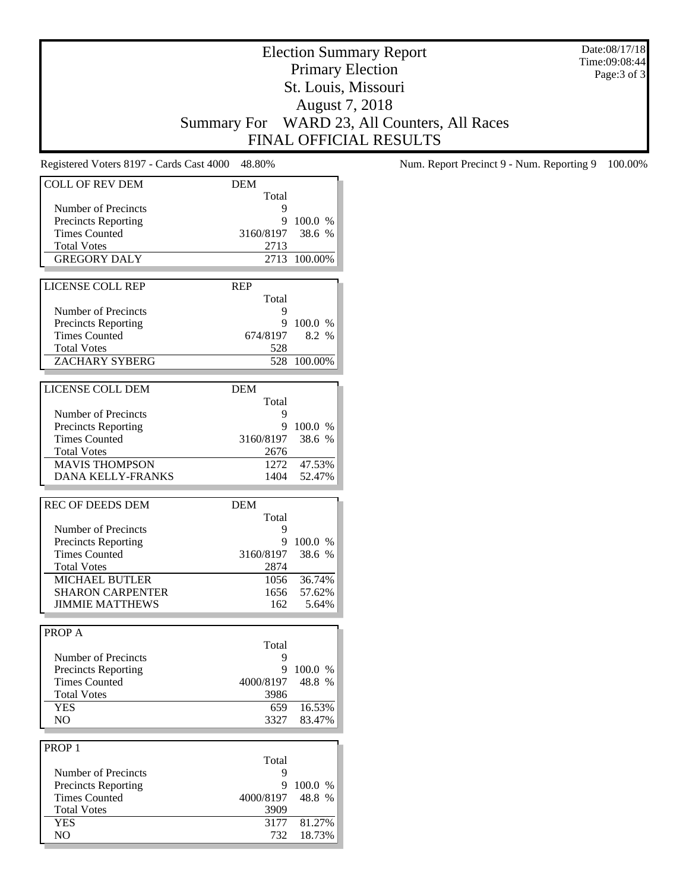# Election Summary Report
## Primary Election
## St. Louis, Missouri
## August 7, 2018
## Summary For WARD 23, All Counters, All Races
## FINAL OFFICIAL RESULTS

Date:08/17/18
Time:09:08:44

Registered Voters 8197 - Cards Cast 4000 48.80%

Num. Report Precinct 9 - Num. Reporting 9 100.00%

| COLL OF REV DEM | DEM | |
|---|---|---|
| | Total | |
| Number of Precincts | 9 | |
| Precincts Reporting | 9 | 100.0 % |
| Times Counted | 3160/8197 | 38.6 % |
| Total Votes | 2713 | |
| GREGORY DALY | 2713 | 100.00% |

| LICENSE COLL REP | REP | |
|---|---|---|
| | Total | |
| Number of Precincts | 9 | |
| Precincts Reporting | 9 | 100.0 % |
| Times Counted | 674/8197 | 8.2 % |
| Total Votes | 528 | |
| ZACHARY SYBERG | 528 | 100.00% |

| LICENSE COLL DEM | DEM | |
|---|---|---|
| | Total | |
| Number of Precincts | 9 | |
| Precincts Reporting | 9 | 100.0 % |
| Times Counted | 3160/8197 | 38.6 % |
| Total Votes | 2676 | |
| MAVIS THOMPSON | 1272 | 47.53% |
| DANA KELLY-FRANKS | 1404 | 52.47% |

| REC OF DEEDS DEM | DEM | |
|---|---|---|
| | Total | |
| Number of Precincts | 9 | |
| Precincts Reporting | 9 | 100.0 % |
| Times Counted | 3160/8197 | 38.6 % |
| Total Votes | 2874 | |
| MICHAEL BUTLER | 1056 | 36.74% |
| SHARON CARPENTER | 1656 | 57.62% |
| JIMMIE MATTHEWS | 162 | 5.64% |

| PROP A | | |
|---|---|---|
| | Total | |
| Number of Precincts | 9 | |
| Precincts Reporting | 9 | 100.0 % |
| Times Counted | 4000/8197 | 48.8 % |
| Total Votes | 3986 | |
| YES | 659 | 16.53% |
| NO | 3327 | 83.47% |

| PROP 1 | | |
|---|---|---|
| | Total | |
| Number of Precincts | 9 | |
| Precincts Reporting | 9 | 100.0 % |
| Times Counted | 4000/8197 | 48.8 % |
| Total Votes | 3909 | |
| YES | 3177 | 81.27% |
| NO | 732 | 18.73% |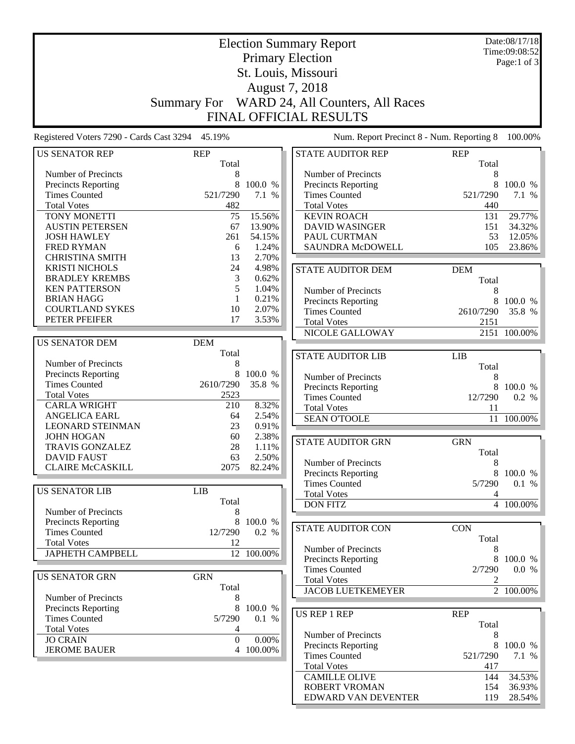# Election Summary Report
## Primary Election
## St. Louis, Missouri
## August 7, 2018
## Summary For WARD 24, All Counters, All Races
## FINAL OFFICIAL RESULTS

Date:08/17/18
Time:09:08:52

Registered Voters 7290 - Cards Cast 3294 45.19%

Num. Report Precinct 8 - Num. Reporting 8 100.00%

| US SENATOR REP | REP | |
|---|---|---|
| | Total | |
| Number of Precincts | 8 | |
| Precincts Reporting | 8 | 100.0 % |
| Times Counted | 521/7290 | 7.1 % |
| Total Votes | 482 | |
| TONY MONETTI | 75 | 15.56% |
| AUSTIN PETERSEN | 67 | 13.90% |
| JOSH HAWLEY | 261 | 54.15% |
| FRED RYMAN | 6 | 1.24% |
| CHRISTINA SMITH | 13 | 2.70% |
| KRISTI NICHOLS | 24 | 4.98% |
| BRADLEY KREMBS | 3 | 0.62% |
| KEN PATTERSON | 5 | 1.04% |
| BRIAN HAGG | 1 | 0.21% |
| COURTLAND SYKES | 10 | 2.07% |
| PETER PFEIFER | 17 | 3.53% |

| US SENATOR DEM | DEM | |
|---|---|---|
| | Total | |
| Number of Precincts | 8 | |
| Precincts Reporting | 8 | 100.0 % |
| Times Counted | 2610/7290 | 35.8 % |
| Total Votes | 2523 | |
| CARLA WRIGHT | 210 | 8.32% |
| ANGELICA EARL | 64 | 2.54% |
| LEONARD STEINMAN | 23 | 0.91% |
| JOHN HOGAN | 60 | 2.38% |
| TRAVIS GONZALEZ | 28 | 1.11% |
| DAVID FAUST | 63 | 2.50% |
| CLAIRE McCASKILL | 2075 | 82.24% |

| US SENATOR LIB | LIB | |
|---|---|---|
| | Total | |
| Number of Precincts | 8 | |
| Precincts Reporting | 8 | 100.0 % |
| Times Counted | 12/7290 | 0.2 % |
| Total Votes | 12 | |
| JAPHETH CAMPBELL | 12 | 100.00% |

| US SENATOR GRN | GRN | |
|---|---|---|
| | Total | |
| Number of Precincts | 8 | |
| Precincts Reporting | 8 | 100.0 % |
| Times Counted | 5/7290 | 0.1 % |
| Total Votes | 4 | |
| JO CRAIN | 0 | 0.00% |
| JEROME BAUER | 4 | 100.00% |

| STATE AUDITOR REP | REP | |
|---|---|---|
| | Total | |
| Number of Precincts | 8 | |
| Precincts Reporting | 8 | 100.0 % |
| Times Counted | 521/7290 | 7.1 % |
| Total Votes | 440 | |
| KEVIN ROACH | 131 | 29.77% |
| DAVID WASINGER | 151 | 34.32% |
| PAUL CURTMAN | 53 | 12.05% |
| SAUNDRA McDOWELL | 105 | 23.86% |

| STATE AUDITOR DEM | DEM | |
|---|---|---|
| | Total | |
| Number of Precincts | 8 | |
| Precincts Reporting | 8 | 100.0 % |
| Times Counted | 2610/7290 | 35.8 % |
| Total Votes | 2151 | |
| NICOLE GALLOWAY | 2151 | 100.00% |

| STATE AUDITOR LIB | LIB | |
|---|---|---|
| | Total | |
| Number of Precincts | 8 | |
| Precincts Reporting | 8 | 100.0 % |
| Times Counted | 12/7290 | 0.2 % |
| Total Votes | 11 | |
| SEAN O'TOOLE | 11 | 100.00% |

| STATE AUDITOR GRN | GRN | |
|---|---|---|
| | Total | |
| Number of Precincts | 8 | |
| Precincts Reporting | 8 | 100.0 % |
| Times Counted | 5/7290 | 0.1 % |
| Total Votes | 4 | |
| DON FITZ | 4 | 100.00% |

| STATE AUDITOR CON | CON | |
|---|---|---|
| | Total | |
| Number of Precincts | 8 | |
| Precincts Reporting | 8 | 100.0 % |
| Times Counted | 2/7290 | 0.0 % |
| Total Votes | 2 | |
| JACOB LUETKEMEYER | 2 | 100.00% |

| US REP 1 REP | REP | |
|---|---|---|
| | Total | |
| Number of Precincts | 8 | |
| Precincts Reporting | 8 | 100.0 % |
| Times Counted | 521/7290 | 7.1 % |
| Total Votes | 417 | |
| CAMILLE OLIVE | 144 | 34.53% |
| ROBERT VROMAN | 154 | 36.93% |
| EDWARD VAN DEVENTER | 119 | 28.54% |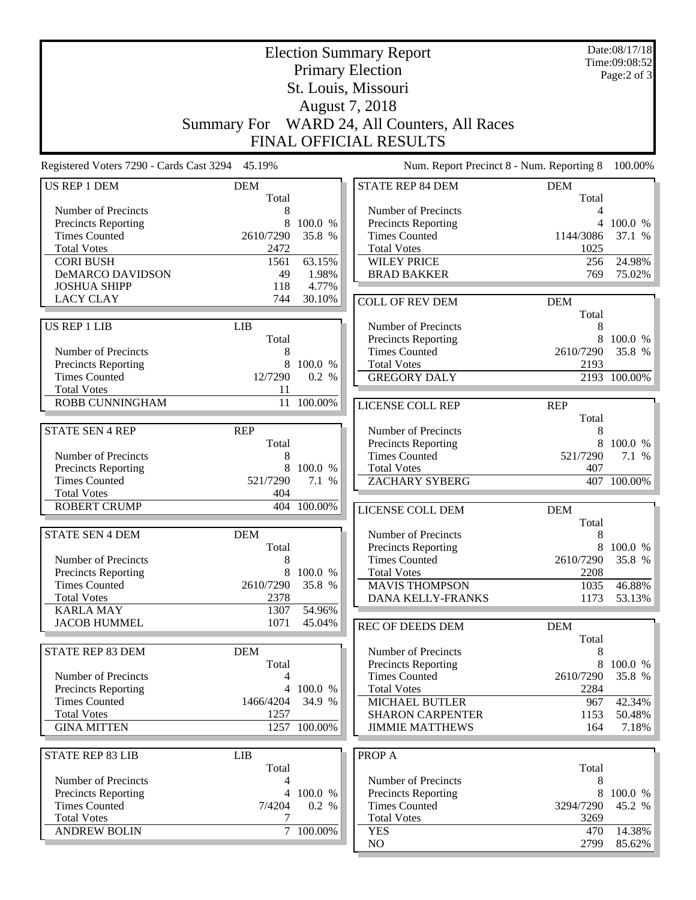# Election Summary Report

## Primary Election

## St. Louis, Missouri

## August 7, 2018

## Summary For WARD 24, All Counters, All Races

## FINAL OFFICIAL RESULTS

Date:08/17/18
Time:09:08:52

Registered Voters 7290 - Cards Cast 3294 45.19%

Num. Report Precinct 8 - Num. Reporting 8 100.00%

| US REP 1 DEM | DEM Total | |
|---|---|---|
| Number of Precincts | 8 | |
| Precincts Reporting | 8 | 100.0 % |
| Times Counted | 2610/7290 | 35.8 % |
| Total Votes | 2472 | |
| CORI BUSH | 1561 | 63.15% |
| DeMARCO DAVIDSON | 49 | 1.98% |
| JOSHUA SHIPP | 118 | 4.77% |
| LACY CLAY | 744 | 30.10% |

| US REP 1 LIB | LIB Total | |
|---|---|---|
| Number of Precincts | 8 | |
| Precincts Reporting | 8 | 100.0 % |
| Times Counted | 12/7290 | 0.2 % |
| Total Votes | 11 | |
| ROBB CUNNINGHAM | 11 | 100.00% |

| STATE SEN 4 REP | REP Total | |
|---|---|---|
| Number of Precincts | 8 | |
| Precincts Reporting | 8 | 100.0 % |
| Times Counted | 521/7290 | 7.1 % |
| Total Votes | 404 | |
| ROBERT CRUMP | 404 | 100.00% |

| STATE SEN 4 DEM | DEM Total | |
|---|---|---|
| Number of Precincts | 8 | |
| Precincts Reporting | 8 | 100.0 % |
| Times Counted | 2610/7290 | 35.8 % |
| Total Votes | 2378 | |
| KARLA MAY | 1307 | 54.96% |
| JACOB HUMMEL | 1071 | 45.04% |

| STATE REP 83 DEM | DEM Total | |
|---|---|---|
| Number of Precincts | 4 | |
| Precincts Reporting | 4 | 100.0 % |
| Times Counted | 1466/4204 | 34.9 % |
| Total Votes | 1257 | |
| GINA MITTEN | 1257 | 100.00% |

| STATE REP 83 LIB | LIB Total | |
|---|---|---|
| Number of Precincts | 4 | |
| Precincts Reporting | 4 | 100.0 % |
| Times Counted | 7/4204 | 0.2 % |
| Total Votes | 7 | |
| ANDREW BOLIN | 7 | 100.00% |

| STATE REP 84 DEM | DEM Total | |
|---|---|---|
| Number of Precincts | 4 | |
| Precincts Reporting | 4 | 100.0 % |
| Times Counted | 1144/3086 | 37.1 % |
| Total Votes | 1025 | |
| WILEY PRICE | 256 | 24.98% |
| BRAD BAKKER | 769 | 75.02% |

| COLL OF REV DEM | DEM Total | |
|---|---|---|
| Number of Precincts | 8 | |
| Precincts Reporting | 8 | 100.0 % |
| Times Counted | 2610/7290 | 35.8 % |
| Total Votes | 2193 | |
| GREGORY DALY | 2193 | 100.00% |

| LICENSE COLL REP | REP Total | |
|---|---|---|
| Number of Precincts | 8 | |
| Precincts Reporting | 8 | 100.0 % |
| Times Counted | 521/7290 | 7.1 % |
| Total Votes | 407 | |
| ZACHARY SYBERG | 407 | 100.00% |

| LICENSE COLL DEM | DEM Total | |
|---|---|---|
| Number of Precincts | 8 | |
| Precincts Reporting | 8 | 100.0 % |
| Times Counted | 2610/7290 | 35.8 % |
| Total Votes | 2208 | |
| MAVIS THOMPSON | 1035 | 46.88% |
| DANA KELLY-FRANKS | 1173 | 53.13% |

| REC OF DEEDS DEM | DEM Total | |
|---|---|---|
| Number of Precincts | 8 | |
| Precincts Reporting | 8 | 100.0 % |
| Times Counted | 2610/7290 | 35.8 % |
| Total Votes | 2284 | |
| MICHAEL BUTLER | 967 | 42.34% |
| SHARON CARPENTER | 1153 | 50.48% |
| JIMMIE MATTHEWS | 164 | 7.18% |

| PROP A | Total | |
|---|---|---|
| Number of Precincts | 8 | |
| Precincts Reporting | 8 | 100.0 % |
| Times Counted | 3294/7290 | 45.2 % |
| Total Votes | 3269 | |
| YES | 470 | 14.38% |
| NO | 2799 | 85.62% |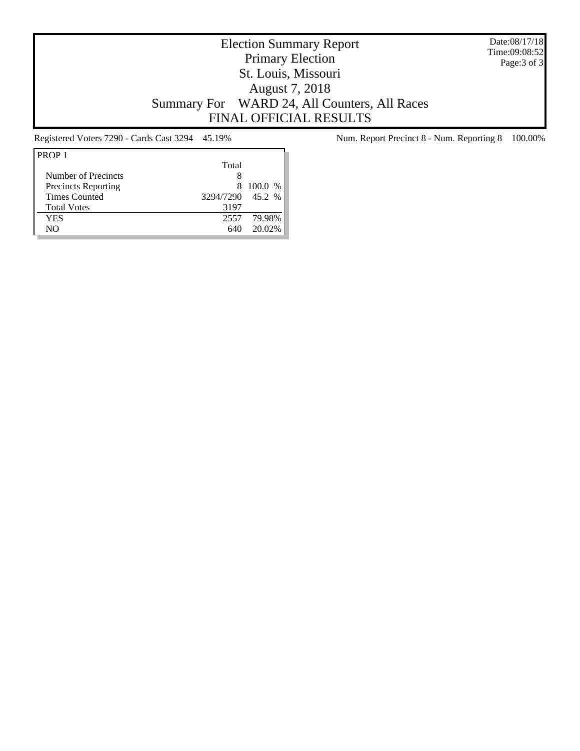# Election Summary Report

## Primary Election

## St. Louis, Missouri

## August 7, 2018

## Summary For WARD 24, All Counters, All Races

## FINAL OFFICIAL RESULTS

Date:08/17/18
Time:09:08:52

Registered Voters 7290 - Cards Cast 3294 45.19%

Num. Report Precinct 8 - Num. Reporting 8 100.00%

| PROP 1 | Total | |
|---|---|---|
| Number of Precincts | 8 | |
| Precincts Reporting | 8 | 100.0 % |
| Times Counted | 3294/7290 | 45.2 % |
| Total Votes | 3197 | |
| YES | 2557 | 79.98% |
| NO | 640 | 20.02% |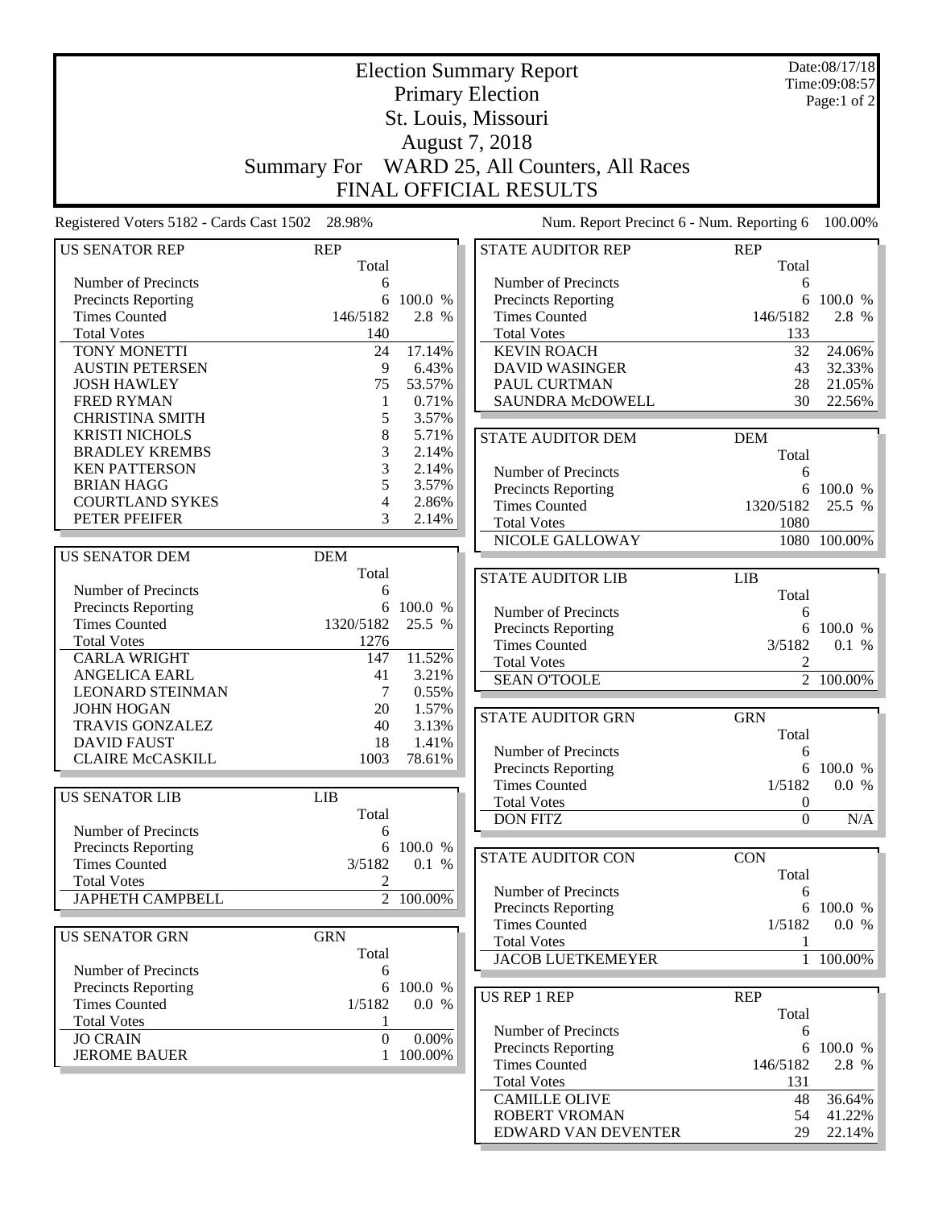# Election Summary Report

## Primary Election

## St. Louis, Missouri

## August 7, 2018

## Summary For WARD 25, All Counters, All Races

## FINAL OFFICIAL RESULTS

Date:08/17/18
Time:09:08:57

Registered Voters 5182 - Cards Cast 1502 28.98%

Num. Report Precinct 6 - Num. Reporting 6 100.00%

| US SENATOR REP | REP Total | |
|---|---|---|
| Number of Precincts | 6 | |
| Precincts Reporting | 6 | 100.0 % |
| Times Counted | 146/5182 | 2.8 % |
| Total Votes | 140 | |
| TONY MONETTI | 24 | 17.14% |
| AUSTIN PETERSEN | 9 | 6.43% |
| JOSH HAWLEY | 75 | 53.57% |
| FRED RYMAN | 1 | 0.71% |
| CHRISTINA SMITH | 5 | 3.57% |
| KRISTI NICHOLS | 8 | 5.71% |
| BRADLEY KREMBS | 3 | 2.14% |
| KEN PATTERSON | 3 | 2.14% |
| BRIAN HAGG | 5 | 3.57% |
| COURTLAND SYKES | 4 | 2.86% |
| PETER PFEIFER | 3 | 2.14% |

| US SENATOR DEM | DEM Total | |
|---|---|---|
| Number of Precincts | 6 | |
| Precincts Reporting | 6 | 100.0 % |
| Times Counted | 1320/5182 | 25.5 % |
| Total Votes | 1276 | |
| CARLA WRIGHT | 147 | 11.52% |
| ANGELICA EARL | 41 | 3.21% |
| LEONARD STEINMAN | 7 | 0.55% |
| JOHN HOGAN | 20 | 1.57% |
| TRAVIS GONZALEZ | 40 | 3.13% |
| DAVID FAUST | 18 | 1.41% |
| CLAIRE McCASKILL | 1003 | 78.61% |

| US SENATOR LIB | LIB Total | |
|---|---|---|
| Number of Precincts | 6 | |
| Precincts Reporting | 6 | 100.0 % |
| Times Counted | 3/5182 | 0.1 % |
| Total Votes | 2 | |
| JAPHETH CAMPBELL | 2 | 100.00% |

| US SENATOR GRN | GRN Total | |
|---|---|---|
| Number of Precincts | 6 | |
| Precincts Reporting | 6 | 100.0 % |
| Times Counted | 1/5182 | 0.0 % |
| Total Votes | 1 | |
| JO CRAIN | 0 | 0.00% |
| JEROME BAUER | 1 | 100.00% |

| STATE AUDITOR REP | REP Total | |
|---|---|---|
| Number of Precincts | 6 | |
| Precincts Reporting | 6 | 100.0 % |
| Times Counted | 146/5182 | 2.8 % |
| Total Votes | 133 | |
| KEVIN ROACH | 32 | 24.06% |
| DAVID WASINGER | 43 | 32.33% |
| PAUL CURTMAN | 28 | 21.05% |
| SAUNDRA McDOWELL | 30 | 22.56% |

| STATE AUDITOR DEM | DEM Total | |
|---|---|---|
| Number of Precincts | 6 | |
| Precincts Reporting | 6 | 100.0 % |
| Times Counted | 1320/5182 | 25.5 % |
| Total Votes | 1080 | |
| NICOLE GALLOWAY | 1080 | 100.00% |

| STATE AUDITOR LIB | LIB Total | |
|---|---|---|
| Number of Precincts | 6 | |
| Precincts Reporting | 6 | 100.0 % |
| Times Counted | 3/5182 | 0.1 % |
| Total Votes | 2 | |
| SEAN O'TOOLE | 2 | 100.00% |

| STATE AUDITOR GRN | GRN Total | |
|---|---|---|
| Number of Precincts | 6 | |
| Precincts Reporting | 6 | 100.0 % |
| Times Counted | 1/5182 | 0.0 % |
| Total Votes | 0 | |
| DON FITZ | 0 | N/A |

| STATE AUDITOR CON | CON Total | |
|---|---|---|
| Number of Precincts | 6 | |
| Precincts Reporting | 6 | 100.0 % |
| Times Counted | 1/5182 | 0.0 % |
| Total Votes | 1 | |
| JACOB LUETKEMEYER | 1 | 100.00% |

| US REP 1 REP | REP Total | |
|---|---|---|
| Number of Precincts | 6 | |
| Precincts Reporting | 6 | 100.0 % |
| Times Counted | 146/5182 | 2.8 % |
| Total Votes | 131 | |
| CAMILLE OLIVE | 48 | 36.64% |
| ROBERT VROMAN | 54 | 41.22% |
| EDWARD VAN DEVENTER | 29 | 22.14% |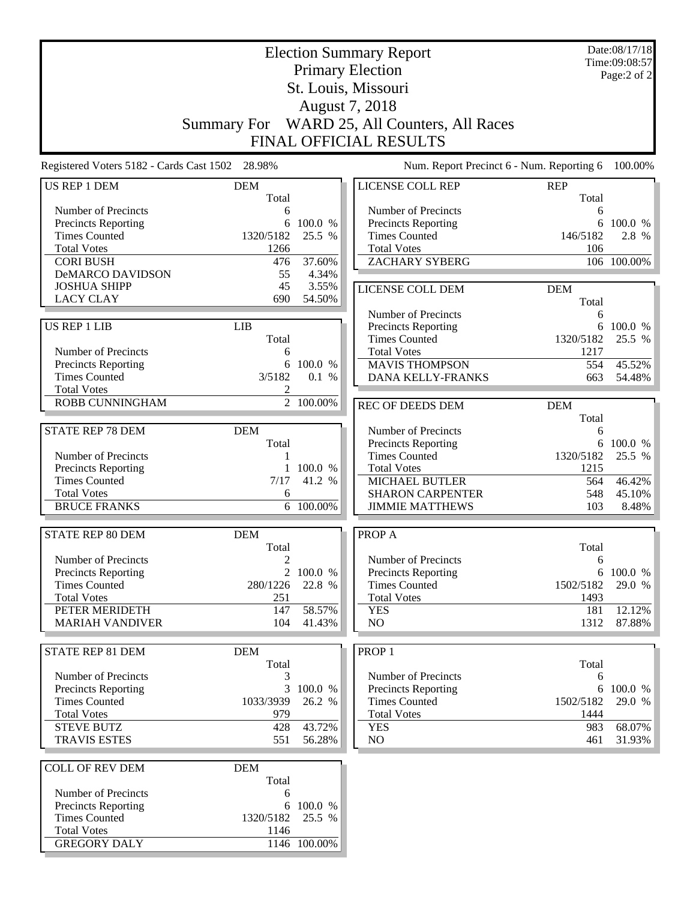# Election Summary Report

## Primary Election

## St. Louis, Missouri

## August 7, 2018

## Summary For WARD 25, All Counters, All Races

## FINAL OFFICIAL RESULTS

Date:08/17/18
Time:09:08:57

Registered Voters 5182 - Cards Cast 1502 28.98%

Num. Report Precinct 6 - Num. Reporting 6 100.00%

| US REP 1 DEM | DEM Total | |
|---|---|---|
| Number of Precincts | 6 | |
| Precincts Reporting | 6 | 100.0 % |
| Times Counted | 1320/5182 | 25.5 % |
| Total Votes | 1266 | |
| CORI BUSH | 476 | 37.60% |
| DeMARCO DAVIDSON | 55 | 4.34% |
| JOSHUA SHIPP | 45 | 3.55% |
| LACY CLAY | 690 | 54.50% |

| US REP 1 LIB | LIB Total | |
|---|---|---|
| Number of Precincts | 6 | |
| Precincts Reporting | 6 | 100.0 % |
| Times Counted | 3/5182 | 0.1 % |
| Total Votes | 2 | |
| ROBB CUNNINGHAM | 2 | 100.00% |

| STATE REP 78 DEM | DEM Total | |
|---|---|---|
| Number of Precincts | 1 | |
| Precincts Reporting | 1 | 100.0 % |
| Times Counted | 7/17 | 41.2 % |
| Total Votes | 6 | |
| BRUCE FRANKS | 6 | 100.00% |

| STATE REP 80 DEM | DEM Total | |
|---|---|---|
| Number of Precincts | 2 | |
| Precincts Reporting | 2 | 100.0 % |
| Times Counted | 280/1226 | 22.8 % |
| Total Votes | 251 | |
| PETER MERIDETH | 147 | 58.57% |
| MARIAH VANDIVER | 104 | 41.43% |

| STATE REP 81 DEM | DEM Total | |
|---|---|---|
| Number of Precincts | 3 | |
| Precincts Reporting | 3 | 100.0 % |
| Times Counted | 1033/3939 | 26.2 % |
| Total Votes | 979 | |
| STEVE BUTZ | 428 | 43.72% |
| TRAVIS ESTES | 551 | 56.28% |

| COLL OF REV DEM | DEM Total | |
|---|---|---|
| Number of Precincts | 6 | |
| Precincts Reporting | 6 | 100.0 % |
| Times Counted | 1320/5182 | 25.5 % |
| Total Votes | 1146 | |
| GREGORY DALY | 1146 | 100.00% |

| LICENSE COLL REP | REP Total | |
|---|---|---|
| Number of Precincts | 6 | |
| Precincts Reporting | 6 | 100.0 % |
| Times Counted | 146/5182 | 2.8 % |
| Total Votes | 106 | |
| ZACHARY SYBERG | 106 | 100.00% |

| LICENSE COLL DEM | DEM Total | |
|---|---|---|
| Number of Precincts | 6 | |
| Precincts Reporting | 6 | 100.0 % |
| Times Counted | 1320/5182 | 25.5 % |
| Total Votes | 1217 | |
| MAVIS THOMPSON | 554 | 45.52% |
| DANA KELLY-FRANKS | 663 | 54.48% |

| REC OF DEEDS DEM | DEM Total | |
|---|---|---|
| Number of Precincts | 6 | |
| Precincts Reporting | 6 | 100.0 % |
| Times Counted | 1320/5182 | 25.5 % |
| Total Votes | 1215 | |
| MICHAEL BUTLER | 564 | 46.42% |
| SHARON CARPENTER | 548 | 45.10% |
| JIMMIE MATTHEWS | 103 | 8.48% |

| PROP A | Total | |
|---|---|---|
| Number of Precincts | 6 | |
| Precincts Reporting | 6 | 100.0 % |
| Times Counted | 1502/5182 | 29.0 % |
| Total Votes | 1493 | |
| YES | 181 | 12.12% |
| NO | 1312 | 87.88% |

| PROP 1 | Total | |
|---|---|---|
| Number of Precincts | 6 | |
| Precincts Reporting | 6 | 100.0 % |
| Times Counted | 1502/5182 | 29.0 % |
| Total Votes | 1444 | |
| YES | 983 | 68.07% |
| NO | 461 | 31.93% |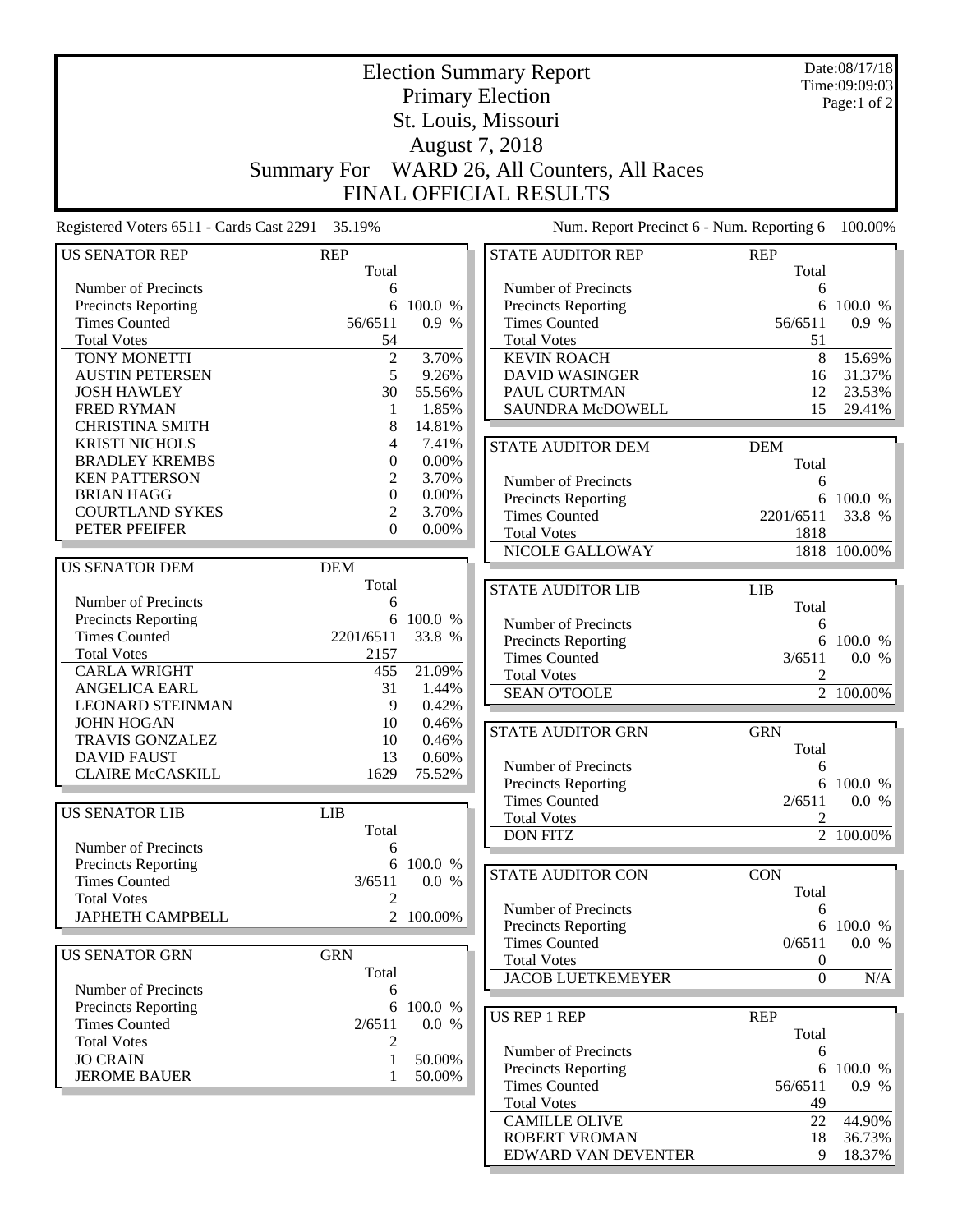# Election Summary Report

## Primary Election
## St. Louis, Missouri
## August 7, 2018
## Summary For WARD 26, All Counters, All Races
## FINAL OFFICIAL RESULTS

Date:08/17/18
Time:09:09:03

Registered Voters 6511 - Cards Cast 2291 35.19%

Num. Report Precinct 6 - Num. Reporting 6 100.00%

| US SENATOR REP | REP | |
|---|---|---|
| | Total | |
| Number of Precincts | 6 | |
| Precincts Reporting | 6 | 100.0 % |
| Times Counted | 56/6511 | 0.9 % |
| Total Votes | 54 | |
| TONY MONETTI | 2 | 3.70% |
| AUSTIN PETERSEN | 5 | 9.26% |
| JOSH HAWLEY | 30 | 55.56% |
| FRED RYMAN | 1 | 1.85% |
| CHRISTINA SMITH | 8 | 14.81% |
| KRISTI NICHOLS | 4 | 7.41% |
| BRADLEY KREMBS | 0 | 0.00% |
| KEN PATTERSON | 2 | 3.70% |
| BRIAN HAGG | 0 | 0.00% |
| COURTLAND SYKES | 2 | 3.70% |
| PETER PFEIFER | 0 | 0.00% |

| US SENATOR DEM | DEM | |
|---|---|---|
| | Total | |
| Number of Precincts | 6 | |
| Precincts Reporting | 6 | 100.0 % |
| Times Counted | 2201/6511 | 33.8 % |
| Total Votes | 2157 | |
| CARLA WRIGHT | 455 | 21.09% |
| ANGELICA EARL | 31 | 1.44% |
| LEONARD STEINMAN | 9 | 0.42% |
| JOHN HOGAN | 10 | 0.46% |
| TRAVIS GONZALEZ | 10 | 0.46% |
| DAVID FAUST | 13 | 0.60% |
| CLAIRE McCASKILL | 1629 | 75.52% |

| US SENATOR LIB | LIB | |
|---|---|---|
| | Total | |
| Number of Precincts | 6 | |
| Precincts Reporting | 6 | 100.0 % |
| Times Counted | 3/6511 | 0.0 % |
| Total Votes | 2 | |
| JAPHETH CAMPBELL | 2 | 100.00% |

| US SENATOR GRN | GRN | |
|---|---|---|
| | Total | |
| Number of Precincts | 6 | |
| Precincts Reporting | 6 | 100.0 % |
| Times Counted | 2/6511 | 0.0 % |
| Total Votes | 2 | |
| JO CRAIN | 1 | 50.00% |
| JEROME BAUER | 1 | 50.00% |

| STATE AUDITOR REP | REP | |
|---|---|---|
| | Total | |
| Number of Precincts | 6 | |
| Precincts Reporting | 6 | 100.0 % |
| Times Counted | 56/6511 | 0.9 % |
| Total Votes | 51 | |
| KEVIN ROACH | 8 | 15.69% |
| DAVID WASINGER | 16 | 31.37% |
| PAUL CURTMAN | 12 | 23.53% |
| SAUNDRA McDOWELL | 15 | 29.41% |

| STATE AUDITOR DEM | DEM | |
|---|---|---|
| | Total | |
| Number of Precincts | 6 | |
| Precincts Reporting | 6 | 100.0 % |
| Times Counted | 2201/6511 | 33.8 % |
| Total Votes | 1818 | |
| NICOLE GALLOWAY | 1818 | 100.00% |

| STATE AUDITOR LIB | LIB | |
|---|---|---|
| | Total | |
| Number of Precincts | 6 | |
| Precincts Reporting | 6 | 100.0 % |
| Times Counted | 3/6511 | 0.0 % |
| Total Votes | 2 | |
| SEAN O'TOOLE | 2 | 100.00% |

| STATE AUDITOR GRN | GRN | |
|---|---|---|
| | Total | |
| Number of Precincts | 6 | |
| Precincts Reporting | 6 | 100.0 % |
| Times Counted | 2/6511 | 0.0 % |
| Total Votes | 2 | |
| DON FITZ | 2 | 100.00% |

| STATE AUDITOR CON | CON | |
|---|---|---|
| | Total | |
| Number of Precincts | 6 | |
| Precincts Reporting | 6 | 100.0 % |
| Times Counted | 0/6511 | 0.0 % |
| Total Votes | 0 | |
| JACOB LUETKEMEYER | 0 | N/A |

| US REP 1 REP | REP | |
|---|---|---|
| | Total | |
| Number of Precincts | 6 | |
| Precincts Reporting | 6 | 100.0 % |
| Times Counted | 56/6511 | 0.9 % |
| Total Votes | 49 | |
| CAMILLE OLIVE | 22 | 44.90% |
| ROBERT VROMAN | 18 | 36.73% |
| EDWARD VAN DEVENTER | 9 | 18.37% |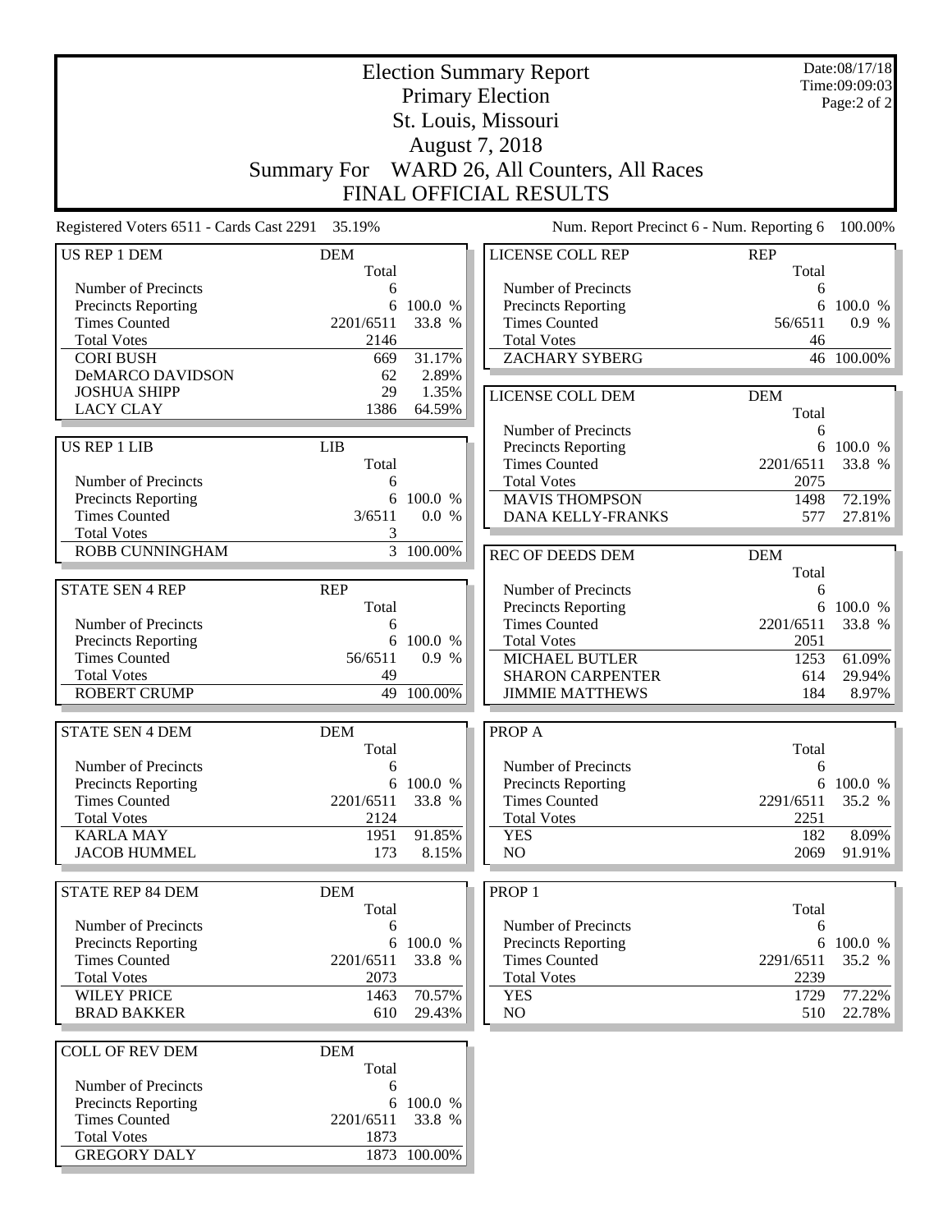# Election Summary Report

## Primary Election

## St. Louis, Missouri

## August 7, 2018

## Summary For WARD 26, All Counters, All Races

## FINAL OFFICIAL RESULTS

Date:08/17/18
Time:09:09:03

Registered Voters 6511 - Cards Cast 2291 35.19%

Num. Report Precinct 6 - Num. Reporting 6 100.00%

| US REP 1 DEM | DEM Total | |
|---|---|---|
| Number of Precincts | 6 | |
| Precincts Reporting | 6 | 100.0 % |
| Times Counted | 2201/6511 | 33.8 % |
| Total Votes | 2146 | |
| CORI BUSH | 669 | 31.17% |
| DeMARCO DAVIDSON | 62 | 2.89% |
| JOSHUA SHIPP | 29 | 1.35% |
| LACY CLAY | 1386 | 64.59% |

| US REP 1 LIB | LIB Total | |
|---|---|---|
| Number of Precincts | 6 | |
| Precincts Reporting | 6 | 100.0 % |
| Times Counted | 3/6511 | 0.0 % |
| Total Votes | 3 | |
| ROBB CUNNINGHAM | 3 | 100.00% |

| STATE SEN 4 REP | REP Total | |
|---|---|---|
| Number of Precincts | 6 | |
| Precincts Reporting | 6 | 100.0 % |
| Times Counted | 56/6511 | 0.9 % |
| Total Votes | 49 | |
| ROBERT CRUMP | 49 | 100.00% |

| STATE SEN 4 DEM | DEM Total | |
|---|---|---|
| Number of Precincts | 6 | |
| Precincts Reporting | 6 | 100.0 % |
| Times Counted | 2201/6511 | 33.8 % |
| Total Votes | 2124 | |
| KARLA MAY | 1951 | 91.85% |
| JACOB HUMMEL | 173 | 8.15% |

| STATE REP 84 DEM | DEM Total | |
|---|---|---|
| Number of Precincts | 6 | |
| Precincts Reporting | 6 | 100.0 % |
| Times Counted | 2201/6511 | 33.8 % |
| Total Votes | 2073 | |
| WILEY PRICE | 1463 | 70.57% |
| BRAD BAKKER | 610 | 29.43% |

| COLL OF REV DEM | DEM Total | |
|---|---|---|
| Number of Precincts | 6 | |
| Precincts Reporting | 6 | 100.0 % |
| Times Counted | 2201/6511 | 33.8 % |
| Total Votes | 1873 | |
| GREGORY DALY | 1873 | 100.00% |

| LICENSE COLL REP | REP Total | |
|---|---|---|
| Number of Precincts | 6 | |
| Precincts Reporting | 6 | 100.0 % |
| Times Counted | 56/6511 | 0.9 % |
| Total Votes | 46 | |
| ZACHARY SYBERG | 46 | 100.00% |

| LICENSE COLL DEM | DEM Total | |
|---|---|---|
| Number of Precincts | 6 | |
| Precincts Reporting | 6 | 100.0 % |
| Times Counted | 2201/6511 | 33.8 % |
| Total Votes | 2075 | |
| MAVIS THOMPSON | 1498 | 72.19% |
| DANA KELLY-FRANKS | 577 | 27.81% |

| REC OF DEEDS DEM | DEM Total | |
|---|---|---|
| Number of Precincts | 6 | |
| Precincts Reporting | 6 | 100.0 % |
| Times Counted | 2201/6511 | 33.8 % |
| Total Votes | 2051 | |
| MICHAEL BUTLER | 1253 | 61.09% |
| SHARON CARPENTER | 614 | 29.94% |
| JIMMIE MATTHEWS | 184 | 8.97% |

| PROP A | Total | |
|---|---|---|
| Number of Precincts | 6 | |
| Precincts Reporting | 6 | 100.0 % |
| Times Counted | 2291/6511 | 35.2 % |
| Total Votes | 2251 | |
| YES | 182 | 8.09% |
| NO | 2069 | 91.91% |

| PROP 1 | Total | |
|---|---|---|
| Number of Precincts | 6 | |
| Precincts Reporting | 6 | 100.0 % |
| Times Counted | 2291/6511 | 35.2 % |
| Total Votes | 2239 | |
| YES | 1729 | 77.22% |
| NO | 510 | 22.78% |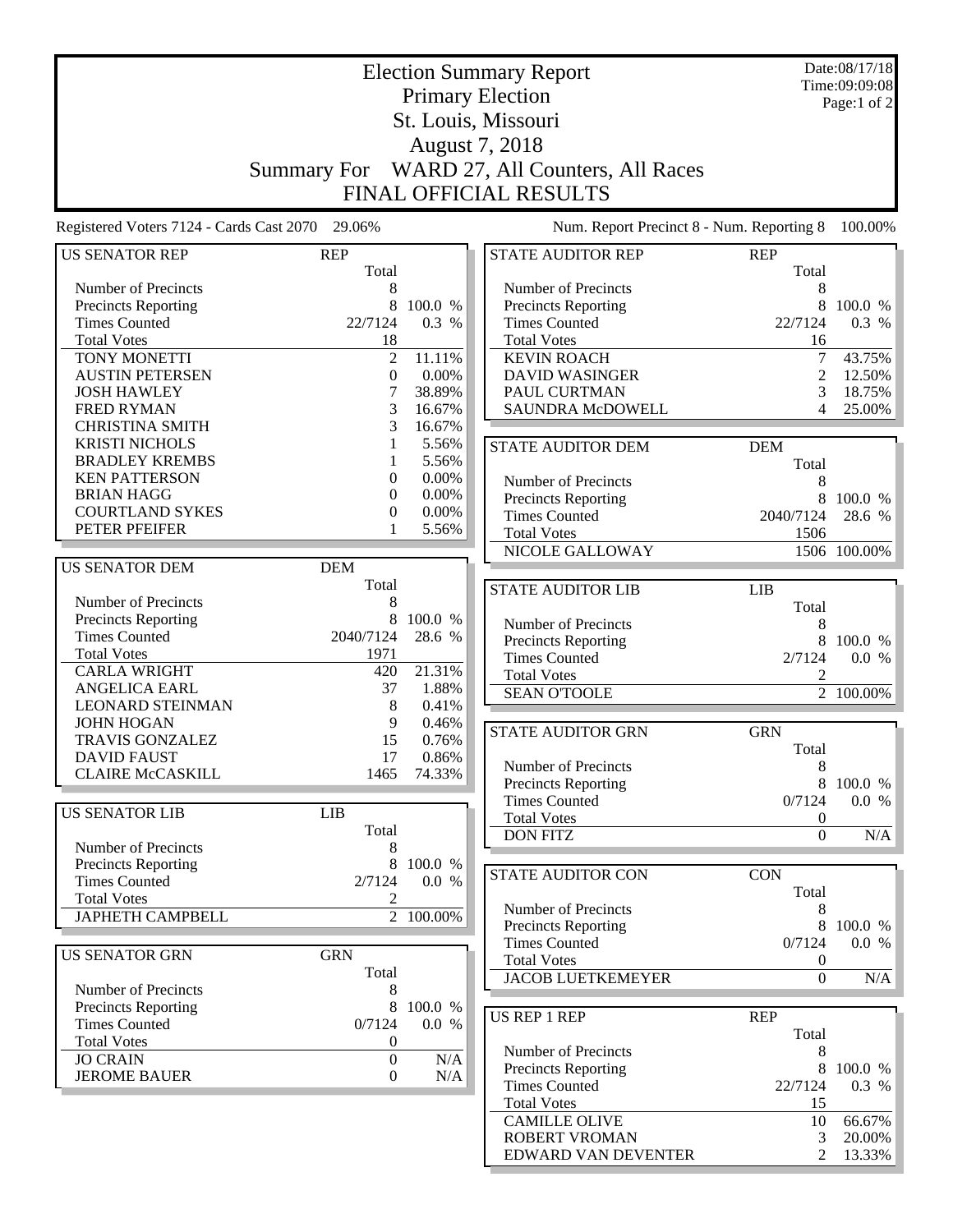# Election Summary Report

## Primary Election

## St. Louis, Missouri

## August 7, 2018

## Summary For WARD 27, All Counters, All Races

## FINAL OFFICIAL RESULTS

Date:08/17/18
Time:09:09:08
Page:1 of 2

Registered Voters 7124 - Cards Cast 2070 29.06%

Num. Report Precinct 8 - Num. Reporting 8 100.00%

| US SENATOR REP | REP | |
|---|---|---|
| | Total | |
| Number of Precincts | 8 | |
| Precincts Reporting | 8 | 100.0 % |
| Times Counted | 22/7124 | 0.3 % |
| Total Votes | 18 | |
| TONY MONETTI | 2 | 11.11% |
| AUSTIN PETERSEN | 0 | 0.00% |
| JOSH HAWLEY | 7 | 38.89% |
| FRED RYMAN | 3 | 16.67% |
| CHRISTINA SMITH | 3 | 16.67% |
| KRISTI NICHOLS | 1 | 5.56% |
| BRADLEY KREMBS | 1 | 5.56% |
| KEN PATTERSON | 0 | 0.00% |
| BRIAN HAGG | 0 | 0.00% |
| COURTLAND SYKES | 0 | 0.00% |
| PETER PFEIFER | 1 | 5.56% |

| US SENATOR DEM | DEM | |
|---|---|---|
| | Total | |
| Number of Precincts | 8 | |
| Precincts Reporting | 8 | 100.0 % |
| Times Counted | 2040/7124 | 28.6 % |
| Total Votes | 1971 | |
| CARLA WRIGHT | 420 | 21.31% |
| ANGELICA EARL | 37 | 1.88% |
| LEONARD STEINMAN | 8 | 0.41% |
| JOHN HOGAN | 9 | 0.46% |
| TRAVIS GONZALEZ | 15 | 0.76% |
| DAVID FAUST | 17 | 0.86% |
| CLAIRE McCASKILL | 1465 | 74.33% |

| US SENATOR LIB | LIB | |
|---|---|---|
| | Total | |
| Number of Precincts | 8 | |
| Precincts Reporting | 8 | 100.0 % |
| Times Counted | 2/7124 | 0.0 % |
| Total Votes | 2 | |
| JAPHETH CAMPBELL | 2 | 100.00% |

| US SENATOR GRN | GRN | |
|---|---|---|
| | Total | |
| Number of Precincts | 8 | |
| Precincts Reporting | 8 | 100.0 % |
| Times Counted | 0/7124 | 0.0 % |
| Total Votes | 0 | |
| JO CRAIN | 0 | N/A |
| JEROME BAUER | 0 | N/A |

| STATE AUDITOR REP | REP | |
|---|---|---|
| | Total | |
| Number of Precincts | 8 | |
| Precincts Reporting | 8 | 100.0 % |
| Times Counted | 22/7124 | 0.3 % |
| Total Votes | 16 | |
| KEVIN ROACH | 7 | 43.75% |
| DAVID WASINGER | 2 | 12.50% |
| PAUL CURTMAN | 3 | 18.75% |
| SAUNDRA McDOWELL | 4 | 25.00% |

| STATE AUDITOR DEM | DEM | |
|---|---|---|
| | Total | |
| Number of Precincts | 8 | |
| Precincts Reporting | 8 | 100.0 % |
| Times Counted | 2040/7124 | 28.6 % |
| Total Votes | 1506 | |
| NICOLE GALLOWAY | 1506 | 100.00% |

| STATE AUDITOR LIB | LIB | |
|---|---|---|
| | Total | |
| Number of Precincts | 8 | |
| Precincts Reporting | 8 | 100.0 % |
| Times Counted | 2/7124 | 0.0 % |
| Total Votes | 2 | |
| SEAN O'TOOLE | 2 | 100.00% |

| STATE AUDITOR GRN | GRN | |
|---|---|---|
| | Total | |
| Number of Precincts | 8 | |
| Precincts Reporting | 8 | 100.0 % |
| Times Counted | 0/7124 | 0.0 % |
| Total Votes | 0 | |
| DON FITZ | 0 | N/A |

| STATE AUDITOR CON | CON | |
|---|---|---|
| | Total | |
| Number of Precincts | 8 | |
| Precincts Reporting | 8 | 100.0 % |
| Times Counted | 0/7124 | 0.0 % |
| Total Votes | 0 | |
| JACOB LUETKEMEYER | 0 | N/A |

| US REP 1 REP | REP | |
|---|---|---|
| | Total | |
| Number of Precincts | 8 | |
| Precincts Reporting | 8 | 100.0 % |
| Times Counted | 22/7124 | 0.3 % |
| Total Votes | 15 | |
| CAMILLE OLIVE | 10 | 66.67% |
| ROBERT VROMAN | 3 | 20.00% |
| EDWARD VAN DEVENTER | 2 | 13.33% |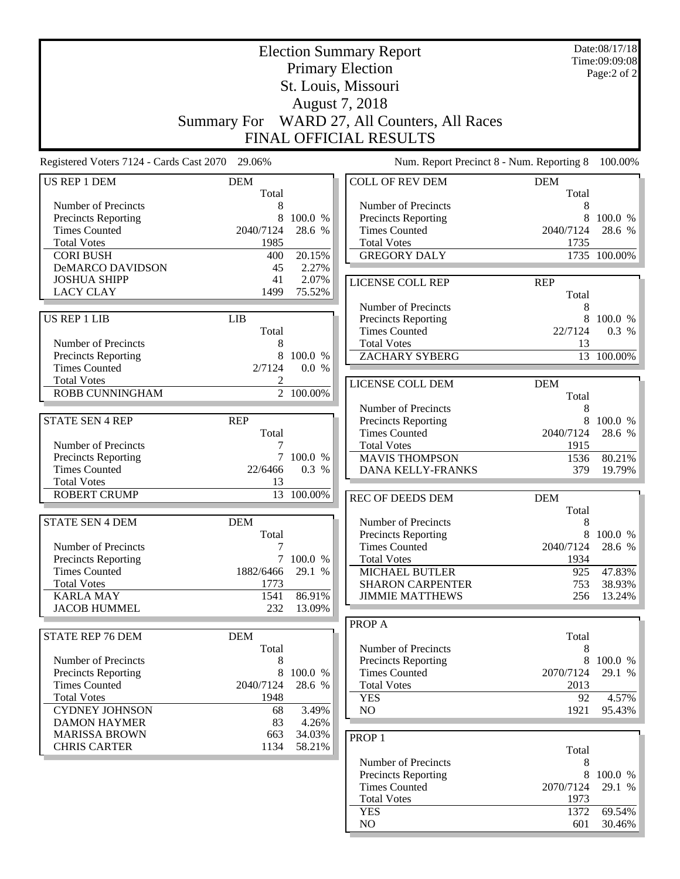# Election Summary Report

## Primary Election

## St. Louis, Missouri

## August 7, 2018

## Summary For WARD 27, All Counters, All Races

## FINAL OFFICIAL RESULTS

Date:08/17/18
Time:09:09:08

Registered Voters 7124 - Cards Cast 2070 29.06%

Num. Report Precinct 8 - Num. Reporting 8 100.00%

| US REP 1 DEM | DEM Total | |
|---|---|---|
| Number of Precincts | 8 | |
| Precincts Reporting | 8 | 100.0 % |
| Times Counted | 2040/7124 | 28.6 % |
| Total Votes | 1985 | |
| CORI BUSH | 400 | 20.15% |
| DeMARCO DAVIDSON | 45 | 2.27% |
| JOSHUA SHIPP | 41 | 2.07% |
| LACY CLAY | 1499 | 75.52% |

| US REP 1 LIB | LIB Total | |
|---|---|---|
| Number of Precincts | 8 | |
| Precincts Reporting | 8 | 100.0 % |
| Times Counted | 2/7124 | 0.0 % |
| Total Votes | 2 | |
| ROBB CUNNINGHAM | 2 | 100.00% |

| STATE SEN 4 REP | REP Total | |
|---|---|---|
| Number of Precincts | 7 | |
| Precincts Reporting | 7 | 100.0 % |
| Times Counted | 22/6466 | 0.3 % |
| Total Votes | 13 | |
| ROBERT CRUMP | 13 | 100.00% |

| STATE SEN 4 DEM | DEM Total | |
|---|---|---|
| Number of Precincts | 7 | |
| Precincts Reporting | 7 | 100.0 % |
| Times Counted | 1882/6466 | 29.1 % |
| Total Votes | 1773 | |
| KARLA MAY | 1541 | 86.91% |
| JACOB HUMMEL | 232 | 13.09% |

| STATE REP 76 DEM | DEM Total | |
|---|---|---|
| Number of Precincts | 8 | |
| Precincts Reporting | 8 | 100.0 % |
| Times Counted | 2040/7124 | 28.6 % |
| Total Votes | 1948 | |
| CYDNEY JOHNSON | 68 | 3.49% |
| DAMON HAYMER | 83 | 4.26% |
| MARISSA BROWN | 663 | 34.03% |
| CHRIS CARTER | 1134 | 58.21% |

| COLL OF REV DEM | DEM Total | |
|---|---|---|
| Number of Precincts | 8 | |
| Precincts Reporting | 8 | 100.0 % |
| Times Counted | 2040/7124 | 28.6 % |
| Total Votes | 1735 | |
| GREGORY DALY | 1735 | 100.00% |

| LICENSE COLL REP | REP Total | |
|---|---|---|
| Number of Precincts | 8 | |
| Precincts Reporting | 8 | 100.0 % |
| Times Counted | 22/7124 | 0.3 % |
| Total Votes | 13 | |
| ZACHARY SYBERG | 13 | 100.00% |

| LICENSE COLL DEM | DEM Total | |
|---|---|---|
| Number of Precincts | 8 | |
| Precincts Reporting | 8 | 100.0 % |
| Times Counted | 2040/7124 | 28.6 % |
| Total Votes | 1915 | |
| MAVIS THOMPSON | 1536 | 80.21% |
| DANA KELLY-FRANKS | 379 | 19.79% |

| REC OF DEEDS DEM | DEM Total | |
|---|---|---|
| Number of Precincts | 8 | |
| Precincts Reporting | 8 | 100.0 % |
| Times Counted | 2040/7124 | 28.6 % |
| Total Votes | 1934 | |
| MICHAEL BUTLER | 925 | 47.83% |
| SHARON CARPENTER | 753 | 38.93% |
| JIMMIE MATTHEWS | 256 | 13.24% |

| PROP A | Total | |
|---|---|---|
| Number of Precincts | 8 | |
| Precincts Reporting | 8 | 100.0 % |
| Times Counted | 2070/7124 | 29.1 % |
| Total Votes | 2013 | |
| YES | 92 | 4.57% |
| NO | 1921 | 95.43% |

| PROP 1 | Total | |
|---|---|---|
| Number of Precincts | 8 | |
| Precincts Reporting | 8 | 100.0 % |
| Times Counted | 2070/7124 | 29.1 % |
| Total Votes | 1973 | |
| YES | 1372 | 69.54% |
| NO | 601 | 30.46% |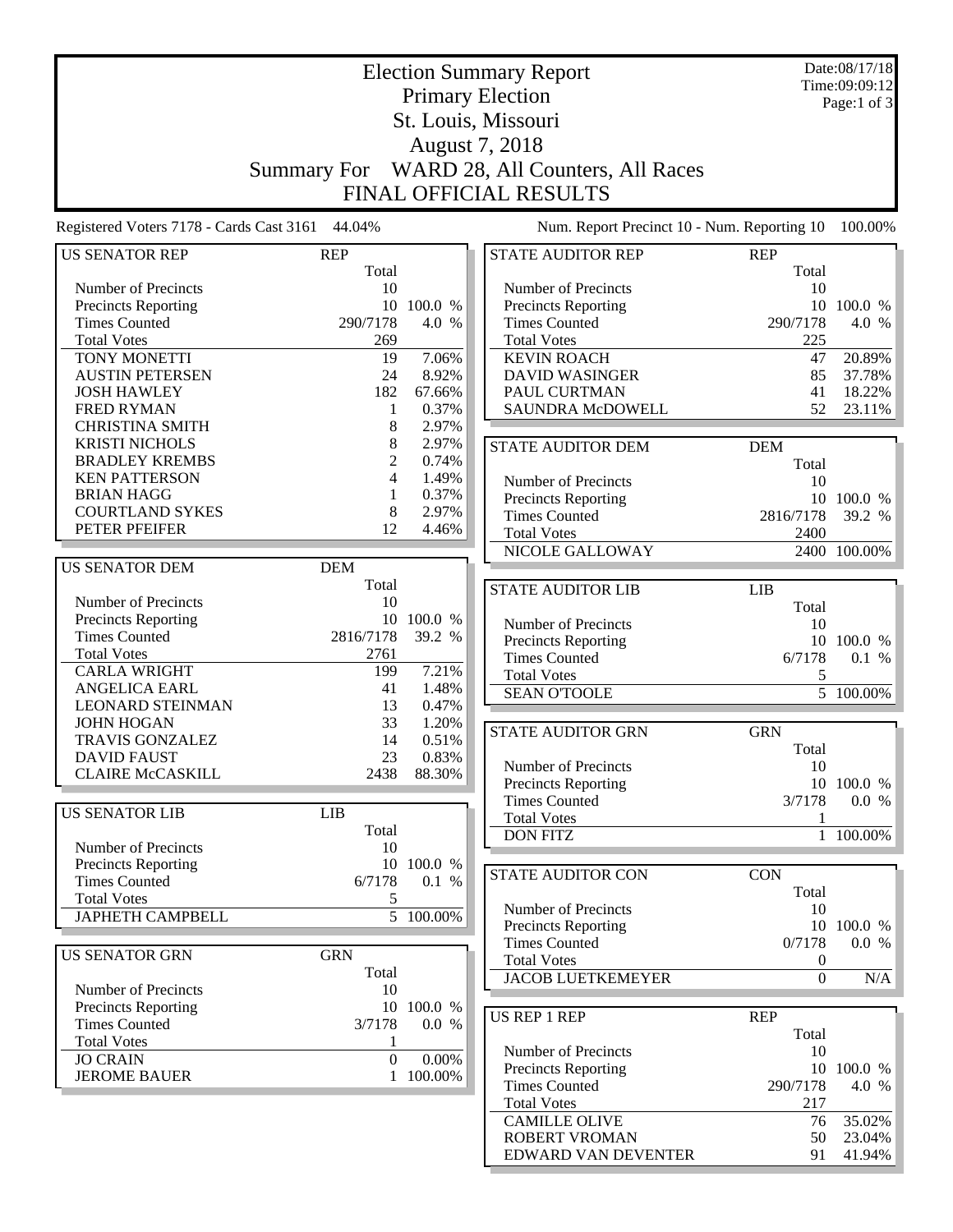# Election Summary Report

## Primary Election
## St. Louis, Missouri
## August 7, 2018
## Summary For WARD 28, All Counters, All Races
## FINAL OFFICIAL RESULTS

Date:08/17/18
Time:09:09:12
Page:1 of 3

Registered Voters 7178 - Cards Cast 3161 44.04%

Num. Report Precinct 10 - Num. Reporting 10 100.00%

| US SENATOR REP | REP | |
|---|---|---|
| | Total | |
| Number of Precincts | 10 | |
| Precincts Reporting | 10 | 100.0 % |
| Times Counted | 290/7178 | 4.0 % |
| Total Votes | 269 | |
| TONY MONETTI | 19 | 7.06% |
| AUSTIN PETERSEN | 24 | 8.92% |
| JOSH HAWLEY | 182 | 67.66% |
| FRED RYMAN | 1 | 0.37% |
| CHRISTINA SMITH | 8 | 2.97% |
| KRISTI NICHOLS | 8 | 2.97% |
| BRADLEY KREMBS | 2 | 0.74% |
| KEN PATTERSON | 4 | 1.49% |
| BRIAN HAGG | 1 | 0.37% |
| COURTLAND SYKES | 8 | 2.97% |
| PETER PFEIFER | 12 | 4.46% |

| US SENATOR DEM | DEM | |
|---|---|---|
| | Total | |
| Number of Precincts | 10 | |
| Precincts Reporting | 10 | 100.0 % |
| Times Counted | 2816/7178 | 39.2 % |
| Total Votes | 2761 | |
| CARLA WRIGHT | 199 | 7.21% |
| ANGELICA EARL | 41 | 1.48% |
| LEONARD STEINMAN | 13 | 0.47% |
| JOHN HOGAN | 33 | 1.20% |
| TRAVIS GONZALEZ | 14 | 0.51% |
| DAVID FAUST | 23 | 0.83% |
| CLAIRE McCASKILL | 2438 | 88.30% |

| US SENATOR LIB | LIB | |
|---|---|---|
| | Total | |
| Number of Precincts | 10 | |
| Precincts Reporting | 10 | 100.0 % |
| Times Counted | 6/7178 | 0.1 % |
| Total Votes | 5 | |
| JAPHETH CAMPBELL | 5 | 100.00% |

| US SENATOR GRN | GRN | |
|---|---|---|
| | Total | |
| Number of Precincts | 10 | |
| Precincts Reporting | 10 | 100.0 % |
| Times Counted | 3/7178 | 0.0 % |
| Total Votes | 1 | |
| JO CRAIN | 0 | 0.00% |
| JEROME BAUER | 1 | 100.00% |

| STATE AUDITOR REP | REP | |
|---|---|---|
| | Total | |
| Number of Precincts | 10 | |
| Precincts Reporting | 10 | 100.0 % |
| Times Counted | 290/7178 | 4.0 % |
| Total Votes | 225 | |
| KEVIN ROACH | 47 | 20.89% |
| DAVID WASINGER | 85 | 37.78% |
| PAUL CURTMAN | 41 | 18.22% |
| SAUNDRA McDOWELL | 52 | 23.11% |

| STATE AUDITOR DEM | DEM | |
|---|---|---|
| | Total | |
| Number of Precincts | 10 | |
| Precincts Reporting | 10 | 100.0 % |
| Times Counted | 2816/7178 | 39.2 % |
| Total Votes | 2400 | |
| NICOLE GALLOWAY | 2400 | 100.00% |

| STATE AUDITOR LIB | LIB | |
|---|---|---|
| | Total | |
| Number of Precincts | 10 | |
| Precincts Reporting | 10 | 100.0 % |
| Times Counted | 6/7178 | 0.1 % |
| Total Votes | 5 | |
| SEAN O'TOOLE | 5 | 100.00% |

| STATE AUDITOR GRN | GRN | |
|---|---|---|
| | Total | |
| Number of Precincts | 10 | |
| Precincts Reporting | 10 | 100.0 % |
| Times Counted | 3/7178 | 0.0 % |
| Total Votes | 1 | |
| DON FITZ | 1 | 100.00% |

| STATE AUDITOR CON | CON | |
|---|---|---|
| | Total | |
| Number of Precincts | 10 | |
| Precincts Reporting | 10 | 100.0 % |
| Times Counted | 0/7178 | 0.0 % |
| Total Votes | 0 | |
| JACOB LUETKEMEYER | 0 | N/A |

| US REP 1 REP | REP | |
|---|---|---|
| | Total | |
| Number of Precincts | 10 | |
| Precincts Reporting | 10 | 100.0 % |
| Times Counted | 290/7178 | 4.0 % |
| Total Votes | 217 | |
| CAMILLE OLIVE | 76 | 35.02% |
| ROBERT VROMAN | 50 | 23.04% |
| EDWARD VAN DEVENTER | 91 | 41.94% |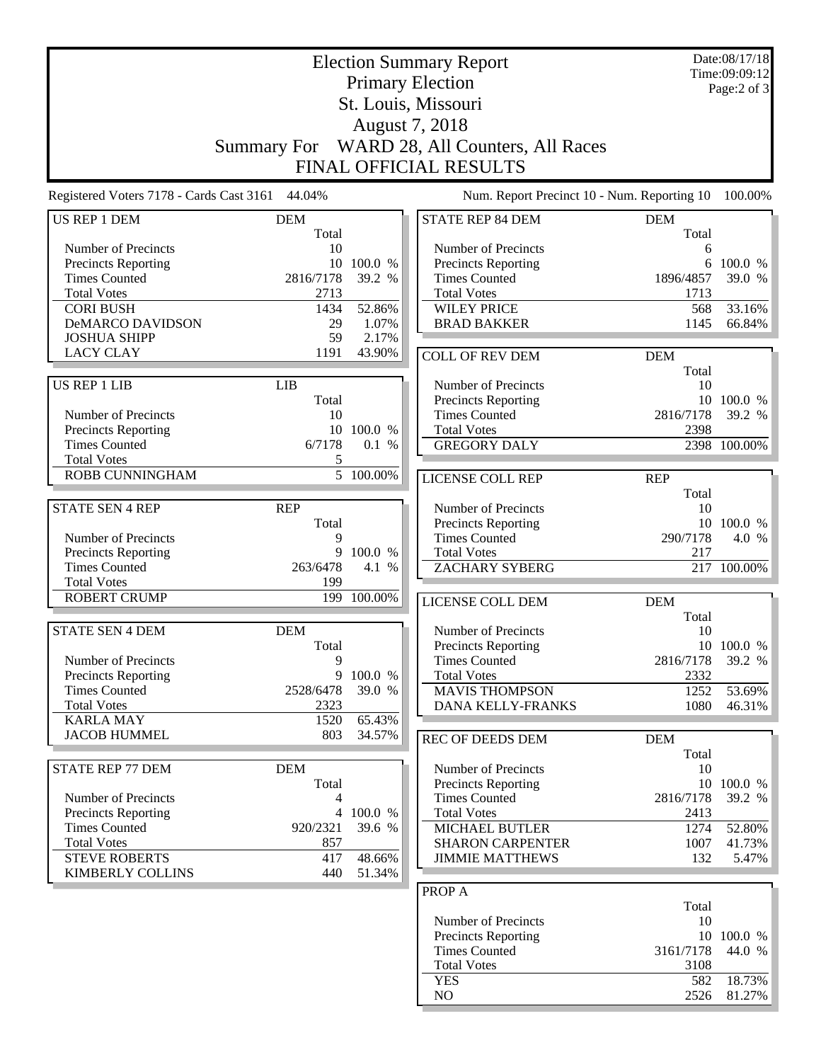# Election Summary Report

## Primary Election

## St. Louis, Missouri

## August 7, 2018

## Summary For WARD 28, All Counters, All Races

## FINAL OFFICIAL RESULTS

Date:08/17/18
Time:09:09:12

Registered Voters 7178 - Cards Cast 3161 44.04%

Num. Report Precinct 10 - Num. Reporting 10 100.00%

| US REP 1 DEM | DEM Total | |
|---|---|---|
| Number of Precincts | 10 | |
| Precincts Reporting | 10 | 100.0 % |
| Times Counted | 2816/7178 | 39.2 % |
| Total Votes | 2713 | |
| CORI BUSH | 1434 | 52.86% |
| DeMARCO DAVIDSON | 29 | 1.07% |
| JOSHUA SHIPP | 59 | 2.17% |
| LACY CLAY | 1191 | 43.90% |

| US REP 1 LIB | LIB Total | |
|---|---|---|
| Number of Precincts | 10 | |
| Precincts Reporting | 10 | 100.0 % |
| Times Counted | 6/7178 | 0.1 % |
| Total Votes | 5 | |
| ROBB CUNNINGHAM | 5 | 100.00% |

| STATE SEN 4 REP | REP Total | |
|---|---|---|
| Number of Precincts | 9 | |
| Precincts Reporting | 9 | 100.0 % |
| Times Counted | 263/6478 | 4.1 % |
| Total Votes | 199 | |
| ROBERT CRUMP | 199 | 100.00% |

| STATE SEN 4 DEM | DEM Total | |
|---|---|---|
| Number of Precincts | 9 | |
| Precincts Reporting | 9 | 100.0 % |
| Times Counted | 2528/6478 | 39.0 % |
| Total Votes | 2323 | |
| KARLA MAY | 1520 | 65.43% |
| JACOB HUMMEL | 803 | 34.57% |

| STATE REP 77 DEM | DEM Total | |
|---|---|---|
| Number of Precincts | 4 | |
| Precincts Reporting | 4 | 100.0 % |
| Times Counted | 920/2321 | 39.6 % |
| Total Votes | 857 | |
| STEVE ROBERTS | 417 | 48.66% |
| KIMBERLY COLLINS | 440 | 51.34% |

| STATE REP 84 DEM | DEM Total | |
|---|---|---|
| Number of Precincts | 6 | |
| Precincts Reporting | 6 | 100.0 % |
| Times Counted | 1896/4857 | 39.0 % |
| Total Votes | 1713 | |
| WILEY PRICE | 568 | 33.16% |
| BRAD BAKKER | 1145 | 66.84% |

| COLL OF REV DEM | DEM Total | |
|---|---|---|
| Number of Precincts | 10 | |
| Precincts Reporting | 10 | 100.0 % |
| Times Counted | 2816/7178 | 39.2 % |
| Total Votes | 2398 | |
| GREGORY DALY | 2398 | 100.00% |

| LICENSE COLL REP | REP Total | |
|---|---|---|
| Number of Precincts | 10 | |
| Precincts Reporting | 10 | 100.0 % |
| Times Counted | 290/7178 | 4.0 % |
| Total Votes | 217 | |
| ZACHARY SYBERG | 217 | 100.00% |

| LICENSE COLL DEM | DEM Total | |
|---|---|---|
| Number of Precincts | 10 | |
| Precincts Reporting | 10 | 100.0 % |
| Times Counted | 2816/7178 | 39.2 % |
| Total Votes | 2332 | |
| MAVIS THOMPSON | 1252 | 53.69% |
| DANA KELLY-FRANKS | 1080 | 46.31% |

| REC OF DEEDS DEM | DEM Total | |
|---|---|---|
| Number of Precincts | 10 | |
| Precincts Reporting | 10 | 100.0 % |
| Times Counted | 2816/7178 | 39.2 % |
| Total Votes | 2413 | |
| MICHAEL BUTLER | 1274 | 52.80% |
| SHARON CARPENTER | 1007 | 41.73% |
| JIMMIE MATTHEWS | 132 | 5.47% |

| PROP A | Total | |
|---|---|---|
| Number of Precincts | 10 | |
| Precincts Reporting | 10 | 100.0 % |
| Times Counted | 3161/7178 | 44.0 % |
| Total Votes | 3108 | |
| YES | 582 | 18.73% |
| NO | 2526 | 81.27% |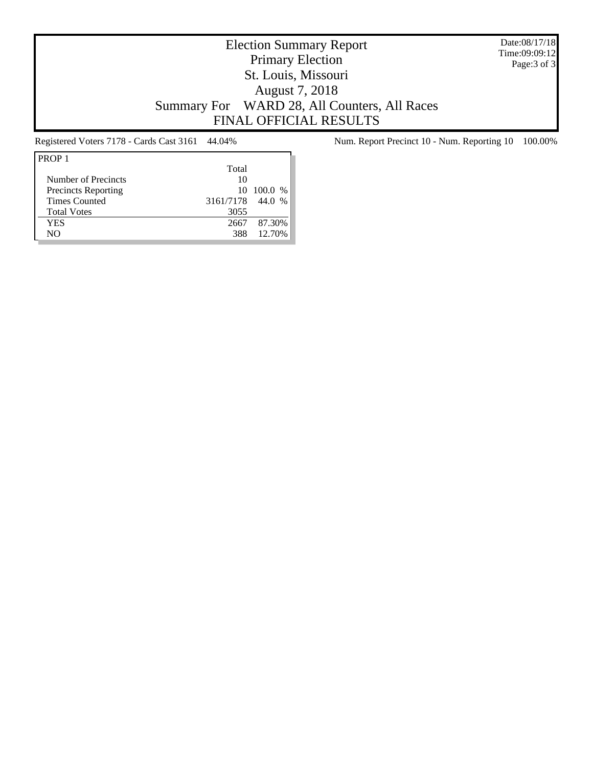# Election Summary Report
## Primary Election
## St. Louis, Missouri
## August 7, 2018
## Summary For WARD 28, All Counters, All Races
## FINAL OFFICIAL RESULTS

Date:08/17/18
Time:09:09:12

Registered Voters 7178 - Cards Cast 3161 44.04%

Num. Report Precinct 10 - Num. Reporting 10 100.00%

| PROP 1 | Total | |
|---|---|---|
| Number of Precincts | 10 | |
| Precincts Reporting | 10 | 100.0 % |
| Times Counted | 3161/7178 | 44.0 % |
| Total Votes | 3055 | |
| YES | 2667 | 87.30% |
| NO | 388 | 12.70% |